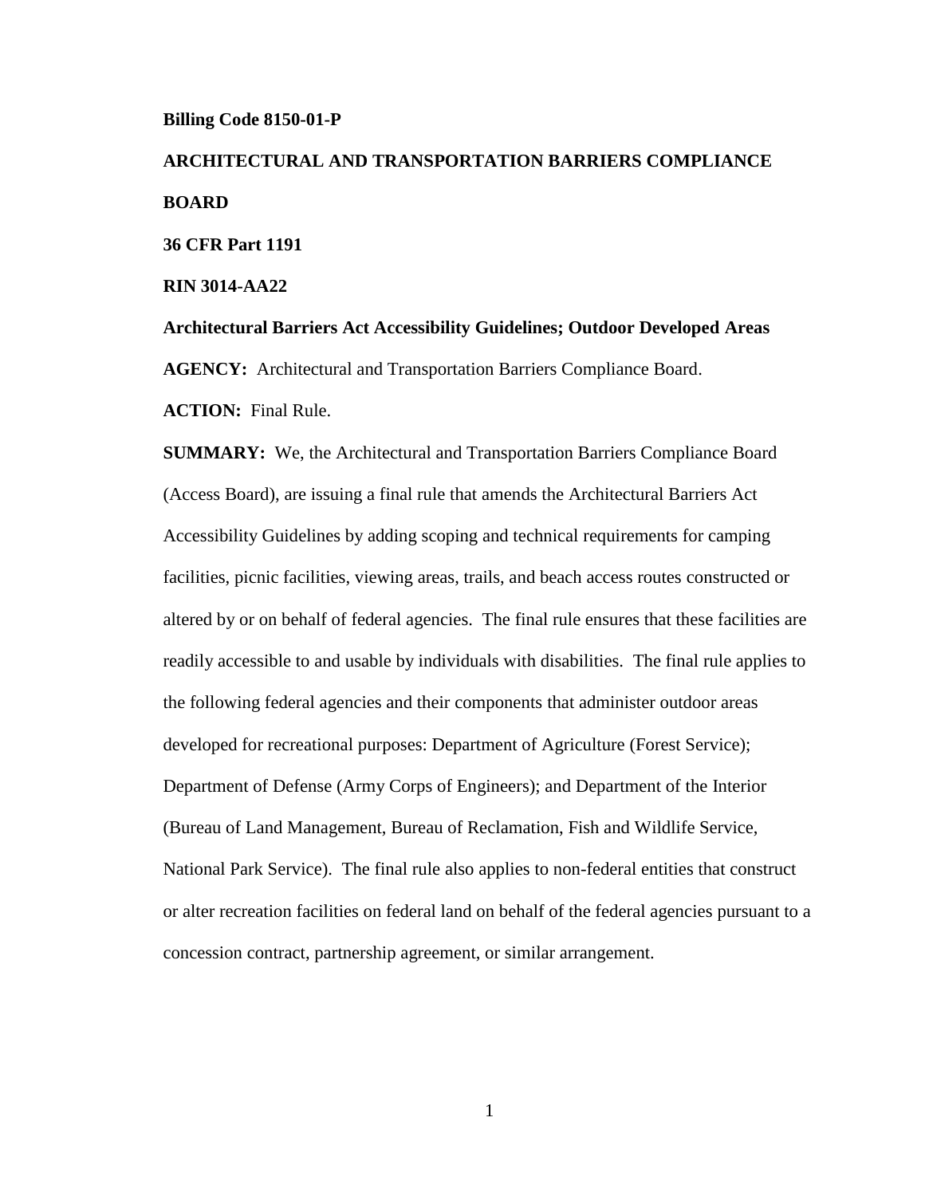**Billing Code 8150-01-P**

**ARCHITECTURAL AND TRANSPORTATION BARRIERS COMPLIANCE BOARD**

**36 CFR Part 1191**

**RIN 3014-AA22**

**Architectural Barriers Act Accessibility Guidelines; Outdoor Developed Areas**

**AGENCY:** Architectural and Transportation Barriers Compliance Board.

**ACTION:** Final Rule.

**SUMMARY:** We, the Architectural and Transportation Barriers Compliance Board (Access Board), are issuing a final rule that amends the Architectural Barriers Act Accessibility Guidelines by adding scoping and technical requirements for camping facilities, picnic facilities, viewing areas, trails, and beach access routes constructed or altered by or on behalf of federal agencies. The final rule ensures that these facilities are readily accessible to and usable by individuals with disabilities. The final rule applies to the following federal agencies and their components that administer outdoor areas developed for recreational purposes: Department of Agriculture (Forest Service); Department of Defense (Army Corps of Engineers); and Department of the Interior (Bureau of Land Management, Bureau of Reclamation, Fish and Wildlife Service, National Park Service). The final rule also applies to non-federal entities that construct or alter recreation facilities on federal land on behalf of the federal agencies pursuant to a concession contract, partnership agreement, or similar arrangement.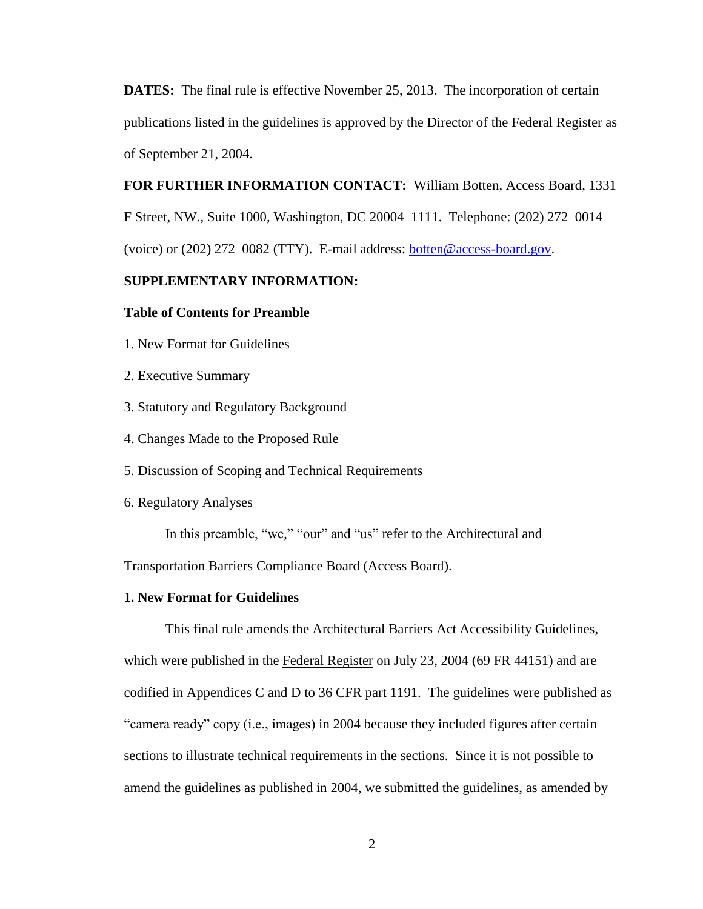**DATES:** The final rule is effective November 25, 2013. The incorporation of certain publications listed in the guidelines is approved by the Director of the Federal Register as of September 21, 2004.

**FOR FURTHER INFORMATION CONTACT:** William Botten, Access Board, 1331 F Street, NW., Suite 1000, Washington, DC 20004–1111. Telephone: (202) 272–0014 (voice) or (202) 272–0082 (TTY). E-mail address: botten@access-board.gov.

**SUPPLEMENTARY INFORMATION:**

**Table of Contents for Preamble**

1. New Format for Guidelines
2. Executive Summary
3. Statutory and Regulatory Background
4. Changes Made to the Proposed Rule
5. Discussion of Scoping and Technical Requirements
6. Regulatory Analyses

In this preamble, "we," "our" and "us" refer to the Architectural and Transportation Barriers Compliance Board (Access Board).

**1. New Format for Guidelines**

This final rule amends the Architectural Barriers Act Accessibility Guidelines, which were published in the Federal Register on July 23, 2004 (69 FR 44151) and are codified in Appendices C and D to 36 CFR part 1191. The guidelines were published as "camera ready" copy (i.e., images) in 2004 because they included figures after certain sections to illustrate technical requirements in the sections. Since it is not possible to amend the guidelines as published in 2004, we submitted the guidelines, as amended by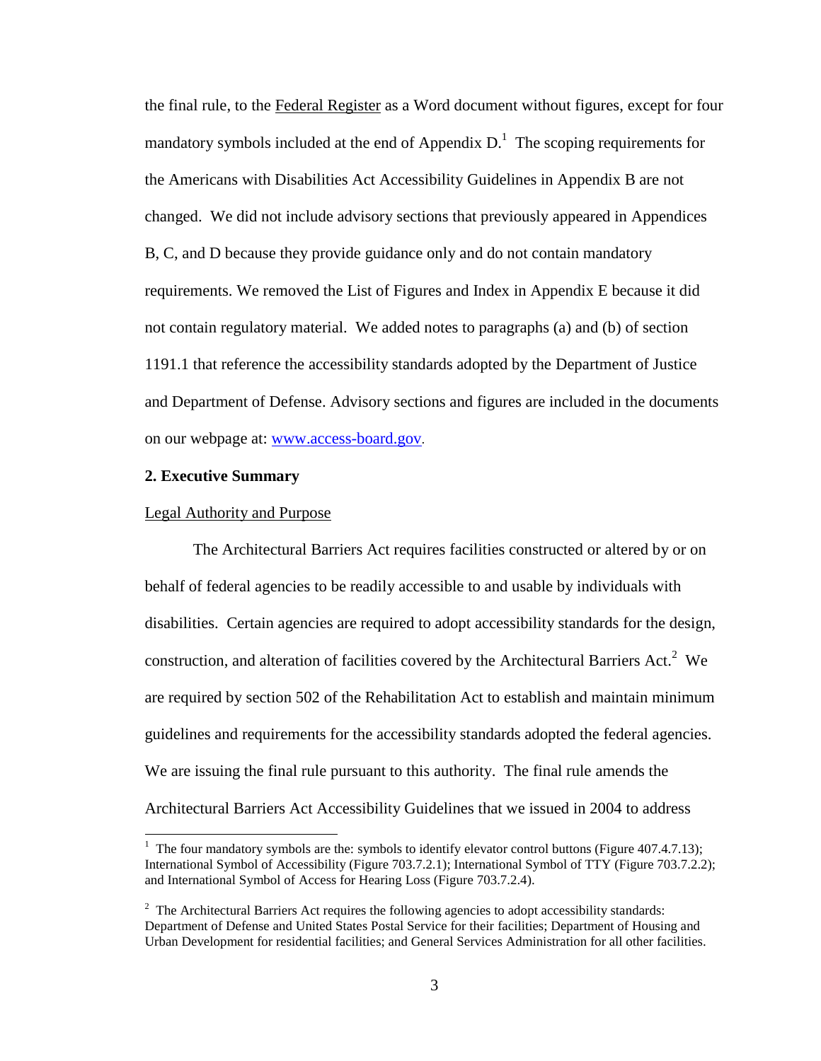the final rule, to the Federal Register as a Word document without figures, except for four mandatory symbols included at the end of Appendix D.[1] The scoping requirements for the Americans with Disabilities Act Accessibility Guidelines in Appendix B are not changed. We did not include advisory sections that previously appeared in Appendices B, C, and D because they provide guidance only and do not contain mandatory requirements. We removed the List of Figures and Index in Appendix E because it did not contain regulatory material. We added notes to paragraphs (a) and (b) of section 1191.1 that reference the accessibility standards adopted by the Department of Justice and Department of Defense. Advisory sections and figures are included in the documents on our webpage at: www.access-board.gov.

**2. Executive Summary**

Legal Authority and Purpose

The Architectural Barriers Act requires facilities constructed or altered by or on behalf of federal agencies to be readily accessible to and usable by individuals with disabilities. Certain agencies are required to adopt accessibility standards for the design, construction, and alteration of facilities covered by the Architectural Barriers Act.[2] We are required by section 502 of the Rehabilitation Act to establish and maintain minimum guidelines and requirements for the accessibility standards adopted the federal agencies. We are issuing the final rule pursuant to this authority. The final rule amends the Architectural Barriers Act Accessibility Guidelines that we issued in 2004 to address

[1] The four mandatory symbols are the: symbols to identify elevator control buttons (Figure 407.4.7.13); International Symbol of Accessibility (Figure 703.7.2.1); International Symbol of TTY (Figure 703.7.2.2); and International Symbol of Access for Hearing Loss (Figure 703.7.2.4).

[2] The Architectural Barriers Act requires the following agencies to adopt accessibility standards: Department of Defense and United States Postal Service for their facilities; Department of Housing and Urban Development for residential facilities; and General Services Administration for all other facilities.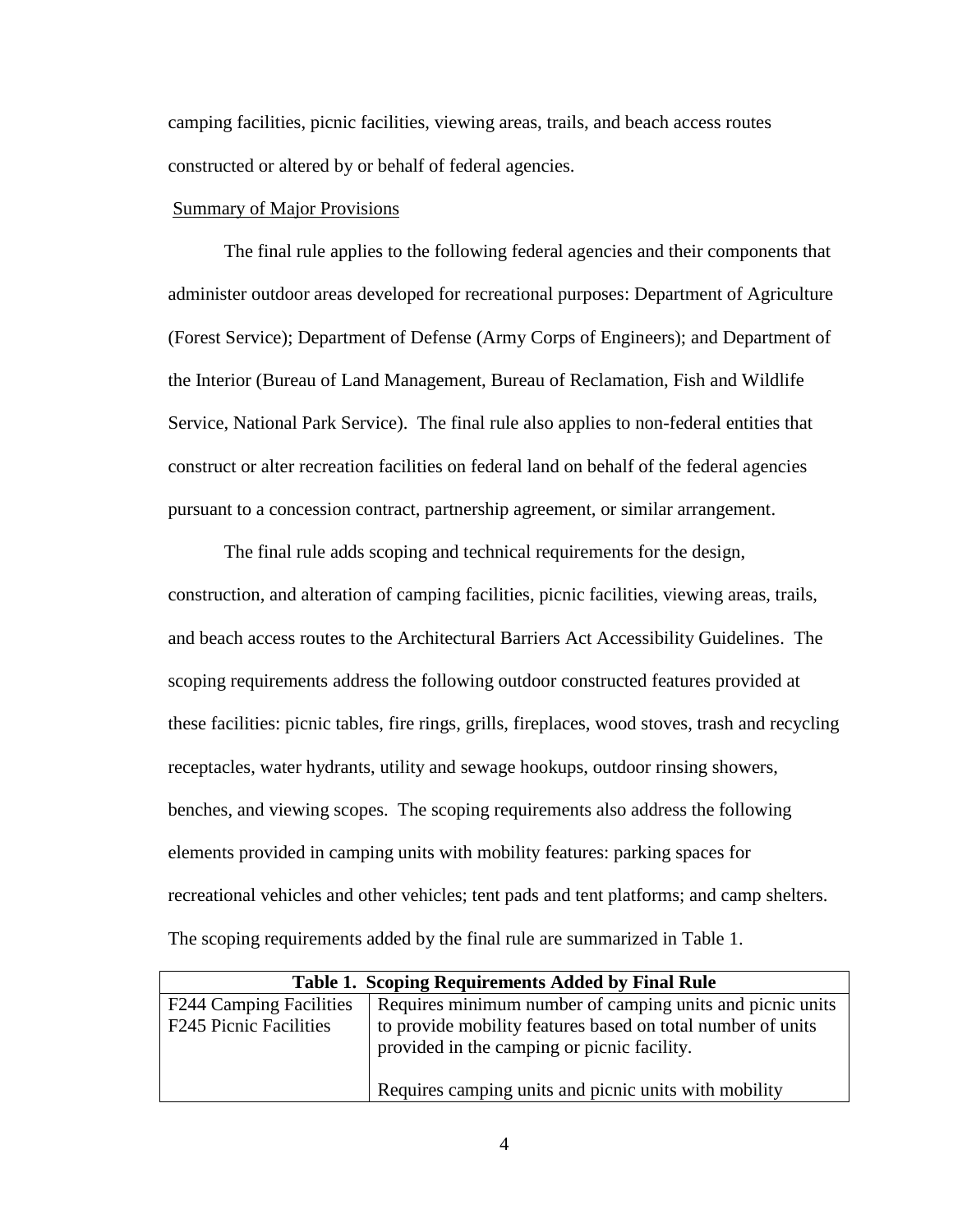camping facilities, picnic facilities, viewing areas, trails, and beach access routes constructed or altered by or behalf of federal agencies.

Summary of Major Provisions

The final rule applies to the following federal agencies and their components that administer outdoor areas developed for recreational purposes: Department of Agriculture (Forest Service); Department of Defense (Army Corps of Engineers); and Department of the Interior (Bureau of Land Management, Bureau of Reclamation, Fish and Wildlife Service, National Park Service). The final rule also applies to non-federal entities that construct or alter recreation facilities on federal land on behalf of the federal agencies pursuant to a concession contract, partnership agreement, or similar arrangement.

The final rule adds scoping and technical requirements for the design, construction, and alteration of camping facilities, picnic facilities, viewing areas, trails, and beach access routes to the Architectural Barriers Act Accessibility Guidelines. The scoping requirements address the following outdoor constructed features provided at these facilities: picnic tables, fire rings, grills, fireplaces, wood stoves, trash and recycling receptacles, water hydrants, utility and sewage hookups, outdoor rinsing showers, benches, and viewing scopes. The scoping requirements also address the following elements provided in camping units with mobility features: parking spaces for recreational vehicles and other vehicles; tent pads and tent platforms; and camp shelters. The scoping requirements added by the final rule are summarized in Table 1.

| Table 1. Scoping Requirements Added by Final Rule | |
|---|---|
| F244 Camping Facilities<br>F245 Picnic Facilities | Requires minimum number of camping units and picnic units to provide mobility features based on total number of units provided in the camping or picnic facility.<br><br>Requires camping units and picnic units with mobility |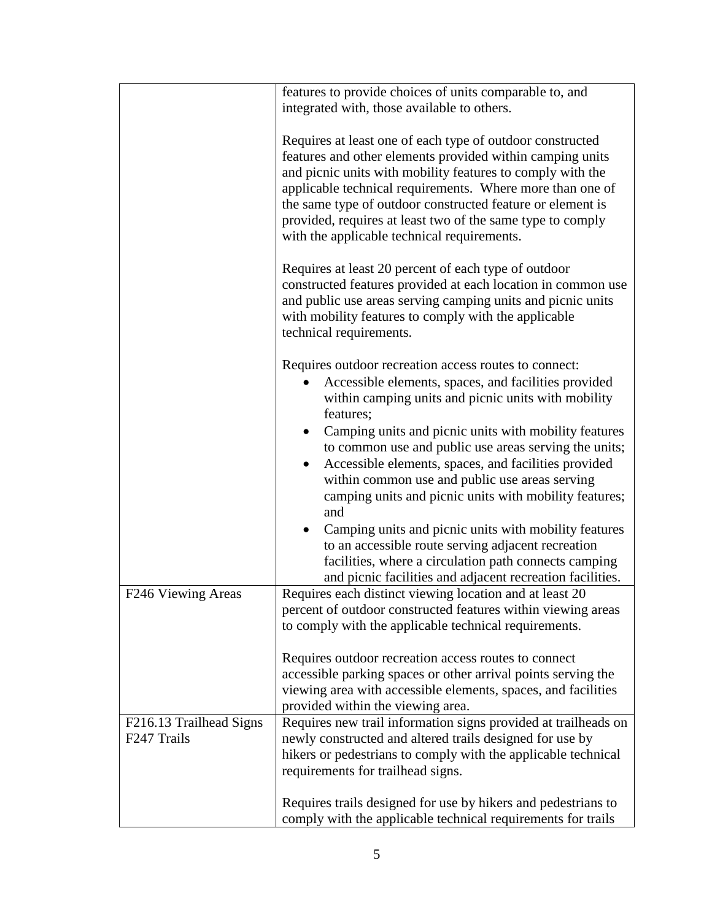| | |
|---|---|
| | features to provide choices of units comparable to, and integrated with, those available to others.<br><br>Requires at least one of each type of outdoor constructed features and other elements provided within camping units and picnic units with mobility features to comply with the applicable technical requirements. Where more than one of the same type of outdoor constructed feature or element is provided, requires at least two of the same type to comply with the applicable technical requirements.<br><br>Requires at least 20 percent of each type of outdoor constructed features provided at each location in common use and public use areas serving camping units and picnic units with mobility features to comply with the applicable technical requirements.<br><br>Requires outdoor recreation access routes to connect:<br>• Accessible elements, spaces, and facilities provided within camping units and picnic units with mobility features;<br>• Camping units and picnic units with mobility features to common use and public use areas serving the units;<br>• Accessible elements, spaces, and facilities provided within common use and public use areas serving camping units and picnic units with mobility features; and<br>• Camping units and picnic units with mobility features to an accessible route serving adjacent recreation facilities, where a circulation path connects camping and picnic facilities and adjacent recreation facilities. |
| F246 Viewing Areas | Requires each distinct viewing location and at least 20 percent of outdoor constructed features within viewing areas to comply with the applicable technical requirements.<br><br>Requires outdoor recreation access routes to connect accessible parking spaces or other arrival points serving the viewing area with accessible elements, spaces, and facilities provided within the viewing area. |
| F216.13 Trailhead Signs<br>F247 Trails | Requires new trail information signs provided at trailheads on newly constructed and altered trails designed for use by hikers or pedestrians to comply with the applicable technical requirements for trailhead signs.<br><br>Requires trails designed for use by hikers and pedestrians to comply with the applicable technical requirements for trails |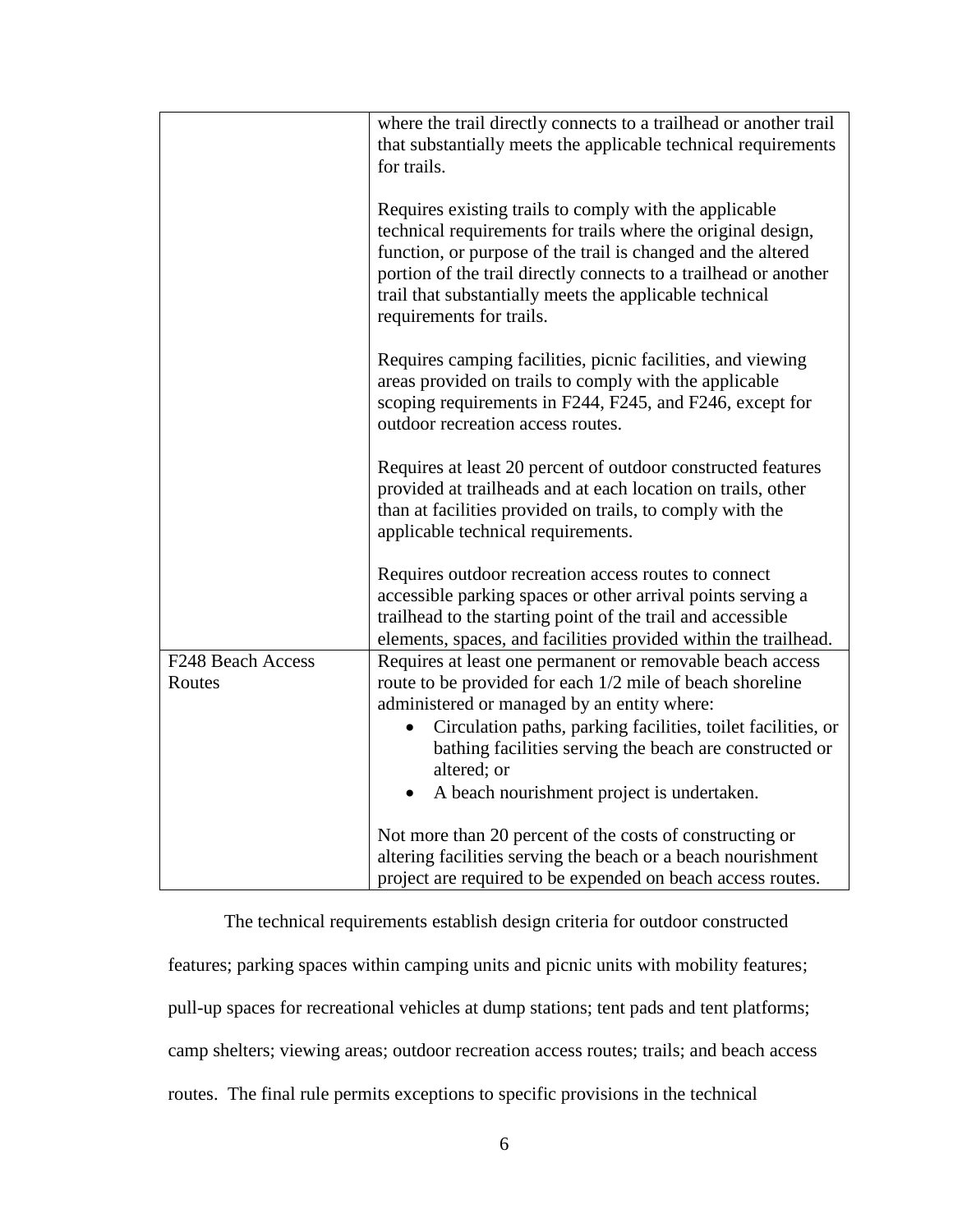| | |
|---|---|
| | where the trail directly connects to a trailhead or another trail that substantially meets the applicable technical requirements for trails.<br><br>Requires existing trails to comply with the applicable technical requirements for trails where the original design, function, or purpose of the trail is changed and the altered portion of the trail directly connects to a trailhead or another trail that substantially meets the applicable technical requirements for trails.<br><br>Requires camping facilities, picnic facilities, and viewing areas provided on trails to comply with the applicable scoping requirements in F244, F245, and F246, except for outdoor recreation access routes.<br><br>Requires at least 20 percent of outdoor constructed features provided at trailheads and at each location on trails, other than at facilities provided on trails, to comply with the applicable technical requirements.<br><br>Requires outdoor recreation access routes to connect accessible parking spaces or other arrival points serving a trailhead to the starting point of the trail and accessible elements, spaces, and facilities provided within the trailhead. |
| F248 Beach Access Routes | Requires at least one permanent or removable beach access route to be provided for each 1/2 mile of beach shoreline administered or managed by an entity where:<br>• Circulation paths, parking facilities, toilet facilities, or bathing facilities serving the beach are constructed or altered; or<br>• A beach nourishment project is undertaken.<br><br>Not more than 20 percent of the costs of constructing or altering facilities serving the beach or a beach nourishment project are required to be expended on beach access routes. |

The technical requirements establish design criteria for outdoor constructed features; parking spaces within camping units and picnic units with mobility features; pull-up spaces for recreational vehicles at dump stations; tent pads and tent platforms; camp shelters; viewing areas; outdoor recreation access routes; trails; and beach access routes. The final rule permits exceptions to specific provisions in the technical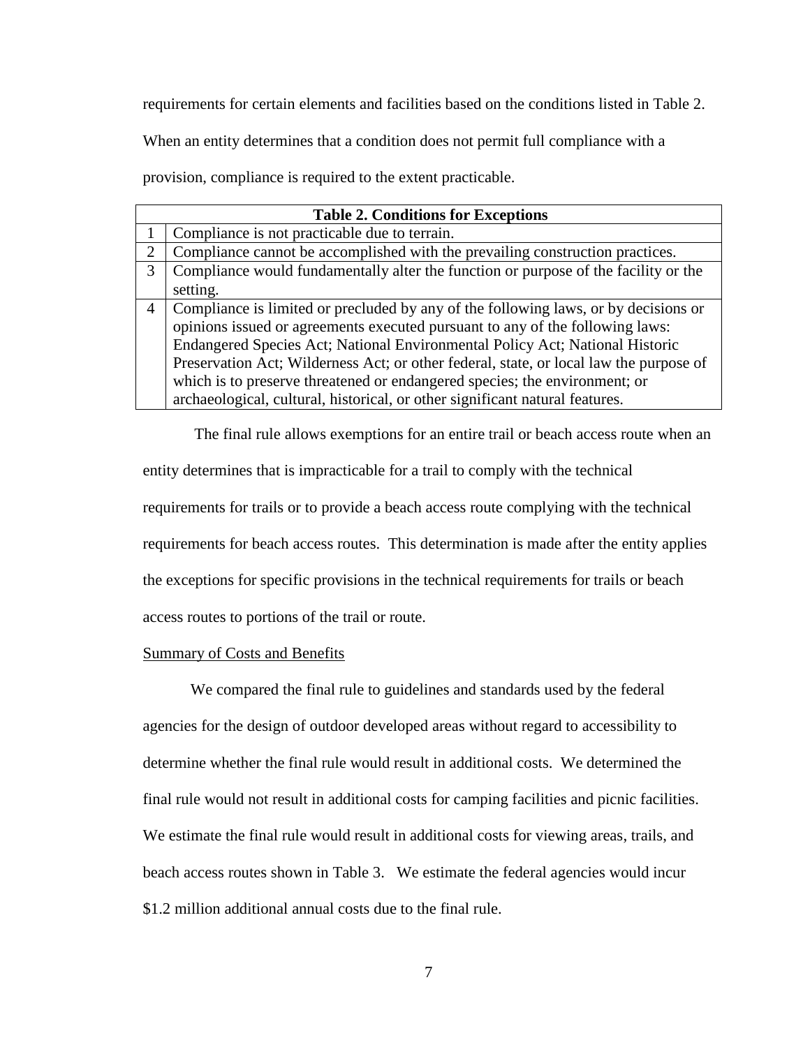requirements for certain elements and facilities based on the conditions listed in Table 2. When an entity determines that a condition does not permit full compliance with a provision, compliance is required to the extent practicable.

| Table 2. Conditions for Exceptions | |
|---|---|
| 1 | Compliance is not practicable due to terrain. |
| 2 | Compliance cannot be accomplished with the prevailing construction practices. |
| 3 | Compliance would fundamentally alter the function or purpose of the facility or the setting. |
| 4 | Compliance is limited or precluded by any of the following laws, or by decisions or opinions issued or agreements executed pursuant to any of the following laws: Endangered Species Act; National Environmental Policy Act; National Historic Preservation Act; Wilderness Act; or other federal, state, or local law the purpose of which is to preserve threatened or endangered species; the environment; or archaeological, cultural, historical, or other significant natural features. |

The final rule allows exemptions for an entire trail or beach access route when an entity determines that is impracticable for a trail to comply with the technical requirements for trails or to provide a beach access route complying with the technical requirements for beach access routes. This determination is made after the entity applies the exceptions for specific provisions in the technical requirements for trails or beach access routes to portions of the trail or route.

Summary of Costs and Benefits

We compared the final rule to guidelines and standards used by the federal agencies for the design of outdoor developed areas without regard to accessibility to determine whether the final rule would result in additional costs. We determined the final rule would not result in additional costs for camping facilities and picnic facilities. We estimate the final rule would result in additional costs for viewing areas, trails, and beach access routes shown in Table 3. We estimate the federal agencies would incur $1.2 million additional annual costs due to the final rule.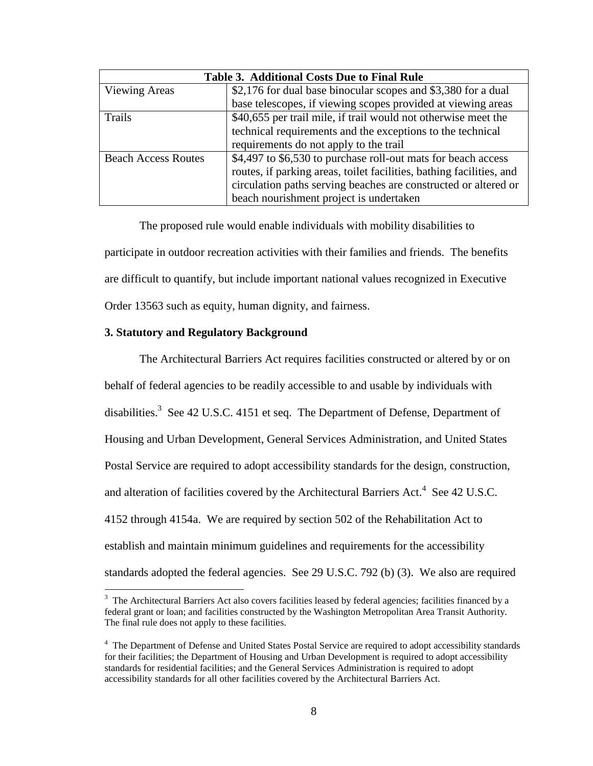| Table 3. Additional Costs Due to Final Rule | |
|---|---|
| Viewing Areas | $2,176 for dual base binocular scopes and $3,380 for a dual base telescopes, if viewing scopes provided at viewing areas |
| Trails | $40,655 per trail mile, if trail would not otherwise meet the technical requirements and the exceptions to the technical requirements do not apply to the trail |
| Beach Access Routes | $4,497 to $6,530 to purchase roll-out mats for beach access routes, if parking areas, toilet facilities, bathing facilities, and circulation paths serving beaches are constructed or altered or beach nourishment project is undertaken |

The proposed rule would enable individuals with mobility disabilities to participate in outdoor recreation activities with their families and friends. The benefits are difficult to quantify, but include important national values recognized in Executive Order 13563 such as equity, human dignity, and fairness.

### 3. Statutory and Regulatory Background

The Architectural Barriers Act requires facilities constructed or altered by or on behalf of federal agencies to be readily accessible to and usable by individuals with disabilities.[3] See 42 U.S.C. 4151 et seq. The Department of Defense, Department of Housing and Urban Development, General Services Administration, and United States Postal Service are required to adopt accessibility standards for the design, construction, and alteration of facilities covered by the Architectural Barriers Act.[4] See 42 U.S.C. 4152 through 4154a. We are required by section 502 of the Rehabilitation Act to establish and maintain minimum guidelines and requirements for the accessibility standards adopted the federal agencies. See 29 U.S.C. 792 (b) (3). We also are required

[3] The Architectural Barriers Act also covers facilities leased by federal agencies; facilities financed by a federal grant or loan; and facilities constructed by the Washington Metropolitan Area Transit Authority. The final rule does not apply to these facilities.

[4] The Department of Defense and United States Postal Service are required to adopt accessibility standards for their facilities; the Department of Housing and Urban Development is required to adopt accessibility standards for residential facilities; and the General Services Administration is required to adopt accessibility standards for all other facilities covered by the Architectural Barriers Act.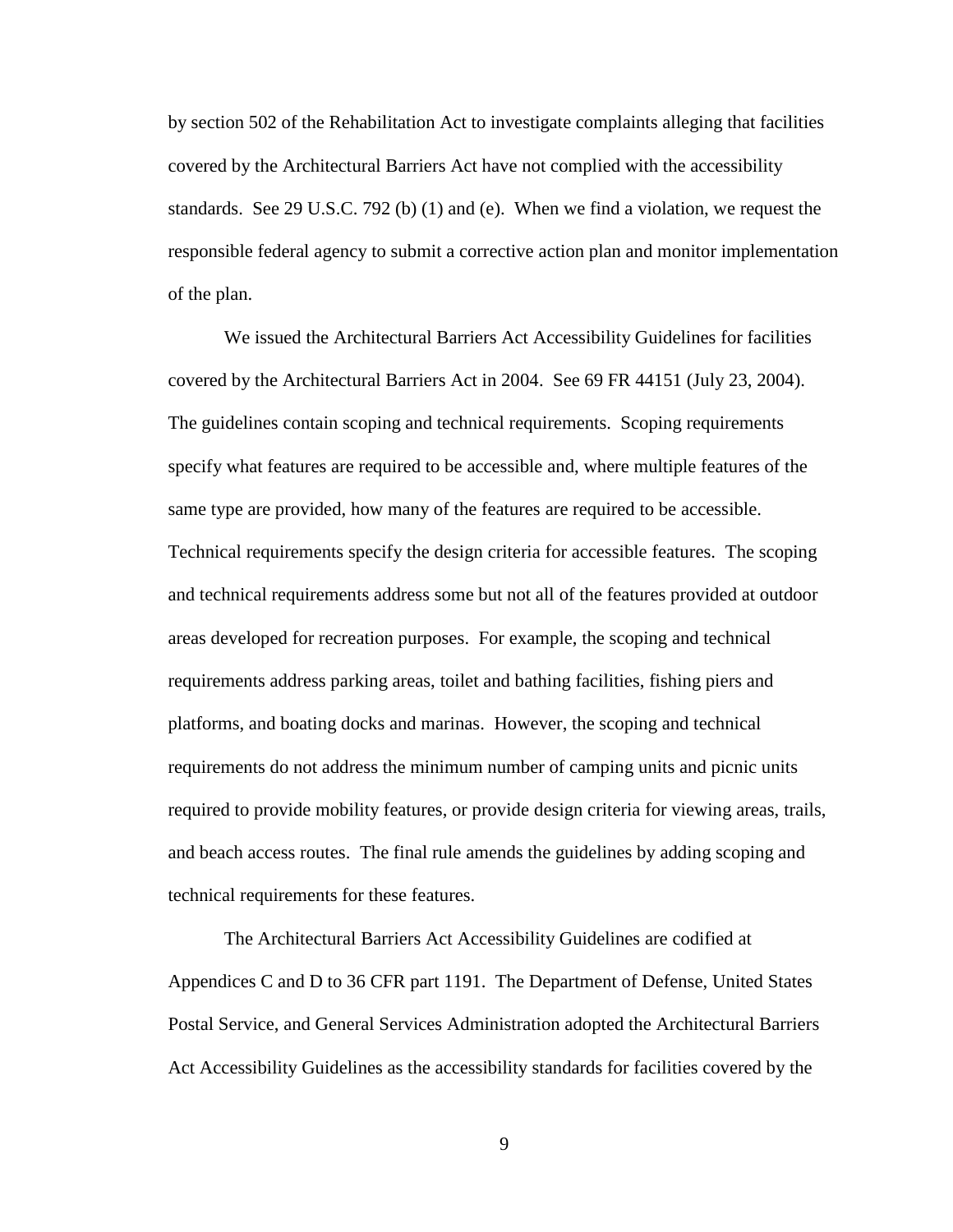by section 502 of the Rehabilitation Act to investigate complaints alleging that facilities covered by the Architectural Barriers Act have not complied with the accessibility standards. See 29 U.S.C. 792 (b) (1) and (e). When we find a violation, we request the responsible federal agency to submit a corrective action plan and monitor implementation of the plan.

We issued the Architectural Barriers Act Accessibility Guidelines for facilities covered by the Architectural Barriers Act in 2004. See 69 FR 44151 (July 23, 2004). The guidelines contain scoping and technical requirements. Scoping requirements specify what features are required to be accessible and, where multiple features of the same type are provided, how many of the features are required to be accessible. Technical requirements specify the design criteria for accessible features. The scoping and technical requirements address some but not all of the features provided at outdoor areas developed for recreation purposes. For example, the scoping and technical requirements address parking areas, toilet and bathing facilities, fishing piers and platforms, and boating docks and marinas. However, the scoping and technical requirements do not address the minimum number of camping units and picnic units required to provide mobility features, or provide design criteria for viewing areas, trails, and beach access routes. The final rule amends the guidelines by adding scoping and technical requirements for these features.

The Architectural Barriers Act Accessibility Guidelines are codified at Appendices C and D to 36 CFR part 1191. The Department of Defense, United States Postal Service, and General Services Administration adopted the Architectural Barriers Act Accessibility Guidelines as the accessibility standards for facilities covered by the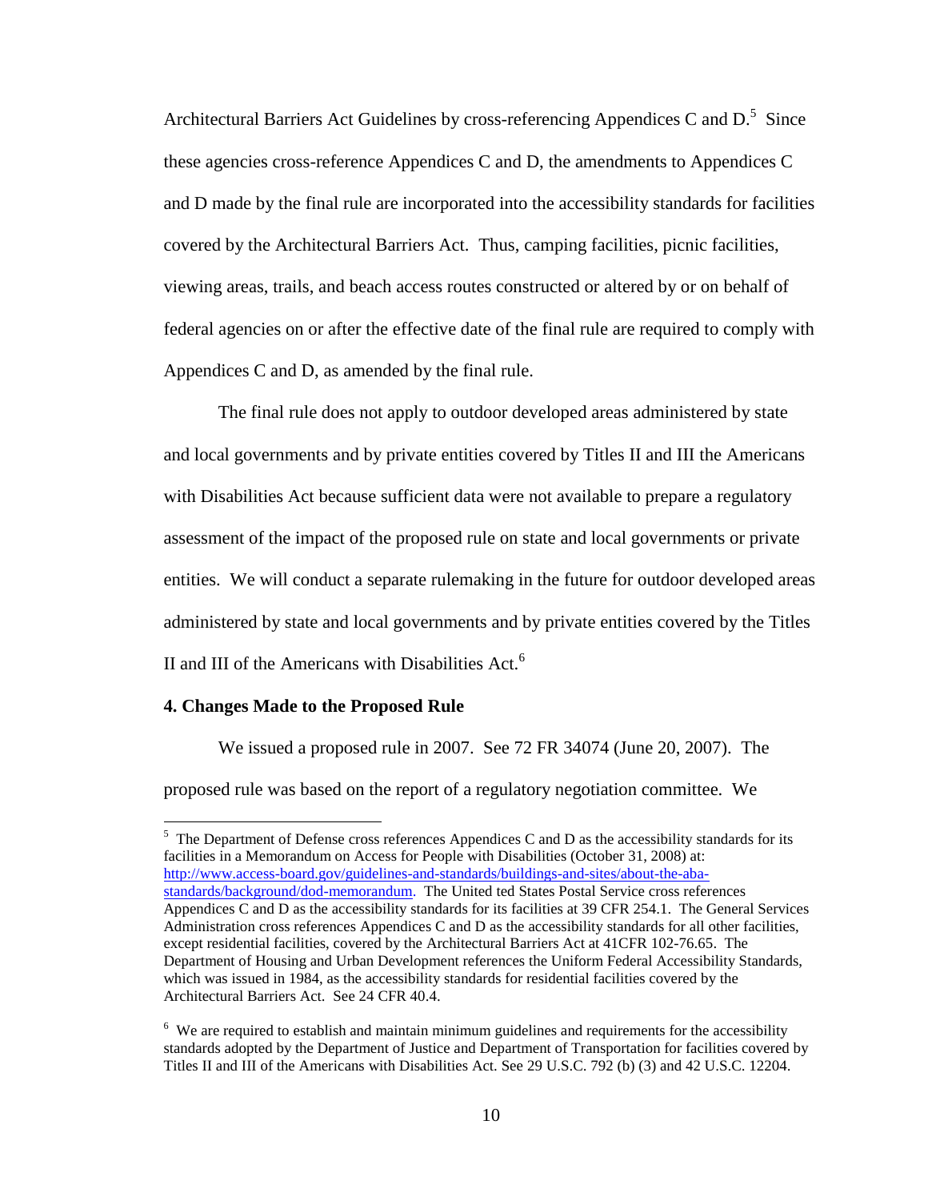Architectural Barriers Act Guidelines by cross-referencing Appendices C and D.[5] Since these agencies cross-reference Appendices C and D, the amendments to Appendices C and D made by the final rule are incorporated into the accessibility standards for facilities covered by the Architectural Barriers Act. Thus, camping facilities, picnic facilities, viewing areas, trails, and beach access routes constructed or altered by or on behalf of federal agencies on or after the effective date of the final rule are required to comply with Appendices C and D, as amended by the final rule.

The final rule does not apply to outdoor developed areas administered by state and local governments and by private entities covered by Titles II and III the Americans with Disabilities Act because sufficient data were not available to prepare a regulatory assessment of the impact of the proposed rule on state and local governments or private entities. We will conduct a separate rulemaking in the future for outdoor developed areas administered by state and local governments and by private entities covered by the Titles II and III of the Americans with Disabilities Act.[6]

**4. Changes Made to the Proposed Rule**

We issued a proposed rule in 2007. See 72 FR 34074 (June 20, 2007). The proposed rule was based on the report of a regulatory negotiation committee. We

---

[5] The Department of Defense cross references Appendices C and D as the accessibility standards for its facilities in a Memorandum on Access for People with Disabilities (October 31, 2008) at: http://www.access-board.gov/guidelines-and-standards/buildings-and-sites/about-the-aba-standards/background/dod-memorandum. The United ted States Postal Service cross references Appendices C and D as the accessibility standards for its facilities at 39 CFR 254.1. The General Services Administration cross references Appendices C and D as the accessibility standards for all other facilities, except residential facilities, covered by the Architectural Barriers Act at 41CFR 102-76.65. The Department of Housing and Urban Development references the Uniform Federal Accessibility Standards, which was issued in 1984, as the accessibility standards for residential facilities covered by the Architectural Barriers Act. See 24 CFR 40.4.

[6] We are required to establish and maintain minimum guidelines and requirements for the accessibility standards adopted by the Department of Justice and Department of Transportation for facilities covered by Titles II and III of the Americans with Disabilities Act. See 29 U.S.C. 792 (b) (3) and 42 U.S.C. 12204.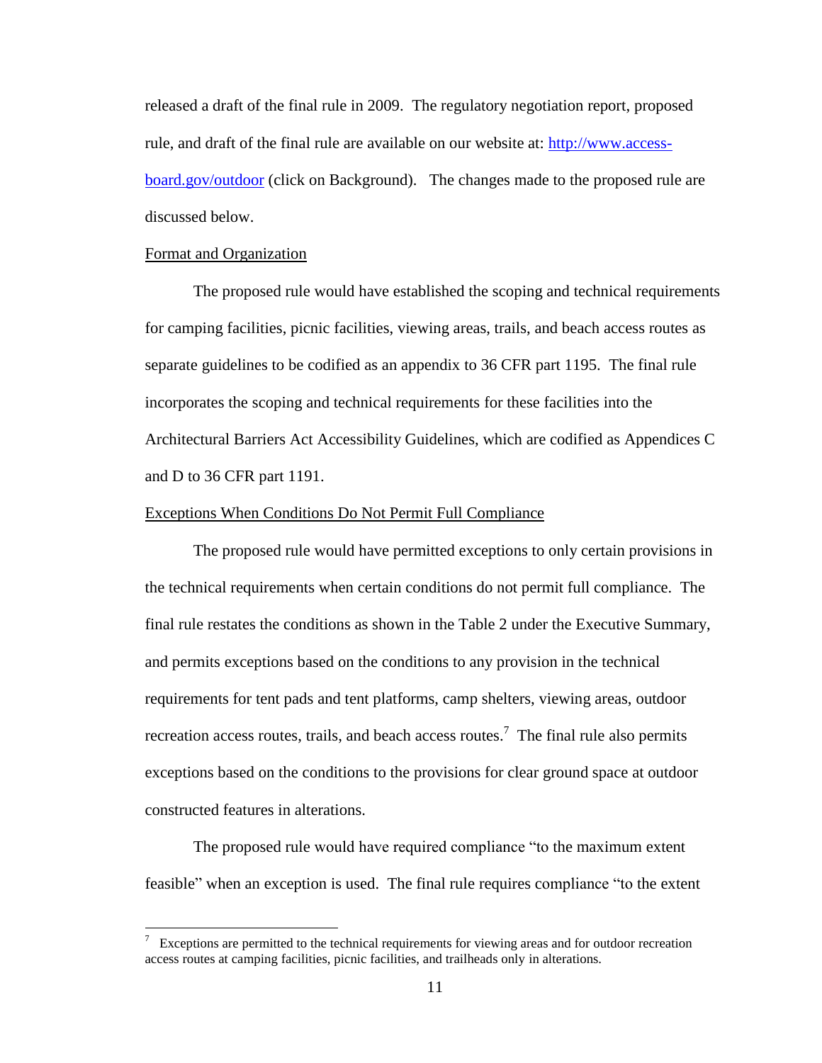released a draft of the final rule in 2009. The regulatory negotiation report, proposed rule, and draft of the final rule are available on our website at: [http://www.access-board.gov/outdoor](http://www.access-board.gov/outdoor) (click on Background). The changes made to the proposed rule are discussed below.

Format and Organization

The proposed rule would have established the scoping and technical requirements for camping facilities, picnic facilities, viewing areas, trails, and beach access routes as separate guidelines to be codified as an appendix to 36 CFR part 1195. The final rule incorporates the scoping and technical requirements for these facilities into the Architectural Barriers Act Accessibility Guidelines, which are codified as Appendices C and D to 36 CFR part 1191.

Exceptions When Conditions Do Not Permit Full Compliance

The proposed rule would have permitted exceptions to only certain provisions in the technical requirements when certain conditions do not permit full compliance. The final rule restates the conditions as shown in the Table 2 under the Executive Summary, and permits exceptions based on the conditions to any provision in the technical requirements for tent pads and tent platforms, camp shelters, viewing areas, outdoor recreation access routes, trails, and beach access routes.[7] The final rule also permits exceptions based on the conditions to the provisions for clear ground space at outdoor constructed features in alterations.

The proposed rule would have required compliance "to the maximum extent feasible" when an exception is used. The final rule requires compliance "to the extent

---

[7] Exceptions are permitted to the technical requirements for viewing areas and for outdoor recreation access routes at camping facilities, picnic facilities, and trailheads only in alterations.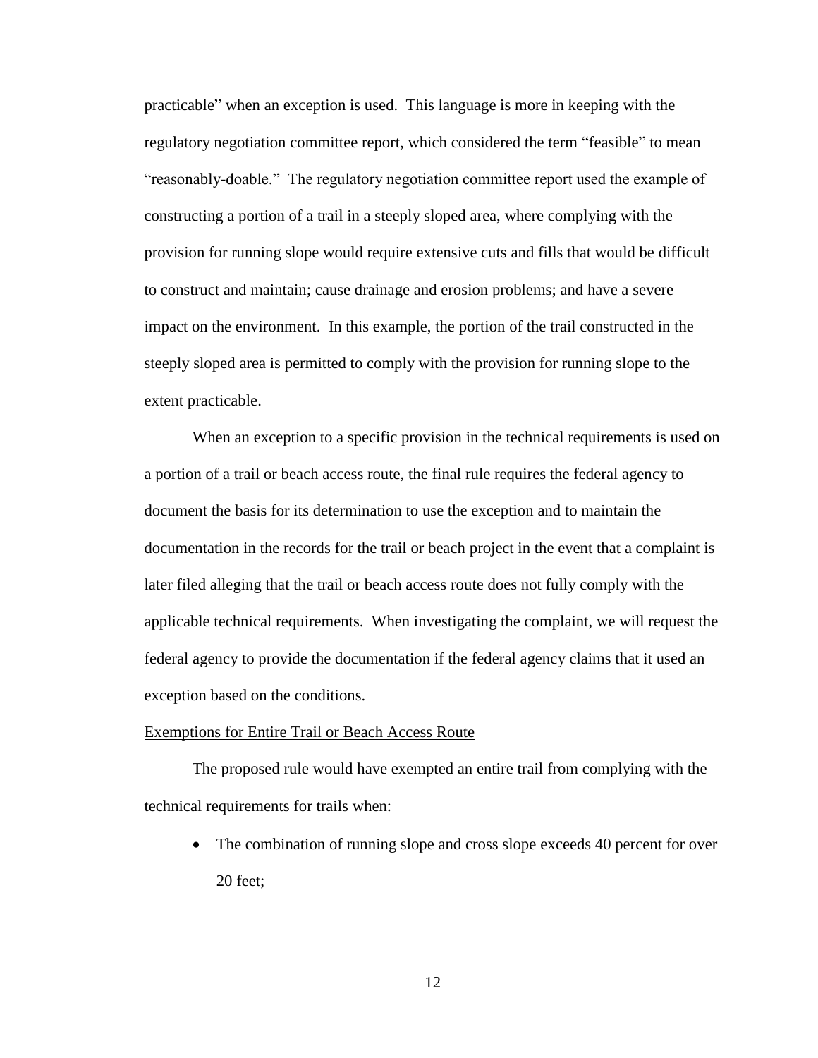practicable" when an exception is used. This language is more in keeping with the regulatory negotiation committee report, which considered the term "feasible" to mean "reasonably-doable." The regulatory negotiation committee report used the example of constructing a portion of a trail in a steeply sloped area, where complying with the provision for running slope would require extensive cuts and fills that would be difficult to construct and maintain; cause drainage and erosion problems; and have a severe impact on the environment. In this example, the portion of the trail constructed in the steeply sloped area is permitted to comply with the provision for running slope to the extent practicable.

When an exception to a specific provision in the technical requirements is used on a portion of a trail or beach access route, the final rule requires the federal agency to document the basis for its determination to use the exception and to maintain the documentation in the records for the trail or beach project in the event that a complaint is later filed alleging that the trail or beach access route does not fully comply with the applicable technical requirements. When investigating the complaint, we will request the federal agency to provide the documentation if the federal agency claims that it used an exception based on the conditions.

<u>Exemptions for Entire Trail or Beach Access Route</u>

The proposed rule would have exempted an entire trail from complying with the technical requirements for trails when:

- The combination of running slope and cross slope exceeds 40 percent for over 20 feet;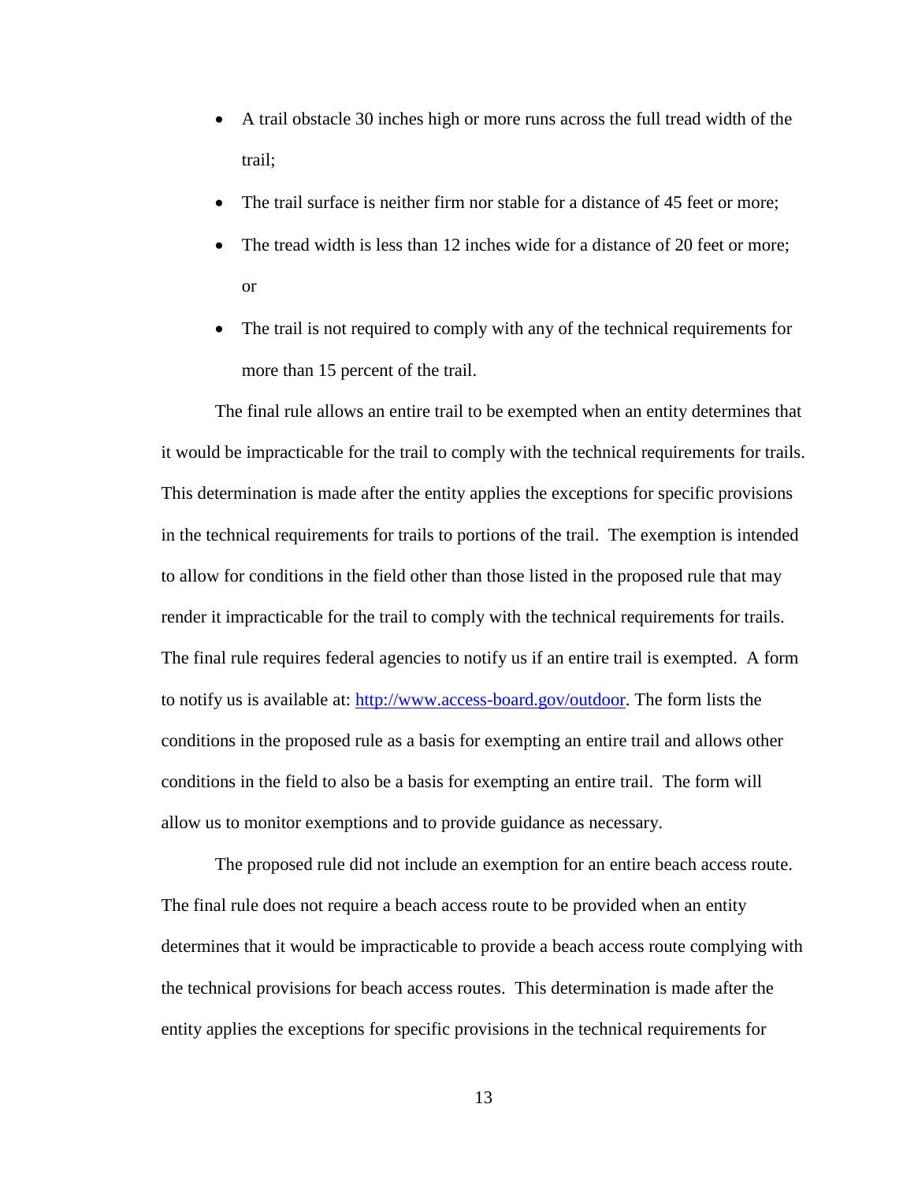- A trail obstacle 30 inches high or more runs across the full tread width of the trail;
- The trail surface is neither firm nor stable for a distance of 45 feet or more;
- The tread width is less than 12 inches wide for a distance of 20 feet or more; or
- The trail is not required to comply with any of the technical requirements for more than 15 percent of the trail.

The final rule allows an entire trail to be exempted when an entity determines that it would be impracticable for the trail to comply with the technical requirements for trails. This determination is made after the entity applies the exceptions for specific provisions in the technical requirements for trails to portions of the trail. The exemption is intended to allow for conditions in the field other than those listed in the proposed rule that may render it impracticable for the trail to comply with the technical requirements for trails. The final rule requires federal agencies to notify us if an entire trail is exempted. A form to notify us is available at: [http://www.access-board.gov/outdoor](http://www.access-board.gov/outdoor). The form lists the conditions in the proposed rule as a basis for exempting an entire trail and allows other conditions in the field to also be a basis for exempting an entire trail. The form will allow us to monitor exemptions and to provide guidance as necessary.

The proposed rule did not include an exemption for an entire beach access route. The final rule does not require a beach access route to be provided when an entity determines that it would be impracticable to provide a beach access route complying with the technical provisions for beach access routes. This determination is made after the entity applies the exceptions for specific provisions in the technical requirements for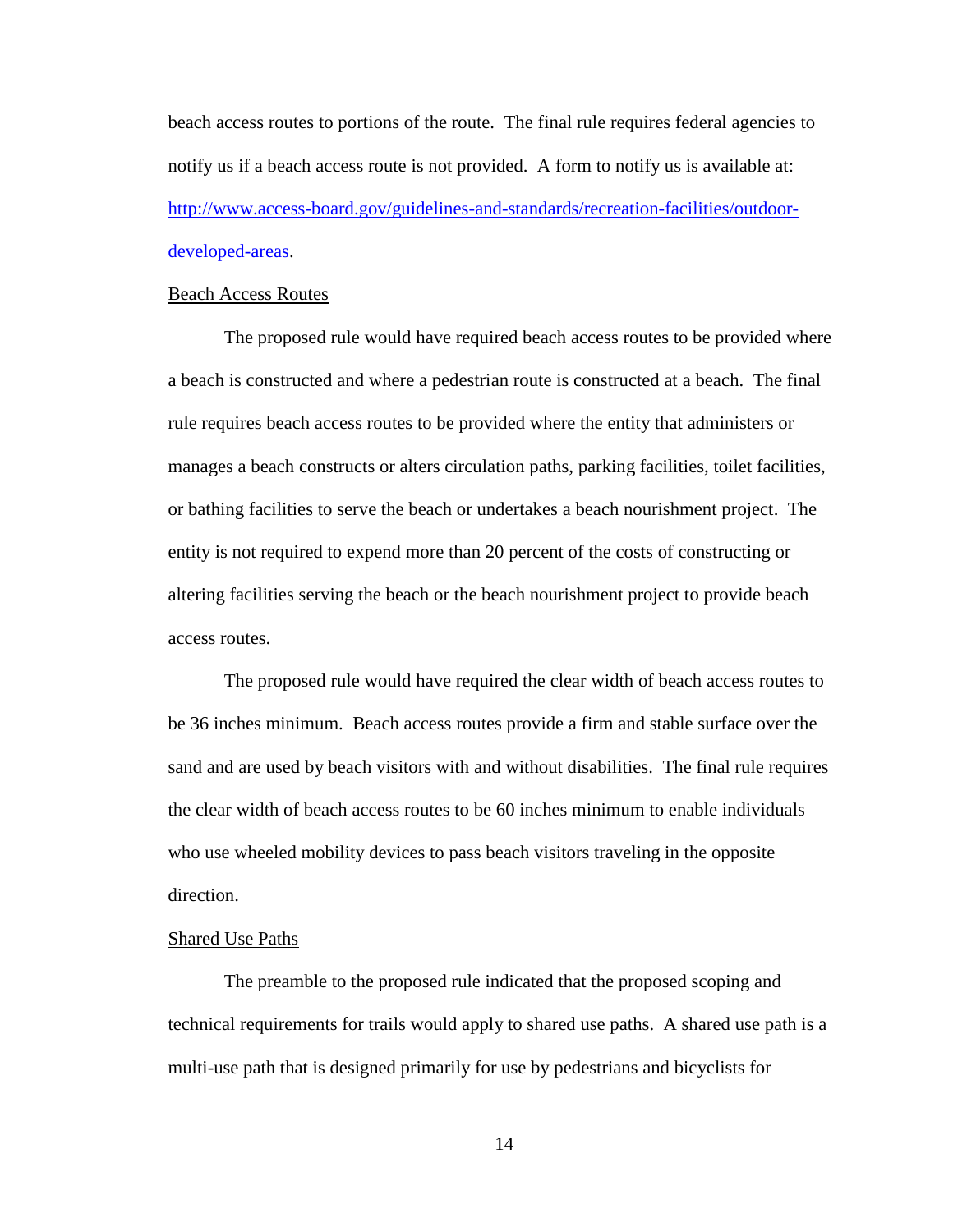beach access routes to portions of the route. The final rule requires federal agencies to notify us if a beach access route is not provided. A form to notify us is available at: [http://www.access-board.gov/guidelines-and-standards/recreation-facilities/outdoor-developed-areas](http://www.access-board.gov/guidelines-and-standards/recreation-facilities/outdoor-developed-areas).

<u>Beach Access Routes</u>

The proposed rule would have required beach access routes to be provided where a beach is constructed and where a pedestrian route is constructed at a beach. The final rule requires beach access routes to be provided where the entity that administers or manages a beach constructs or alters circulation paths, parking facilities, toilet facilities, or bathing facilities to serve the beach or undertakes a beach nourishment project. The entity is not required to expend more than 20 percent of the costs of constructing or altering facilities serving the beach or the beach nourishment project to provide beach access routes.

The proposed rule would have required the clear width of beach access routes to be 36 inches minimum. Beach access routes provide a firm and stable surface over the sand and are used by beach visitors with and without disabilities. The final rule requires the clear width of beach access routes to be 60 inches minimum to enable individuals who use wheeled mobility devices to pass beach visitors traveling in the opposite direction.

<u>Shared Use Paths</u>

The preamble to the proposed rule indicated that the proposed scoping and technical requirements for trails would apply to shared use paths. A shared use path is a multi-use path that is designed primarily for use by pedestrians and bicyclists for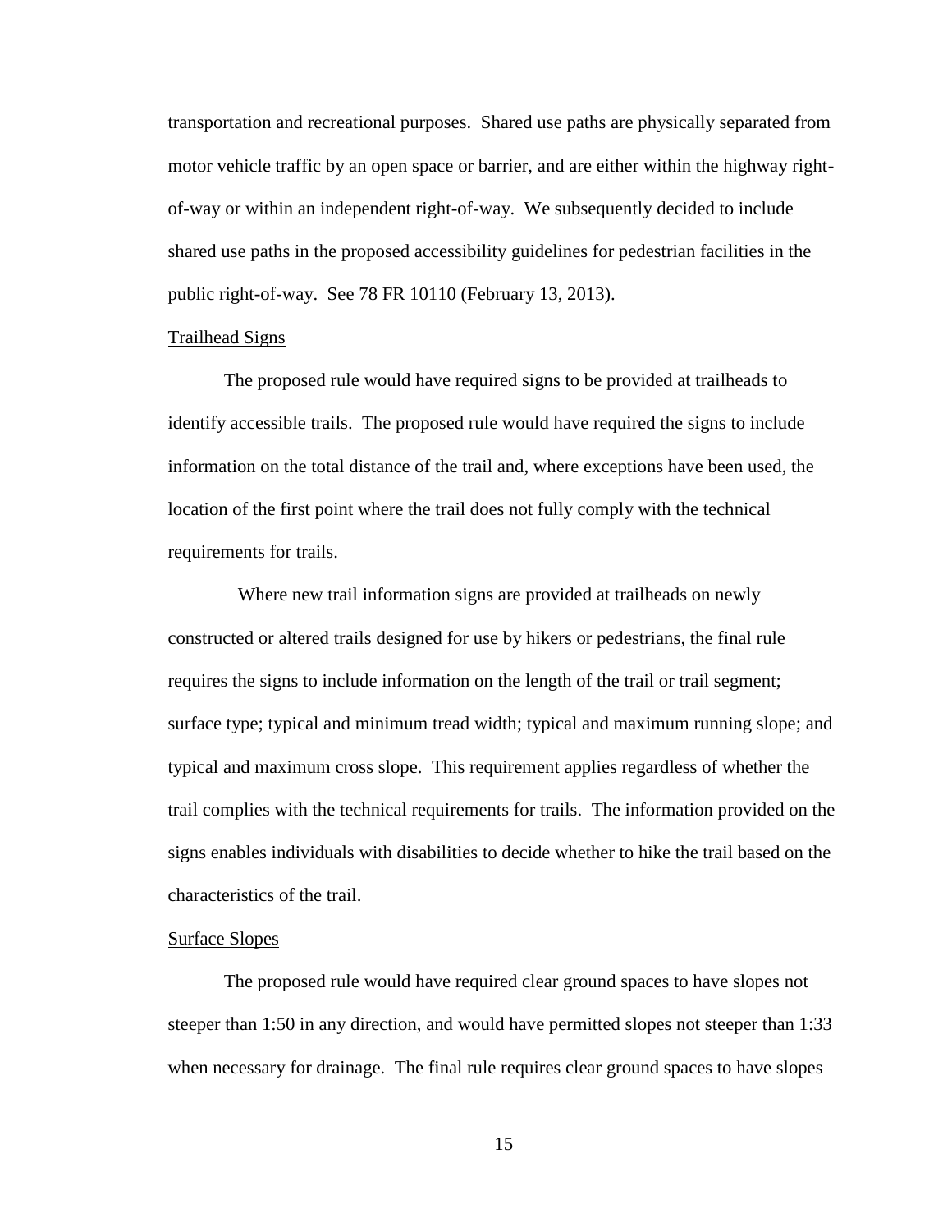transportation and recreational purposes. Shared use paths are physically separated from motor vehicle traffic by an open space or barrier, and are either within the highway right-of-way or within an independent right-of-way. We subsequently decided to include shared use paths in the proposed accessibility guidelines for pedestrian facilities in the public right-of-way. See 78 FR 10110 (February 13, 2013).

Trailhead Signs

The proposed rule would have required signs to be provided at trailheads to identify accessible trails. The proposed rule would have required the signs to include information on the total distance of the trail and, where exceptions have been used, the location of the first point where the trail does not fully comply with the technical requirements for trails.

Where new trail information signs are provided at trailheads on newly constructed or altered trails designed for use by hikers or pedestrians, the final rule requires the signs to include information on the length of the trail or trail segment; surface type; typical and minimum tread width; typical and maximum running slope; and typical and maximum cross slope. This requirement applies regardless of whether the trail complies with the technical requirements for trails. The information provided on the signs enables individuals with disabilities to decide whether to hike the trail based on the characteristics of the trail.

Surface Slopes

The proposed rule would have required clear ground spaces to have slopes not steeper than 1:50 in any direction, and would have permitted slopes not steeper than 1:33 when necessary for drainage. The final rule requires clear ground spaces to have slopes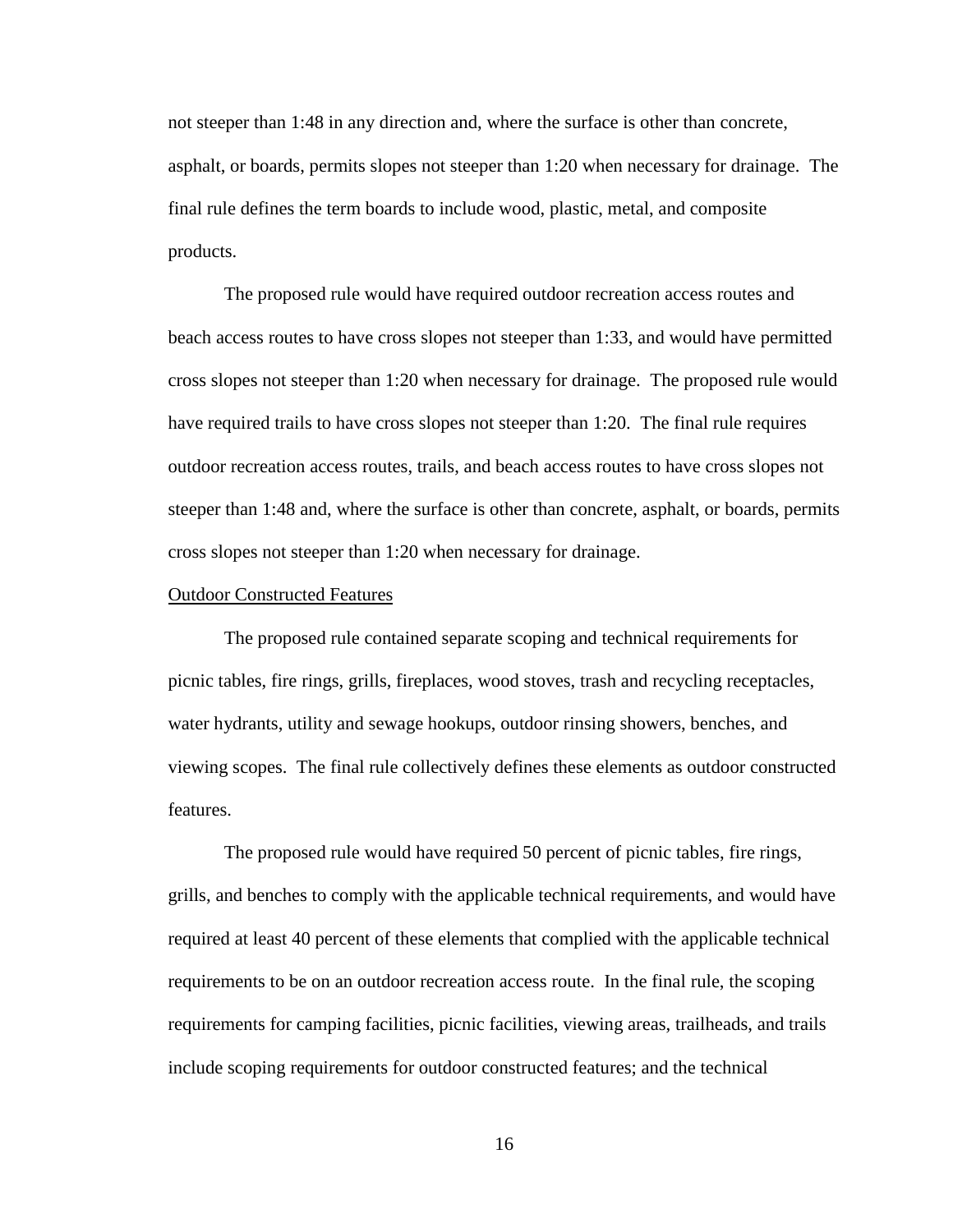not steeper than 1:48 in any direction and, where the surface is other than concrete, asphalt, or boards, permits slopes not steeper than 1:20 when necessary for drainage. The final rule defines the term boards to include wood, plastic, metal, and composite products.

The proposed rule would have required outdoor recreation access routes and beach access routes to have cross slopes not steeper than 1:33, and would have permitted cross slopes not steeper than 1:20 when necessary for drainage. The proposed rule would have required trails to have cross slopes not steeper than 1:20. The final rule requires outdoor recreation access routes, trails, and beach access routes to have cross slopes not steeper than 1:48 and, where the surface is other than concrete, asphalt, or boards, permits cross slopes not steeper than 1:20 when necessary for drainage.

### Outdoor Constructed Features

The proposed rule contained separate scoping and technical requirements for picnic tables, fire rings, grills, fireplaces, wood stoves, trash and recycling receptacles, water hydrants, utility and sewage hookups, outdoor rinsing showers, benches, and viewing scopes. The final rule collectively defines these elements as outdoor constructed features.

The proposed rule would have required 50 percent of picnic tables, fire rings, grills, and benches to comply with the applicable technical requirements, and would have required at least 40 percent of these elements that complied with the applicable technical requirements to be on an outdoor recreation access route. In the final rule, the scoping requirements for camping facilities, picnic facilities, viewing areas, trailheads, and trails include scoping requirements for outdoor constructed features; and the technical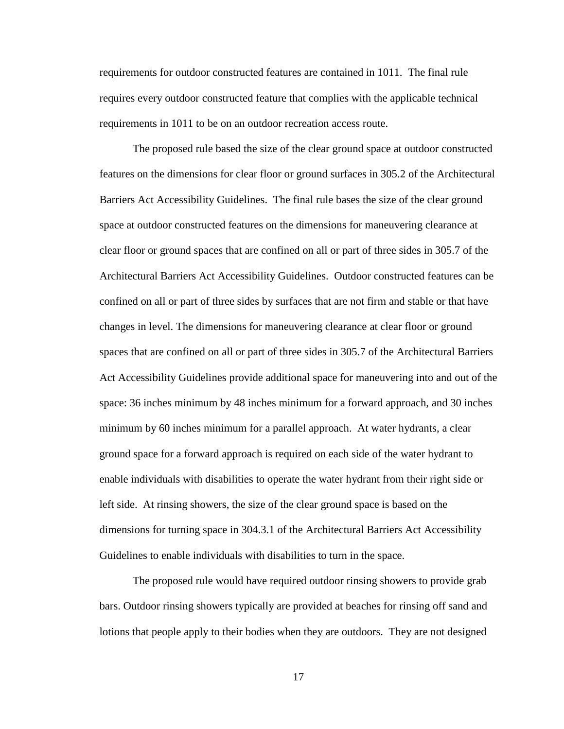requirements for outdoor constructed features are contained in 1011. The final rule requires every outdoor constructed feature that complies with the applicable technical requirements in 1011 to be on an outdoor recreation access route.

The proposed rule based the size of the clear ground space at outdoor constructed features on the dimensions for clear floor or ground surfaces in 305.2 of the Architectural Barriers Act Accessibility Guidelines. The final rule bases the size of the clear ground space at outdoor constructed features on the dimensions for maneuvering clearance at clear floor or ground spaces that are confined on all or part of three sides in 305.7 of the Architectural Barriers Act Accessibility Guidelines. Outdoor constructed features can be confined on all or part of three sides by surfaces that are not firm and stable or that have changes in level. The dimensions for maneuvering clearance at clear floor or ground spaces that are confined on all or part of three sides in 305.7 of the Architectural Barriers Act Accessibility Guidelines provide additional space for maneuvering into and out of the space: 36 inches minimum by 48 inches minimum for a forward approach, and 30 inches minimum by 60 inches minimum for a parallel approach. At water hydrants, a clear ground space for a forward approach is required on each side of the water hydrant to enable individuals with disabilities to operate the water hydrant from their right side or left side. At rinsing showers, the size of the clear ground space is based on the dimensions for turning space in 304.3.1 of the Architectural Barriers Act Accessibility Guidelines to enable individuals with disabilities to turn in the space.

The proposed rule would have required outdoor rinsing showers to provide grab bars. Outdoor rinsing showers typically are provided at beaches for rinsing off sand and lotions that people apply to their bodies when they are outdoors. They are not designed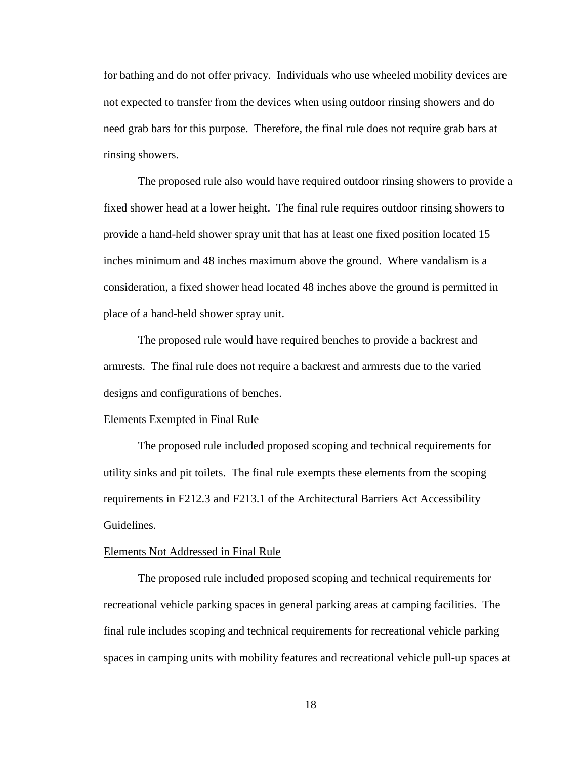for bathing and do not offer privacy. Individuals who use wheeled mobility devices are not expected to transfer from the devices when using outdoor rinsing showers and do need grab bars for this purpose. Therefore, the final rule does not require grab bars at rinsing showers.

The proposed rule also would have required outdoor rinsing showers to provide a fixed shower head at a lower height. The final rule requires outdoor rinsing showers to provide a hand-held shower spray unit that has at least one fixed position located 15 inches minimum and 48 inches maximum above the ground. Where vandalism is a consideration, a fixed shower head located 48 inches above the ground is permitted in place of a hand-held shower spray unit.

The proposed rule would have required benches to provide a backrest and armrests. The final rule does not require a backrest and armrests due to the varied designs and configurations of benches.

Elements Exempted in Final Rule

The proposed rule included proposed scoping and technical requirements for utility sinks and pit toilets. The final rule exempts these elements from the scoping requirements in F212.3 and F213.1 of the Architectural Barriers Act Accessibility Guidelines.

Elements Not Addressed in Final Rule

The proposed rule included proposed scoping and technical requirements for recreational vehicle parking spaces in general parking areas at camping facilities. The final rule includes scoping and technical requirements for recreational vehicle parking spaces in camping units with mobility features and recreational vehicle pull-up spaces at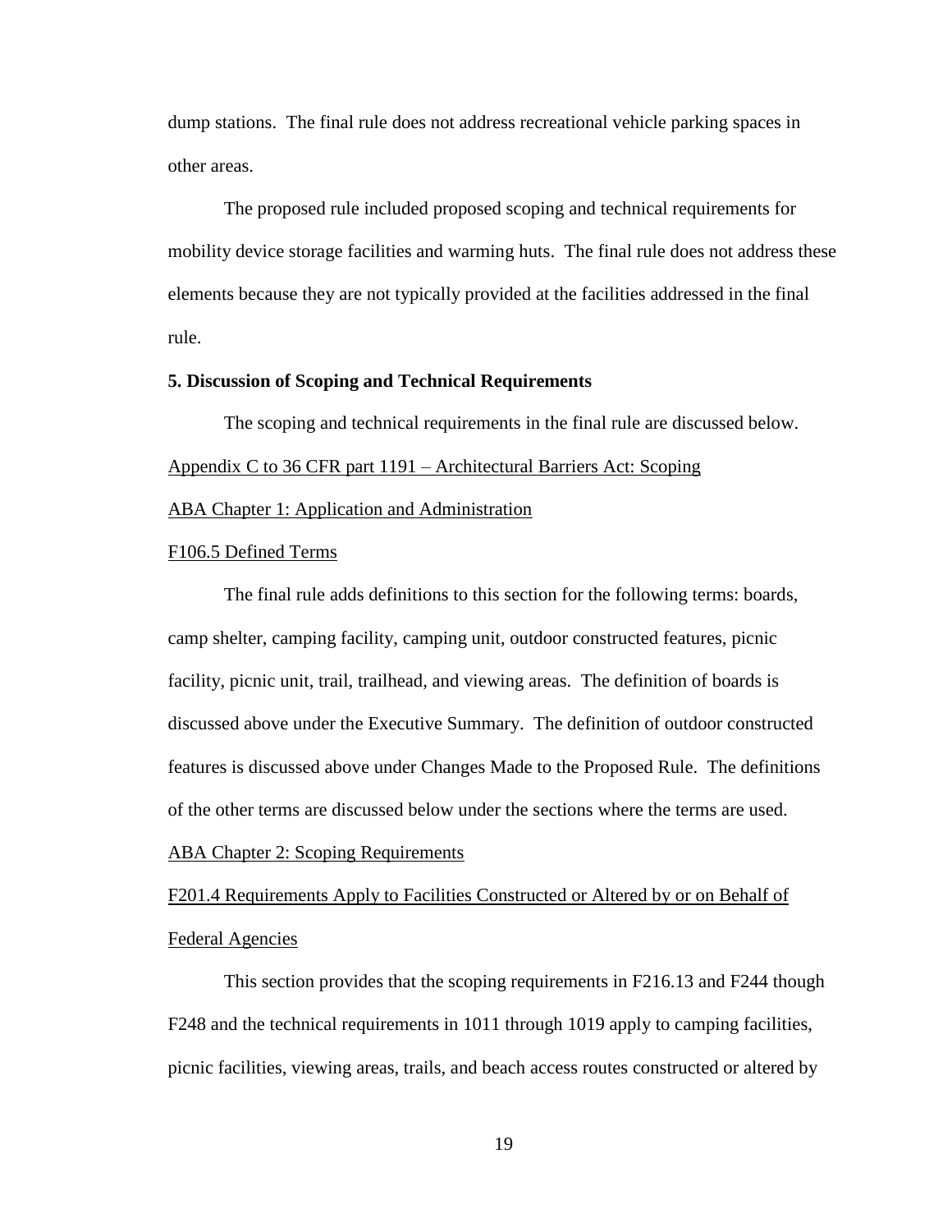dump stations. The final rule does not address recreational vehicle parking spaces in other areas.

The proposed rule included proposed scoping and technical requirements for mobility device storage facilities and warming huts. The final rule does not address these elements because they are not typically provided at the facilities addressed in the final rule.

**5. Discussion of Scoping and Technical Requirements**

The scoping and technical requirements in the final rule are discussed below.

Appendix C to 36 CFR part 1191 – Architectural Barriers Act: Scoping

ABA Chapter 1: Application and Administration

F106.5 Defined Terms

The final rule adds definitions to this section for the following terms: boards, camp shelter, camping facility, camping unit, outdoor constructed features, picnic facility, picnic unit, trail, trailhead, and viewing areas. The definition of boards is discussed above under the Executive Summary. The definition of outdoor constructed features is discussed above under Changes Made to the Proposed Rule. The definitions of the other terms are discussed below under the sections where the terms are used.

ABA Chapter 2: Scoping Requirements

F201.4 Requirements Apply to Facilities Constructed or Altered by or on Behalf of Federal Agencies

This section provides that the scoping requirements in F216.13 and F244 though F248 and the technical requirements in 1011 through 1019 apply to camping facilities, picnic facilities, viewing areas, trails, and beach access routes constructed or altered by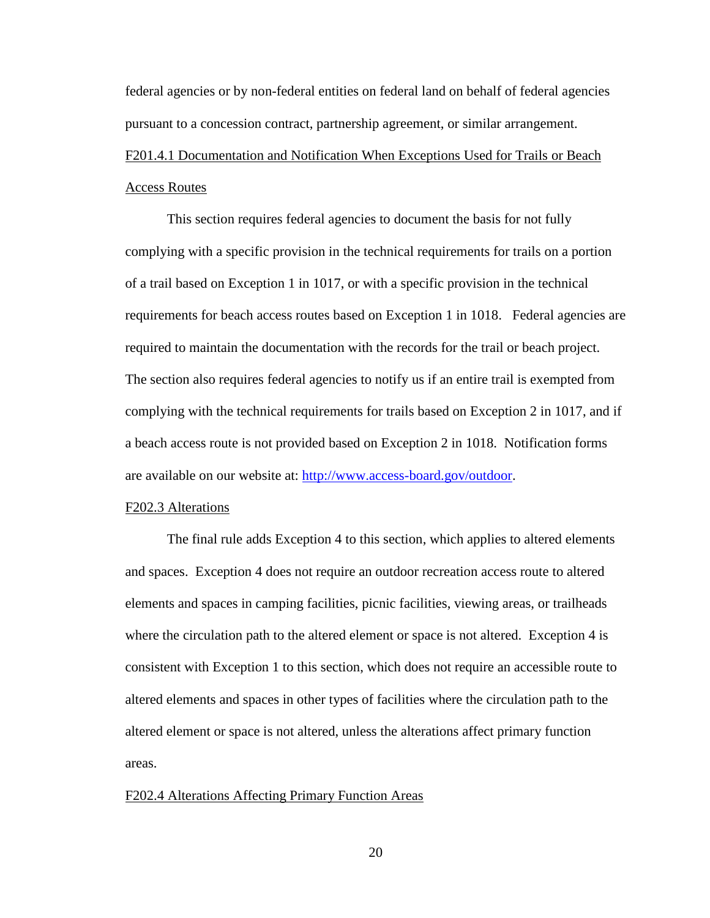federal agencies or by non-federal entities on federal land on behalf of federal agencies pursuant to a concession contract, partnership agreement, or similar arrangement.

F201.4.1 Documentation and Notification When Exceptions Used for Trails or Beach Access Routes

This section requires federal agencies to document the basis for not fully complying with a specific provision in the technical requirements for trails on a portion of a trail based on Exception 1 in 1017, or with a specific provision in the technical requirements for beach access routes based on Exception 1 in 1018. Federal agencies are required to maintain the documentation with the records for the trail or beach project. The section also requires federal agencies to notify us if an entire trail is exempted from complying with the technical requirements for trails based on Exception 2 in 1017, and if a beach access route is not provided based on Exception 2 in 1018. Notification forms are available on our website at: [http://www.access-board.gov/outdoor](http://www.access-board.gov/outdoor).

F202.3 Alterations

The final rule adds Exception 4 to this section, which applies to altered elements and spaces. Exception 4 does not require an outdoor recreation access route to altered elements and spaces in camping facilities, picnic facilities, viewing areas, or trailheads where the circulation path to the altered element or space is not altered. Exception 4 is consistent with Exception 1 to this section, which does not require an accessible route to altered elements and spaces in other types of facilities where the circulation path to the altered element or space is not altered, unless the alterations affect primary function areas.

F202.4 Alterations Affecting Primary Function Areas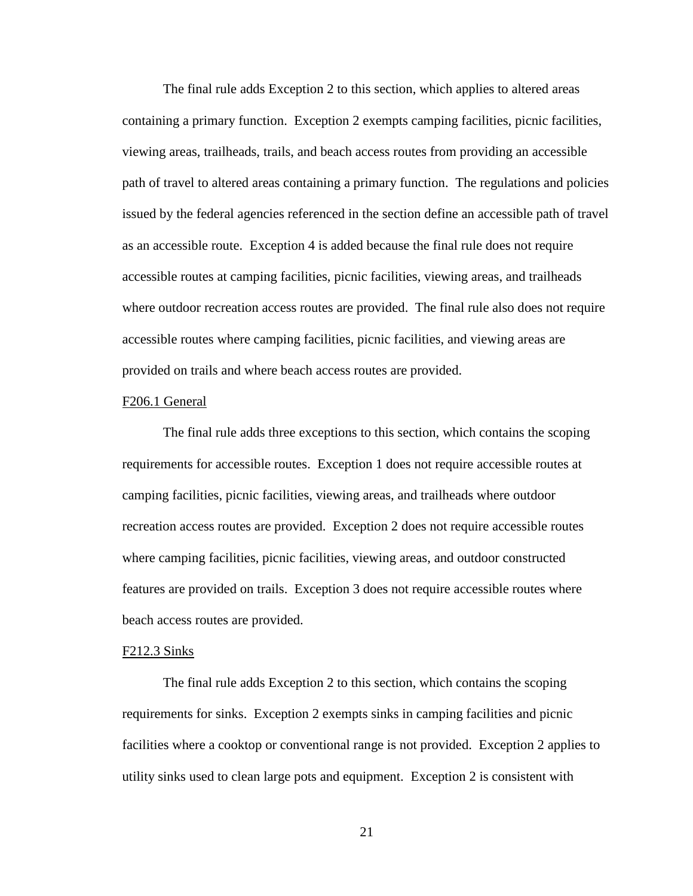The final rule adds Exception 2 to this section, which applies to altered areas containing a primary function. Exception 2 exempts camping facilities, picnic facilities, viewing areas, trailheads, trails, and beach access routes from providing an accessible path of travel to altered areas containing a primary function. The regulations and policies issued by the federal agencies referenced in the section define an accessible path of travel as an accessible route. Exception 4 is added because the final rule does not require accessible routes at camping facilities, picnic facilities, viewing areas, and trailheads where outdoor recreation access routes are provided. The final rule also does not require accessible routes where camping facilities, picnic facilities, and viewing areas are provided on trails and where beach access routes are provided.

<u>F206.1 General</u>

The final rule adds three exceptions to this section, which contains the scoping requirements for accessible routes. Exception 1 does not require accessible routes at camping facilities, picnic facilities, viewing areas, and trailheads where outdoor recreation access routes are provided. Exception 2 does not require accessible routes where camping facilities, picnic facilities, viewing areas, and outdoor constructed features are provided on trails. Exception 3 does not require accessible routes where beach access routes are provided.

<u>F212.3 Sinks</u>

The final rule adds Exception 2 to this section, which contains the scoping requirements for sinks. Exception 2 exempts sinks in camping facilities and picnic facilities where a cooktop or conventional range is not provided. Exception 2 applies to utility sinks used to clean large pots and equipment. Exception 2 is consistent with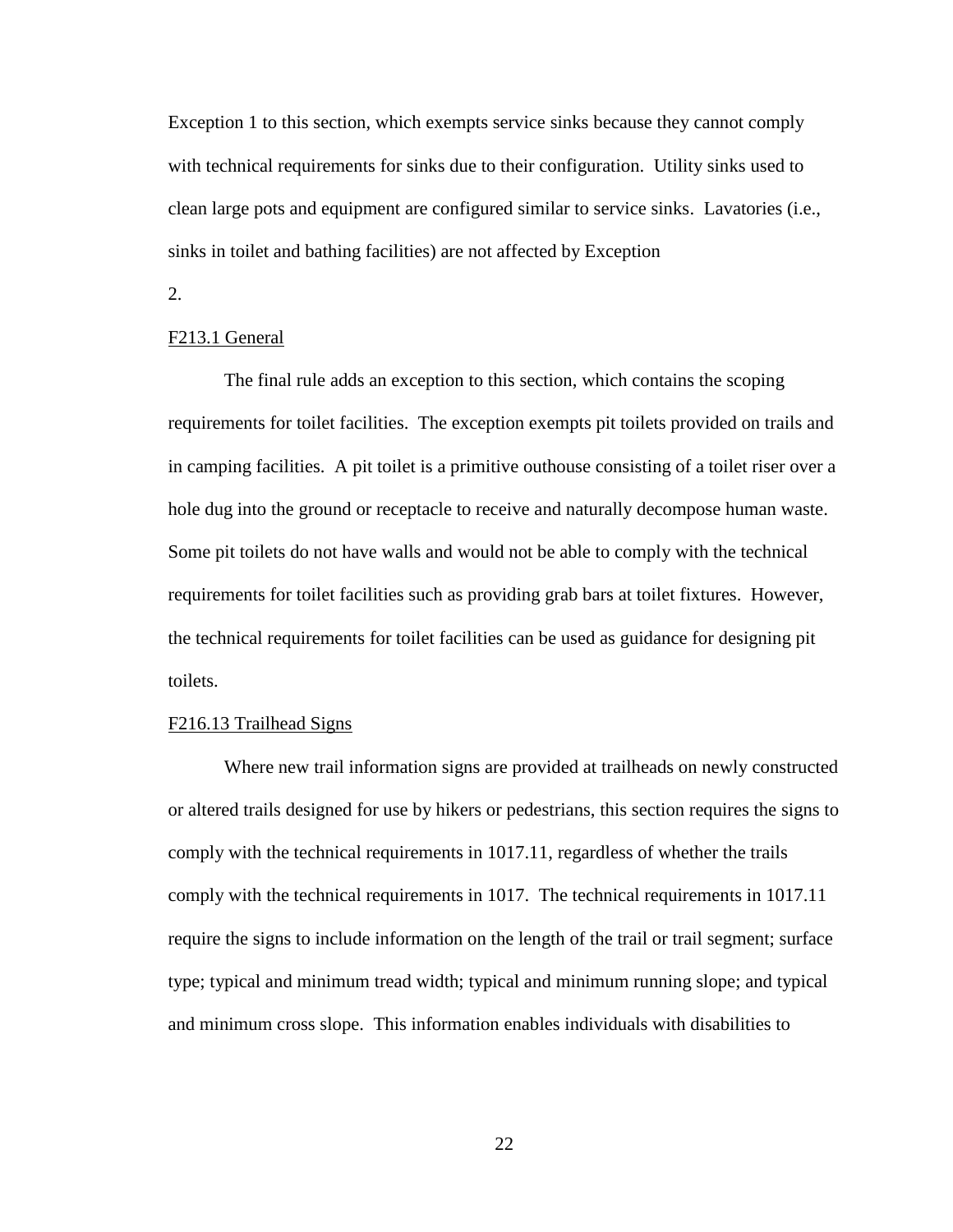Exception 1 to this section, which exempts service sinks because they cannot comply with technical requirements for sinks due to their configuration. Utility sinks used to clean large pots and equipment are configured similar to service sinks. Lavatories (i.e., sinks in toilet and bathing facilities) are not affected by Exception 2.

F213.1 General

The final rule adds an exception to this section, which contains the scoping requirements for toilet facilities. The exception exempts pit toilets provided on trails and in camping facilities. A pit toilet is a primitive outhouse consisting of a toilet riser over a hole dug into the ground or receptacle to receive and naturally decompose human waste. Some pit toilets do not have walls and would not be able to comply with the technical requirements for toilet facilities such as providing grab bars at toilet fixtures. However, the technical requirements for toilet facilities can be used as guidance for designing pit toilets.

F216.13 Trailhead Signs

Where new trail information signs are provided at trailheads on newly constructed or altered trails designed for use by hikers or pedestrians, this section requires the signs to comply with the technical requirements in 1017.11, regardless of whether the trails comply with the technical requirements in 1017. The technical requirements in 1017.11 require the signs to include information on the length of the trail or trail segment; surface type; typical and minimum tread width; typical and minimum running slope; and typical and minimum cross slope. This information enables individuals with disabilities to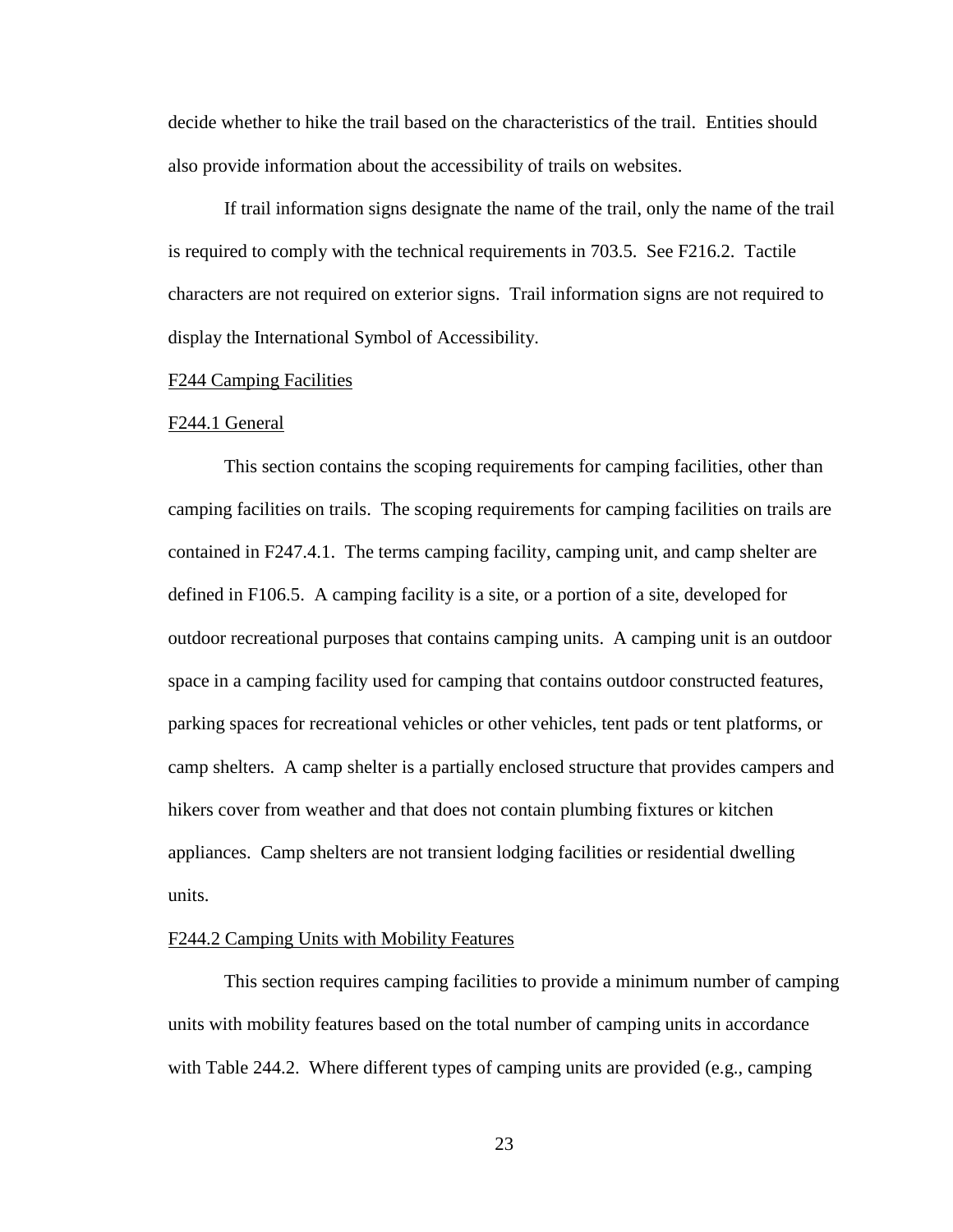decide whether to hike the trail based on the characteristics of the trail. Entities should also provide information about the accessibility of trails on websites.

If trail information signs designate the name of the trail, only the name of the trail is required to comply with the technical requirements in 703.5. See F216.2. Tactile characters are not required on exterior signs. Trail information signs are not required to display the International Symbol of Accessibility.

## F244 Camping Facilities

### F244.1 General

This section contains the scoping requirements for camping facilities, other than camping facilities on trails. The scoping requirements for camping facilities on trails are contained in F247.4.1. The terms camping facility, camping unit, and camp shelter are defined in F106.5. A camping facility is a site, or a portion of a site, developed for outdoor recreational purposes that contains camping units. A camping unit is an outdoor space in a camping facility used for camping that contains outdoor constructed features, parking spaces for recreational vehicles or other vehicles, tent pads or tent platforms, or camp shelters. A camp shelter is a partially enclosed structure that provides campers and hikers cover from weather and that does not contain plumbing fixtures or kitchen appliances. Camp shelters are not transient lodging facilities or residential dwelling units.

### F244.2 Camping Units with Mobility Features

This section requires camping facilities to provide a minimum number of camping units with mobility features based on the total number of camping units in accordance with Table 244.2. Where different types of camping units are provided (e.g., camping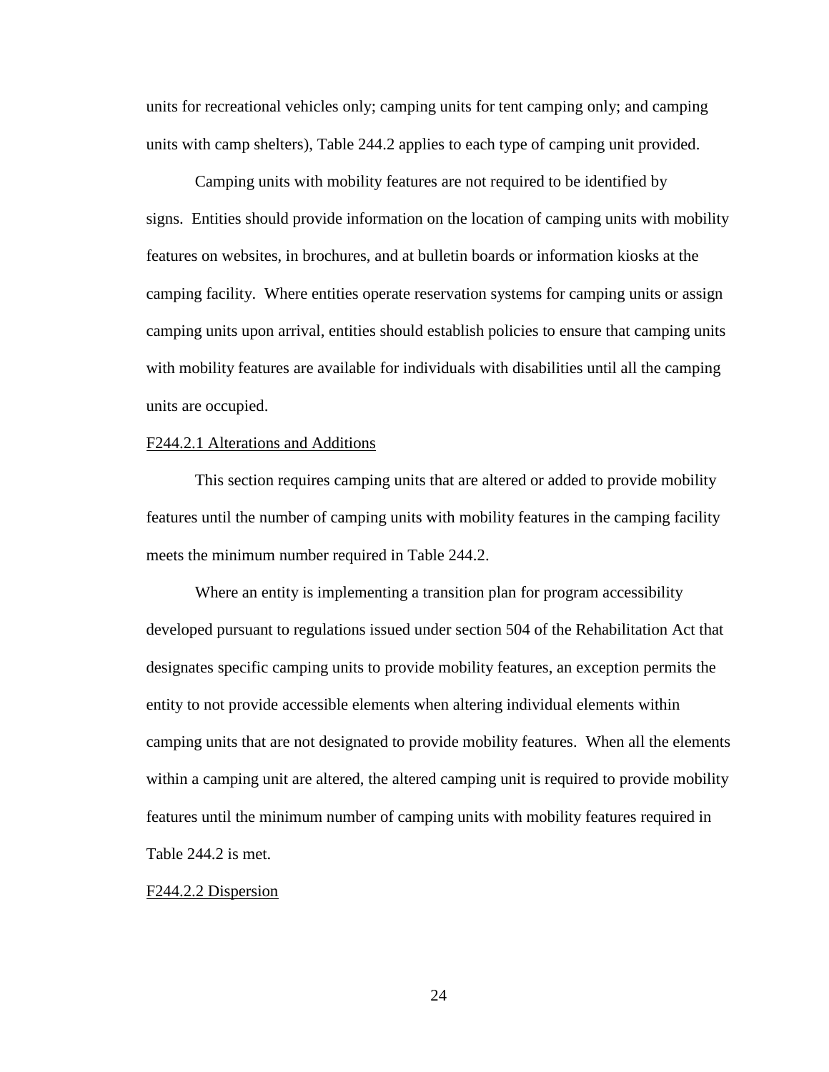units for recreational vehicles only; camping units for tent camping only; and camping units with camp shelters), Table 244.2 applies to each type of camping unit provided.

Camping units with mobility features are not required to be identified by signs. Entities should provide information on the location of camping units with mobility features on websites, in brochures, and at bulletin boards or information kiosks at the camping facility. Where entities operate reservation systems for camping units or assign camping units upon arrival, entities should establish policies to ensure that camping units with mobility features are available for individuals with disabilities until all the camping units are occupied.

<u>F244.2.1 Alterations and Additions</u>

This section requires camping units that are altered or added to provide mobility features until the number of camping units with mobility features in the camping facility meets the minimum number required in Table 244.2.

Where an entity is implementing a transition plan for program accessibility developed pursuant to regulations issued under section 504 of the Rehabilitation Act that designates specific camping units to provide mobility features, an exception permits the entity to not provide accessible elements when altering individual elements within camping units that are not designated to provide mobility features. When all the elements within a camping unit are altered, the altered camping unit is required to provide mobility features until the minimum number of camping units with mobility features required in Table 244.2 is met.

<u>F244.2.2 Dispersion</u>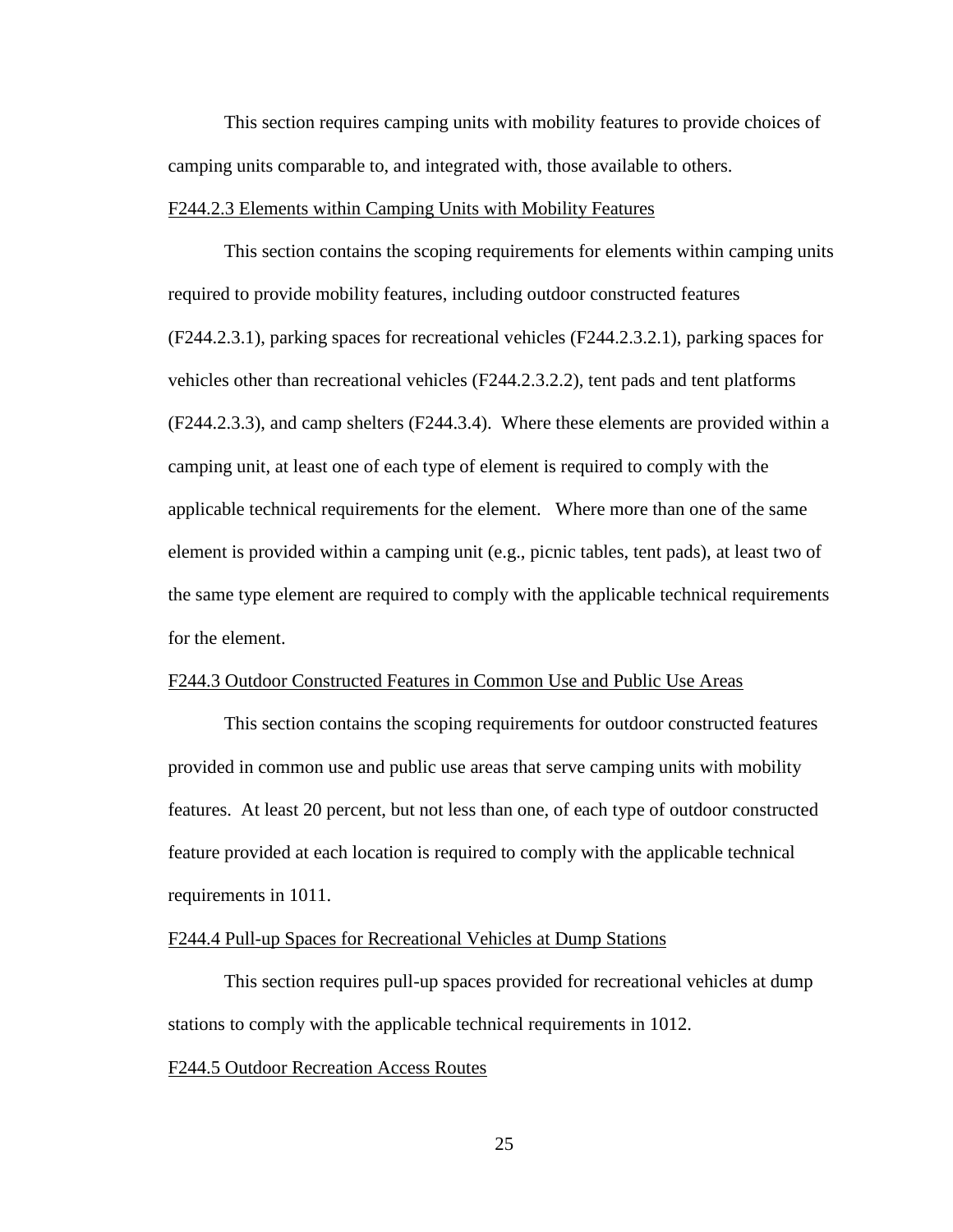This section requires camping units with mobility features to provide choices of camping units comparable to, and integrated with, those available to others.

F244.2.3 Elements within Camping Units with Mobility Features

This section contains the scoping requirements for elements within camping units required to provide mobility features, including outdoor constructed features (F244.2.3.1), parking spaces for recreational vehicles (F244.2.3.2.1), parking spaces for vehicles other than recreational vehicles (F244.2.3.2.2), tent pads and tent platforms (F244.2.3.3), and camp shelters (F244.3.4). Where these elements are provided within a camping unit, at least one of each type of element is required to comply with the applicable technical requirements for the element. Where more than one of the same element is provided within a camping unit (e.g., picnic tables, tent pads), at least two of the same type element are required to comply with the applicable technical requirements for the element.

F244.3 Outdoor Constructed Features in Common Use and Public Use Areas

This section contains the scoping requirements for outdoor constructed features provided in common use and public use areas that serve camping units with mobility features. At least 20 percent, but not less than one, of each type of outdoor constructed feature provided at each location is required to comply with the applicable technical requirements in 1011.

F244.4 Pull-up Spaces for Recreational Vehicles at Dump Stations

This section requires pull-up spaces provided for recreational vehicles at dump stations to comply with the applicable technical requirements in 1012.

F244.5 Outdoor Recreation Access Routes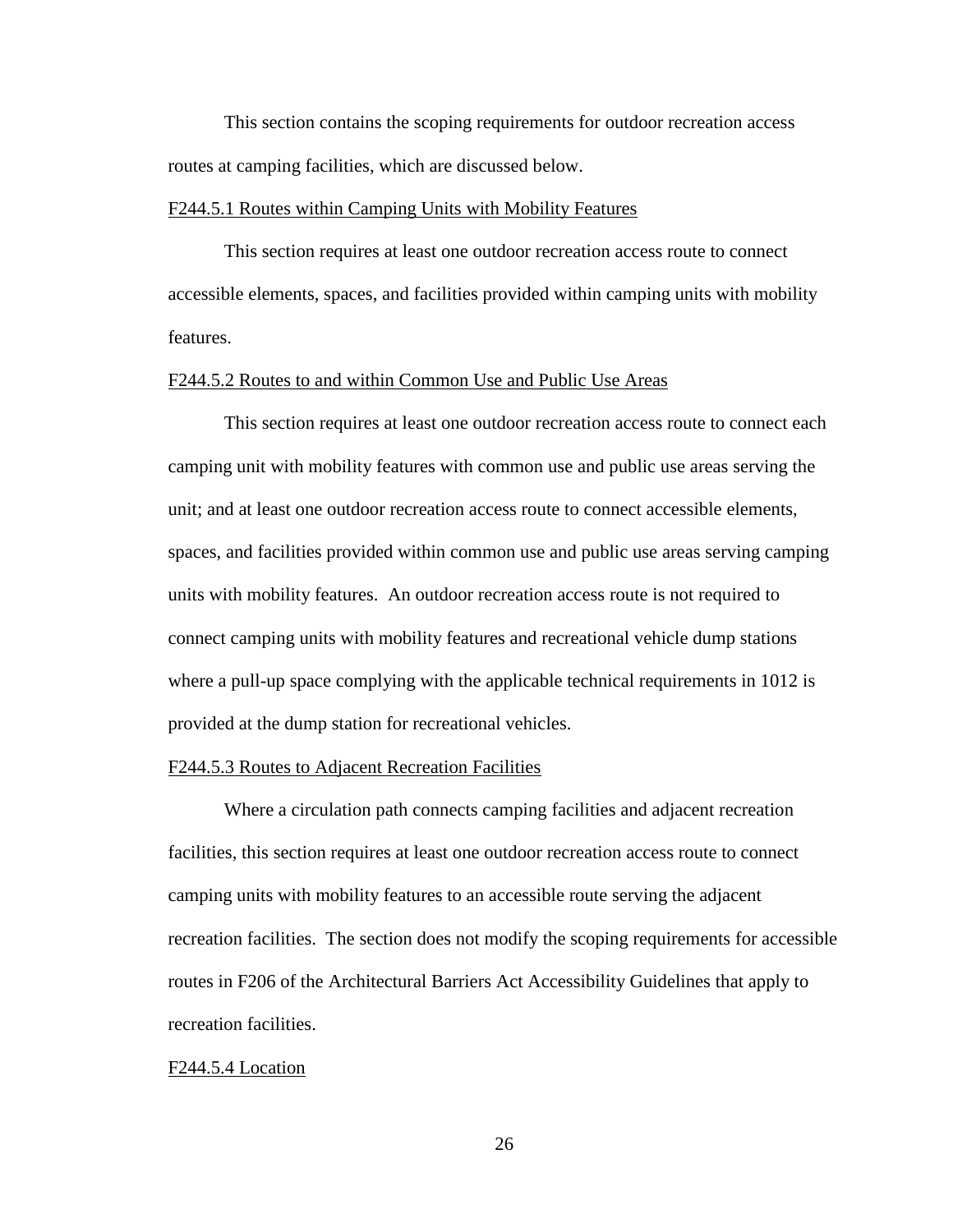This section contains the scoping requirements for outdoor recreation access routes at camping facilities, which are discussed below.

### F244.5.1 Routes within Camping Units with Mobility Features

This section requires at least one outdoor recreation access route to connect accessible elements, spaces, and facilities provided within camping units with mobility features.

### F244.5.2 Routes to and within Common Use and Public Use Areas

This section requires at least one outdoor recreation access route to connect each camping unit with mobility features with common use and public use areas serving the unit; and at least one outdoor recreation access route to connect accessible elements, spaces, and facilities provided within common use and public use areas serving camping units with mobility features. An outdoor recreation access route is not required to connect camping units with mobility features and recreational vehicle dump stations where a pull-up space complying with the applicable technical requirements in 1012 is provided at the dump station for recreational vehicles.

### F244.5.3 Routes to Adjacent Recreation Facilities

Where a circulation path connects camping facilities and adjacent recreation facilities, this section requires at least one outdoor recreation access route to connect camping units with mobility features to an accessible route serving the adjacent recreation facilities. The section does not modify the scoping requirements for accessible routes in F206 of the Architectural Barriers Act Accessibility Guidelines that apply to recreation facilities.

### F244.5.4 Location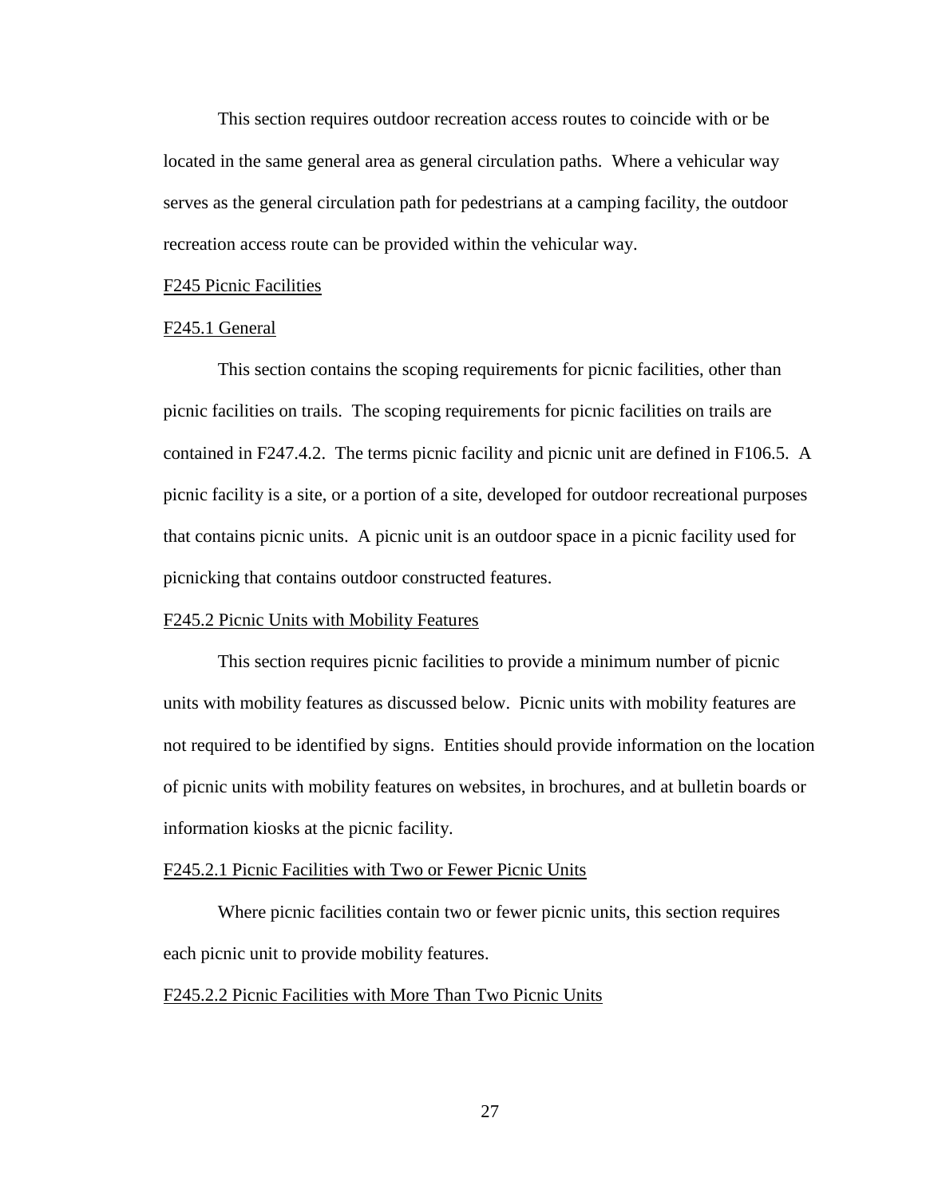This section requires outdoor recreation access routes to coincide with or be located in the same general area as general circulation paths. Where a vehicular way serves as the general circulation path for pedestrians at a camping facility, the outdoor recreation access route can be provided within the vehicular way.

## F245 Picnic Facilities

### F245.1 General

This section contains the scoping requirements for picnic facilities, other than picnic facilities on trails. The scoping requirements for picnic facilities on trails are contained in F247.4.2. The terms picnic facility and picnic unit are defined in F106.5. A picnic facility is a site, or a portion of a site, developed for outdoor recreational purposes that contains picnic units. A picnic unit is an outdoor space in a picnic facility used for picnicking that contains outdoor constructed features.

### F245.2 Picnic Units with Mobility Features

This section requires picnic facilities to provide a minimum number of picnic units with mobility features as discussed below. Picnic units with mobility features are not required to be identified by signs. Entities should provide information on the location of picnic units with mobility features on websites, in brochures, and at bulletin boards or information kiosks at the picnic facility.

#### F245.2.1 Picnic Facilities with Two or Fewer Picnic Units

Where picnic facilities contain two or fewer picnic units, this section requires each picnic unit to provide mobility features.

#### F245.2.2 Picnic Facilities with More Than Two Picnic Units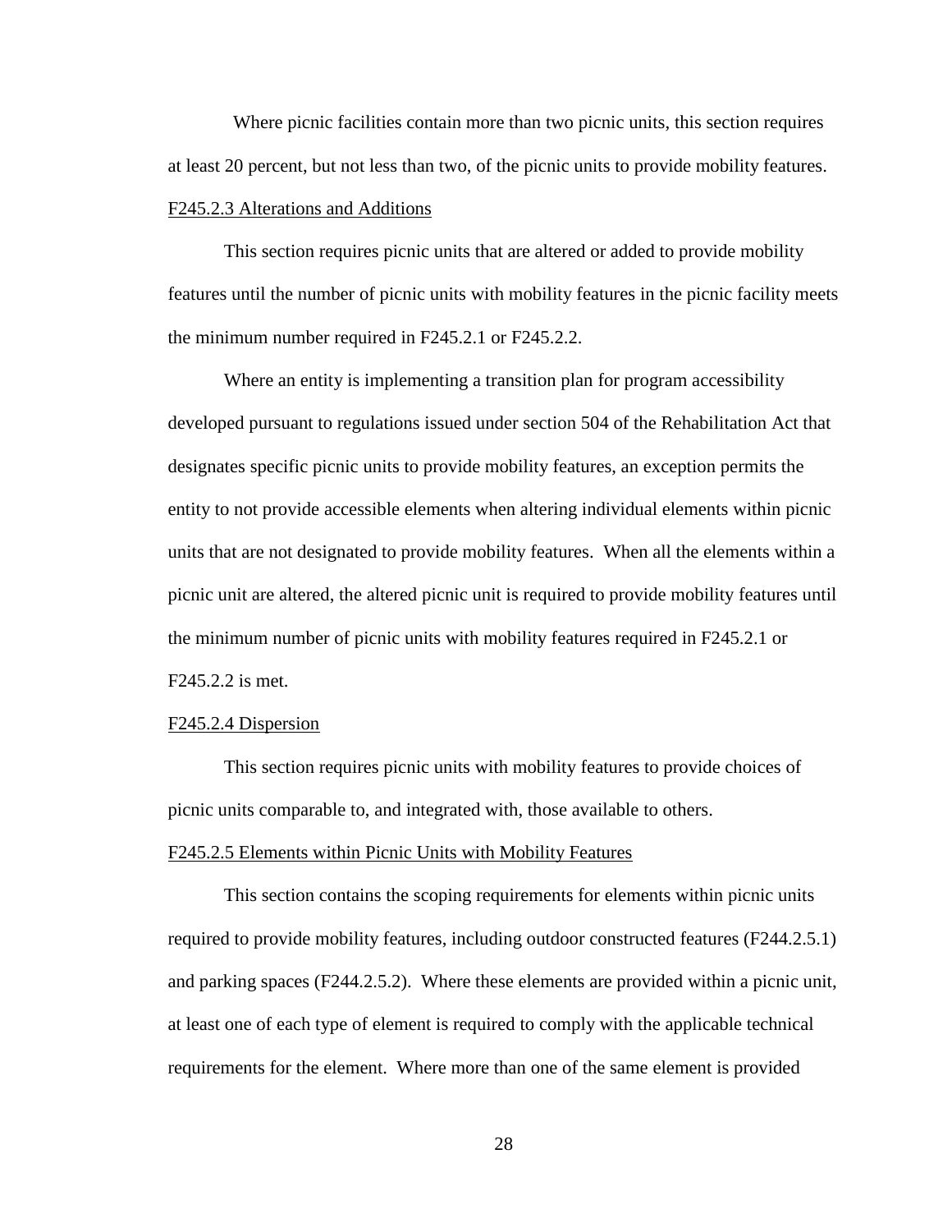Where picnic facilities contain more than two picnic units, this section requires at least 20 percent, but not less than two, of the picnic units to provide mobility features.

F245.2.3 Alterations and Additions

This section requires picnic units that are altered or added to provide mobility features until the number of picnic units with mobility features in the picnic facility meets the minimum number required in F245.2.1 or F245.2.2.

Where an entity is implementing a transition plan for program accessibility developed pursuant to regulations issued under section 504 of the Rehabilitation Act that designates specific picnic units to provide mobility features, an exception permits the entity to not provide accessible elements when altering individual elements within picnic units that are not designated to provide mobility features. When all the elements within a picnic unit are altered, the altered picnic unit is required to provide mobility features until the minimum number of picnic units with mobility features required in F245.2.1 or F245.2.2 is met.

F245.2.4 Dispersion

This section requires picnic units with mobility features to provide choices of picnic units comparable to, and integrated with, those available to others.

F245.2.5 Elements within Picnic Units with Mobility Features

This section contains the scoping requirements for elements within picnic units required to provide mobility features, including outdoor constructed features (F244.2.5.1) and parking spaces (F244.2.5.2). Where these elements are provided within a picnic unit, at least one of each type of element is required to comply with the applicable technical requirements for the element. Where more than one of the same element is provided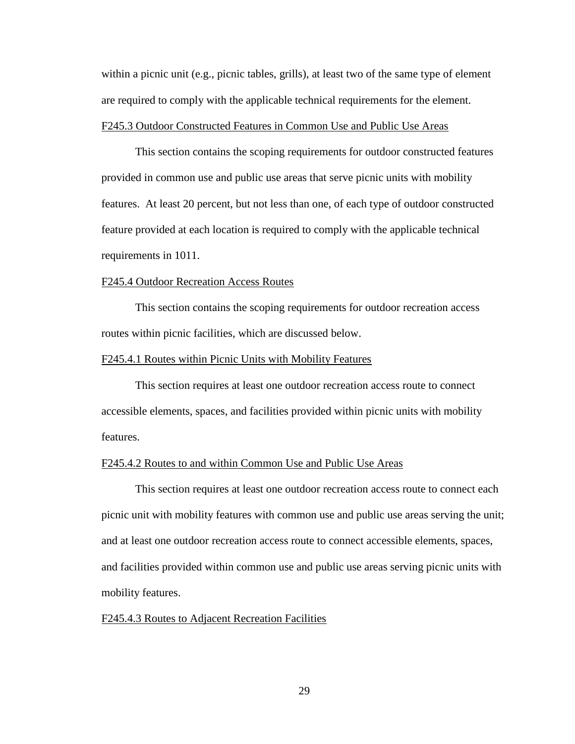within a picnic unit (e.g., picnic tables, grills), at least two of the same type of element are required to comply with the applicable technical requirements for the element.

#### F245.3 Outdoor Constructed Features in Common Use and Public Use Areas

This section contains the scoping requirements for outdoor constructed features provided in common use and public use areas that serve picnic units with mobility features. At least 20 percent, but not less than one, of each type of outdoor constructed feature provided at each location is required to comply with the applicable technical requirements in 1011.

#### F245.4 Outdoor Recreation Access Routes

This section contains the scoping requirements for outdoor recreation access routes within picnic facilities, which are discussed below.

#### F245.4.1 Routes within Picnic Units with Mobility Features

This section requires at least one outdoor recreation access route to connect accessible elements, spaces, and facilities provided within picnic units with mobility features.

#### F245.4.2 Routes to and within Common Use and Public Use Areas

This section requires at least one outdoor recreation access route to connect each picnic unit with mobility features with common use and public use areas serving the unit; and at least one outdoor recreation access route to connect accessible elements, spaces, and facilities provided within common use and public use areas serving picnic units with mobility features.

#### F245.4.3 Routes to Adjacent Recreation Facilities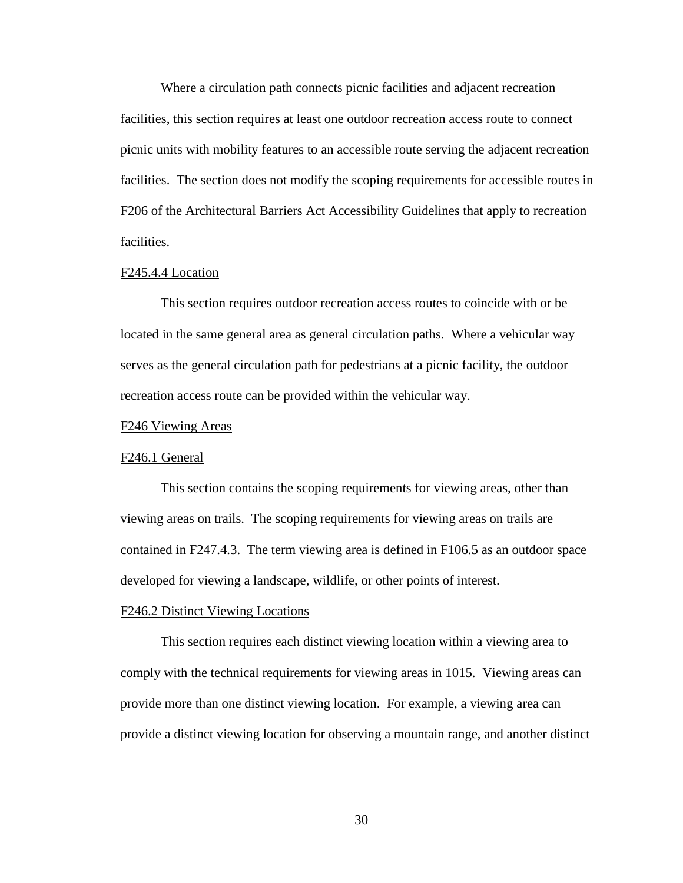Where a circulation path connects picnic facilities and adjacent recreation facilities, this section requires at least one outdoor recreation access route to connect picnic units with mobility features to an accessible route serving the adjacent recreation facilities. The section does not modify the scoping requirements for accessible routes in F206 of the Architectural Barriers Act Accessibility Guidelines that apply to recreation facilities.

F245.4.4 Location

This section requires outdoor recreation access routes to coincide with or be located in the same general area as general circulation paths. Where a vehicular way serves as the general circulation path for pedestrians at a picnic facility, the outdoor recreation access route can be provided within the vehicular way.

F246 Viewing Areas

F246.1 General

This section contains the scoping requirements for viewing areas, other than viewing areas on trails. The scoping requirements for viewing areas on trails are contained in F247.4.3. The term viewing area is defined in F106.5 as an outdoor space developed for viewing a landscape, wildlife, or other points of interest.

F246.2 Distinct Viewing Locations

This section requires each distinct viewing location within a viewing area to comply with the technical requirements for viewing areas in 1015. Viewing areas can provide more than one distinct viewing location. For example, a viewing area can provide a distinct viewing location for observing a mountain range, and another distinct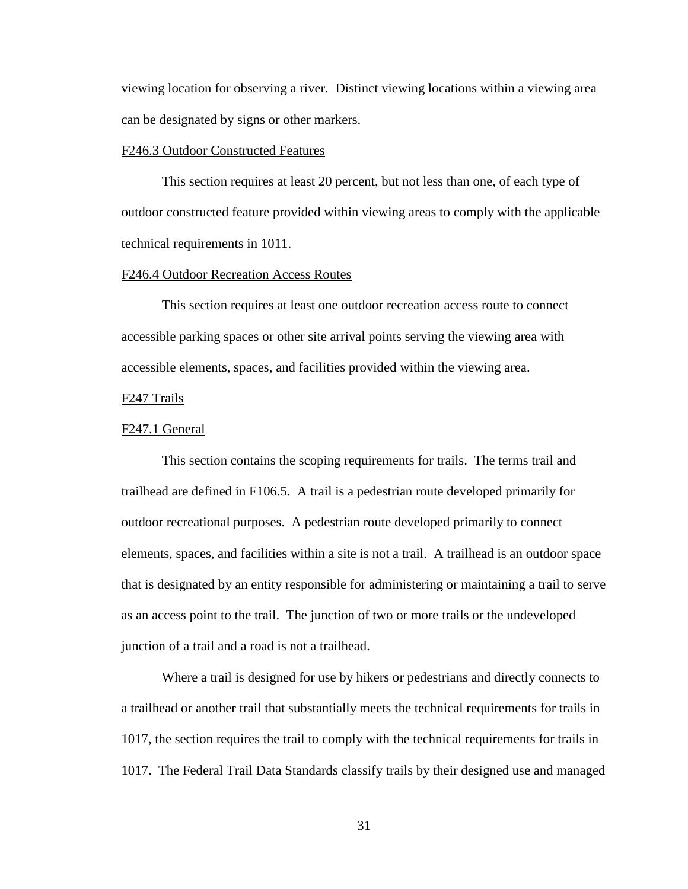viewing location for observing a river. Distinct viewing locations within a viewing area can be designated by signs or other markers.

### F246.3 Outdoor Constructed Features

This section requires at least 20 percent, but not less than one, of each type of outdoor constructed feature provided within viewing areas to comply with the applicable technical requirements in 1011.

### F246.4 Outdoor Recreation Access Routes

This section requires at least one outdoor recreation access route to connect accessible parking spaces or other site arrival points serving the viewing area with accessible elements, spaces, and facilities provided within the viewing area.

## F247 Trails

### F247.1 General

This section contains the scoping requirements for trails. The terms trail and trailhead are defined in F106.5. A trail is a pedestrian route developed primarily for outdoor recreational purposes. A pedestrian route developed primarily to connect elements, spaces, and facilities within a site is not a trail. A trailhead is an outdoor space that is designated by an entity responsible for administering or maintaining a trail to serve as an access point to the trail. The junction of two or more trails or the undeveloped junction of a trail and a road is not a trailhead.

Where a trail is designed for use by hikers or pedestrians and directly connects to a trailhead or another trail that substantially meets the technical requirements for trails in 1017, the section requires the trail to comply with the technical requirements for trails in 1017. The Federal Trail Data Standards classify trails by their designed use and managed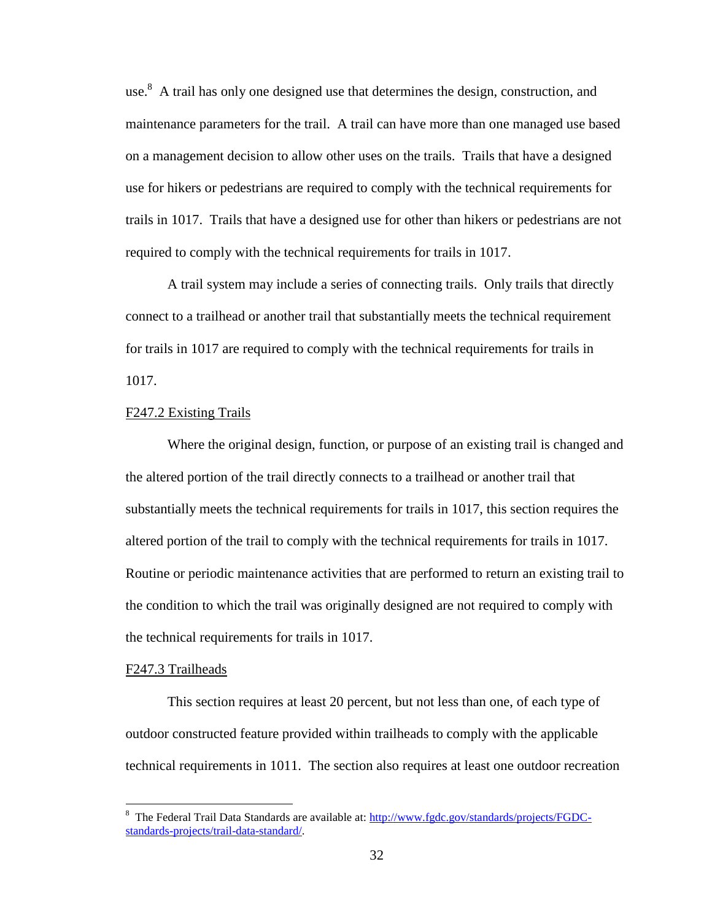use.[8] A trail has only one designed use that determines the design, construction, and maintenance parameters for the trail. A trail can have more than one managed use based on a management decision to allow other uses on the trails. Trails that have a designed use for hikers or pedestrians are required to comply with the technical requirements for trails in 1017. Trails that have a designed use for other than hikers or pedestrians are not required to comply with the technical requirements for trails in 1017.

A trail system may include a series of connecting trails. Only trails that directly connect to a trailhead or another trail that substantially meets the technical requirement for trails in 1017 are required to comply with the technical requirements for trails in 1017.

F247.2 Existing Trails

Where the original design, function, or purpose of an existing trail is changed and the altered portion of the trail directly connects to a trailhead or another trail that substantially meets the technical requirements for trails in 1017, this section requires the altered portion of the trail to comply with the technical requirements for trails in 1017. Routine or periodic maintenance activities that are performed to return an existing trail to the condition to which the trail was originally designed are not required to comply with the technical requirements for trails in 1017.

F247.3 Trailheads

This section requires at least 20 percent, but not less than one, of each type of outdoor constructed feature provided within trailheads to comply with the applicable technical requirements in 1011. The section also requires at least one outdoor recreation

---

[8] The Federal Trail Data Standards are available at: [http://www.fgdc.gov/standards/projects/FGDC-standards-projects/trail-data-standard/](http://www.fgdc.gov/standards/projects/FGDC-standards-projects/trail-data-standard/).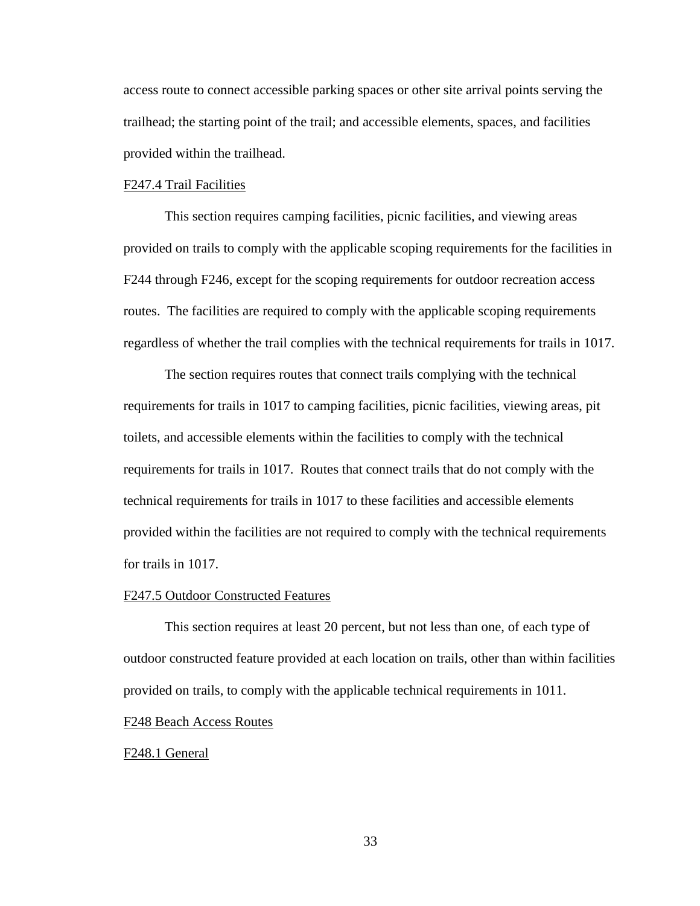access route to connect accessible parking spaces or other site arrival points serving the trailhead; the starting point of the trail; and accessible elements, spaces, and facilities provided within the trailhead.

F247.4 Trail Facilities

This section requires camping facilities, picnic facilities, and viewing areas provided on trails to comply with the applicable scoping requirements for the facilities in F244 through F246, except for the scoping requirements for outdoor recreation access routes. The facilities are required to comply with the applicable scoping requirements regardless of whether the trail complies with the technical requirements for trails in 1017.

The section requires routes that connect trails complying with the technical requirements for trails in 1017 to camping facilities, picnic facilities, viewing areas, pit toilets, and accessible elements within the facilities to comply with the technical requirements for trails in 1017. Routes that connect trails that do not comply with the technical requirements for trails in 1017 to these facilities and accessible elements provided within the facilities are not required to comply with the technical requirements for trails in 1017.

F247.5 Outdoor Constructed Features

This section requires at least 20 percent, but not less than one, of each type of outdoor constructed feature provided at each location on trails, other than within facilities provided on trails, to comply with the applicable technical requirements in 1011.

F248 Beach Access Routes

F248.1 General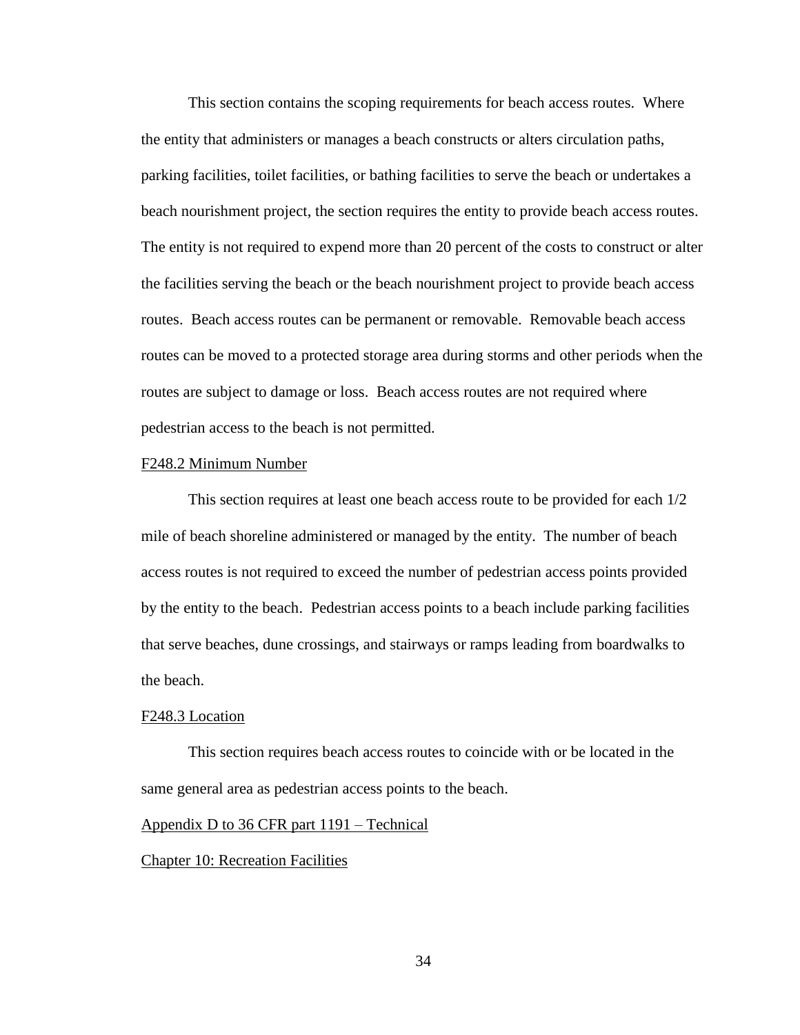This section contains the scoping requirements for beach access routes. Where the entity that administers or manages a beach constructs or alters circulation paths, parking facilities, toilet facilities, or bathing facilities to serve the beach or undertakes a beach nourishment project, the section requires the entity to provide beach access routes. The entity is not required to expend more than 20 percent of the costs to construct or alter the facilities serving the beach or the beach nourishment project to provide beach access routes. Beach access routes can be permanent or removable. Removable beach access routes can be moved to a protected storage area during storms and other periods when the routes are subject to damage or loss. Beach access routes are not required where pedestrian access to the beach is not permitted.

F248.2 Minimum Number

This section requires at least one beach access route to be provided for each 1/2 mile of beach shoreline administered or managed by the entity. The number of beach access routes is not required to exceed the number of pedestrian access points provided by the entity to the beach. Pedestrian access points to a beach include parking facilities that serve beaches, dune crossings, and stairways or ramps leading from boardwalks to the beach.

F248.3 Location

This section requires beach access routes to coincide with or be located in the same general area as pedestrian access points to the beach.

Appendix D to 36 CFR part 1191 – Technical

Chapter 10: Recreation Facilities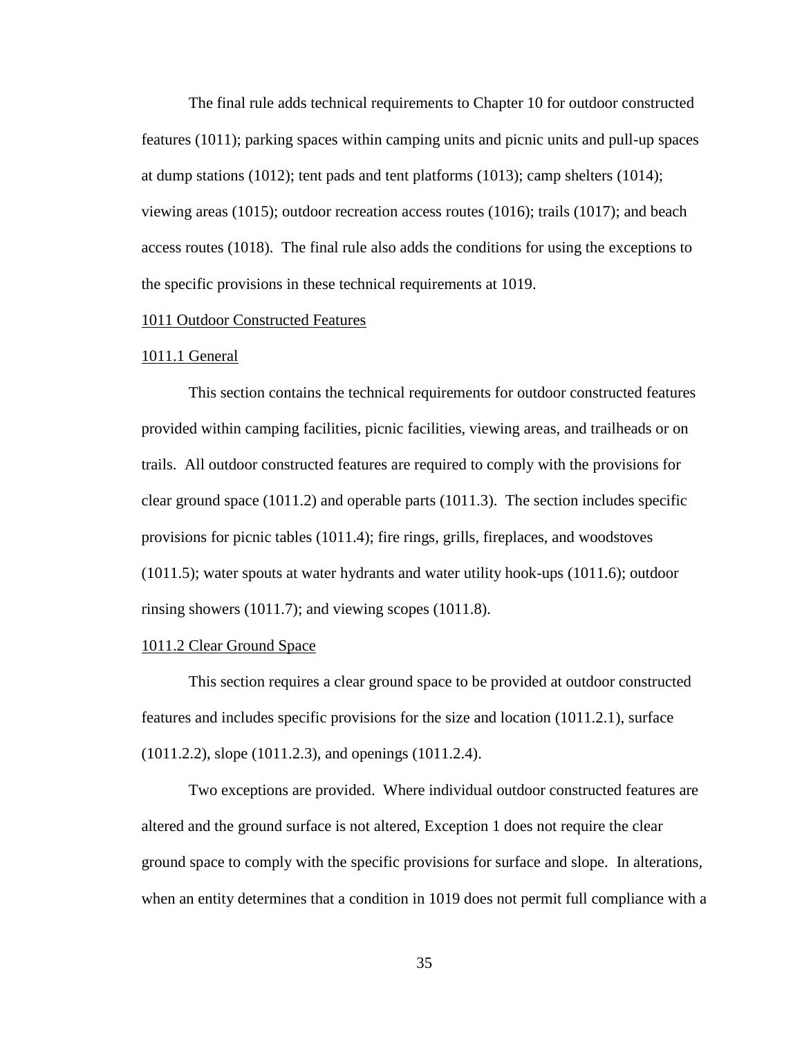The final rule adds technical requirements to Chapter 10 for outdoor constructed features (1011); parking spaces within camping units and picnic units and pull-up spaces at dump stations (1012); tent pads and tent platforms (1013); camp shelters (1014); viewing areas (1015); outdoor recreation access routes (1016); trails (1017); and beach access routes (1018). The final rule also adds the conditions for using the exceptions to the specific provisions in these technical requirements at 1019.

<u>1011 Outdoor Constructed Features</u>

<u>1011.1 General</u>

This section contains the technical requirements for outdoor constructed features provided within camping facilities, picnic facilities, viewing areas, and trailheads or on trails. All outdoor constructed features are required to comply with the provisions for clear ground space (1011.2) and operable parts (1011.3). The section includes specific provisions for picnic tables (1011.4); fire rings, grills, fireplaces, and woodstoves (1011.5); water spouts at water hydrants and water utility hook-ups (1011.6); outdoor rinsing showers (1011.7); and viewing scopes (1011.8).

<u>1011.2 Clear Ground Space</u>

This section requires a clear ground space to be provided at outdoor constructed features and includes specific provisions for the size and location (1011.2.1), surface (1011.2.2), slope (1011.2.3), and openings (1011.2.4).

Two exceptions are provided. Where individual outdoor constructed features are altered and the ground surface is not altered, Exception 1 does not require the clear ground space to comply with the specific provisions for surface and slope. In alterations, when an entity determines that a condition in 1019 does not permit full compliance with a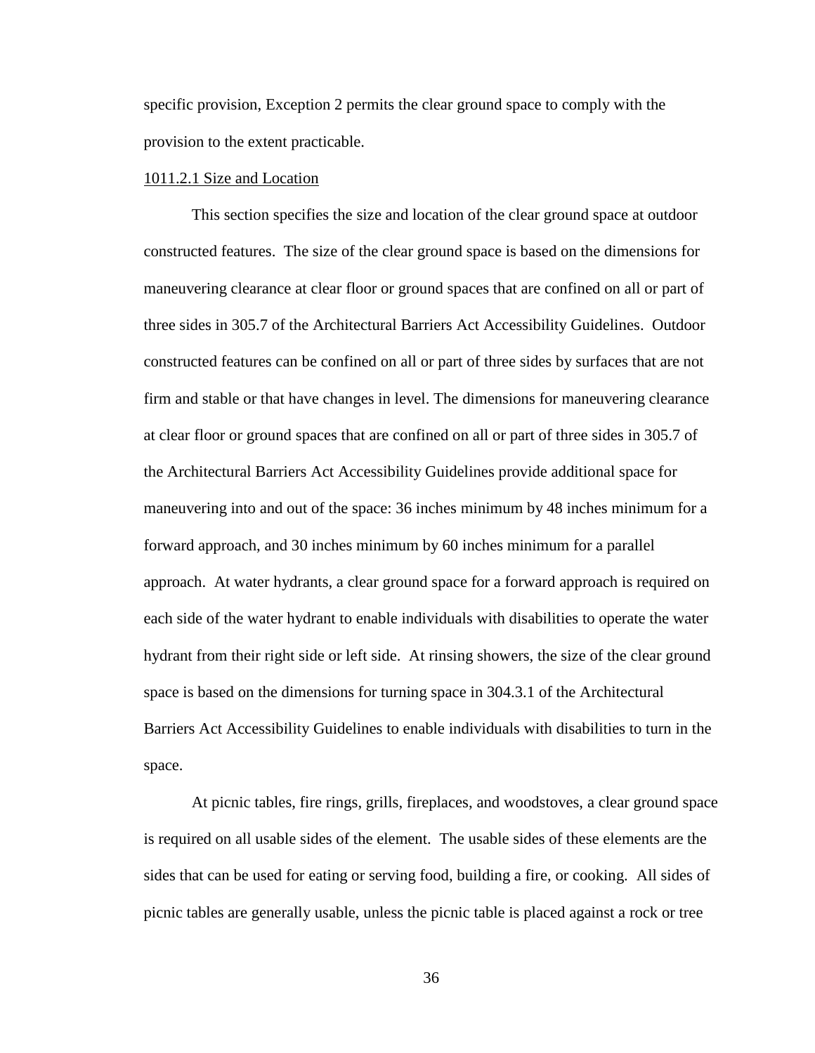specific provision, Exception 2 permits the clear ground space to comply with the provision to the extent practicable.

1011.2.1 Size and Location

This section specifies the size and location of the clear ground space at outdoor constructed features. The size of the clear ground space is based on the dimensions for maneuvering clearance at clear floor or ground spaces that are confined on all or part of three sides in 305.7 of the Architectural Barriers Act Accessibility Guidelines. Outdoor constructed features can be confined on all or part of three sides by surfaces that are not firm and stable or that have changes in level. The dimensions for maneuvering clearance at clear floor or ground spaces that are confined on all or part of three sides in 305.7 of the Architectural Barriers Act Accessibility Guidelines provide additional space for maneuvering into and out of the space: 36 inches minimum by 48 inches minimum for a forward approach, and 30 inches minimum by 60 inches minimum for a parallel approach. At water hydrants, a clear ground space for a forward approach is required on each side of the water hydrant to enable individuals with disabilities to operate the water hydrant from their right side or left side. At rinsing showers, the size of the clear ground space is based on the dimensions for turning space in 304.3.1 of the Architectural Barriers Act Accessibility Guidelines to enable individuals with disabilities to turn in the space.

At picnic tables, fire rings, grills, fireplaces, and woodstoves, a clear ground space is required on all usable sides of the element. The usable sides of these elements are the sides that can be used for eating or serving food, building a fire, or cooking. All sides of picnic tables are generally usable, unless the picnic table is placed against a rock or tree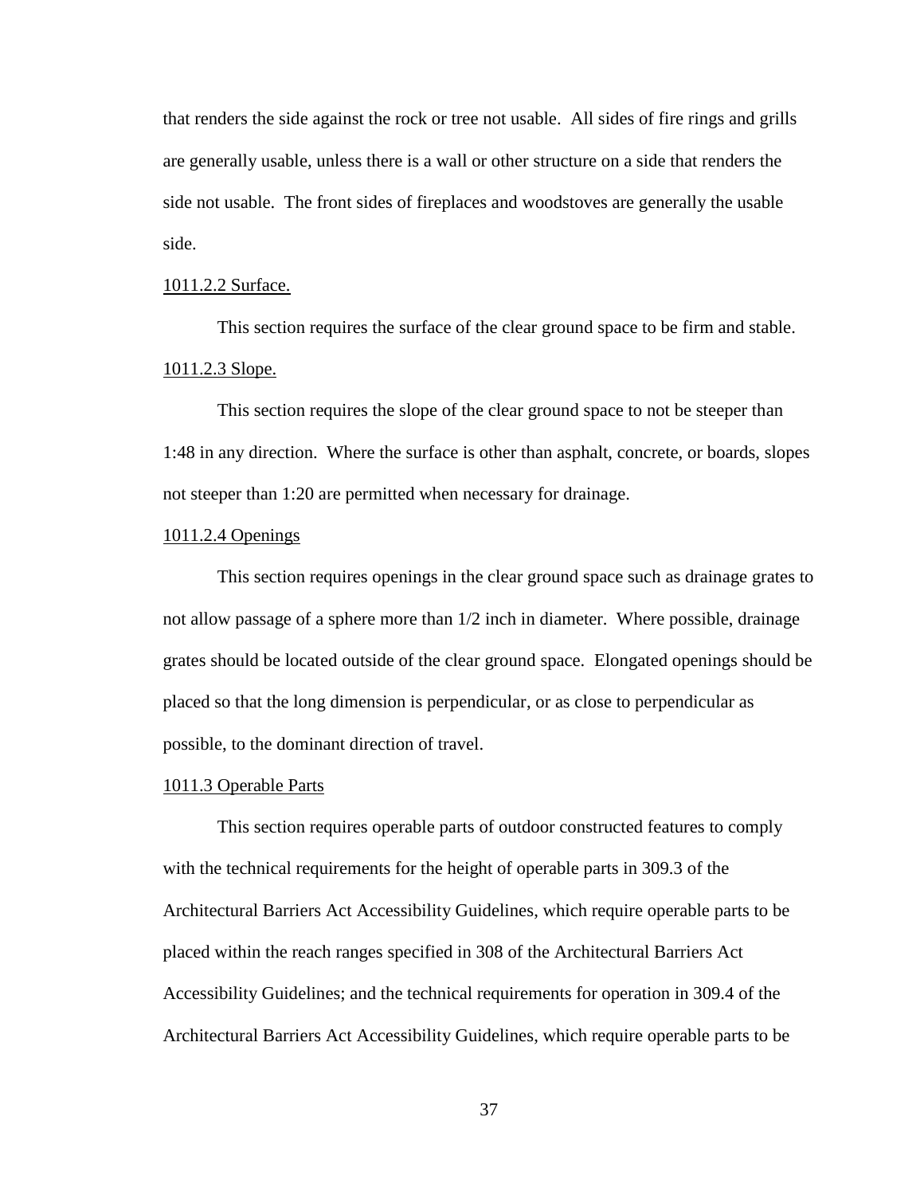that renders the side against the rock or tree not usable. All sides of fire rings and grills are generally usable, unless there is a wall or other structure on a side that renders the side not usable. The front sides of fireplaces and woodstoves are generally the usable side.

<u>1011.2.2 Surface.</u>

This section requires the surface of the clear ground space to be firm and stable.

<u>1011.2.3 Slope.</u>

This section requires the slope of the clear ground space to not be steeper than 1:48 in any direction. Where the surface is other than asphalt, concrete, or boards, slopes not steeper than 1:20 are permitted when necessary for drainage.

<u>1011.2.4 Openings</u>

This section requires openings in the clear ground space such as drainage grates to not allow passage of a sphere more than 1/2 inch in diameter. Where possible, drainage grates should be located outside of the clear ground space. Elongated openings should be placed so that the long dimension is perpendicular, or as close to perpendicular as possible, to the dominant direction of travel.

<u>1011.3 Operable Parts</u>

This section requires operable parts of outdoor constructed features to comply with the technical requirements for the height of operable parts in 309.3 of the Architectural Barriers Act Accessibility Guidelines, which require operable parts to be placed within the reach ranges specified in 308 of the Architectural Barriers Act Accessibility Guidelines; and the technical requirements for operation in 309.4 of the Architectural Barriers Act Accessibility Guidelines, which require operable parts to be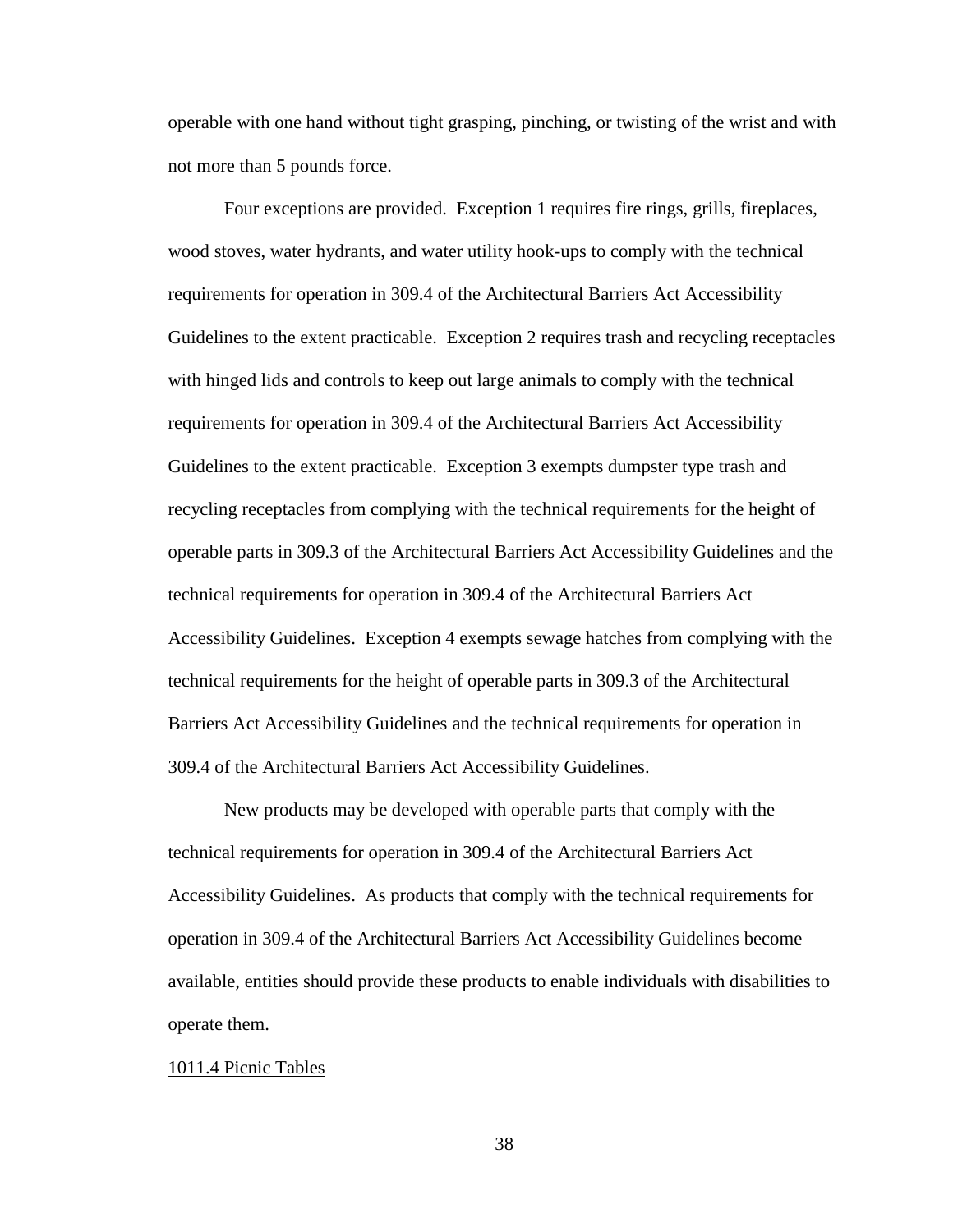operable with one hand without tight grasping, pinching, or twisting of the wrist and with not more than 5 pounds force.

Four exceptions are provided. Exception 1 requires fire rings, grills, fireplaces, wood stoves, water hydrants, and water utility hook-ups to comply with the technical requirements for operation in 309.4 of the Architectural Barriers Act Accessibility Guidelines to the extent practicable. Exception 2 requires trash and recycling receptacles with hinged lids and controls to keep out large animals to comply with the technical requirements for operation in 309.4 of the Architectural Barriers Act Accessibility Guidelines to the extent practicable. Exception 3 exempts dumpster type trash and recycling receptacles from complying with the technical requirements for the height of operable parts in 309.3 of the Architectural Barriers Act Accessibility Guidelines and the technical requirements for operation in 309.4 of the Architectural Barriers Act Accessibility Guidelines. Exception 4 exempts sewage hatches from complying with the technical requirements for the height of operable parts in 309.3 of the Architectural Barriers Act Accessibility Guidelines and the technical requirements for operation in 309.4 of the Architectural Barriers Act Accessibility Guidelines.

New products may be developed with operable parts that comply with the technical requirements for operation in 309.4 of the Architectural Barriers Act Accessibility Guidelines. As products that comply with the technical requirements for operation in 309.4 of the Architectural Barriers Act Accessibility Guidelines become available, entities should provide these products to enable individuals with disabilities to operate them.

<u>1011.4 Picnic Tables</u>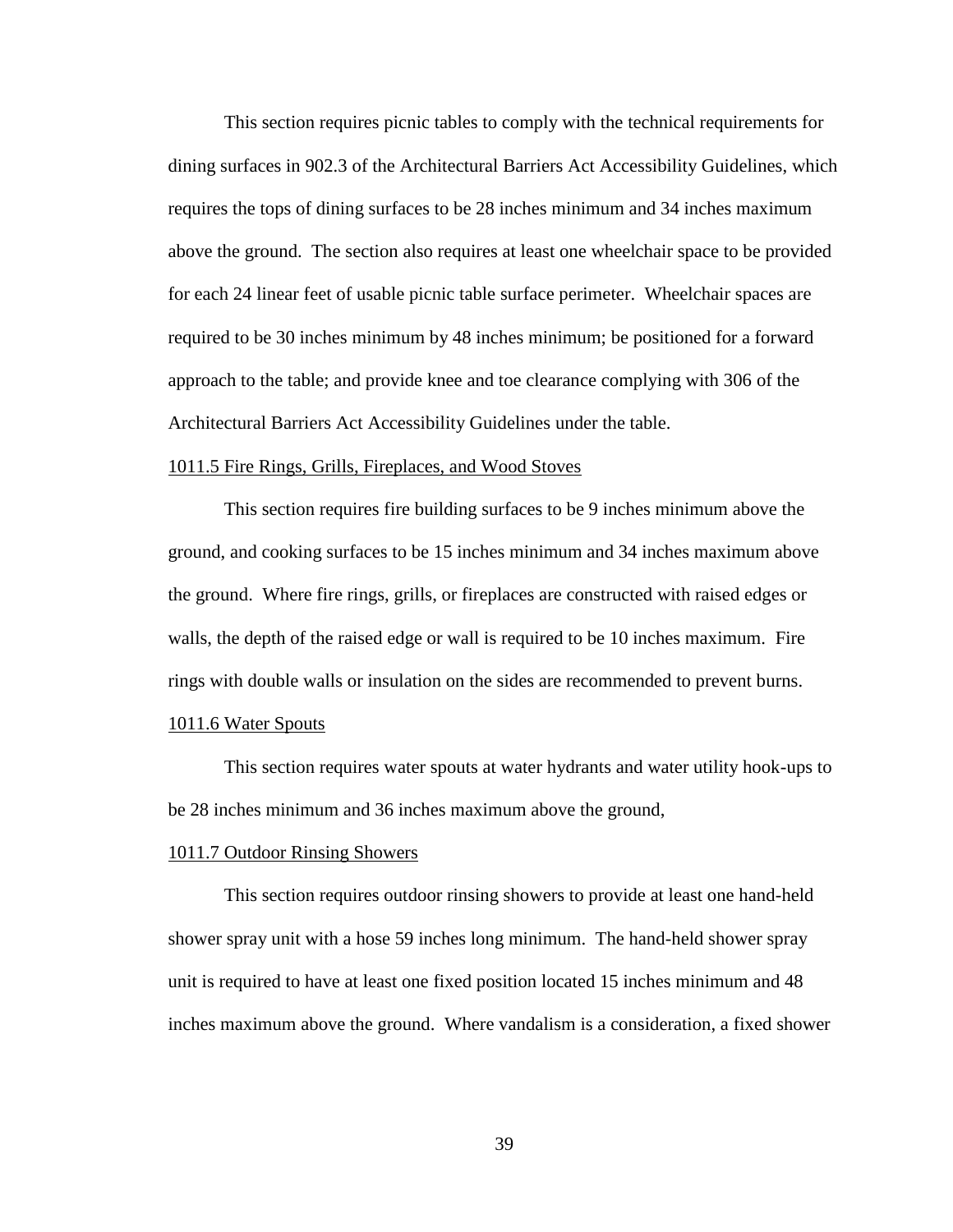This section requires picnic tables to comply with the technical requirements for dining surfaces in 902.3 of the Architectural Barriers Act Accessibility Guidelines, which requires the tops of dining surfaces to be 28 inches minimum and 34 inches maximum above the ground. The section also requires at least one wheelchair space to be provided for each 24 linear feet of usable picnic table surface perimeter. Wheelchair spaces are required to be 30 inches minimum by 48 inches minimum; be positioned for a forward approach to the table; and provide knee and toe clearance complying with 306 of the Architectural Barriers Act Accessibility Guidelines under the table.

### 1011.5 Fire Rings, Grills, Fireplaces, and Wood Stoves

This section requires fire building surfaces to be 9 inches minimum above the ground, and cooking surfaces to be 15 inches minimum and 34 inches maximum above the ground. Where fire rings, grills, or fireplaces are constructed with raised edges or walls, the depth of the raised edge or wall is required to be 10 inches maximum. Fire rings with double walls or insulation on the sides are recommended to prevent burns.

### 1011.6 Water Spouts

This section requires water spouts at water hydrants and water utility hook-ups to be 28 inches minimum and 36 inches maximum above the ground,

### 1011.7 Outdoor Rinsing Showers

This section requires outdoor rinsing showers to provide at least one hand-held shower spray unit with a hose 59 inches long minimum. The hand-held shower spray unit is required to have at least one fixed position located 15 inches minimum and 48 inches maximum above the ground. Where vandalism is a consideration, a fixed shower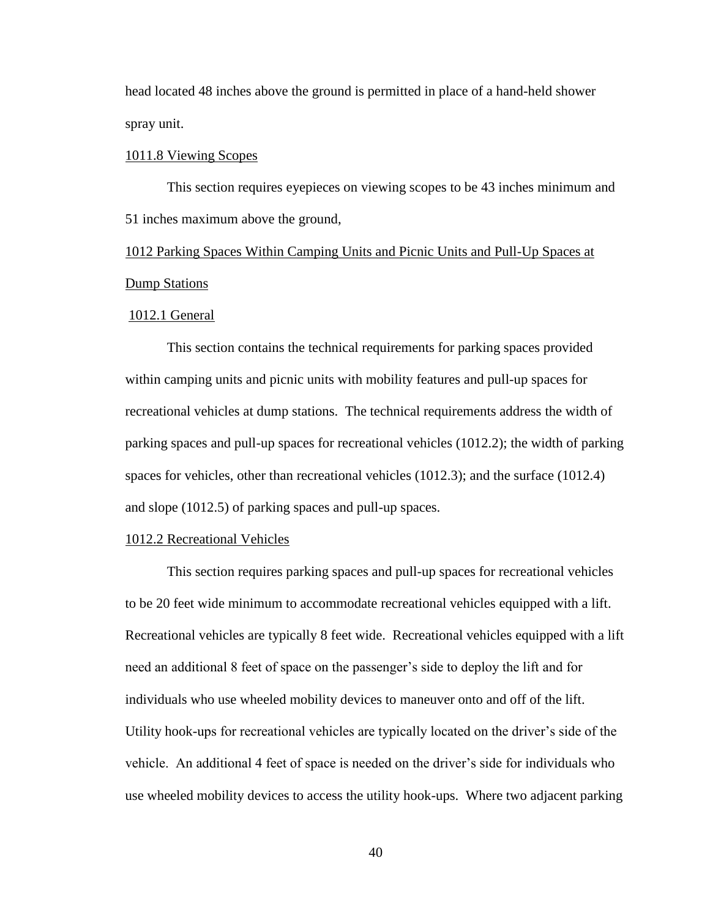head located 48 inches above the ground is permitted in place of a hand-held shower spray unit.

1011.8 Viewing Scopes

This section requires eyepieces on viewing scopes to be 43 inches minimum and 51 inches maximum above the ground,

1012 Parking Spaces Within Camping Units and Picnic Units and Pull-Up Spaces at Dump Stations

1012.1 General

This section contains the technical requirements for parking spaces provided within camping units and picnic units with mobility features and pull-up spaces for recreational vehicles at dump stations. The technical requirements address the width of parking spaces and pull-up spaces for recreational vehicles (1012.2); the width of parking spaces for vehicles, other than recreational vehicles (1012.3); and the surface (1012.4) and slope (1012.5) of parking spaces and pull-up spaces.

1012.2 Recreational Vehicles

This section requires parking spaces and pull-up spaces for recreational vehicles to be 20 feet wide minimum to accommodate recreational vehicles equipped with a lift. Recreational vehicles are typically 8 feet wide. Recreational vehicles equipped with a lift need an additional 8 feet of space on the passenger's side to deploy the lift and for individuals who use wheeled mobility devices to maneuver onto and off of the lift. Utility hook-ups for recreational vehicles are typically located on the driver's side of the vehicle. An additional 4 feet of space is needed on the driver's side for individuals who use wheeled mobility devices to access the utility hook-ups. Where two adjacent parking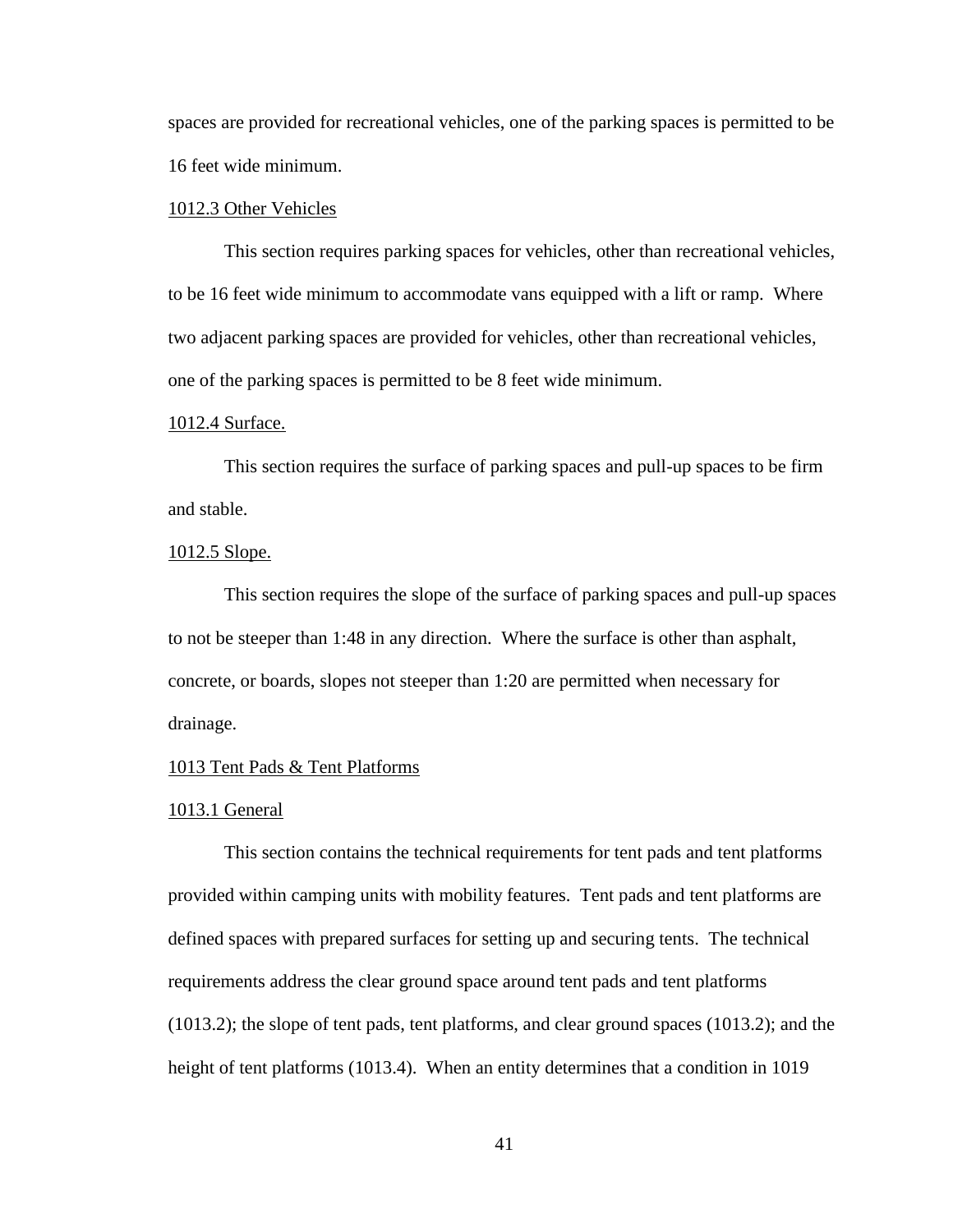spaces are provided for recreational vehicles, one of the parking spaces is permitted to be 16 feet wide minimum.

1012.3 Other Vehicles

This section requires parking spaces for vehicles, other than recreational vehicles, to be 16 feet wide minimum to accommodate vans equipped with a lift or ramp. Where two adjacent parking spaces are provided for vehicles, other than recreational vehicles, one of the parking spaces is permitted to be 8 feet wide minimum.

1012.4 Surface.

This section requires the surface of parking spaces and pull-up spaces to be firm and stable.

1012.5 Slope.

This section requires the slope of the surface of parking spaces and pull-up spaces to not be steeper than 1:48 in any direction. Where the surface is other than asphalt, concrete, or boards, slopes not steeper than 1:20 are permitted when necessary for drainage.

1013 Tent Pads & Tent Platforms

1013.1 General

This section contains the technical requirements for tent pads and tent platforms provided within camping units with mobility features. Tent pads and tent platforms are defined spaces with prepared surfaces for setting up and securing tents. The technical requirements address the clear ground space around tent pads and tent platforms (1013.2); the slope of tent pads, tent platforms, and clear ground spaces (1013.2); and the height of tent platforms (1013.4). When an entity determines that a condition in 1019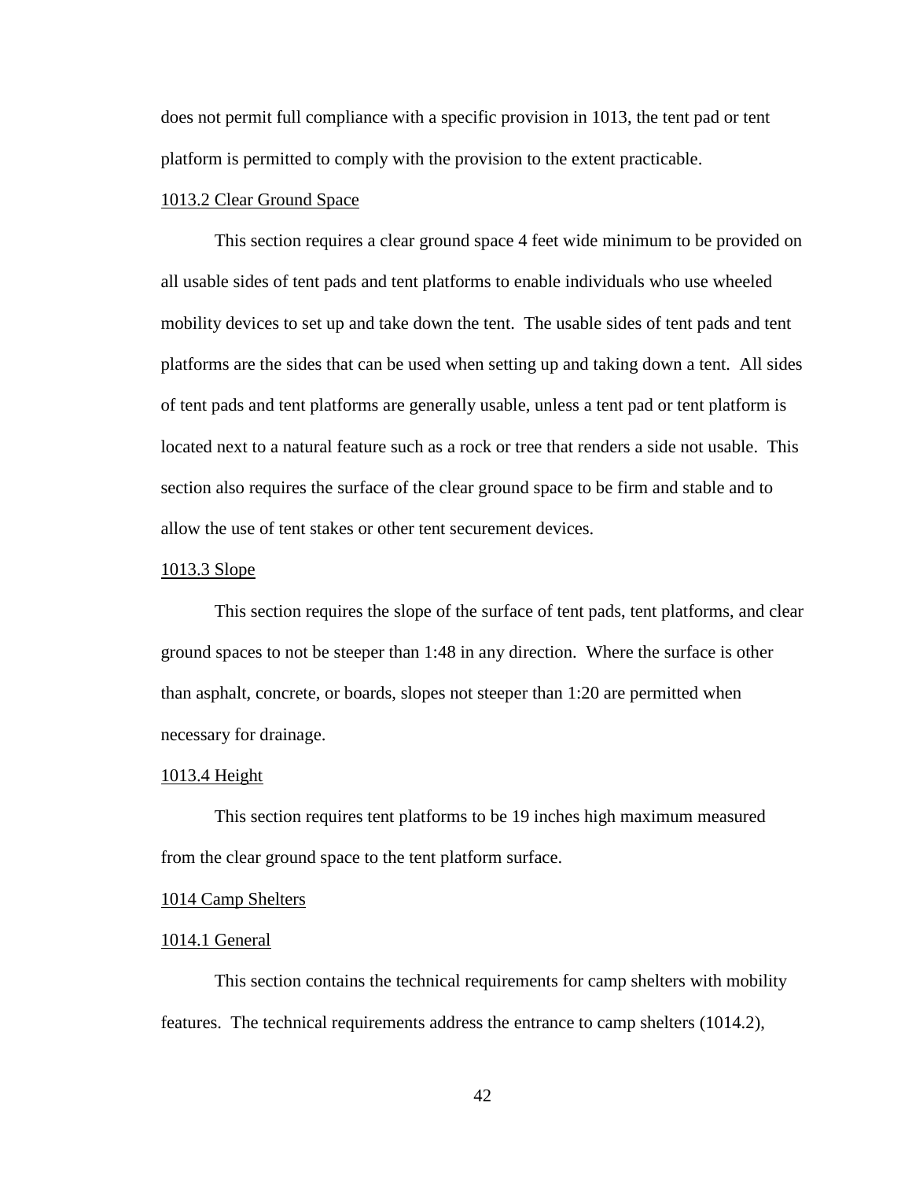does not permit full compliance with a specific provision in 1013, the tent pad or tent platform is permitted to comply with the provision to the extent practicable.

1013.2 Clear Ground Space

This section requires a clear ground space 4 feet wide minimum to be provided on all usable sides of tent pads and tent platforms to enable individuals who use wheeled mobility devices to set up and take down the tent. The usable sides of tent pads and tent platforms are the sides that can be used when setting up and taking down a tent. All sides of tent pads and tent platforms are generally usable, unless a tent pad or tent platform is located next to a natural feature such as a rock or tree that renders a side not usable. This section also requires the surface of the clear ground space to be firm and stable and to allow the use of tent stakes or other tent securement devices.

1013.3 Slope

This section requires the slope of the surface of tent pads, tent platforms, and clear ground spaces to not be steeper than 1:48 in any direction. Where the surface is other than asphalt, concrete, or boards, slopes not steeper than 1:20 are permitted when necessary for drainage.

1013.4 Height

This section requires tent platforms to be 19 inches high maximum measured from the clear ground space to the tent platform surface.

1014 Camp Shelters

1014.1 General

This section contains the technical requirements for camp shelters with mobility features. The technical requirements address the entrance to camp shelters (1014.2),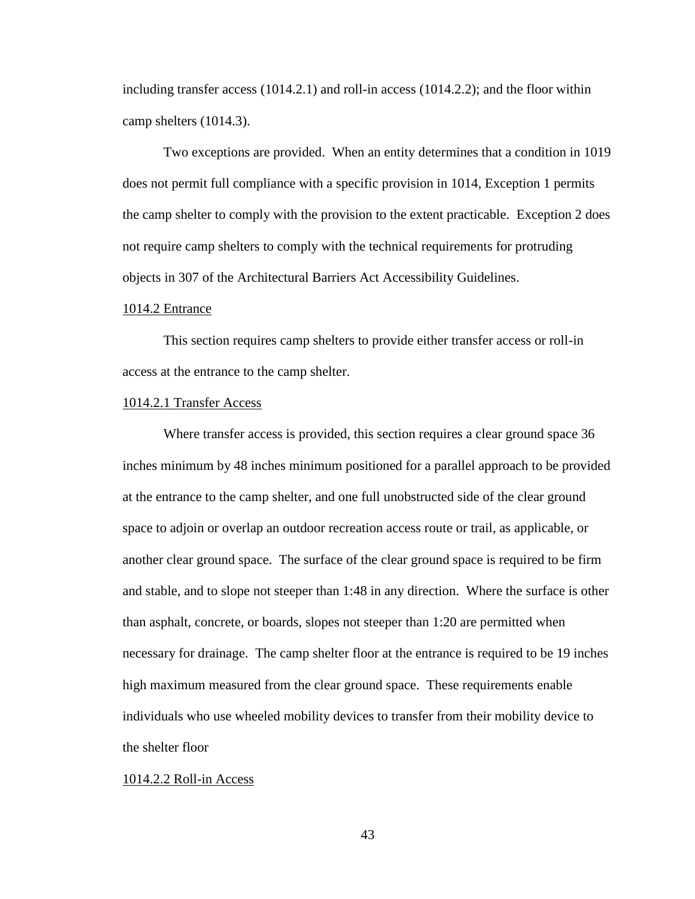including transfer access (1014.2.1) and roll-in access (1014.2.2); and the floor within camp shelters (1014.3).

Two exceptions are provided. When an entity determines that a condition in 1019 does not permit full compliance with a specific provision in 1014, Exception 1 permits the camp shelter to comply with the provision to the extent practicable. Exception 2 does not require camp shelters to comply with the technical requirements for protruding objects in 307 of the Architectural Barriers Act Accessibility Guidelines.

<u>1014.2 Entrance</u>

This section requires camp shelters to provide either transfer access or roll-in access at the entrance to the camp shelter.

<u>1014.2.1 Transfer Access</u>

Where transfer access is provided, this section requires a clear ground space 36 inches minimum by 48 inches minimum positioned for a parallel approach to be provided at the entrance to the camp shelter, and one full unobstructed side of the clear ground space to adjoin or overlap an outdoor recreation access route or trail, as applicable, or another clear ground space. The surface of the clear ground space is required to be firm and stable, and to slope not steeper than 1:48 in any direction. Where the surface is other than asphalt, concrete, or boards, slopes not steeper than 1:20 are permitted when necessary for drainage. The camp shelter floor at the entrance is required to be 19 inches high maximum measured from the clear ground space. These requirements enable individuals who use wheeled mobility devices to transfer from their mobility device to the shelter floor

<u>1014.2.2 Roll-in Access</u>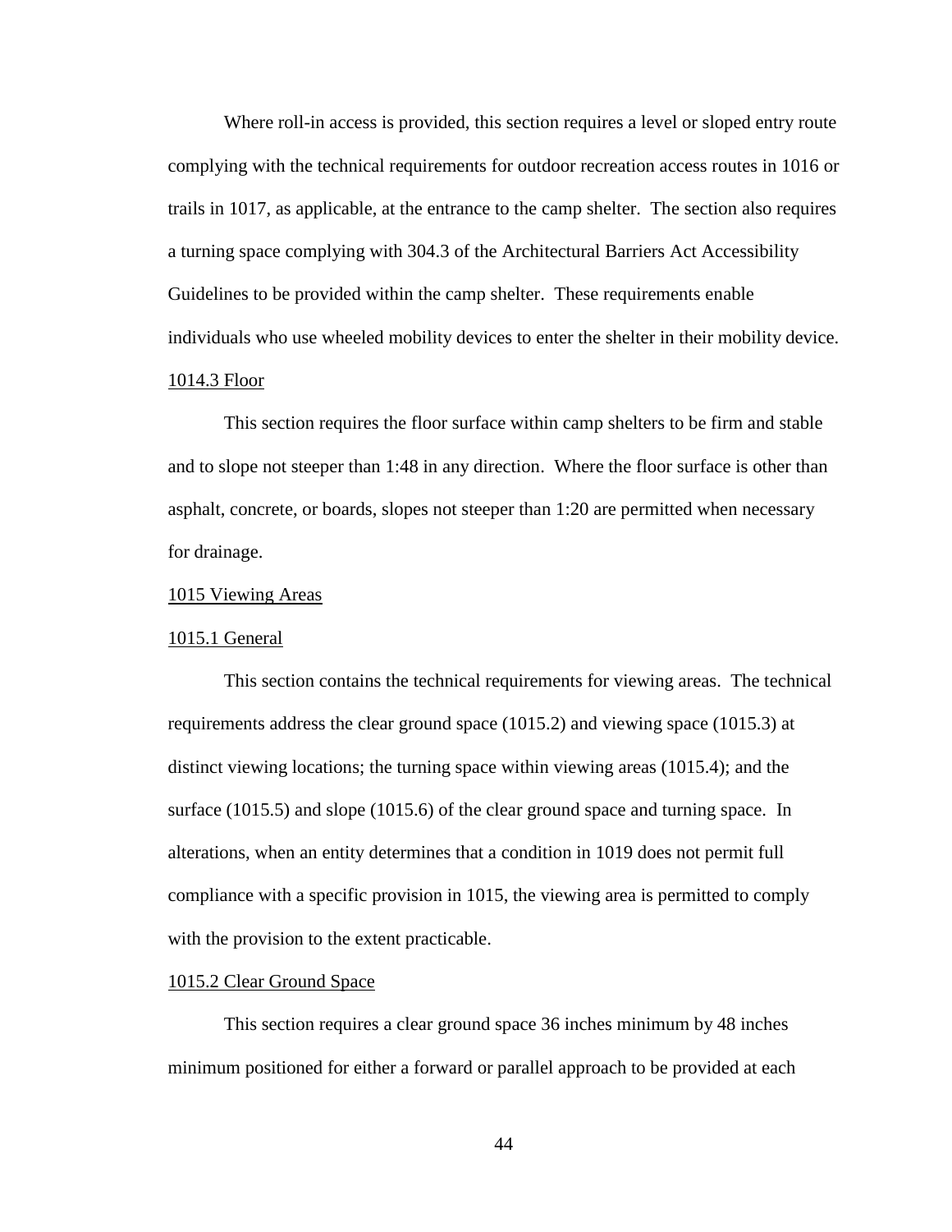Where roll-in access is provided, this section requires a level or sloped entry route complying with the technical requirements for outdoor recreation access routes in 1016 or trails in 1017, as applicable, at the entrance to the camp shelter. The section also requires a turning space complying with 304.3 of the Architectural Barriers Act Accessibility Guidelines to be provided within the camp shelter. These requirements enable individuals who use wheeled mobility devices to enter the shelter in their mobility device.

1014.3 Floor

This section requires the floor surface within camp shelters to be firm and stable and to slope not steeper than 1:48 in any direction. Where the floor surface is other than asphalt, concrete, or boards, slopes not steeper than 1:20 are permitted when necessary for drainage.

1015 Viewing Areas

1015.1 General

This section contains the technical requirements for viewing areas. The technical requirements address the clear ground space (1015.2) and viewing space (1015.3) at distinct viewing locations; the turning space within viewing areas (1015.4); and the surface (1015.5) and slope (1015.6) of the clear ground space and turning space. In alterations, when an entity determines that a condition in 1019 does not permit full compliance with a specific provision in 1015, the viewing area is permitted to comply with the provision to the extent practicable.

1015.2 Clear Ground Space

This section requires a clear ground space 36 inches minimum by 48 inches minimum positioned for either a forward or parallel approach to be provided at each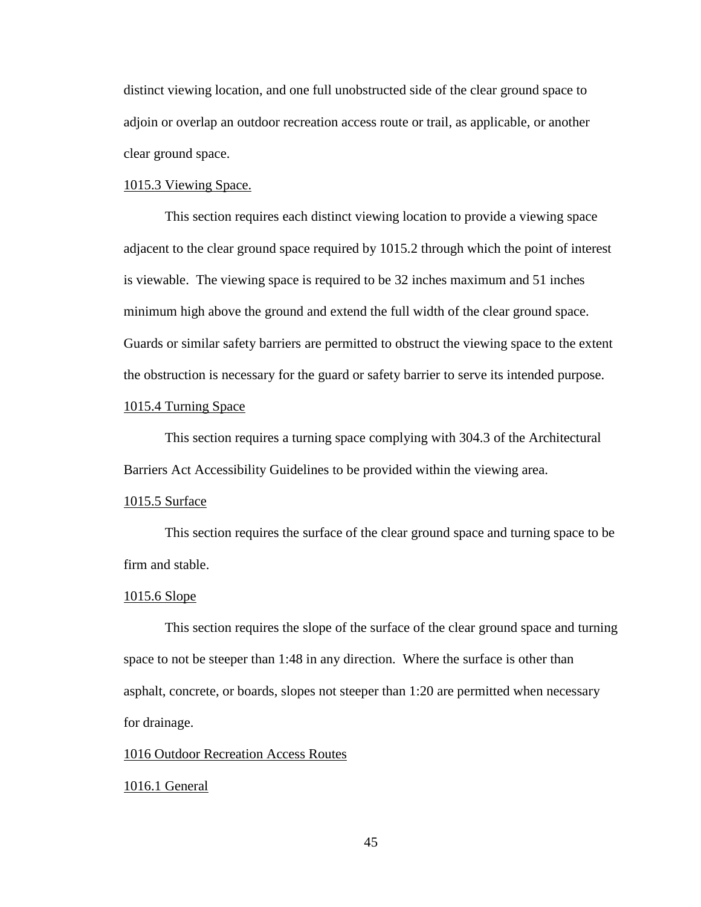distinct viewing location, and one full unobstructed side of the clear ground space to adjoin or overlap an outdoor recreation access route or trail, as applicable, or another clear ground space.

<u>1015.3 Viewing Space.</u>

This section requires each distinct viewing location to provide a viewing space adjacent to the clear ground space required by 1015.2 through which the point of interest is viewable. The viewing space is required to be 32 inches maximum and 51 inches minimum high above the ground and extend the full width of the clear ground space. Guards or similar safety barriers are permitted to obstruct the viewing space to the extent the obstruction is necessary for the guard or safety barrier to serve its intended purpose.

<u>1015.4 Turning Space</u>

This section requires a turning space complying with 304.3 of the Architectural Barriers Act Accessibility Guidelines to be provided within the viewing area.

<u>1015.5 Surface</u>

This section requires the surface of the clear ground space and turning space to be firm and stable.

<u>1015.6 Slope</u>

This section requires the slope of the surface of the clear ground space and turning space to not be steeper than 1:48 in any direction. Where the surface is other than asphalt, concrete, or boards, slopes not steeper than 1:20 are permitted when necessary for drainage.

<u>1016 Outdoor Recreation Access Routes</u>

<u>1016.1 General</u>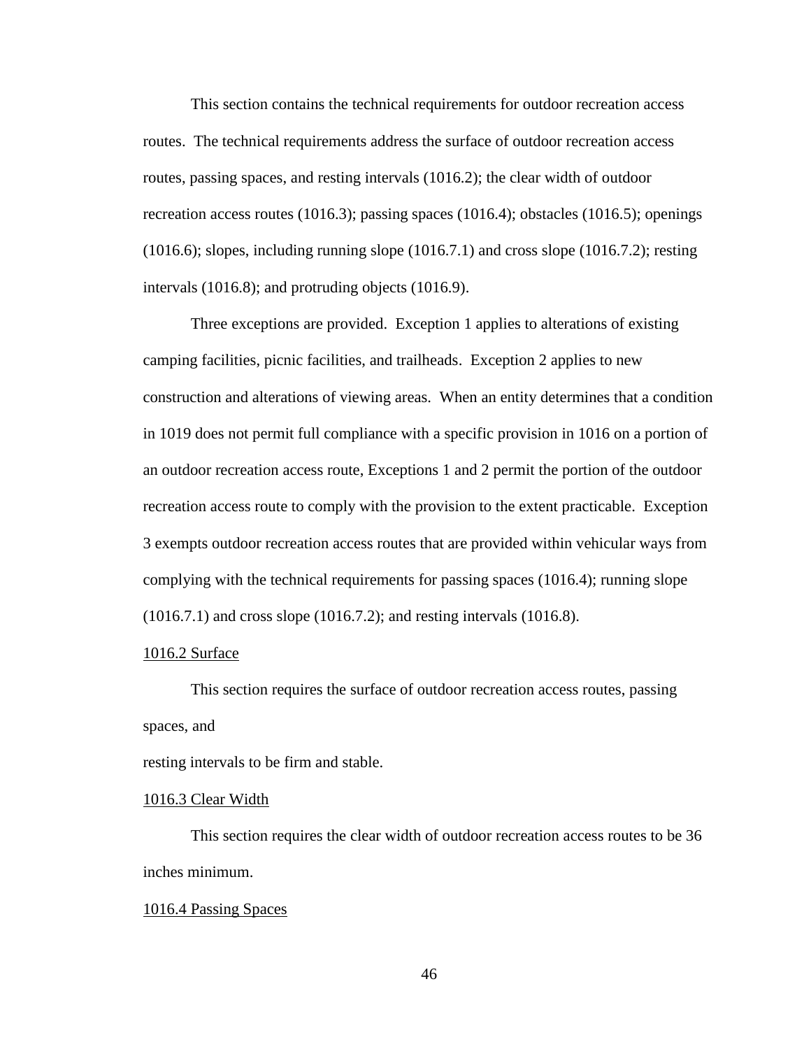This section contains the technical requirements for outdoor recreation access routes. The technical requirements address the surface of outdoor recreation access routes, passing spaces, and resting intervals (1016.2); the clear width of outdoor recreation access routes (1016.3); passing spaces (1016.4); obstacles (1016.5); openings (1016.6); slopes, including running slope (1016.7.1) and cross slope (1016.7.2); resting intervals (1016.8); and protruding objects (1016.9).

Three exceptions are provided. Exception 1 applies to alterations of existing camping facilities, picnic facilities, and trailheads. Exception 2 applies to new construction and alterations of viewing areas. When an entity determines that a condition in 1019 does not permit full compliance with a specific provision in 1016 on a portion of an outdoor recreation access route, Exceptions 1 and 2 permit the portion of the outdoor recreation access route to comply with the provision to the extent practicable. Exception 3 exempts outdoor recreation access routes that are provided within vehicular ways from complying with the technical requirements for passing spaces (1016.4); running slope (1016.7.1) and cross slope (1016.7.2); and resting intervals (1016.8).

1016.2 Surface

This section requires the surface of outdoor recreation access routes, passing spaces, and resting intervals to be firm and stable.

1016.3 Clear Width

This section requires the clear width of outdoor recreation access routes to be 36 inches minimum.

1016.4 Passing Spaces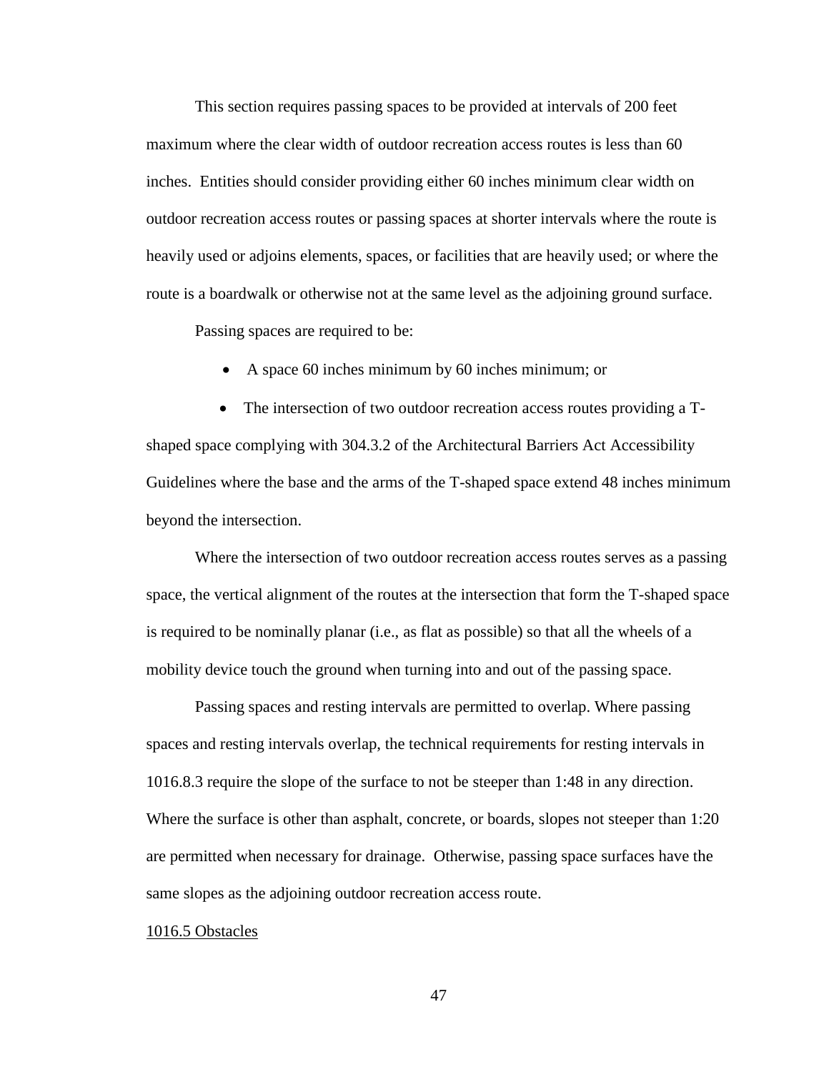This section requires passing spaces to be provided at intervals of 200 feet maximum where the clear width of outdoor recreation access routes is less than 60 inches. Entities should consider providing either 60 inches minimum clear width on outdoor recreation access routes or passing spaces at shorter intervals where the route is heavily used or adjoins elements, spaces, or facilities that are heavily used; or where the route is a boardwalk or otherwise not at the same level as the adjoining ground surface.

Passing spaces are required to be:

- A space 60 inches minimum by 60 inches minimum; or
- The intersection of two outdoor recreation access routes providing a T-shaped space complying with 304.3.2 of the Architectural Barriers Act Accessibility Guidelines where the base and the arms of the T-shaped space extend 48 inches minimum beyond the intersection.

Where the intersection of two outdoor recreation access routes serves as a passing space, the vertical alignment of the routes at the intersection that form the T-shaped space is required to be nominally planar (i.e., as flat as possible) so that all the wheels of a mobility device touch the ground when turning into and out of the passing space.

Passing spaces and resting intervals are permitted to overlap. Where passing spaces and resting intervals overlap, the technical requirements for resting intervals in 1016.8.3 require the slope of the surface to not be steeper than 1:48 in any direction. Where the surface is other than asphalt, concrete, or boards, slopes not steeper than 1:20 are permitted when necessary for drainage. Otherwise, passing space surfaces have the same slopes as the adjoining outdoor recreation access route.

<u>1016.5 Obstacles</u>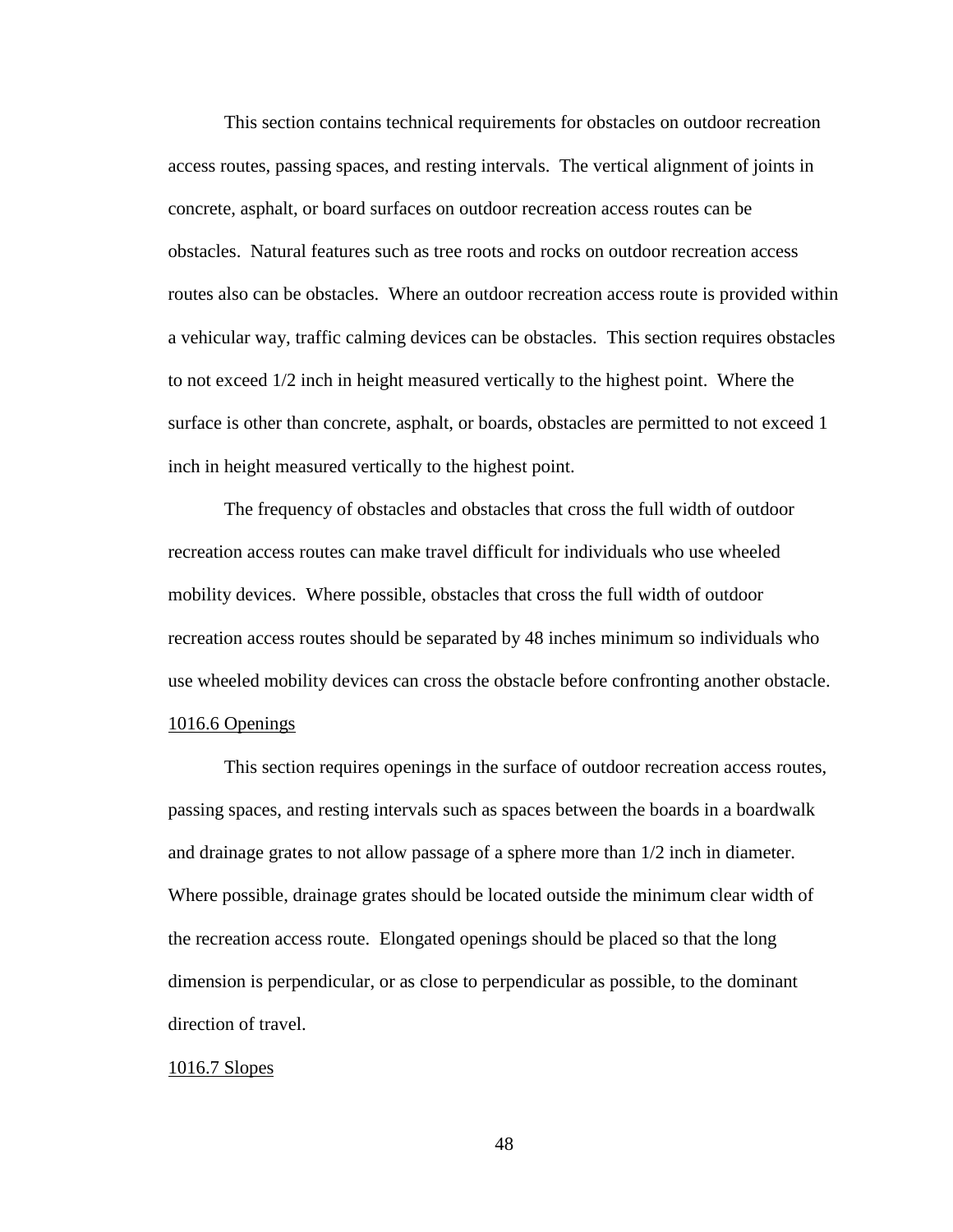This section contains technical requirements for obstacles on outdoor recreation access routes, passing spaces, and resting intervals. The vertical alignment of joints in concrete, asphalt, or board surfaces on outdoor recreation access routes can be obstacles. Natural features such as tree roots and rocks on outdoor recreation access routes also can be obstacles. Where an outdoor recreation access route is provided within a vehicular way, traffic calming devices can be obstacles. This section requires obstacles to not exceed 1/2 inch in height measured vertically to the highest point. Where the surface is other than concrete, asphalt, or boards, obstacles are permitted to not exceed 1 inch in height measured vertically to the highest point.

The frequency of obstacles and obstacles that cross the full width of outdoor recreation access routes can make travel difficult for individuals who use wheeled mobility devices. Where possible, obstacles that cross the full width of outdoor recreation access routes should be separated by 48 inches minimum so individuals who use wheeled mobility devices can cross the obstacle before confronting another obstacle.

1016.6 Openings

This section requires openings in the surface of outdoor recreation access routes, passing spaces, and resting intervals such as spaces between the boards in a boardwalk and drainage grates to not allow passage of a sphere more than 1/2 inch in diameter. Where possible, drainage grates should be located outside the minimum clear width of the recreation access route. Elongated openings should be placed so that the long dimension is perpendicular, or as close to perpendicular as possible, to the dominant direction of travel.

1016.7 Slopes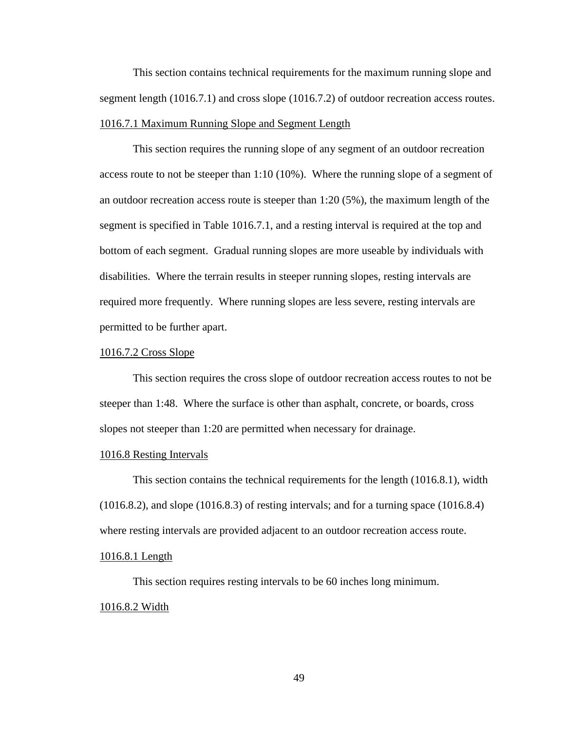This section contains technical requirements for the maximum running slope and segment length (1016.7.1) and cross slope (1016.7.2) of outdoor recreation access routes.

### 1016.7.1 Maximum Running Slope and Segment Length

This section requires the running slope of any segment of an outdoor recreation access route to not be steeper than 1:10 (10%). Where the running slope of a segment of an outdoor recreation access route is steeper than 1:20 (5%), the maximum length of the segment is specified in Table 1016.7.1, and a resting interval is required at the top and bottom of each segment. Gradual running slopes are more useable by individuals with disabilities. Where the terrain results in steeper running slopes, resting intervals are required more frequently. Where running slopes are less severe, resting intervals are permitted to be further apart.

### 1016.7.2 Cross Slope

This section requires the cross slope of outdoor recreation access routes to not be steeper than 1:48. Where the surface is other than asphalt, concrete, or boards, cross slopes not steeper than 1:20 are permitted when necessary for drainage.

## 1016.8 Resting Intervals

This section contains the technical requirements for the length (1016.8.1), width (1016.8.2), and slope (1016.8.3) of resting intervals; and for a turning space (1016.8.4) where resting intervals are provided adjacent to an outdoor recreation access route.

### 1016.8.1 Length

This section requires resting intervals to be 60 inches long minimum.

### 1016.8.2 Width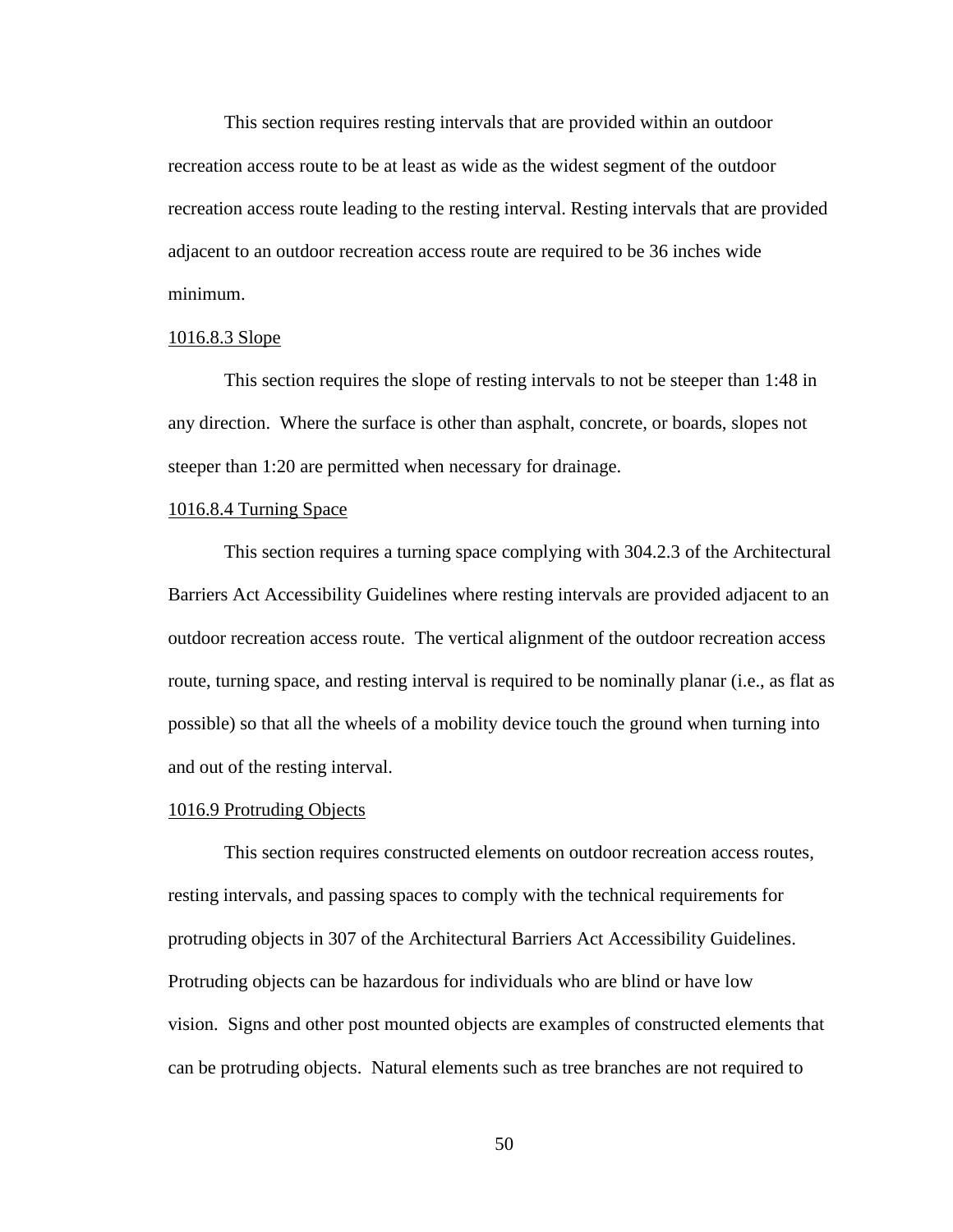This section requires resting intervals that are provided within an outdoor recreation access route to be at least as wide as the widest segment of the outdoor recreation access route leading to the resting interval. Resting intervals that are provided adjacent to an outdoor recreation access route are required to be 36 inches wide minimum.

#### 1016.8.3 Slope

This section requires the slope of resting intervals to not be steeper than 1:48 in any direction.  Where the surface is other than asphalt, concrete, or boards, slopes not steeper than 1:20 are permitted when necessary for drainage.

#### 1016.8.4 Turning Space

This section requires a turning space complying with 304.2.3 of the Architectural Barriers Act Accessibility Guidelines where resting intervals are provided adjacent to an outdoor recreation access route.  The vertical alignment of the outdoor recreation access route, turning space, and resting interval is required to be nominally planar (i.e., as flat as possible) so that all the wheels of a mobility device touch the ground when turning into and out of the resting interval.

### 1016.9 Protruding Objects

This section requires constructed elements on outdoor recreation access routes, resting intervals, and passing spaces to comply with the technical requirements for protruding objects in 307 of the Architectural Barriers Act Accessibility Guidelines. Protruding objects can be hazardous for individuals who are blind or have low vision.  Signs and other post mounted objects are examples of constructed elements that can be protruding objects.  Natural elements such as tree branches are not required to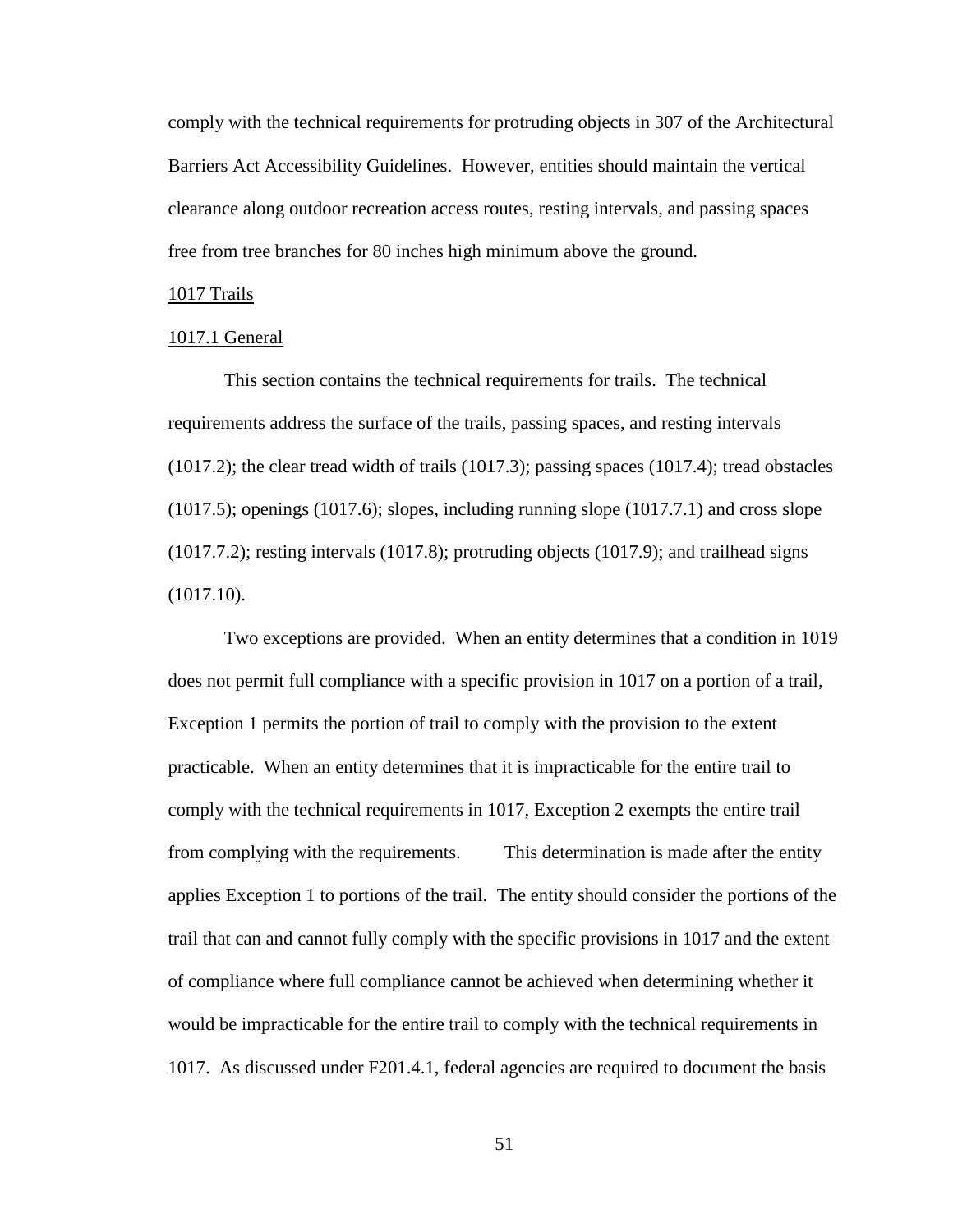comply with the technical requirements for protruding objects in 307 of the Architectural Barriers Act Accessibility Guidelines. However, entities should maintain the vertical clearance along outdoor recreation access routes, resting intervals, and passing spaces free from tree branches for 80 inches high minimum above the ground.

## 1017 Trails

### 1017.1 General

This section contains the technical requirements for trails. The technical requirements address the surface of the trails, passing spaces, and resting intervals (1017.2); the clear tread width of trails (1017.3); passing spaces (1017.4); tread obstacles (1017.5); openings (1017.6); slopes, including running slope (1017.7.1) and cross slope (1017.7.2); resting intervals (1017.8); protruding objects (1017.9); and trailhead signs (1017.10).

Two exceptions are provided. When an entity determines that a condition in 1019 does not permit full compliance with a specific provision in 1017 on a portion of a trail, Exception 1 permits the portion of trail to comply with the provision to the extent practicable. When an entity determines that it is impracticable for the entire trail to comply with the technical requirements in 1017, Exception 2 exempts the entire trail from complying with the requirements. This determination is made after the entity applies Exception 1 to portions of the trail. The entity should consider the portions of the trail that can and cannot fully comply with the specific provisions in 1017 and the extent of compliance where full compliance cannot be achieved when determining whether it would be impracticable for the entire trail to comply with the technical requirements in 1017. As discussed under F201.4.1, federal agencies are required to document the basis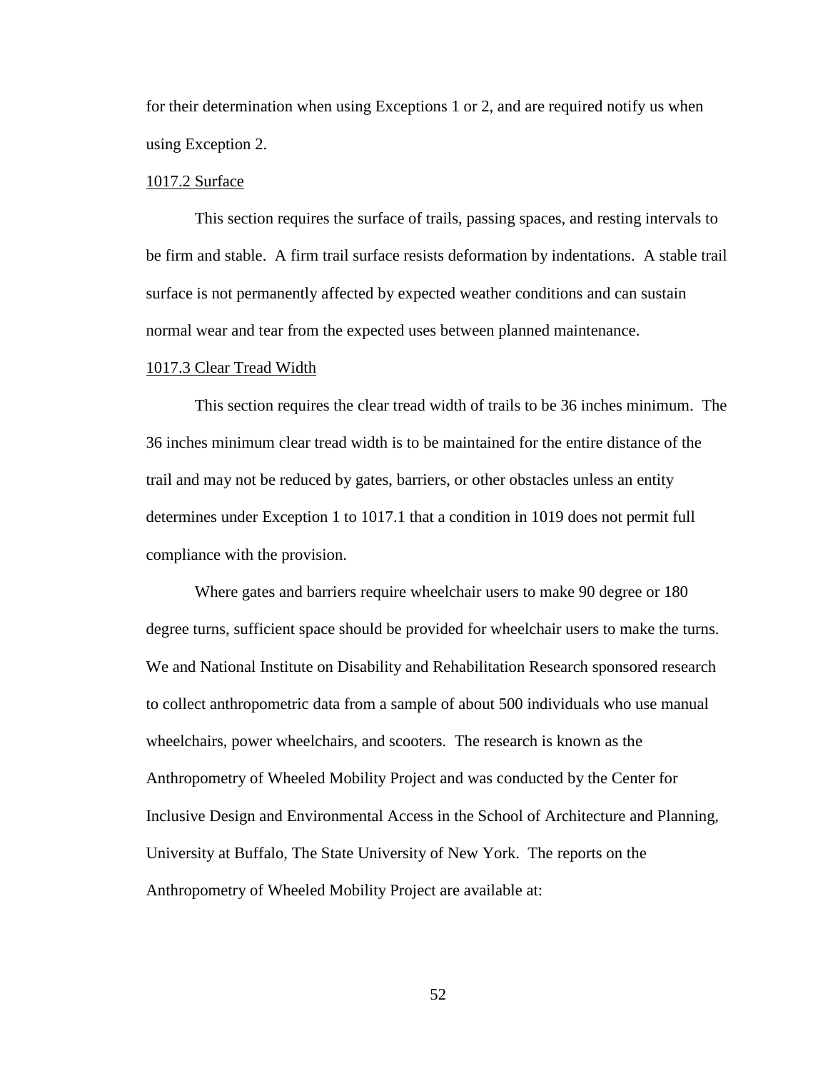for their determination when using Exceptions 1 or 2, and are required notify us when using Exception 2.

<u>1017.2 Surface</u>

This section requires the surface of trails, passing spaces, and resting intervals to be firm and stable. A firm trail surface resists deformation by indentations. A stable trail surface is not permanently affected by expected weather conditions and can sustain normal wear and tear from the expected uses between planned maintenance.

<u>1017.3 Clear Tread Width</u>

This section requires the clear tread width of trails to be 36 inches minimum. The 36 inches minimum clear tread width is to be maintained for the entire distance of the trail and may not be reduced by gates, barriers, or other obstacles unless an entity determines under Exception 1 to 1017.1 that a condition in 1019 does not permit full compliance with the provision.

Where gates and barriers require wheelchair users to make 90 degree or 180 degree turns, sufficient space should be provided for wheelchair users to make the turns. We and National Institute on Disability and Rehabilitation Research sponsored research to collect anthropometric data from a sample of about 500 individuals who use manual wheelchairs, power wheelchairs, and scooters. The research is known as the Anthropometry of Wheeled Mobility Project and was conducted by the Center for Inclusive Design and Environmental Access in the School of Architecture and Planning, University at Buffalo, The State University of New York. The reports on the Anthropometry of Wheeled Mobility Project are available at: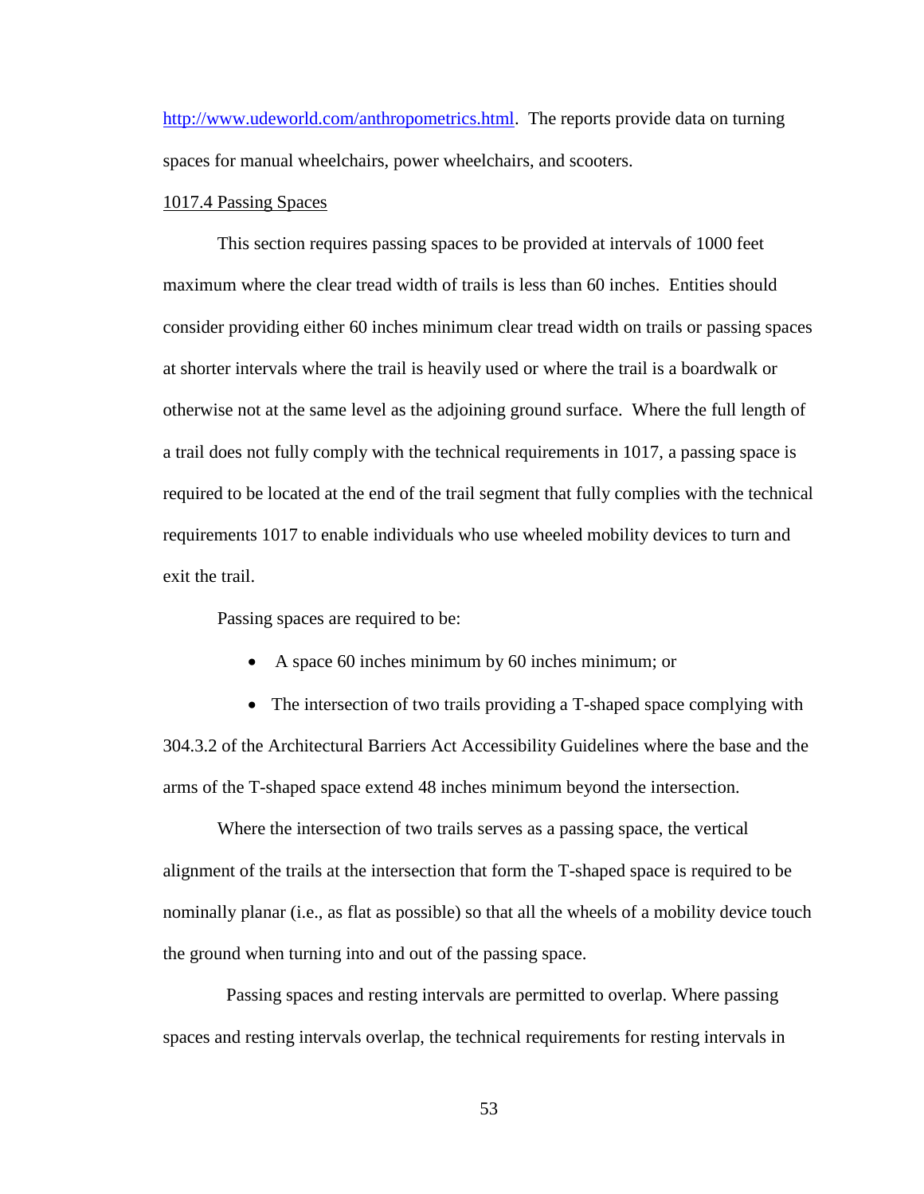http://www.udeworld.com/anthropometrics.html. The reports provide data on turning spaces for manual wheelchairs, power wheelchairs, and scooters.

## 1017.4 Passing Spaces

This section requires passing spaces to be provided at intervals of 1000 feet maximum where the clear tread width of trails is less than 60 inches. Entities should consider providing either 60 inches minimum clear tread width on trails or passing spaces at shorter intervals where the trail is heavily used or where the trail is a boardwalk or otherwise not at the same level as the adjoining ground surface. Where the full length of a trail does not fully comply with the technical requirements in 1017, a passing space is required to be located at the end of the trail segment that fully complies with the technical requirements 1017 to enable individuals who use wheeled mobility devices to turn and exit the trail.

Passing spaces are required to be:

- A space 60 inches minimum by 60 inches minimum; or
- The intersection of two trails providing a T-shaped space complying with 304.3.2 of the Architectural Barriers Act Accessibility Guidelines where the base and the arms of the T-shaped space extend 48 inches minimum beyond the intersection.

Where the intersection of two trails serves as a passing space, the vertical alignment of the trails at the intersection that form the T-shaped space is required to be nominally planar (i.e., as flat as possible) so that all the wheels of a mobility device touch the ground when turning into and out of the passing space.

Passing spaces and resting intervals are permitted to overlap. Where passing spaces and resting intervals overlap, the technical requirements for resting intervals in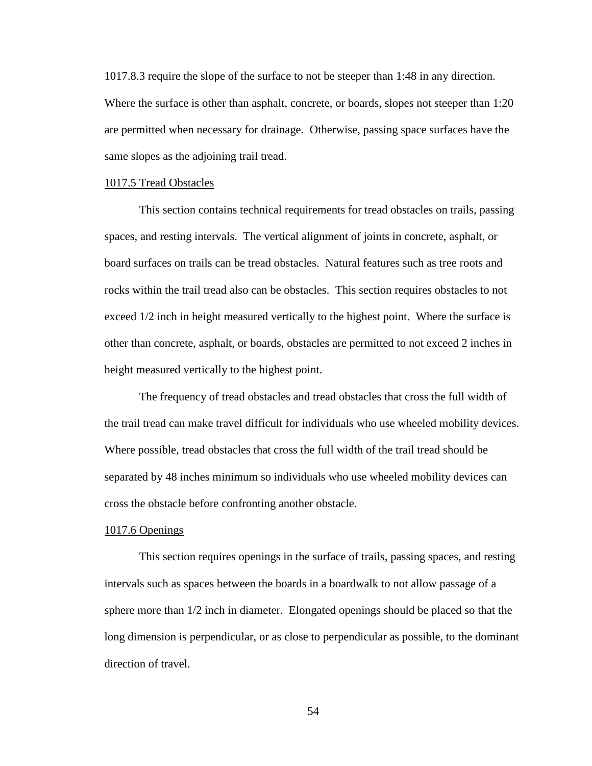1017.8.3 require the slope of the surface to not be steeper than 1:48 in any direction. Where the surface is other than asphalt, concrete, or boards, slopes not steeper than 1:20 are permitted when necessary for drainage. Otherwise, passing space surfaces have the same slopes as the adjoining trail tread.

<u>1017.5 Tread Obstacles</u>

This section contains technical requirements for tread obstacles on trails, passing spaces, and resting intervals. The vertical alignment of joints in concrete, asphalt, or board surfaces on trails can be tread obstacles. Natural features such as tree roots and rocks within the trail tread also can be obstacles. This section requires obstacles to not exceed 1/2 inch in height measured vertically to the highest point. Where the surface is other than concrete, asphalt, or boards, obstacles are permitted to not exceed 2 inches in height measured vertically to the highest point.

The frequency of tread obstacles and tread obstacles that cross the full width of the trail tread can make travel difficult for individuals who use wheeled mobility devices. Where possible, tread obstacles that cross the full width of the trail tread should be separated by 48 inches minimum so individuals who use wheeled mobility devices can cross the obstacle before confronting another obstacle.

<u>1017.6 Openings</u>

This section requires openings in the surface of trails, passing spaces, and resting intervals such as spaces between the boards in a boardwalk to not allow passage of a sphere more than 1/2 inch in diameter. Elongated openings should be placed so that the long dimension is perpendicular, or as close to perpendicular as possible, to the dominant direction of travel.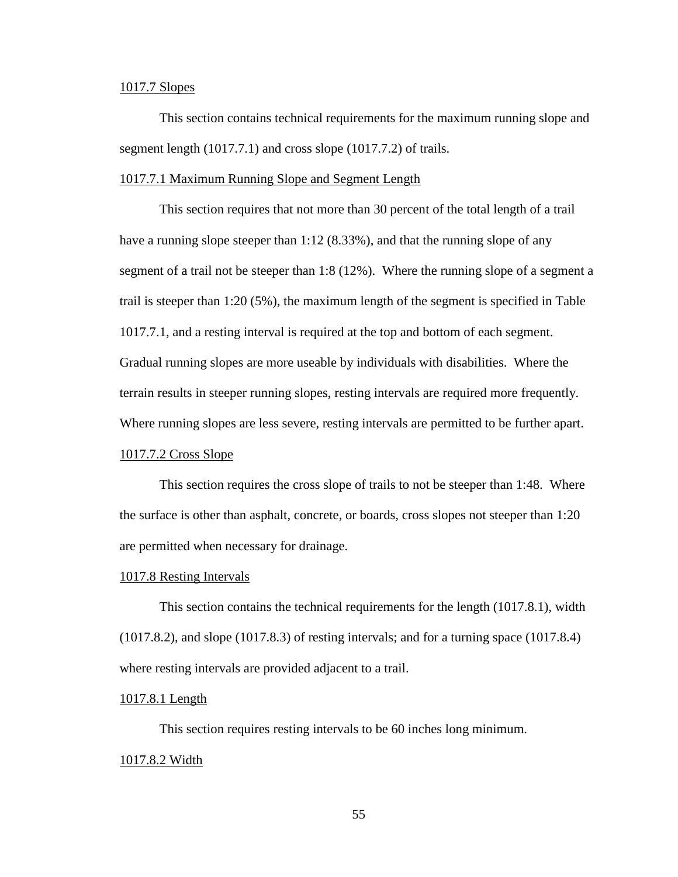### 1017.7 Slopes

This section contains technical requirements for the maximum running slope and segment length (1017.7.1) and cross slope (1017.7.2) of trails.

#### 1017.7.1 Maximum Running Slope and Segment Length

This section requires that not more than 30 percent of the total length of a trail have a running slope steeper than 1:12 (8.33%), and that the running slope of any segment of a trail not be steeper than 1:8 (12%). Where the running slope of a segment a trail is steeper than 1:20 (5%), the maximum length of the segment is specified in Table 1017.7.1, and a resting interval is required at the top and bottom of each segment. Gradual running slopes are more useable by individuals with disabilities. Where the terrain results in steeper running slopes, resting intervals are required more frequently. Where running slopes are less severe, resting intervals are permitted to be further apart.

#### 1017.7.2 Cross Slope

This section requires the cross slope of trails to not be steeper than 1:48. Where the surface is other than asphalt, concrete, or boards, cross slopes not steeper than 1:20 are permitted when necessary for drainage.

### 1017.8 Resting Intervals

This section contains the technical requirements for the length (1017.8.1), width (1017.8.2), and slope (1017.8.3) of resting intervals; and for a turning space (1017.8.4) where resting intervals are provided adjacent to a trail.

#### 1017.8.1 Length

This section requires resting intervals to be 60 inches long minimum.

#### 1017.8.2 Width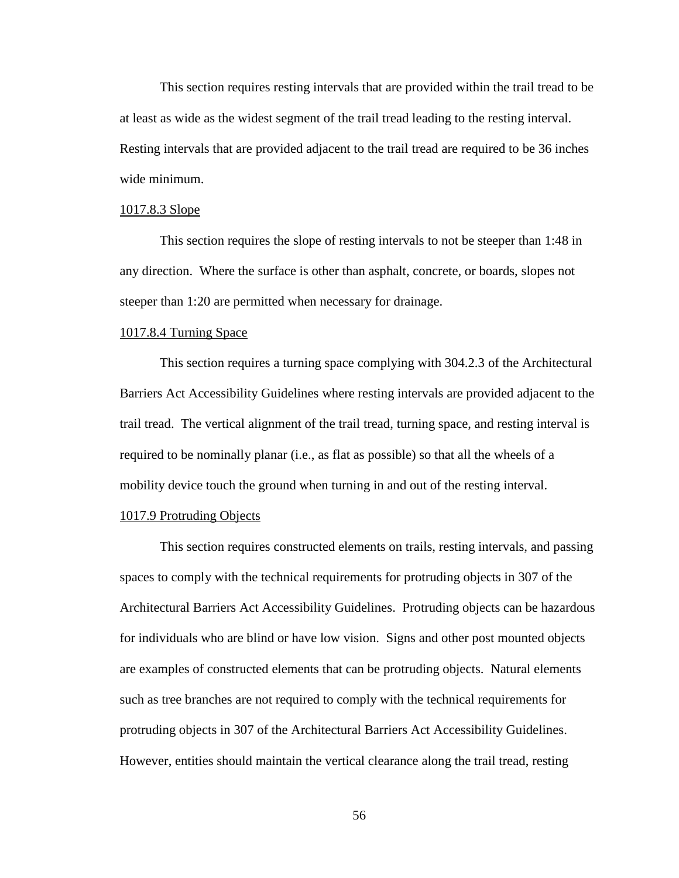This section requires resting intervals that are provided within the trail tread to be at least as wide as the widest segment of the trail tread leading to the resting interval. Resting intervals that are provided adjacent to the trail tread are required to be 36 inches wide minimum.

1017.8.3 Slope

This section requires the slope of resting intervals to not be steeper than 1:48 in any direction. Where the surface is other than asphalt, concrete, or boards, slopes not steeper than 1:20 are permitted when necessary for drainage.

1017.8.4 Turning Space

This section requires a turning space complying with 304.2.3 of the Architectural Barriers Act Accessibility Guidelines where resting intervals are provided adjacent to the trail tread. The vertical alignment of the trail tread, turning space, and resting interval is required to be nominally planar (i.e., as flat as possible) so that all the wheels of a mobility device touch the ground when turning in and out of the resting interval.

1017.9 Protruding Objects

This section requires constructed elements on trails, resting intervals, and passing spaces to comply with the technical requirements for protruding objects in 307 of the Architectural Barriers Act Accessibility Guidelines. Protruding objects can be hazardous for individuals who are blind or have low vision. Signs and other post mounted objects are examples of constructed elements that can be protruding objects. Natural elements such as tree branches are not required to comply with the technical requirements for protruding objects in 307 of the Architectural Barriers Act Accessibility Guidelines. However, entities should maintain the vertical clearance along the trail tread, resting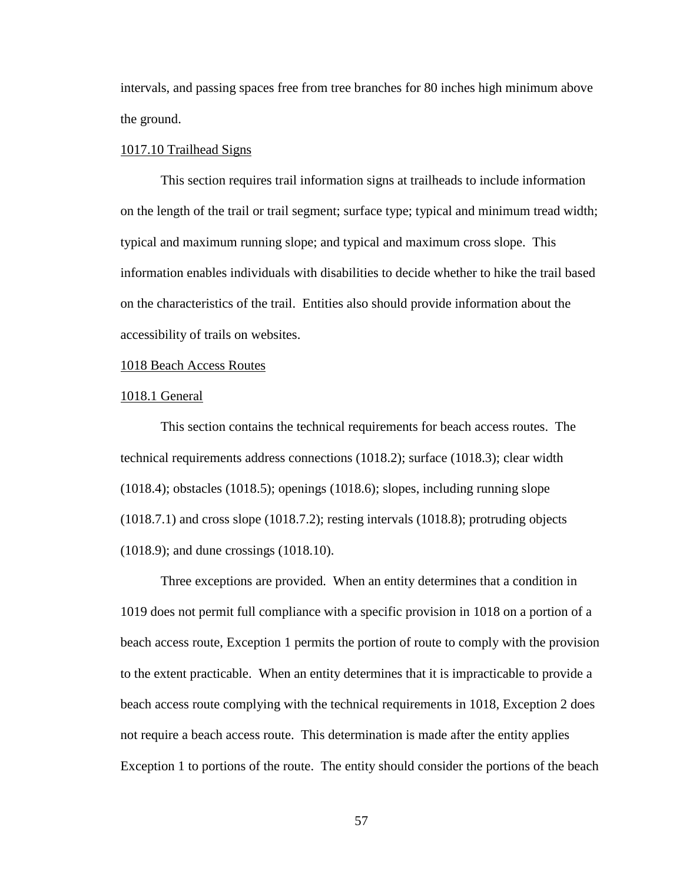intervals, and passing spaces free from tree branches for 80 inches high minimum above the ground.

1017.10 Trailhead Signs

This section requires trail information signs at trailheads to include information on the length of the trail or trail segment; surface type; typical and minimum tread width; typical and maximum running slope; and typical and maximum cross slope. This information enables individuals with disabilities to decide whether to hike the trail based on the characteristics of the trail. Entities also should provide information about the accessibility of trails on websites.

1018 Beach Access Routes

1018.1 General

This section contains the technical requirements for beach access routes. The technical requirements address connections (1018.2); surface (1018.3); clear width (1018.4); obstacles (1018.5); openings (1018.6); slopes, including running slope (1018.7.1) and cross slope (1018.7.2); resting intervals (1018.8); protruding objects (1018.9); and dune crossings (1018.10).

Three exceptions are provided. When an entity determines that a condition in 1019 does not permit full compliance with a specific provision in 1018 on a portion of a beach access route, Exception 1 permits the portion of route to comply with the provision to the extent practicable. When an entity determines that it is impracticable to provide a beach access route complying with the technical requirements in 1018, Exception 2 does not require a beach access route. This determination is made after the entity applies Exception 1 to portions of the route. The entity should consider the portions of the beach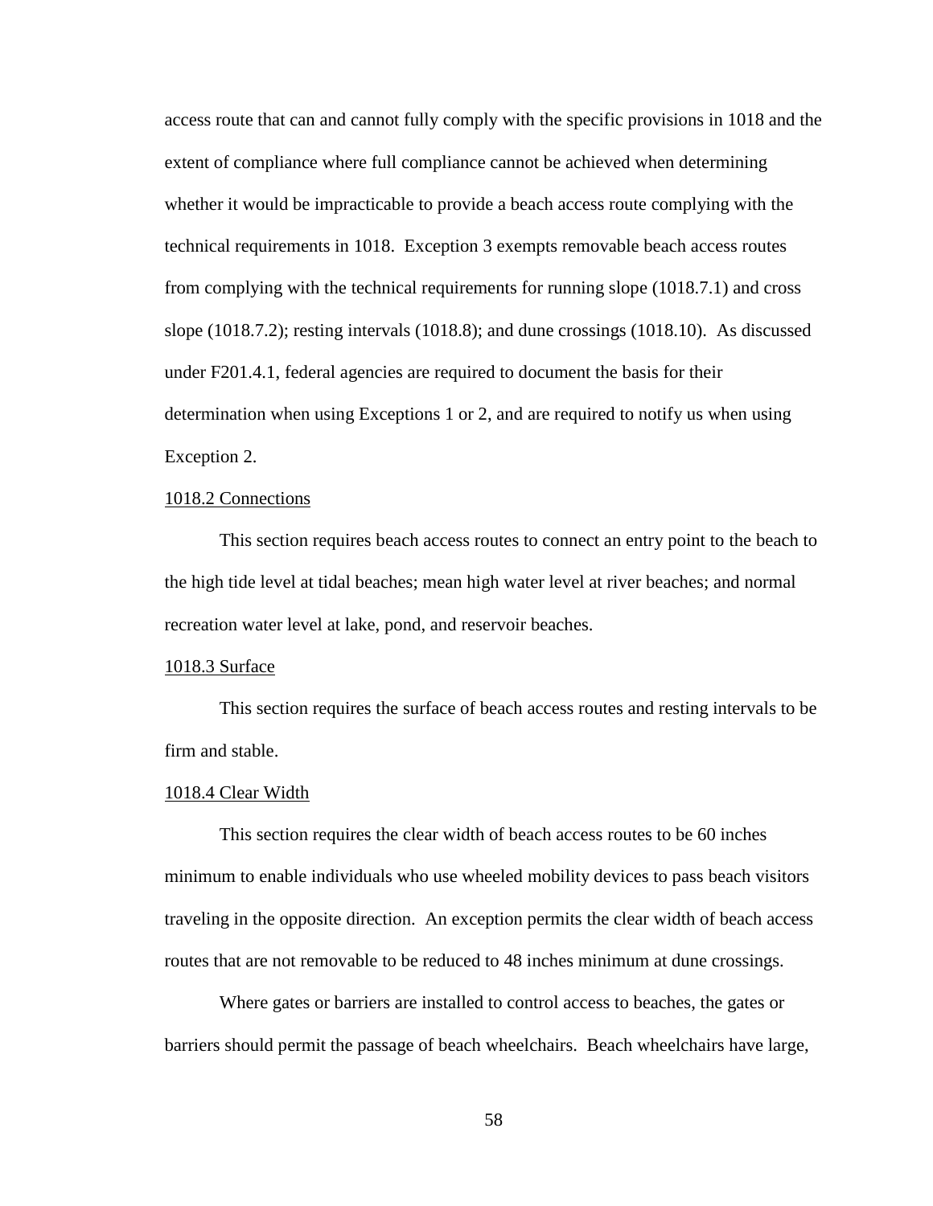access route that can and cannot fully comply with the specific provisions in 1018 and the extent of compliance where full compliance cannot be achieved when determining whether it would be impracticable to provide a beach access route complying with the technical requirements in 1018. Exception 3 exempts removable beach access routes from complying with the technical requirements for running slope (1018.7.1) and cross slope (1018.7.2); resting intervals (1018.8); and dune crossings (1018.10). As discussed under F201.4.1, federal agencies are required to document the basis for their determination when using Exceptions 1 or 2, and are required to notify us when using Exception 2.

<u>1018.2 Connections</u>

This section requires beach access routes to connect an entry point to the beach to the high tide level at tidal beaches; mean high water level at river beaches; and normal recreation water level at lake, pond, and reservoir beaches.

<u>1018.3 Surface</u>

This section requires the surface of beach access routes and resting intervals to be firm and stable.

<u>1018.4 Clear Width</u>

This section requires the clear width of beach access routes to be 60 inches minimum to enable individuals who use wheeled mobility devices to pass beach visitors traveling in the opposite direction. An exception permits the clear width of beach access routes that are not removable to be reduced to 48 inches minimum at dune crossings.

Where gates or barriers are installed to control access to beaches, the gates or barriers should permit the passage of beach wheelchairs. Beach wheelchairs have large,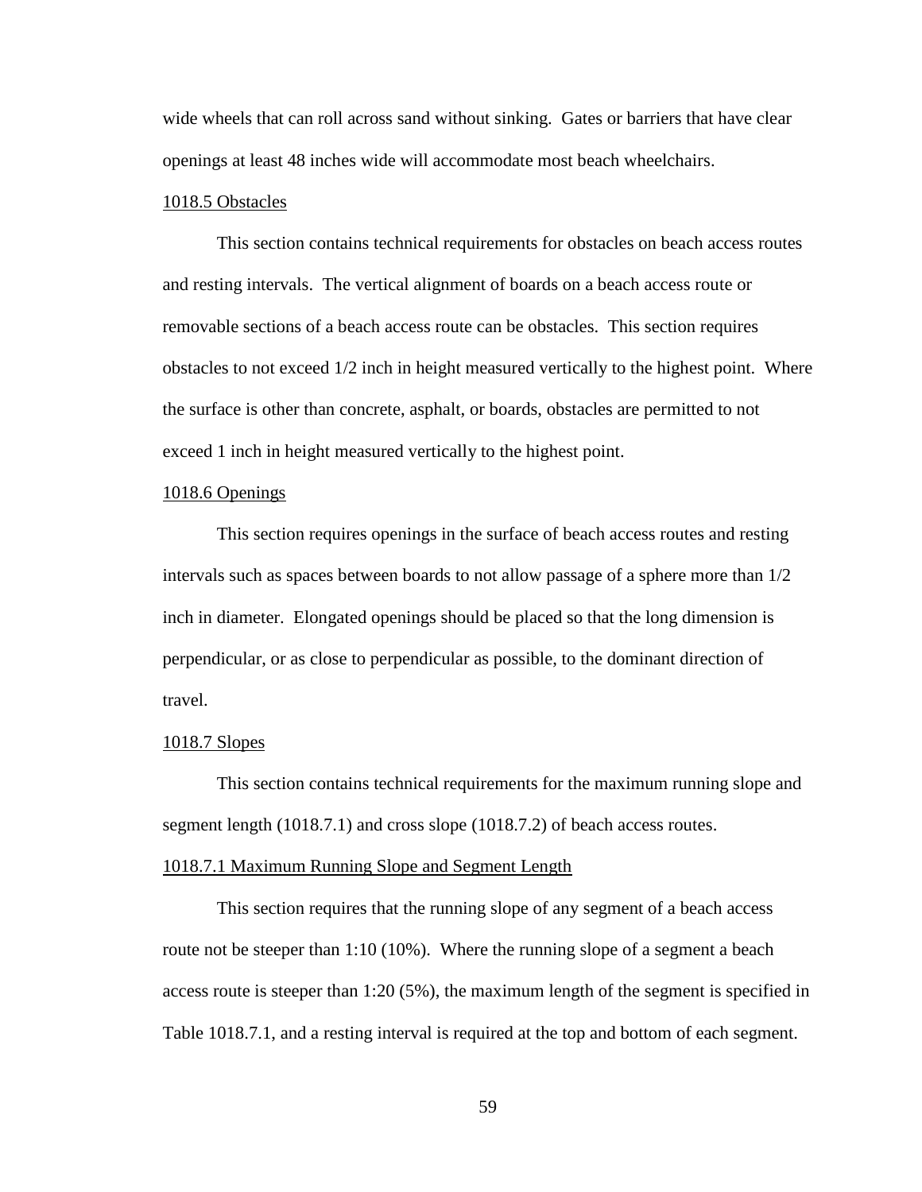wide wheels that can roll across sand without sinking. Gates or barriers that have clear openings at least 48 inches wide will accommodate most beach wheelchairs.

### 1018.5 Obstacles

This section contains technical requirements for obstacles on beach access routes and resting intervals. The vertical alignment of boards on a beach access route or removable sections of a beach access route can be obstacles. This section requires obstacles to not exceed 1/2 inch in height measured vertically to the highest point. Where the surface is other than concrete, asphalt, or boards, obstacles are permitted to not exceed 1 inch in height measured vertically to the highest point.

### 1018.6 Openings

This section requires openings in the surface of beach access routes and resting intervals such as spaces between boards to not allow passage of a sphere more than 1/2 inch in diameter. Elongated openings should be placed so that the long dimension is perpendicular, or as close to perpendicular as possible, to the dominant direction of travel.

### 1018.7 Slopes

This section contains technical requirements for the maximum running slope and segment length (1018.7.1) and cross slope (1018.7.2) of beach access routes.

### 1018.7.1 Maximum Running Slope and Segment Length

This section requires that the running slope of any segment of a beach access route not be steeper than 1:10 (10%). Where the running slope of a segment a beach access route is steeper than 1:20 (5%), the maximum length of the segment is specified in Table 1018.7.1, and a resting interval is required at the top and bottom of each segment.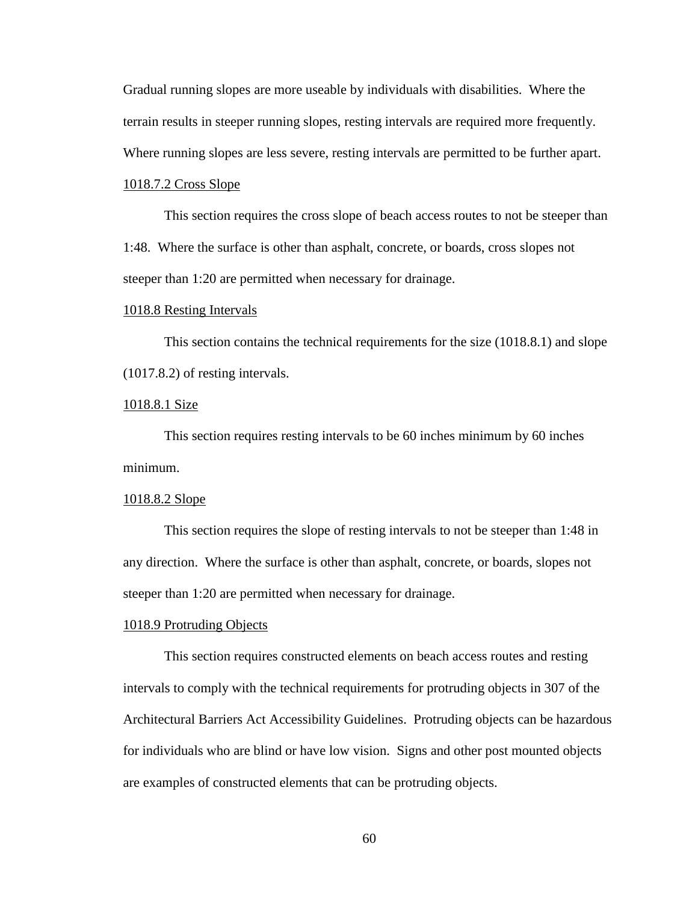Gradual running slopes are more useable by individuals with disabilities. Where the terrain results in steeper running slopes, resting intervals are required more frequently. Where running slopes are less severe, resting intervals are permitted to be further apart.

<u>1018.7.2 Cross Slope</u>

This section requires the cross slope of beach access routes to not be steeper than 1:48. Where the surface is other than asphalt, concrete, or boards, cross slopes not steeper than 1:20 are permitted when necessary for drainage.

<u>1018.8 Resting Intervals</u>

This section contains the technical requirements for the size (1018.8.1) and slope (1017.8.2) of resting intervals.

<u>1018.8.1 Size</u>

This section requires resting intervals to be 60 inches minimum by 60 inches minimum.

<u>1018.8.2 Slope</u>

This section requires the slope of resting intervals to not be steeper than 1:48 in any direction. Where the surface is other than asphalt, concrete, or boards, slopes not steeper than 1:20 are permitted when necessary for drainage.

<u>1018.9 Protruding Objects</u>

This section requires constructed elements on beach access routes and resting intervals to comply with the technical requirements for protruding objects in 307 of the Architectural Barriers Act Accessibility Guidelines. Protruding objects can be hazardous for individuals who are blind or have low vision. Signs and other post mounted objects are examples of constructed elements that can be protruding objects.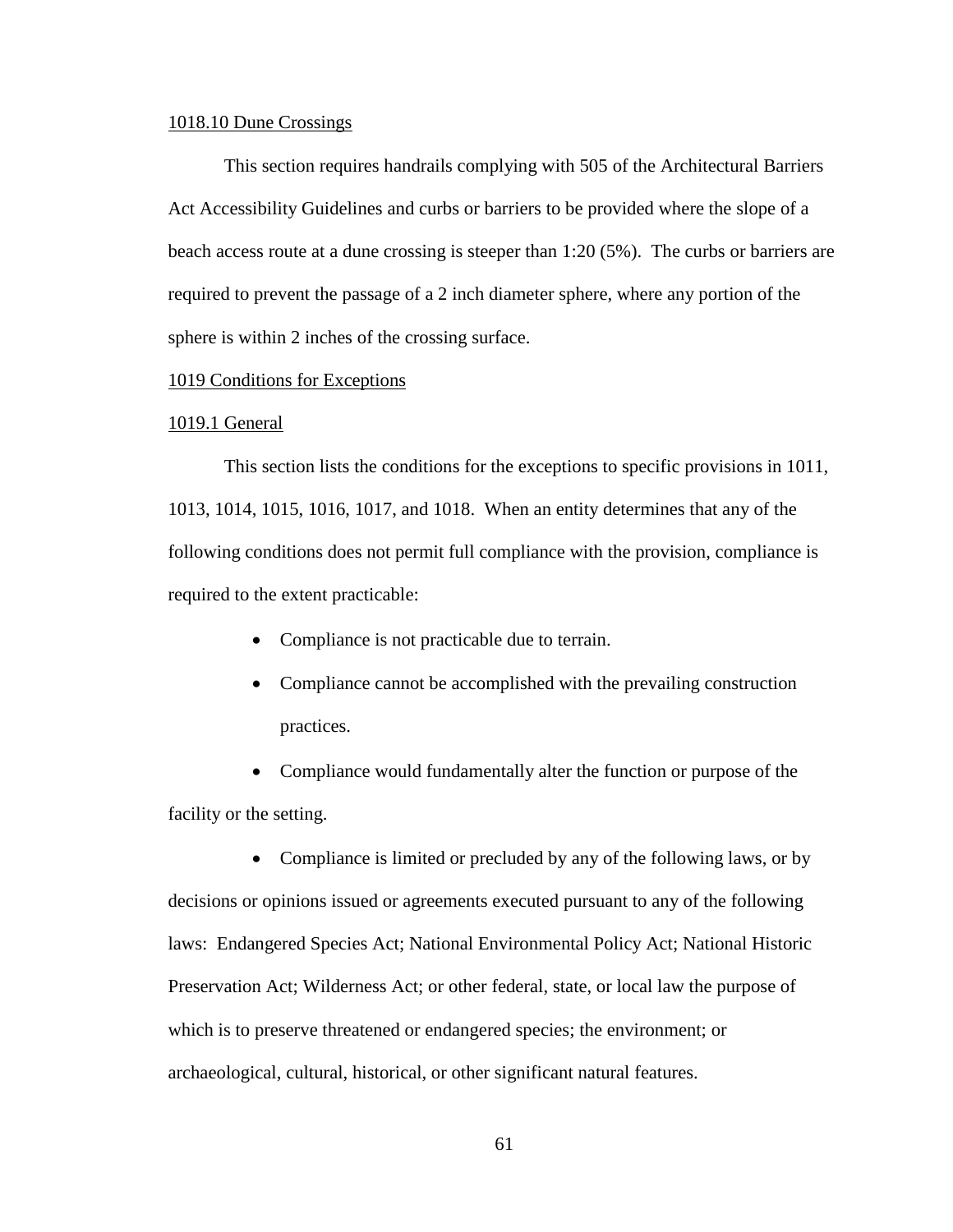1018.10 Dune Crossings

This section requires handrails complying with 505 of the Architectural Barriers Act Accessibility Guidelines and curbs or barriers to be provided where the slope of a beach access route at a dune crossing is steeper than 1:20 (5%). The curbs or barriers are required to prevent the passage of a 2 inch diameter sphere, where any portion of the sphere is within 2 inches of the crossing surface.

1019 Conditions for Exceptions

1019.1 General

This section lists the conditions for the exceptions to specific provisions in 1011, 1013, 1014, 1015, 1016, 1017, and 1018. When an entity determines that any of the following conditions does not permit full compliance with the provision, compliance is required to the extent practicable:

- Compliance is not practicable due to terrain.
- Compliance cannot be accomplished with the prevailing construction practices.
- Compliance would fundamentally alter the function or purpose of the facility or the setting.
- Compliance is limited or precluded by any of the following laws, or by decisions or opinions issued or agreements executed pursuant to any of the following laws: Endangered Species Act; National Environmental Policy Act; National Historic Preservation Act; Wilderness Act; or other federal, state, or local law the purpose of which is to preserve threatened or endangered species; the environment; or archaeological, cultural, historical, or other significant natural features.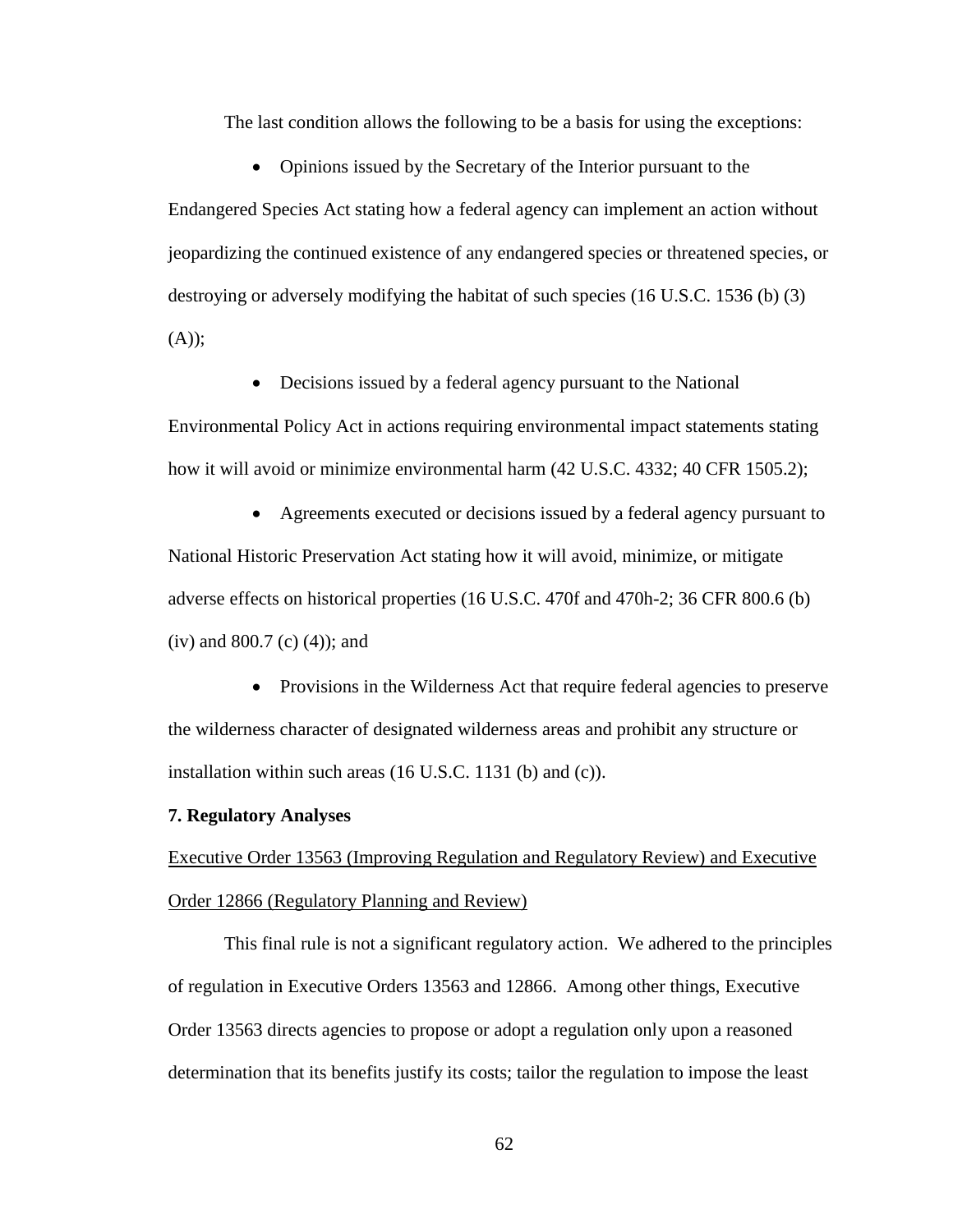The last condition allows the following to be a basis for using the exceptions:

- Opinions issued by the Secretary of the Interior pursuant to the Endangered Species Act stating how a federal agency can implement an action without jeopardizing the continued existence of any endangered species or threatened species, or destroying or adversely modifying the habitat of such species (16 U.S.C. 1536 (b) (3) (A));

- Decisions issued by a federal agency pursuant to the National Environmental Policy Act in actions requiring environmental impact statements stating how it will avoid or minimize environmental harm (42 U.S.C. 4332; 40 CFR 1505.2);

- Agreements executed or decisions issued by a federal agency pursuant to National Historic Preservation Act stating how it will avoid, minimize, or mitigate adverse effects on historical properties (16 U.S.C. 470f and 470h-2; 36 CFR 800.6 (b) (iv) and 800.7 (c) (4)); and

- Provisions in the Wilderness Act that require federal agencies to preserve the wilderness character of designated wilderness areas and prohibit any structure or installation within such areas (16 U.S.C. 1131 (b) and (c)).

**7. Regulatory Analyses**

Executive Order 13563 (Improving Regulation and Regulatory Review) and Executive Order 12866 (Regulatory Planning and Review)

This final rule is not a significant regulatory action. We adhered to the principles of regulation in Executive Orders 13563 and 12866. Among other things, Executive Order 13563 directs agencies to propose or adopt a regulation only upon a reasoned determination that its benefits justify its costs; tailor the regulation to impose the least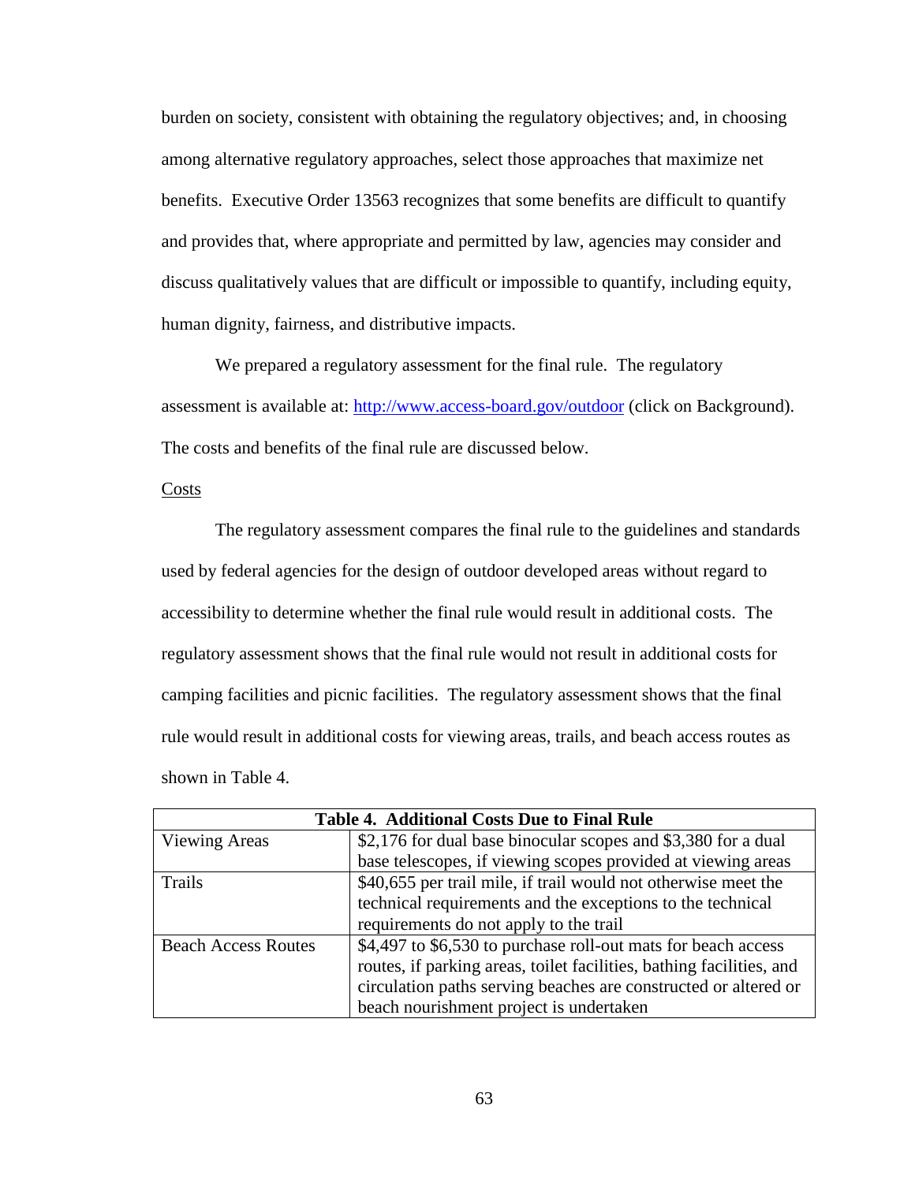burden on society, consistent with obtaining the regulatory objectives; and, in choosing among alternative regulatory approaches, select those approaches that maximize net benefits. Executive Order 13563 recognizes that some benefits are difficult to quantify and provides that, where appropriate and permitted by law, agencies may consider and discuss qualitatively values that are difficult or impossible to quantify, including equity, human dignity, fairness, and distributive impacts.

We prepared a regulatory assessment for the final rule. The regulatory assessment is available at: [http://www.access-board.gov/outdoor](http://www.access-board.gov/outdoor) (click on Background). The costs and benefits of the final rule are discussed below.

Costs

The regulatory assessment compares the final rule to the guidelines and standards used by federal agencies for the design of outdoor developed areas without regard to accessibility to determine whether the final rule would result in additional costs. The regulatory assessment shows that the final rule would not result in additional costs for camping facilities and picnic facilities. The regulatory assessment shows that the final rule would result in additional costs for viewing areas, trails, and beach access routes as shown in Table 4.

| Table 4. Additional Costs Due to Final Rule | |
|---|---|
| Viewing Areas | $2,176 for dual base binocular scopes and $3,380 for a dual base telescopes, if viewing scopes provided at viewing areas |
| Trails | $40,655 per trail mile, if trail would not otherwise meet the technical requirements and the exceptions to the technical requirements do not apply to the trail |
| Beach Access Routes | $4,497 to $6,530 to purchase roll-out mats for beach access routes, if parking areas, toilet facilities, bathing facilities, and circulation paths serving beaches are constructed or altered or beach nourishment project is undertaken |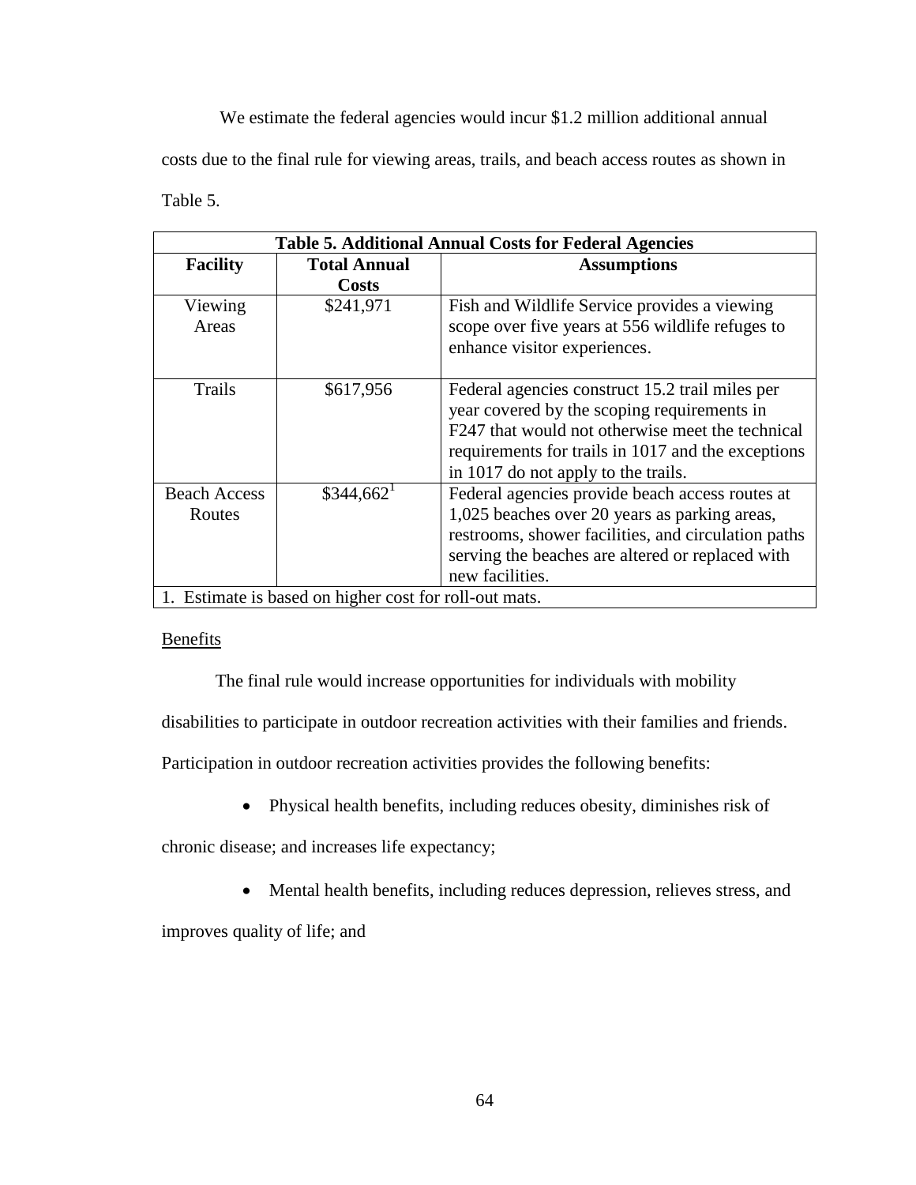We estimate the federal agencies would incur $1.2 million additional annual costs due to the final rule for viewing areas, trails, and beach access routes as shown in Table 5.

**Table 5. Additional Annual Costs for Federal Agencies**

| Facility | Total Annual Costs | Assumptions |
|---|---|---|
| Viewing Areas | $241,971 | Fish and Wildlife Service provides a viewing scope over five years at 556 wildlife refuges to enhance visitor experiences. |
| Trails | $617,956 | Federal agencies construct 15.2 trail miles per year covered by the scoping requirements in F247 that would not otherwise meet the technical requirements for trails in 1017 and the exceptions in 1017 do not apply to the trails. |
| Beach Access Routes | $344,662[1] | Federal agencies provide beach access routes at 1,025 beaches over 20 years as parking areas, restrooms, shower facilities, and circulation paths serving the beaches are altered or replaced with new facilities. |

1. Estimate is based on higher cost for roll-out mats.

<u>Benefits</u>

The final rule would increase opportunities for individuals with mobility disabilities to participate in outdoor recreation activities with their families and friends. Participation in outdoor recreation activities provides the following benefits:

- Physical health benefits, including reduces obesity, diminishes risk of chronic disease; and increases life expectancy;
- Mental health benefits, including reduces depression, relieves stress, and improves quality of life; and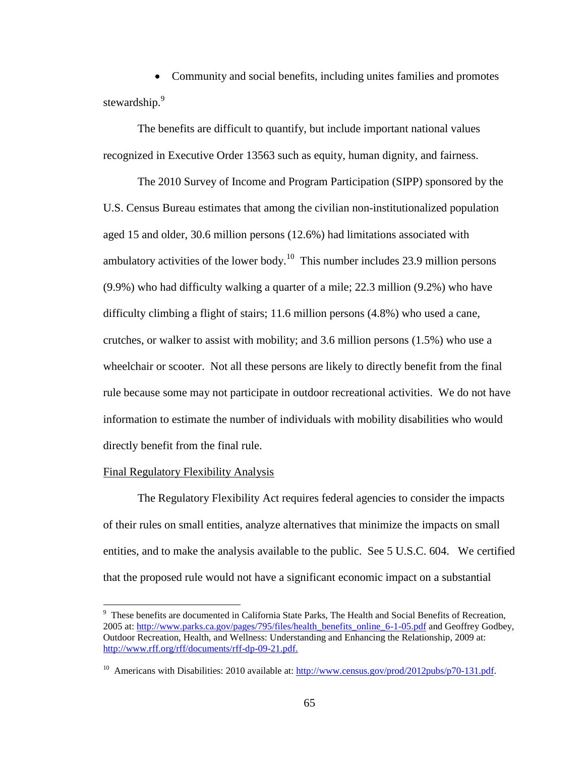- Community and social benefits, including unites families and promotes stewardship.[9]

The benefits are difficult to quantify, but include important national values recognized in Executive Order 13563 such as equity, human dignity, and fairness.

The 2010 Survey of Income and Program Participation (SIPP) sponsored by the U.S. Census Bureau estimates that among the civilian non-institutionalized population aged 15 and older, 30.6 million persons (12.6%) had limitations associated with ambulatory activities of the lower body.[10] This number includes 23.9 million persons (9.9%) who had difficulty walking a quarter of a mile; 22.3 million (9.2%) who have difficulty climbing a flight of stairs; 11.6 million persons (4.8%) who used a cane, crutches, or walker to assist with mobility; and 3.6 million persons (1.5%) who use a wheelchair or scooter. Not all these persons are likely to directly benefit from the final rule because some may not participate in outdoor recreational activities. We do not have information to estimate the number of individuals with mobility disabilities who would directly benefit from the final rule.

Final Regulatory Flexibility Analysis

The Regulatory Flexibility Act requires federal agencies to consider the impacts of their rules on small entities, analyze alternatives that minimize the impacts on small entities, and to make the analysis available to the public. See 5 U.S.C. 604. We certified that the proposed rule would not have a significant economic impact on a substantial

---

[9] These benefits are documented in California State Parks, The Health and Social Benefits of Recreation, 2005 at: http://www.parks.ca.gov/pages/795/files/health_benefits_online_6-1-05.pdf and Geoffrey Godbey, Outdoor Recreation, Health, and Wellness: Understanding and Enhancing the Relationship, 2009 at: http://www.rff.org/rff/documents/rff-dp-09-21.pdf.

[10] Americans with Disabilities: 2010 available at: http://www.census.gov/prod/2012pubs/p70-131.pdf.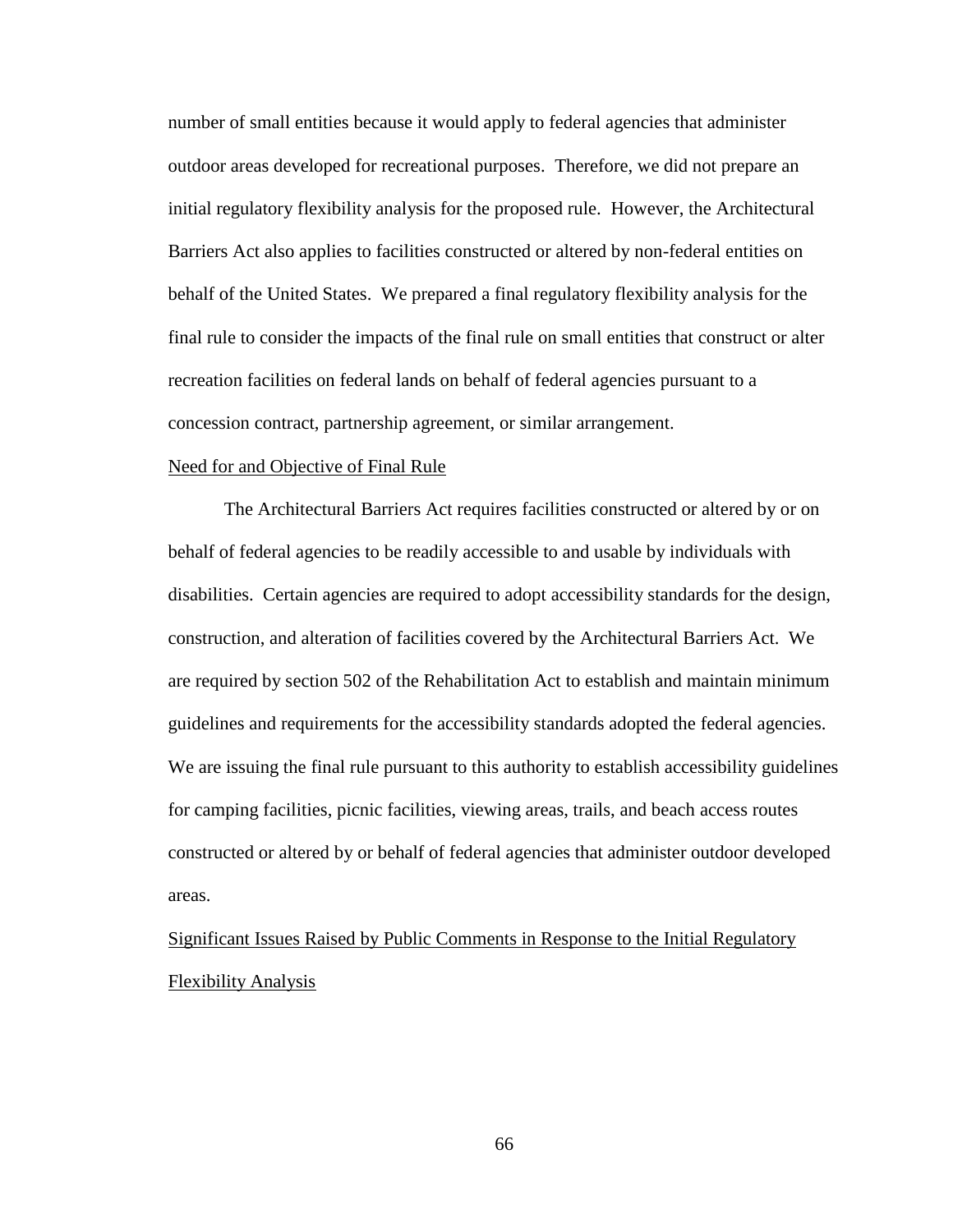number of small entities because it would apply to federal agencies that administer outdoor areas developed for recreational purposes. Therefore, we did not prepare an initial regulatory flexibility analysis for the proposed rule. However, the Architectural Barriers Act also applies to facilities constructed or altered by non-federal entities on behalf of the United States. We prepared a final regulatory flexibility analysis for the final rule to consider the impacts of the final rule on small entities that construct or alter recreation facilities on federal lands on behalf of federal agencies pursuant to a concession contract, partnership agreement, or similar arrangement.

Need for and Objective of Final Rule

The Architectural Barriers Act requires facilities constructed or altered by or on behalf of federal agencies to be readily accessible to and usable by individuals with disabilities. Certain agencies are required to adopt accessibility standards for the design, construction, and alteration of facilities covered by the Architectural Barriers Act. We are required by section 502 of the Rehabilitation Act to establish and maintain minimum guidelines and requirements for the accessibility standards adopted the federal agencies. We are issuing the final rule pursuant to this authority to establish accessibility guidelines for camping facilities, picnic facilities, viewing areas, trails, and beach access routes constructed or altered by or behalf of federal agencies that administer outdoor developed areas.

Significant Issues Raised by Public Comments in Response to the Initial Regulatory Flexibility Analysis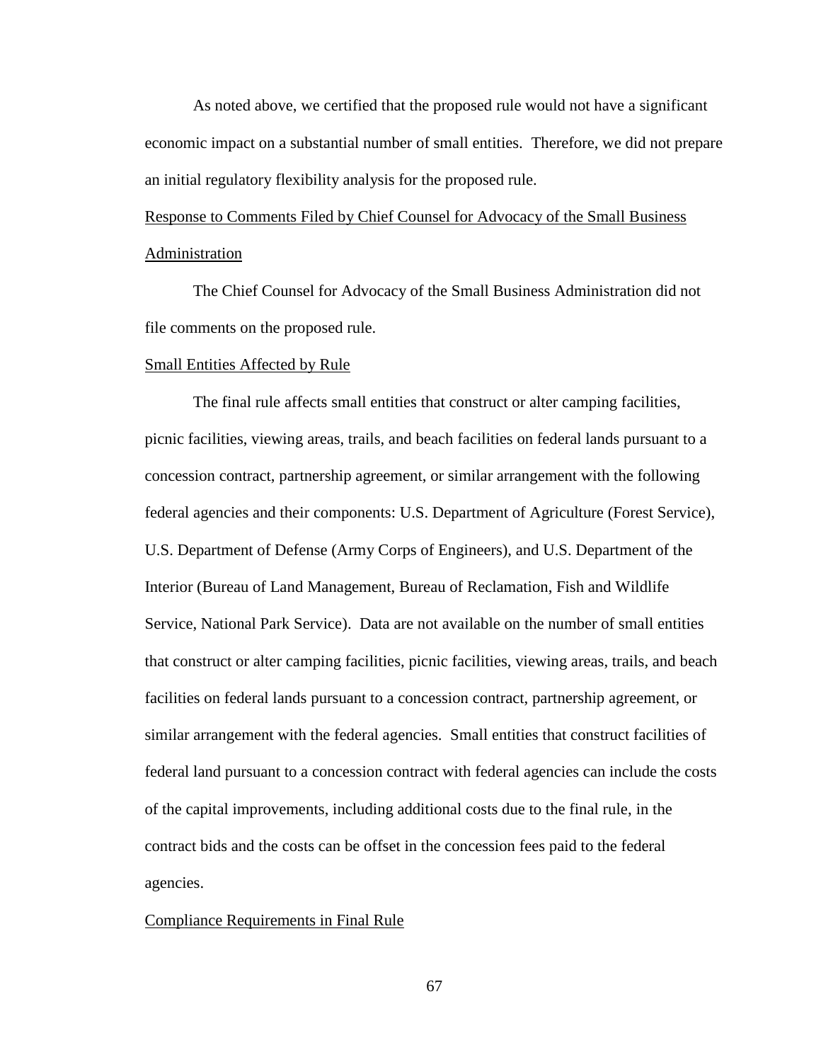As noted above, we certified that the proposed rule would not have a significant economic impact on a substantial number of small entities. Therefore, we did not prepare an initial regulatory flexibility analysis for the proposed rule.

### Response to Comments Filed by Chief Counsel for Advocacy of the Small Business Administration

The Chief Counsel for Advocacy of the Small Business Administration did not file comments on the proposed rule.

### Small Entities Affected by Rule

The final rule affects small entities that construct or alter camping facilities, picnic facilities, viewing areas, trails, and beach facilities on federal lands pursuant to a concession contract, partnership agreement, or similar arrangement with the following federal agencies and their components: U.S. Department of Agriculture (Forest Service), U.S. Department of Defense (Army Corps of Engineers), and U.S. Department of the Interior (Bureau of Land Management, Bureau of Reclamation, Fish and Wildlife Service, National Park Service). Data are not available on the number of small entities that construct or alter camping facilities, picnic facilities, viewing areas, trails, and beach facilities on federal lands pursuant to a concession contract, partnership agreement, or similar arrangement with the federal agencies. Small entities that construct facilities of federal land pursuant to a concession contract with federal agencies can include the costs of the capital improvements, including additional costs due to the final rule, in the contract bids and the costs can be offset in the concession fees paid to the federal agencies.

### Compliance Requirements in Final Rule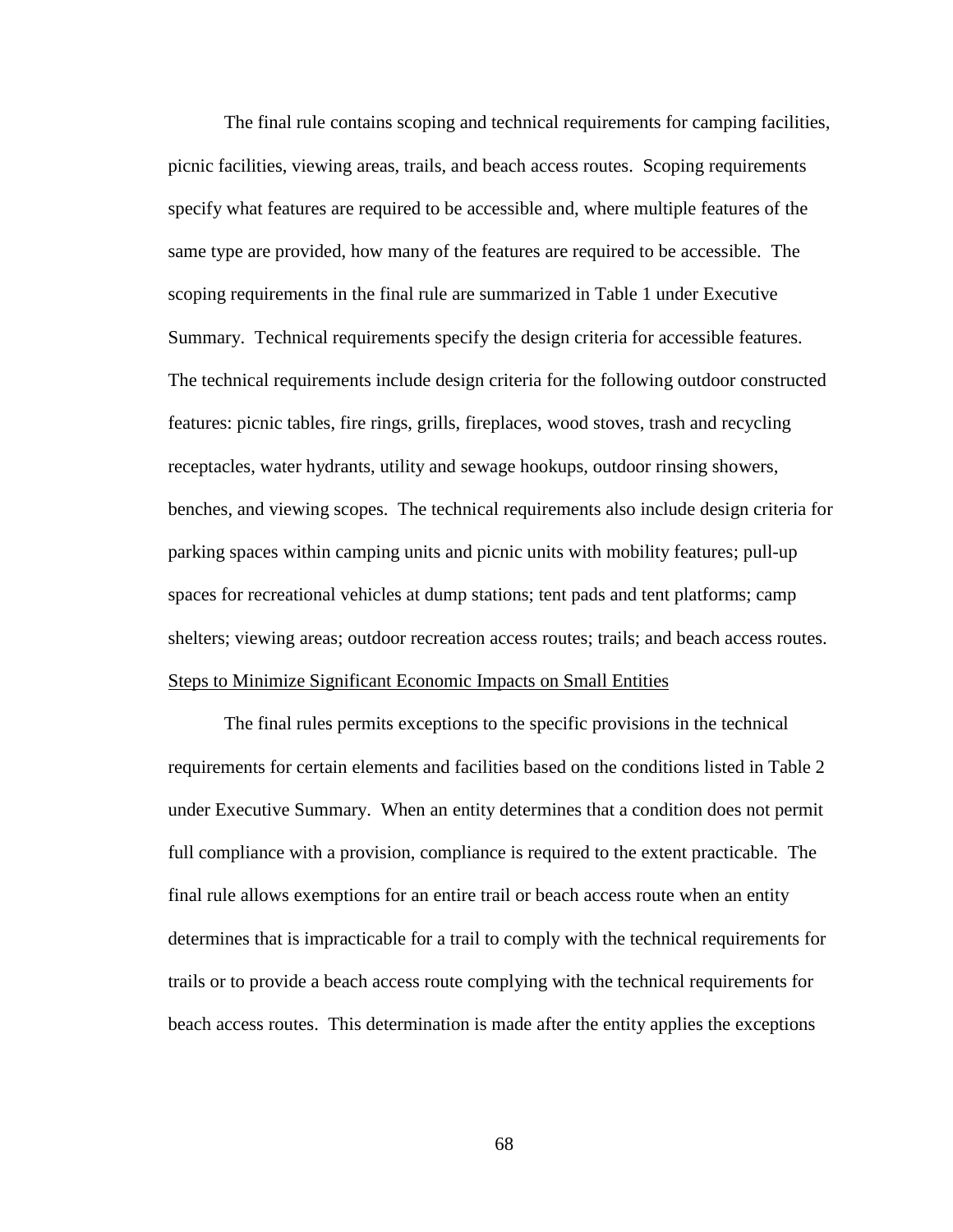The final rule contains scoping and technical requirements for camping facilities, picnic facilities, viewing areas, trails, and beach access routes. Scoping requirements specify what features are required to be accessible and, where multiple features of the same type are provided, how many of the features are required to be accessible. The scoping requirements in the final rule are summarized in Table 1 under Executive Summary. Technical requirements specify the design criteria for accessible features. The technical requirements include design criteria for the following outdoor constructed features: picnic tables, fire rings, grills, fireplaces, wood stoves, trash and recycling receptacles, water hydrants, utility and sewage hookups, outdoor rinsing showers, benches, and viewing scopes. The technical requirements also include design criteria for parking spaces within camping units and picnic units with mobility features; pull-up spaces for recreational vehicles at dump stations; tent pads and tent platforms; camp shelters; viewing areas; outdoor recreation access routes; trails; and beach access routes.

<u>Steps to Minimize Significant Economic Impacts on Small Entities</u>

The final rules permits exceptions to the specific provisions in the technical requirements for certain elements and facilities based on the conditions listed in Table 2 under Executive Summary. When an entity determines that a condition does not permit full compliance with a provision, compliance is required to the extent practicable. The final rule allows exemptions for an entire trail or beach access route when an entity determines that is impracticable for a trail to comply with the technical requirements for trails or to provide a beach access route complying with the technical requirements for beach access routes. This determination is made after the entity applies the exceptions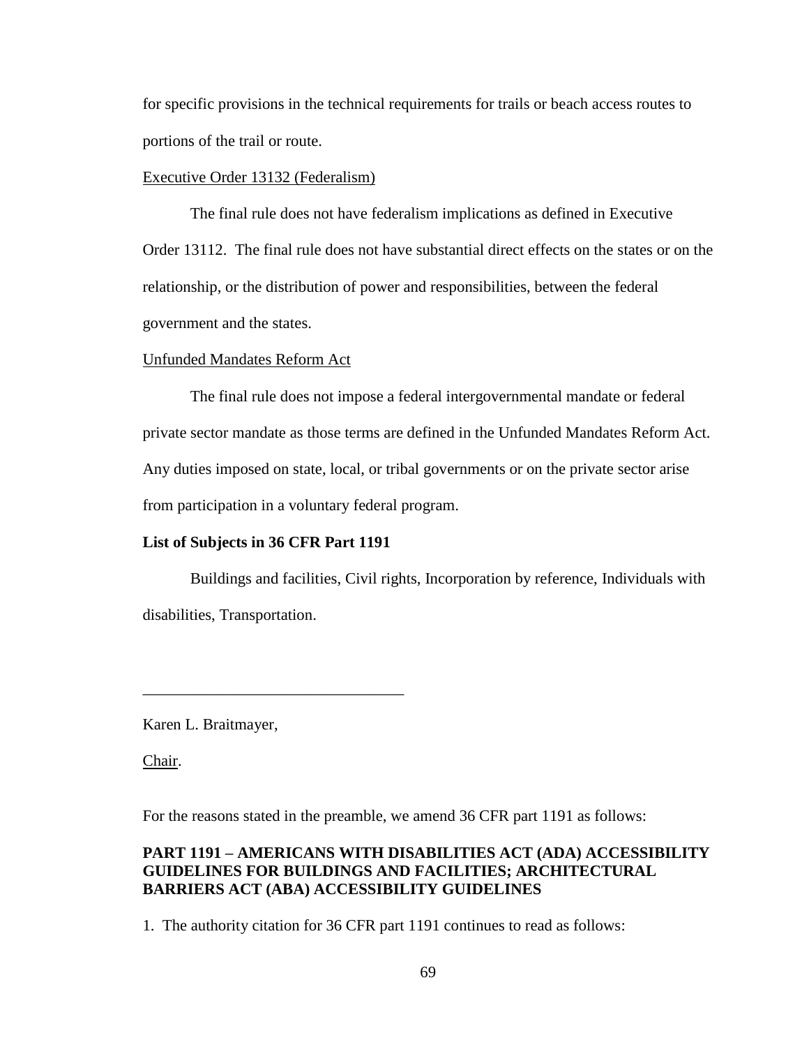for specific provisions in the technical requirements for trails or beach access routes to portions of the trail or route.

Executive Order 13132 (Federalism)

The final rule does not have federalism implications as defined in Executive Order 13112. The final rule does not have substantial direct effects on the states or on the relationship, or the distribution of power and responsibilities, between the federal government and the states.

Unfunded Mandates Reform Act

The final rule does not impose a federal intergovernmental mandate or federal private sector mandate as those terms are defined in the Unfunded Mandates Reform Act. Any duties imposed on state, local, or tribal governments or on the private sector arise from participation in a voluntary federal program.

**List of Subjects in 36 CFR Part 1191**

Buildings and facilities, Civil rights, Incorporation by reference, Individuals with disabilities, Transportation.

_________________________________

Karen L. Braitmayer,

Chair.

For the reasons stated in the preamble, we amend 36 CFR part 1191 as follows:

**PART 1191 – AMERICANS WITH DISABILITIES ACT (ADA) ACCESSIBILITY GUIDELINES FOR BUILDINGS AND FACILITIES; ARCHITECTURAL BARRIERS ACT (ABA) ACCESSIBILITY GUIDELINES**

1. The authority citation for 36 CFR part 1191 continues to read as follows: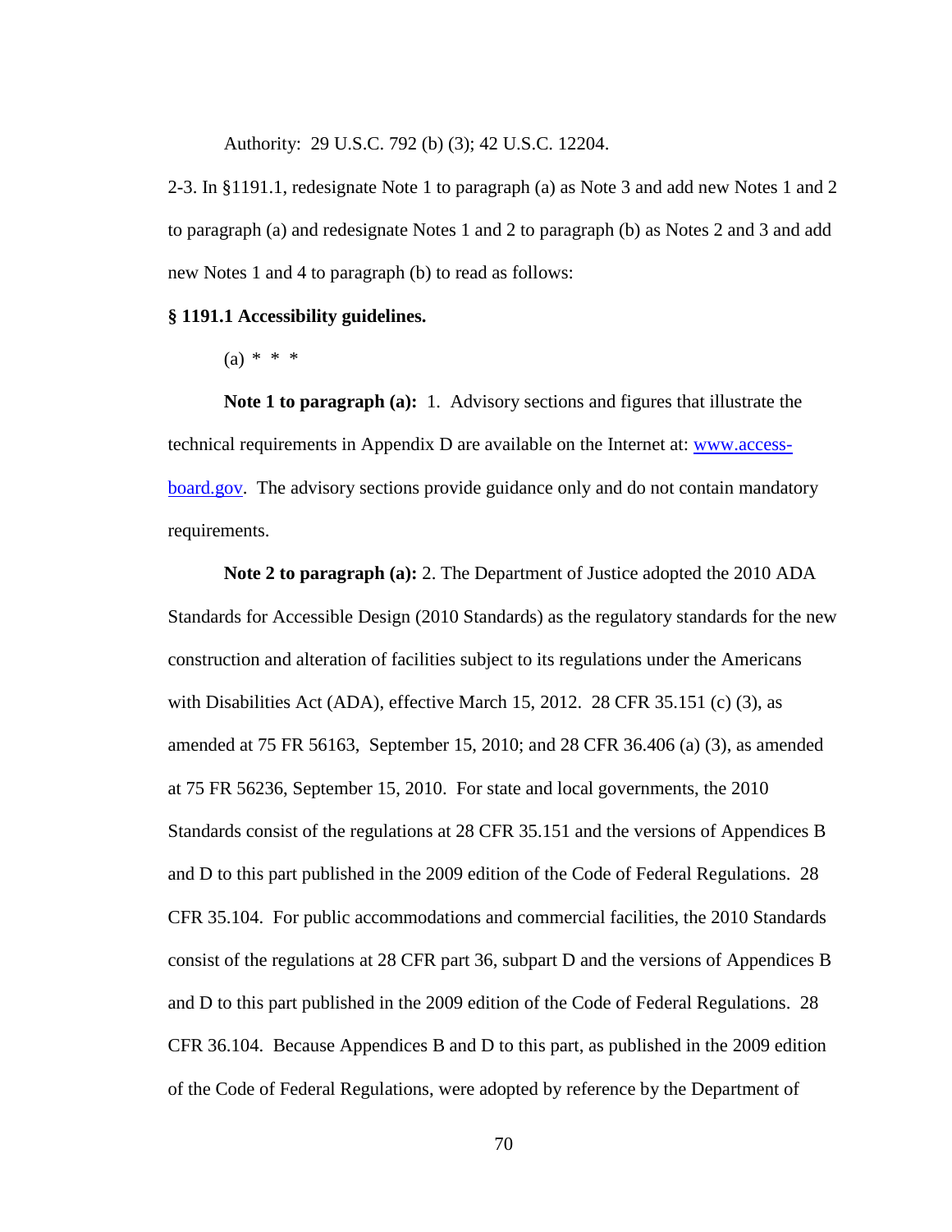Authority: 29 U.S.C. 792 (b) (3); 42 U.S.C. 12204.

2-3. In §1191.1, redesignate Note 1 to paragraph (a) as Note 3 and add new Notes 1 and 2 to paragraph (a) and redesignate Notes 1 and 2 to paragraph (b) as Notes 2 and 3 and add new Notes 1 and 4 to paragraph (b) to read as follows:

**§ 1191.1 Accessibility guidelines.**

(a) * * *

**Note 1 to paragraph (a):** 1. Advisory sections and figures that illustrate the technical requirements in Appendix D are available on the Internet at: [www.access-board.gov](www.access-board.gov). The advisory sections provide guidance only and do not contain mandatory requirements.

**Note 2 to paragraph (a):** 2. The Department of Justice adopted the 2010 ADA Standards for Accessible Design (2010 Standards) as the regulatory standards for the new construction and alteration of facilities subject to its regulations under the Americans with Disabilities Act (ADA), effective March 15, 2012. 28 CFR 35.151 (c) (3), as amended at 75 FR 56163, September 15, 2010; and 28 CFR 36.406 (a) (3), as amended at 75 FR 56236, September 15, 2010. For state and local governments, the 2010 Standards consist of the regulations at 28 CFR 35.151 and the versions of Appendices B and D to this part published in the 2009 edition of the Code of Federal Regulations. 28 CFR 35.104. For public accommodations and commercial facilities, the 2010 Standards consist of the regulations at 28 CFR part 36, subpart D and the versions of Appendices B and D to this part published in the 2009 edition of the Code of Federal Regulations. 28 CFR 36.104. Because Appendices B and D to this part, as published in the 2009 edition of the Code of Federal Regulations, were adopted by reference by the Department of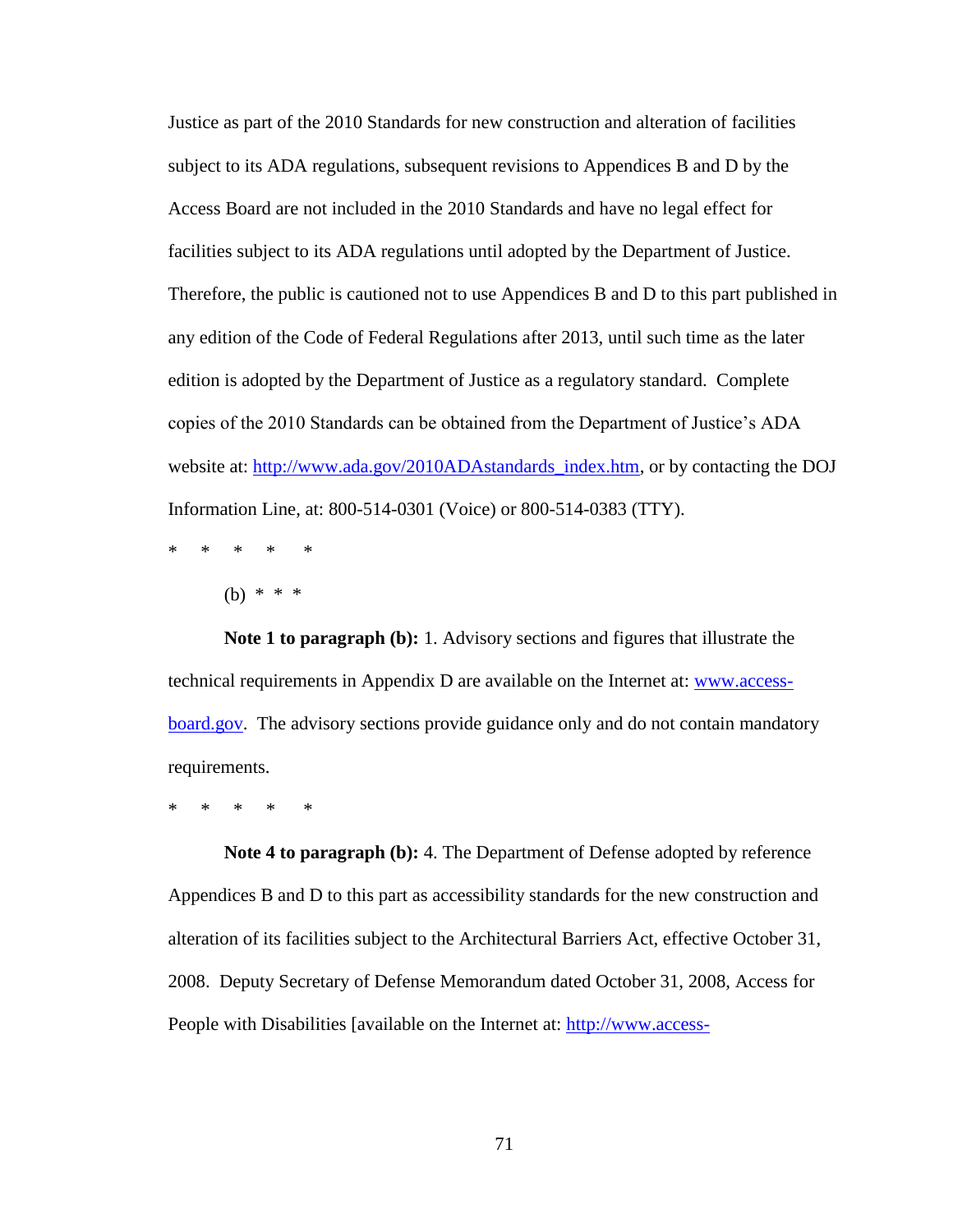Justice as part of the 2010 Standards for new construction and alteration of facilities subject to its ADA regulations, subsequent revisions to Appendices B and D by the Access Board are not included in the 2010 Standards and have no legal effect for facilities subject to its ADA regulations until adopted by the Department of Justice. Therefore, the public is cautioned not to use Appendices B and D to this part published in any edition of the Code of Federal Regulations after 2013, until such time as the later edition is adopted by the Department of Justice as a regulatory standard. Complete copies of the 2010 Standards can be obtained from the Department of Justice's ADA website at: http://www.ada.gov/2010ADAstandards_index.htm, or by contacting the DOJ Information Line, at: 800-514-0301 (Voice) or 800-514-0383 (TTY).

\*     \*     \*     \*     \*

(b) \* \* \*

**Note 1 to paragraph (b):** 1. Advisory sections and figures that illustrate the technical requirements in Appendix D are available on the Internet at: www.access-board.gov. The advisory sections provide guidance only and do not contain mandatory requirements.

\*     \*     \*     \*     \*

**Note 4 to paragraph (b):** 4. The Department of Defense adopted by reference Appendices B and D to this part as accessibility standards for the new construction and alteration of its facilities subject to the Architectural Barriers Act, effective October 31, 2008. Deputy Secretary of Defense Memorandum dated October 31, 2008, Access for People with Disabilities [available on the Internet at: http://www.access-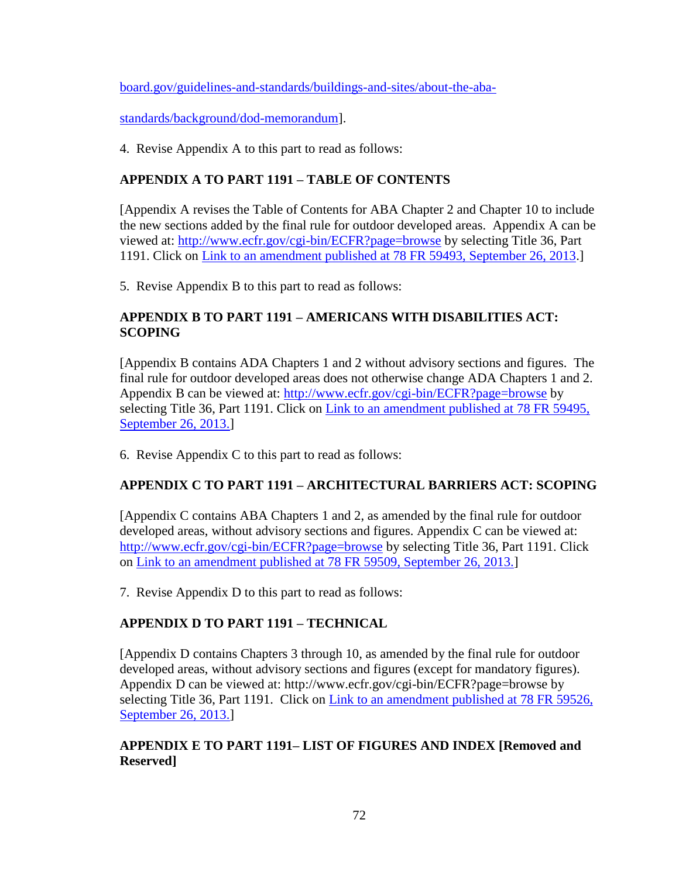board.gov/guidelines-and-standards/buildings-and-sites/about-the-aba-standards/background/dod-memorandum].

4. Revise Appendix A to this part to read as follows:

**APPENDIX A TO PART 1191 – TABLE OF CONTENTS**

[Appendix A revises the Table of Contents for ABA Chapter 2 and Chapter 10 to include the new sections added by the final rule for outdoor developed areas. Appendix A can be viewed at: http://www.ecfr.gov/cgi-bin/ECFR?page=browse by selecting Title 36, Part 1191. Click on Link to an amendment published at 78 FR 59493, September 26, 2013.]

5. Revise Appendix B to this part to read as follows:

**APPENDIX B TO PART 1191 – AMERICANS WITH DISABILITIES ACT: SCOPING**

[Appendix B contains ADA Chapters 1 and 2 without advisory sections and figures. The final rule for outdoor developed areas does not otherwise change ADA Chapters 1 and 2. Appendix B can be viewed at: http://www.ecfr.gov/cgi-bin/ECFR?page=browse by selecting Title 36, Part 1191. Click on Link to an amendment published at 78 FR 59495, September 26, 2013.]

6. Revise Appendix C to this part to read as follows:

**APPENDIX C TO PART 1191 – ARCHITECTURAL BARRIERS ACT: SCOPING**

[Appendix C contains ABA Chapters 1 and 2, as amended by the final rule for outdoor developed areas, without advisory sections and figures. Appendix C can be viewed at: http://www.ecfr.gov/cgi-bin/ECFR?page=browse by selecting Title 36, Part 1191. Click on Link to an amendment published at 78 FR 59509, September 26, 2013.]

7. Revise Appendix D to this part to read as follows:

**APPENDIX D TO PART 1191 – TECHNICAL**

[Appendix D contains Chapters 3 through 10, as amended by the final rule for outdoor developed areas, without advisory sections and figures (except for mandatory figures). Appendix D can be viewed at: http://www.ecfr.gov/cgi-bin/ECFR?page=browse by selecting Title 36, Part 1191. Click on Link to an amendment published at 78 FR 59526, September 26, 2013.]

**APPENDIX E TO PART 1191– LIST OF FIGURES AND INDEX [Removed and Reserved]**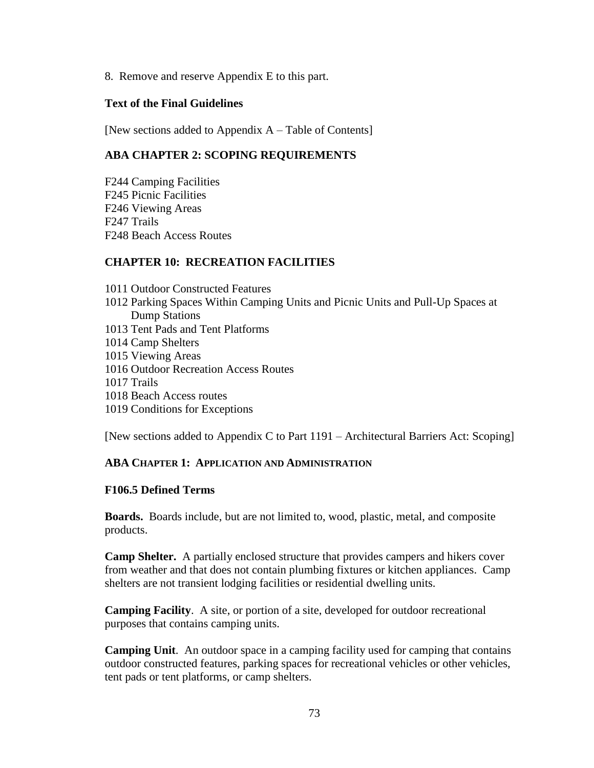8. Remove and reserve Appendix E to this part.

**Text of the Final Guidelines**

[New sections added to Appendix A – Table of Contents]

## ABA CHAPTER 2: SCOPING REQUIREMENTS

F244 Camping Facilities
F245 Picnic Facilities
F246 Viewing Areas
F247 Trails
F248 Beach Access Routes

## CHAPTER 10: RECREATION FACILITIES

1011 Outdoor Constructed Features
1012 Parking Spaces Within Camping Units and Picnic Units and Pull-Up Spaces at Dump Stations
1013 Tent Pads and Tent Platforms
1014 Camp Shelters
1015 Viewing Areas
1016 Outdoor Recreation Access Routes
1017 Trails
1018 Beach Access routes
1019 Conditions for Exceptions

[New sections added to Appendix C to Part 1191 – Architectural Barriers Act: Scoping]

## ABA CHAPTER 1: APPLICATION AND ADMINISTRATION

### F106.5 Defined Terms

**Boards.** Boards include, but are not limited to, wood, plastic, metal, and composite products.

**Camp Shelter.** A partially enclosed structure that provides campers and hikers cover from weather and that does not contain plumbing fixtures or kitchen appliances. Camp shelters are not transient lodging facilities or residential dwelling units.

**Camping Facility**. A site, or portion of a site, developed for outdoor recreational purposes that contains camping units.

**Camping Unit**. An outdoor space in a camping facility used for camping that contains outdoor constructed features, parking spaces for recreational vehicles or other vehicles, tent pads or tent platforms, or camp shelters.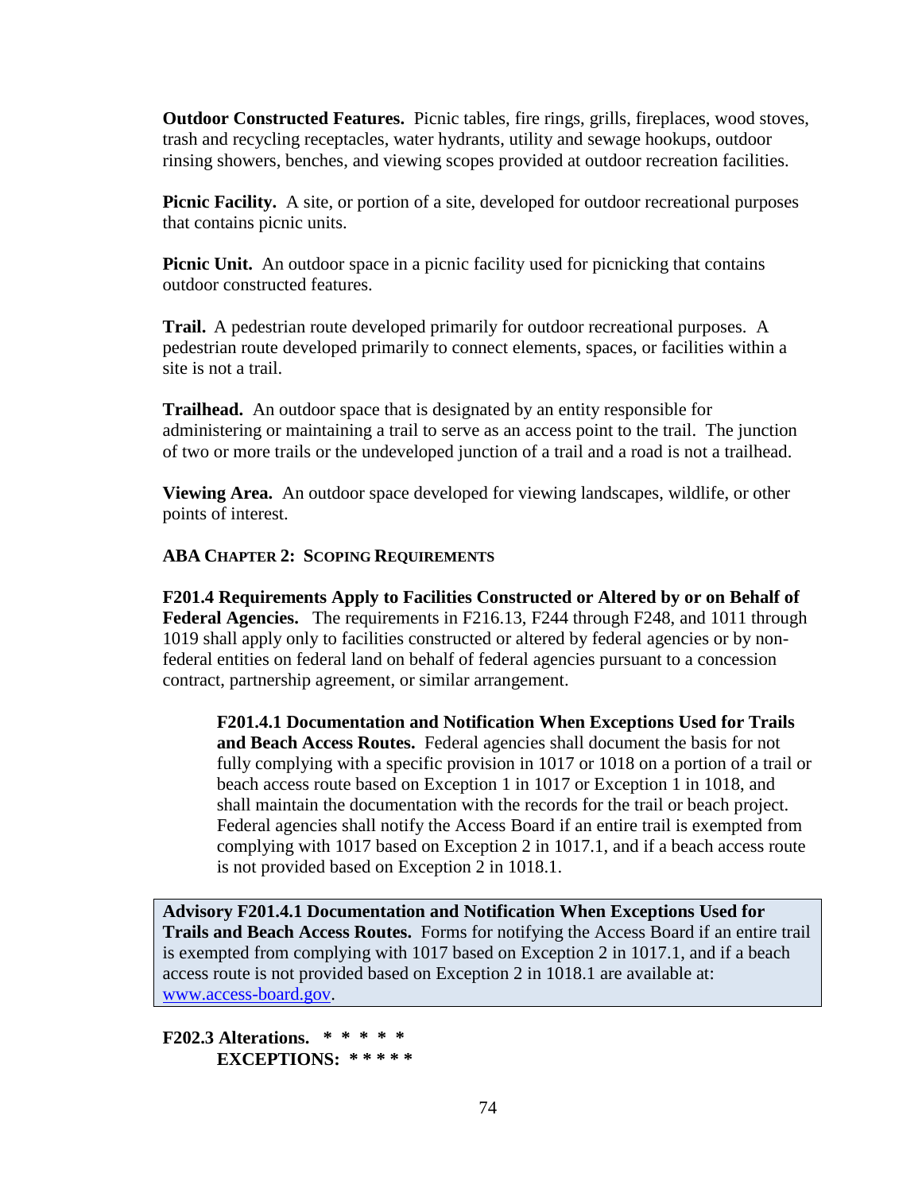**Outdoor Constructed Features.** Picnic tables, fire rings, grills, fireplaces, wood stoves, trash and recycling receptacles, water hydrants, utility and sewage hookups, outdoor rinsing showers, benches, and viewing scopes provided at outdoor recreation facilities.

**Picnic Facility.** A site, or portion of a site, developed for outdoor recreational purposes that contains picnic units.

**Picnic Unit.** An outdoor space in a picnic facility used for picnicking that contains outdoor constructed features.

**Trail.** A pedestrian route developed primarily for outdoor recreational purposes. A pedestrian route developed primarily to connect elements, spaces, or facilities within a site is not a trail.

**Trailhead.** An outdoor space that is designated by an entity responsible for administering or maintaining a trail to serve as an access point to the trail. The junction of two or more trails or the undeveloped junction of a trail and a road is not a trailhead.

**Viewing Area.** An outdoor space developed for viewing landscapes, wildlife, or other points of interest.

## ABA Chapter 2: Scoping Requirements

**F201.4 Requirements Apply to Facilities Constructed or Altered by or on Behalf of Federal Agencies.** The requirements in F216.13, F244 through F248, and 1011 through 1019 shall apply only to facilities constructed or altered by federal agencies or by non-federal entities on federal land on behalf of federal agencies pursuant to a concession contract, partnership agreement, or similar arrangement.

> **F201.4.1 Documentation and Notification When Exceptions Used for Trails and Beach Access Routes.** Federal agencies shall document the basis for not fully complying with a specific provision in 1017 or 1018 on a portion of a trail or beach access route based on Exception 1 in 1017 or Exception 1 in 1018, and shall maintain the documentation with the records for the trail or beach project. Federal agencies shall notify the Access Board if an entire trail is exempted from complying with 1017 based on Exception 2 in 1017.1, and if a beach access route is not provided based on Exception 2 in 1018.1.

**Advisory F201.4.1 Documentation and Notification When Exceptions Used for Trails and Beach Access Routes.** Forms for notifying the Access Board if an entire trail is exempted from complying with 1017 based on Exception 2 in 1017.1, and if a beach access route is not provided based on Exception 2 in 1018.1 are available at: [www.access-board.gov](www.access-board.gov).

**F202.3 Alterations.** * * * * *

**EXCEPTIONS:** * * * * *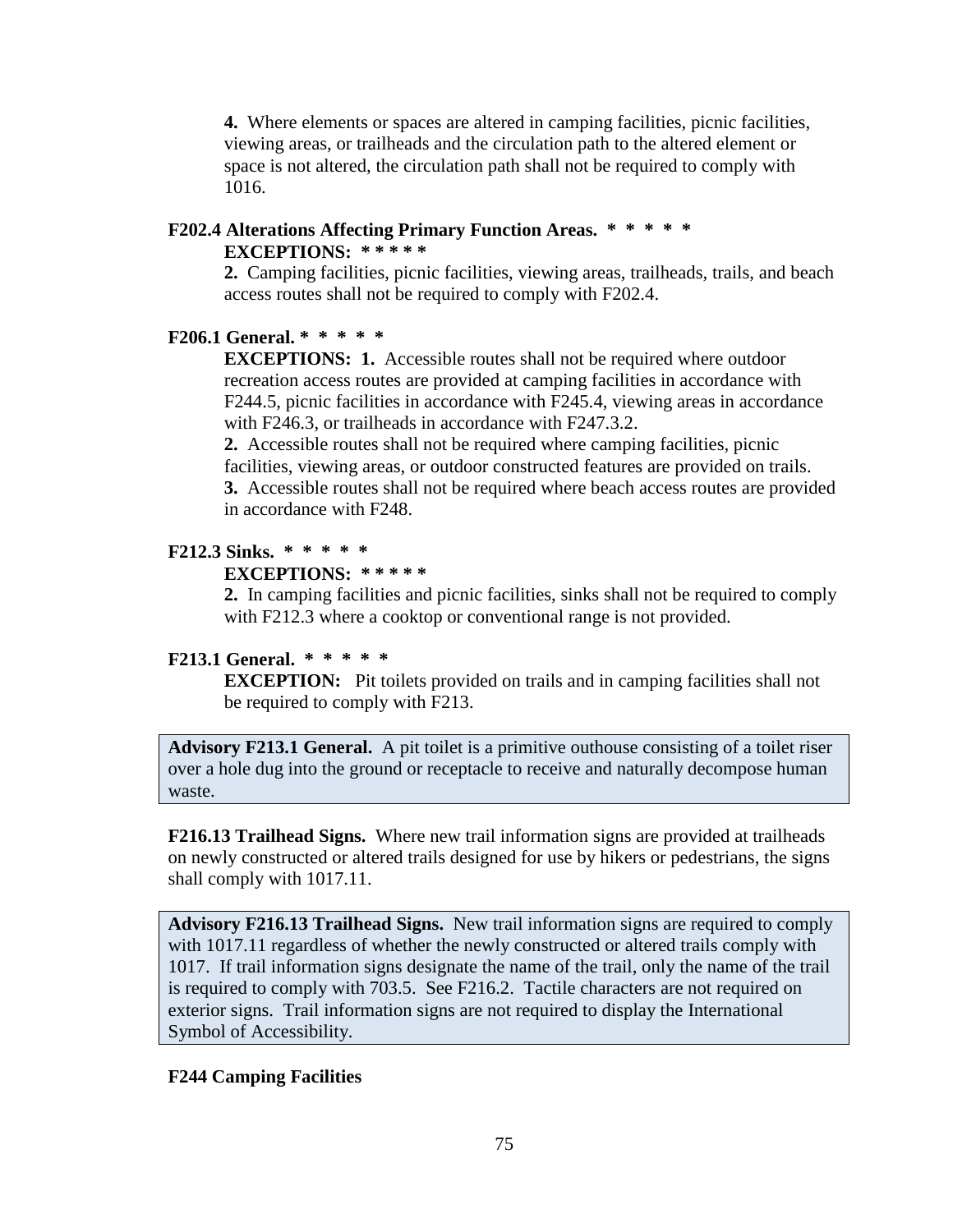**4.** Where elements or spaces are altered in camping facilities, picnic facilities, viewing areas, or trailheads and the circulation path to the altered element or space is not altered, the circulation path shall not be required to comply with 1016.

**F202.4 Alterations Affecting Primary Function Areas. * * * * ***

**EXCEPTIONS: * * * * ***

**2.** Camping facilities, picnic facilities, viewing areas, trailheads, trails, and beach access routes shall not be required to comply with F202.4.

**F206.1 General. * * * * ***

**EXCEPTIONS: 1.** Accessible routes shall not be required where outdoor recreation access routes are provided at camping facilities in accordance with F244.5, picnic facilities in accordance with F245.4, viewing areas in accordance with F246.3, or trailheads in accordance with F247.3.2.

**2.** Accessible routes shall not be required where camping facilities, picnic facilities, viewing areas, or outdoor constructed features are provided on trails.

**3.** Accessible routes shall not be required where beach access routes are provided in accordance with F248.

**F212.3 Sinks. * * * * ***

**EXCEPTIONS: * * * * ***

**2.** In camping facilities and picnic facilities, sinks shall not be required to comply with F212.3 where a cooktop or conventional range is not provided.

**F213.1 General. * * * * ***

**EXCEPTION:** Pit toilets provided on trails and in camping facilities shall not be required to comply with F213.

**Advisory F213.1 General.** A pit toilet is a primitive outhouse consisting of a toilet riser over a hole dug into the ground or receptacle to receive and naturally decompose human waste.

**F216.13 Trailhead Signs.** Where new trail information signs are provided at trailheads on newly constructed or altered trails designed for use by hikers or pedestrians, the signs shall comply with 1017.11.

**Advisory F216.13 Trailhead Signs.** New trail information signs are required to comply with 1017.11 regardless of whether the newly constructed or altered trails comply with 1017. If trail information signs designate the name of the trail, only the name of the trail is required to comply with 703.5. See F216.2. Tactile characters are not required on exterior signs. Trail information signs are not required to display the International Symbol of Accessibility.

**F244 Camping Facilities**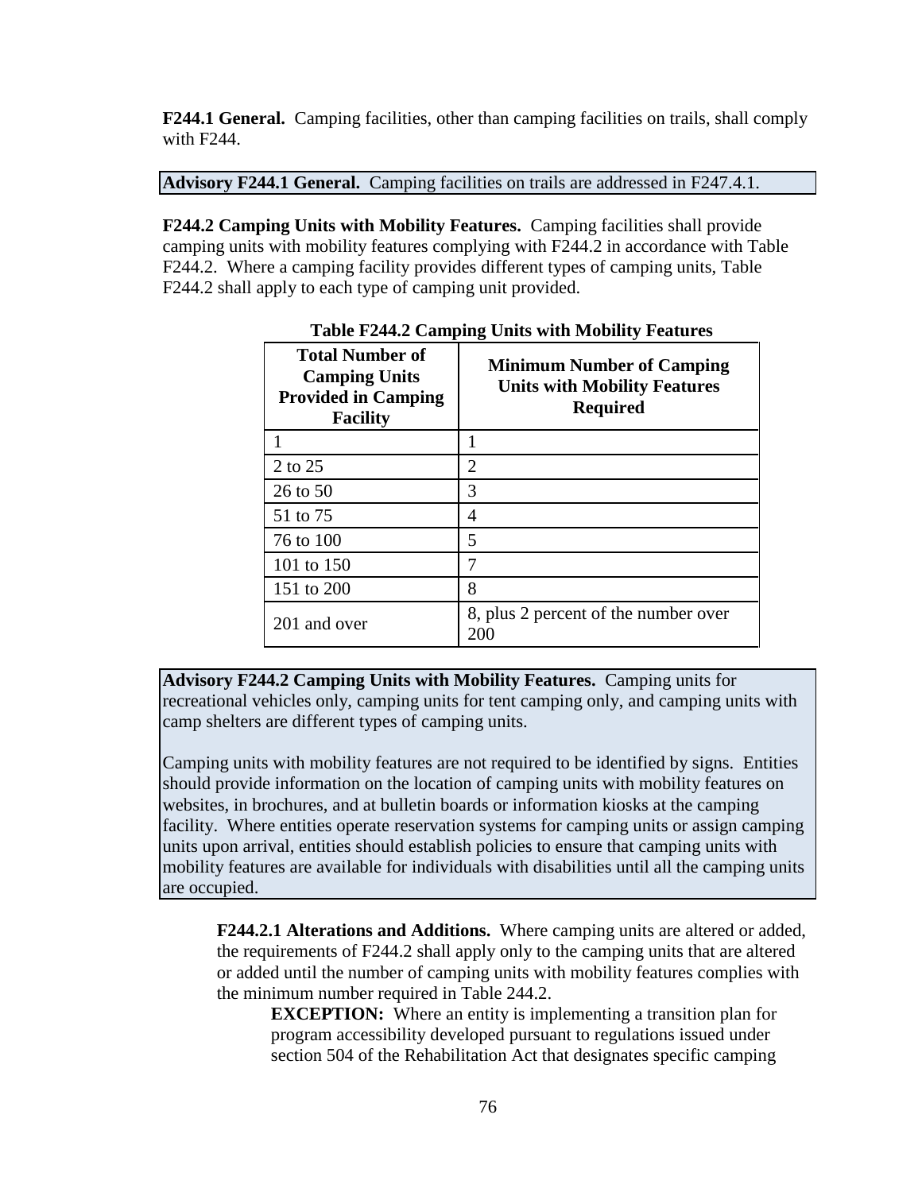**F244.1 General.** Camping facilities, other than camping facilities on trails, shall comply with F244.

**Advisory F244.1 General.** Camping facilities on trails are addressed in F247.4.1.

**F244.2 Camping Units with Mobility Features.** Camping facilities shall provide camping units with mobility features complying with F244.2 in accordance with Table F244.2. Where a camping facility provides different types of camping units, Table F244.2 shall apply to each type of camping unit provided.

**Table F244.2 Camping Units with Mobility Features**

| Total Number of Camping Units Provided in Camping Facility | Minimum Number of Camping Units with Mobility Features Required |
|---|---|
| 1 | 1 |
| 2 to 25 | 2 |
| 26 to 50 | 3 |
| 51 to 75 | 4 |
| 76 to 100 | 5 |
| 101 to 150 | 7 |
| 151 to 200 | 8 |
| 201 and over | 8, plus 2 percent of the number over 200 |

**Advisory F244.2 Camping Units with Mobility Features.** Camping units for recreational vehicles only, camping units for tent camping only, and camping units with camp shelters are different types of camping units.

Camping units with mobility features are not required to be identified by signs. Entities should provide information on the location of camping units with mobility features on websites, in brochures, and at bulletin boards or information kiosks at the camping facility. Where entities operate reservation systems for camping units or assign camping units upon arrival, entities should establish policies to ensure that camping units with mobility features are available for individuals with disabilities until all the camping units are occupied.

**F244.2.1 Alterations and Additions.** Where camping units are altered or added, the requirements of F244.2 shall apply only to the camping units that are altered or added until the number of camping units with mobility features complies with the minimum number required in Table 244.2.

**EXCEPTION:** Where an entity is implementing a transition plan for program accessibility developed pursuant to regulations issued under section 504 of the Rehabilitation Act that designates specific camping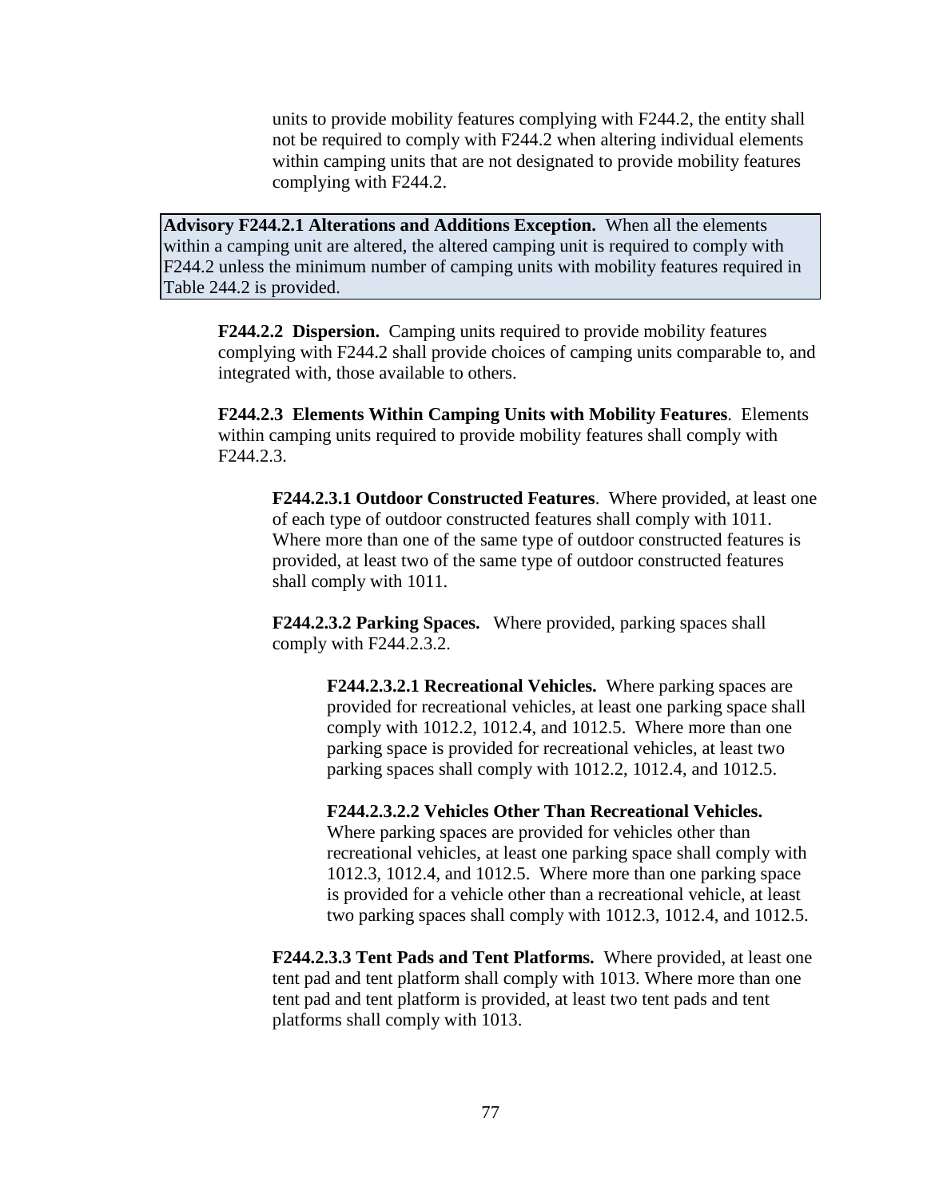units to provide mobility features complying with F244.2, the entity shall not be required to comply with F244.2 when altering individual elements within camping units that are not designated to provide mobility features complying with F244.2.

> **Advisory F244.2.1 Alterations and Additions Exception.** When all the elements within a camping unit are altered, the altered camping unit is required to comply with F244.2 unless the minimum number of camping units with mobility features required in Table 244.2 is provided.

**F244.2.2 Dispersion.** Camping units required to provide mobility features complying with F244.2 shall provide choices of camping units comparable to, and integrated with, those available to others.

**F244.2.3 Elements Within Camping Units with Mobility Features**. Elements within camping units required to provide mobility features shall comply with F244.2.3.

**F244.2.3.1 Outdoor Constructed Features**. Where provided, at least one of each type of outdoor constructed features shall comply with 1011. Where more than one of the same type of outdoor constructed features is provided, at least two of the same type of outdoor constructed features shall comply with 1011.

**F244.2.3.2 Parking Spaces.** Where provided, parking spaces shall comply with F244.2.3.2.

**F244.2.3.2.1 Recreational Vehicles.** Where parking spaces are provided for recreational vehicles, at least one parking space shall comply with 1012.2, 1012.4, and 1012.5. Where more than one parking space is provided for recreational vehicles, at least two parking spaces shall comply with 1012.2, 1012.4, and 1012.5.

**F244.2.3.2.2 Vehicles Other Than Recreational Vehicles.** Where parking spaces are provided for vehicles other than recreational vehicles, at least one parking space shall comply with 1012.3, 1012.4, and 1012.5. Where more than one parking space is provided for a vehicle other than a recreational vehicle, at least two parking spaces shall comply with 1012.3, 1012.4, and 1012.5.

**F244.2.3.3 Tent Pads and Tent Platforms.** Where provided, at least one tent pad and tent platform shall comply with 1013. Where more than one tent pad and tent platform is provided, at least two tent pads and tent platforms shall comply with 1013.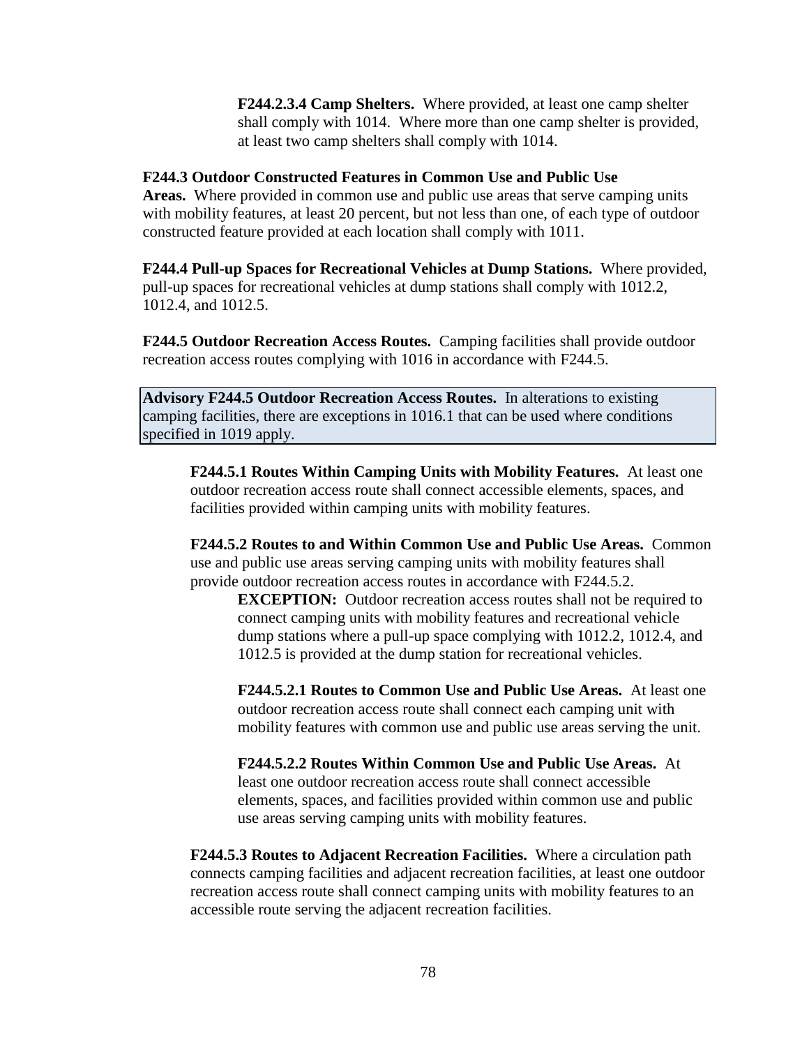**F244.2.3.4 Camp Shelters.** Where provided, at least one camp shelter shall comply with 1014. Where more than one camp shelter is provided, at least two camp shelters shall comply with 1014.

**F244.3 Outdoor Constructed Features in Common Use and Public Use Areas.** Where provided in common use and public use areas that serve camping units with mobility features, at least 20 percent, but not less than one, of each type of outdoor constructed feature provided at each location shall comply with 1011.

**F244.4 Pull-up Spaces for Recreational Vehicles at Dump Stations.** Where provided, pull-up spaces for recreational vehicles at dump stations shall comply with 1012.2, 1012.4, and 1012.5.

**F244.5 Outdoor Recreation Access Routes.** Camping facilities shall provide outdoor recreation access routes complying with 1016 in accordance with F244.5.

> **Advisory F244.5 Outdoor Recreation Access Routes.** In alterations to existing camping facilities, there are exceptions in 1016.1 that can be used where conditions specified in 1019 apply.

**F244.5.1 Routes Within Camping Units with Mobility Features.** At least one outdoor recreation access route shall connect accessible elements, spaces, and facilities provided within camping units with mobility features.

**F244.5.2 Routes to and Within Common Use and Public Use Areas.** Common use and public use areas serving camping units with mobility features shall provide outdoor recreation access routes in accordance with F244.5.2.

**EXCEPTION:** Outdoor recreation access routes shall not be required to connect camping units with mobility features and recreational vehicle dump stations where a pull-up space complying with 1012.2, 1012.4, and 1012.5 is provided at the dump station for recreational vehicles.

**F244.5.2.1 Routes to Common Use and Public Use Areas.** At least one outdoor recreation access route shall connect each camping unit with mobility features with common use and public use areas serving the unit.

**F244.5.2.2 Routes Within Common Use and Public Use Areas.** At least one outdoor recreation access route shall connect accessible elements, spaces, and facilities provided within common use and public use areas serving camping units with mobility features.

**F244.5.3 Routes to Adjacent Recreation Facilities.** Where a circulation path connects camping facilities and adjacent recreation facilities, at least one outdoor recreation access route shall connect camping units with mobility features to an accessible route serving the adjacent recreation facilities.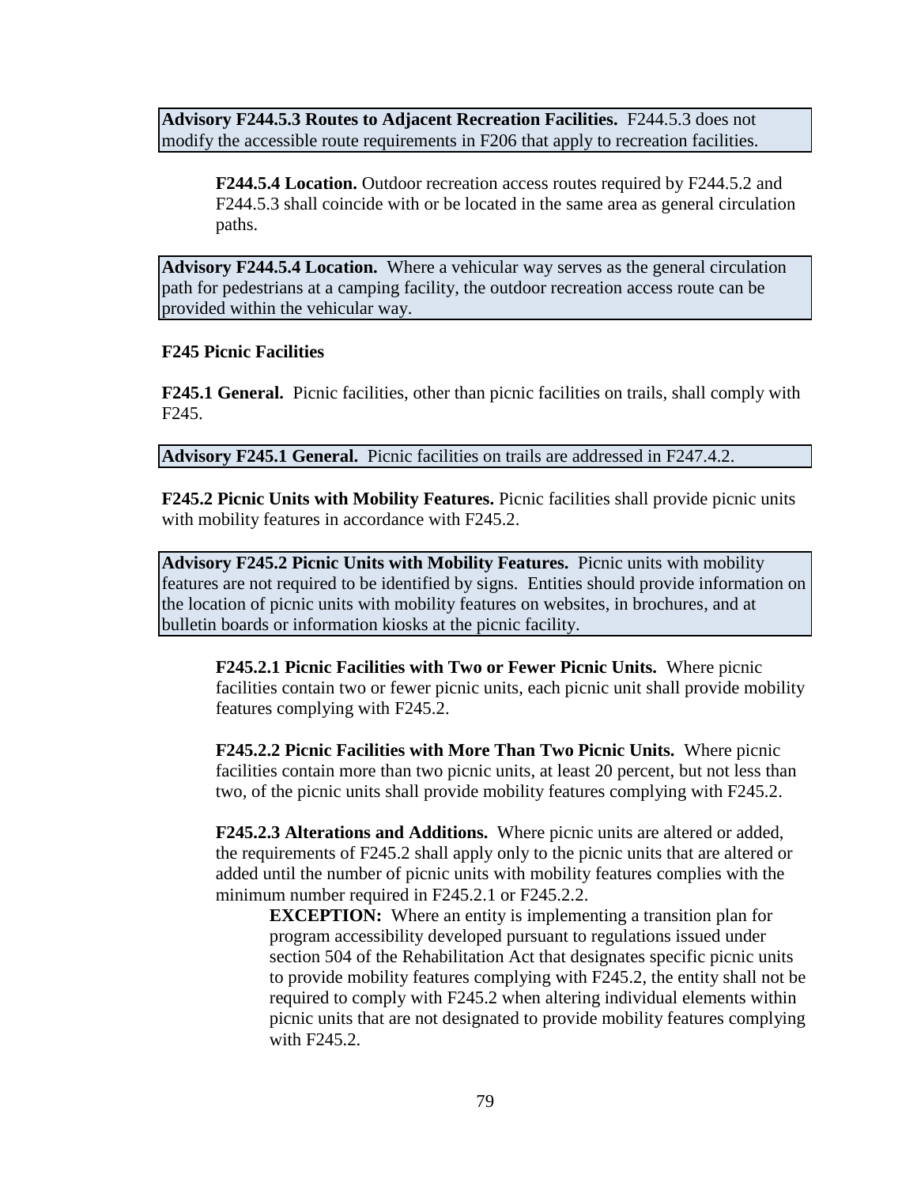> **Advisory F244.5.3 Routes to Adjacent Recreation Facilities.** F244.5.3 does not modify the accessible route requirements in F206 that apply to recreation facilities.

**F244.5.4 Location.** Outdoor recreation access routes required by F244.5.2 and F244.5.3 shall coincide with or be located in the same area as general circulation paths.

> **Advisory F244.5.4 Location.** Where a vehicular way serves as the general circulation path for pedestrians at a camping facility, the outdoor recreation access route can be provided within the vehicular way.

### F245 Picnic Facilities

**F245.1 General.** Picnic facilities, other than picnic facilities on trails, shall comply with F245.

> **Advisory F245.1 General.** Picnic facilities on trails are addressed in F247.4.2.

**F245.2 Picnic Units with Mobility Features.** Picnic facilities shall provide picnic units with mobility features in accordance with F245.2.

> **Advisory F245.2 Picnic Units with Mobility Features.** Picnic units with mobility features are not required to be identified by signs. Entities should provide information on the location of picnic units with mobility features on websites, in brochures, and at bulletin boards or information kiosks at the picnic facility.

**F245.2.1 Picnic Facilities with Two or Fewer Picnic Units.** Where picnic facilities contain two or fewer picnic units, each picnic unit shall provide mobility features complying with F245.2.

**F245.2.2 Picnic Facilities with More Than Two Picnic Units.** Where picnic facilities contain more than two picnic units, at least 20 percent, but not less than two, of the picnic units shall provide mobility features complying with F245.2.

**F245.2.3 Alterations and Additions.** Where picnic units are altered or added, the requirements of F245.2 shall apply only to the picnic units that are altered or added until the number of picnic units with mobility features complies with the minimum number required in F245.2.1 or F245.2.2.

**EXCEPTION:** Where an entity is implementing a transition plan for program accessibility developed pursuant to regulations issued under section 504 of the Rehabilitation Act that designates specific picnic units to provide mobility features complying with F245.2, the entity shall not be required to comply with F245.2 when altering individual elements within picnic units that are not designated to provide mobility features complying with F245.2.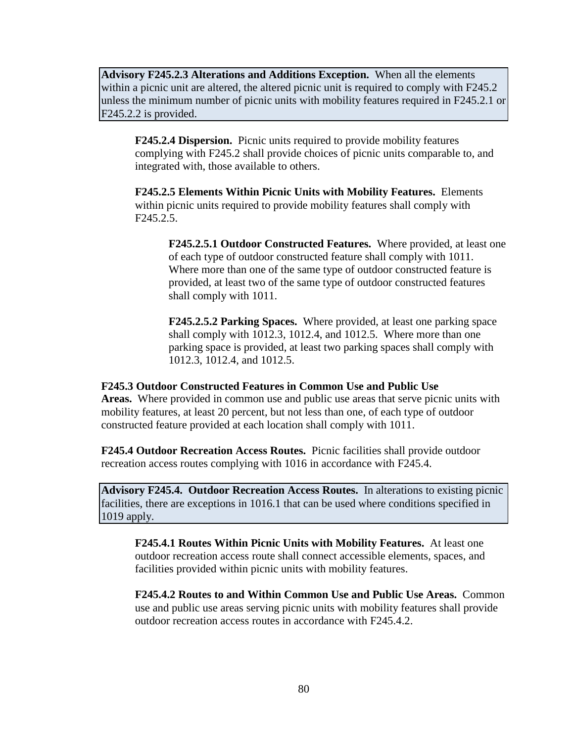**Advisory F245.2.3 Alterations and Additions Exception.** When all the elements within a picnic unit are altered, the altered picnic unit is required to comply with F245.2 unless the minimum number of picnic units with mobility features required in F245.2.1 or F245.2.2 is provided.

**F245.2.4 Dispersion.** Picnic units required to provide mobility features complying with F245.2 shall provide choices of picnic units comparable to, and integrated with, those available to others.

**F245.2.5 Elements Within Picnic Units with Mobility Features.** Elements within picnic units required to provide mobility features shall comply with F245.2.5.

**F245.2.5.1 Outdoor Constructed Features.** Where provided, at least one of each type of outdoor constructed feature shall comply with 1011. Where more than one of the same type of outdoor constructed feature is provided, at least two of the same type of outdoor constructed features shall comply with 1011.

**F245.2.5.2 Parking Spaces.** Where provided, at least one parking space shall comply with 1012.3, 1012.4, and 1012.5. Where more than one parking space is provided, at least two parking spaces shall comply with 1012.3, 1012.4, and 1012.5.

**F245.3 Outdoor Constructed Features in Common Use and Public Use Areas.** Where provided in common use and public use areas that serve picnic units with mobility features, at least 20 percent, but not less than one, of each type of outdoor constructed feature provided at each location shall comply with 1011.

**F245.4 Outdoor Recreation Access Routes.** Picnic facilities shall provide outdoor recreation access routes complying with 1016 in accordance with F245.4.

**Advisory F245.4. Outdoor Recreation Access Routes.** In alterations to existing picnic facilities, there are exceptions in 1016.1 that can be used where conditions specified in 1019 apply.

**F245.4.1 Routes Within Picnic Units with Mobility Features.** At least one outdoor recreation access route shall connect accessible elements, spaces, and facilities provided within picnic units with mobility features.

**F245.4.2 Routes to and Within Common Use and Public Use Areas.** Common use and public use areas serving picnic units with mobility features shall provide outdoor recreation access routes in accordance with F245.4.2.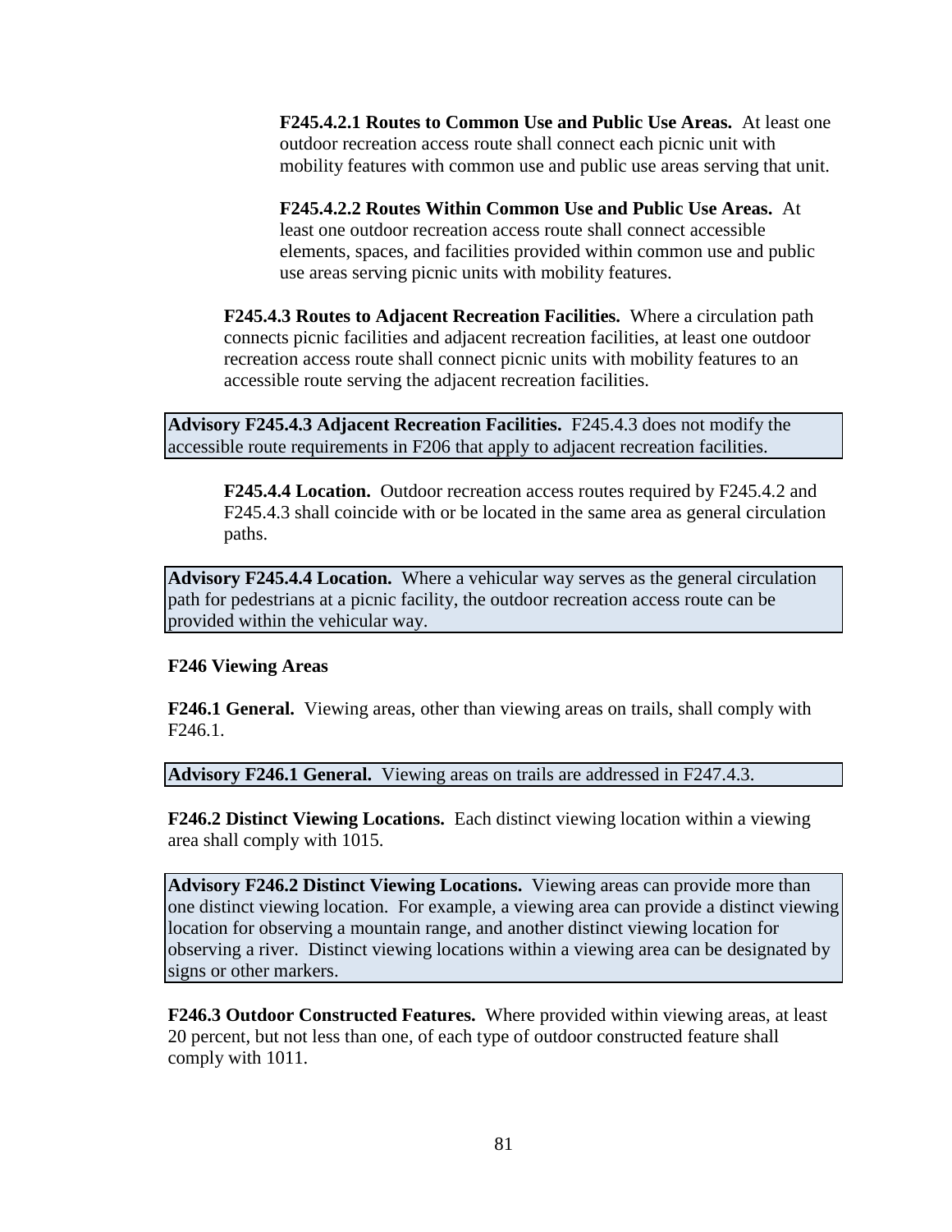**F245.4.2.1 Routes to Common Use and Public Use Areas.** At least one outdoor recreation access route shall connect each picnic unit with mobility features with common use and public use areas serving that unit.

**F245.4.2.2 Routes Within Common Use and Public Use Areas.** At least one outdoor recreation access route shall connect accessible elements, spaces, and facilities provided within common use and public use areas serving picnic units with mobility features.

**F245.4.3 Routes to Adjacent Recreation Facilities.** Where a circulation path connects picnic facilities and adjacent recreation facilities, at least one outdoor recreation access route shall connect picnic units with mobility features to an accessible route serving the adjacent recreation facilities.

> **Advisory F245.4.3 Adjacent Recreation Facilities.** F245.4.3 does not modify the accessible route requirements in F206 that apply to adjacent recreation facilities.

**F245.4.4 Location.** Outdoor recreation access routes required by F245.4.2 and F245.4.3 shall coincide with or be located in the same area as general circulation paths.

> **Advisory F245.4.4 Location.** Where a vehicular way serves as the general circulation path for pedestrians at a picnic facility, the outdoor recreation access route can be provided within the vehicular way.

## F246 Viewing Areas

**F246.1 General.** Viewing areas, other than viewing areas on trails, shall comply with F246.1.

> **Advisory F246.1 General.** Viewing areas on trails are addressed in F247.4.3.

**F246.2 Distinct Viewing Locations.** Each distinct viewing location within a viewing area shall comply with 1015.

> **Advisory F246.2 Distinct Viewing Locations.** Viewing areas can provide more than one distinct viewing location. For example, a viewing area can provide a distinct viewing location for observing a mountain range, and another distinct viewing location for observing a river. Distinct viewing locations within a viewing area can be designated by signs or other markers.

**F246.3 Outdoor Constructed Features.** Where provided within viewing areas, at least 20 percent, but not less than one, of each type of outdoor constructed feature shall comply with 1011.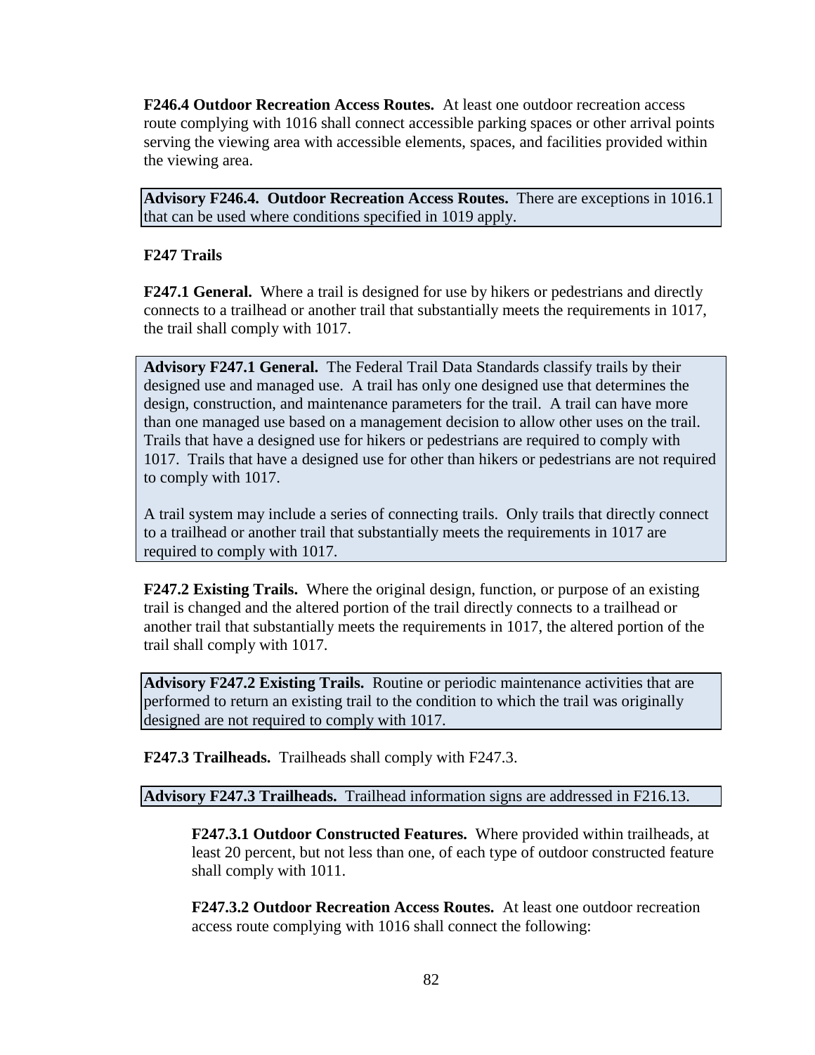**F246.4 Outdoor Recreation Access Routes.** At least one outdoor recreation access route complying with 1016 shall connect accessible parking spaces or other arrival points serving the viewing area with accessible elements, spaces, and facilities provided within the viewing area.

> **Advisory F246.4. Outdoor Recreation Access Routes.** There are exceptions in 1016.1 that can be used where conditions specified in 1019 apply.

**F247 Trails**

**F247.1 General.** Where a trail is designed for use by hikers or pedestrians and directly connects to a trailhead or another trail that substantially meets the requirements in 1017, the trail shall comply with 1017.

> **Advisory F247.1 General.** The Federal Trail Data Standards classify trails by their designed use and managed use. A trail has only one designed use that determines the design, construction, and maintenance parameters for the trail. A trail can have more than one managed use based on a management decision to allow other uses on the trail. Trails that have a designed use for hikers or pedestrians are required to comply with 1017. Trails that have a designed use for other than hikers or pedestrians are not required to comply with 1017.
>
> A trail system may include a series of connecting trails. Only trails that directly connect to a trailhead or another trail that substantially meets the requirements in 1017 are required to comply with 1017.

**F247.2 Existing Trails.** Where the original design, function, or purpose of an existing trail is changed and the altered portion of the trail directly connects to a trailhead or another trail that substantially meets the requirements in 1017, the altered portion of the trail shall comply with 1017.

> **Advisory F247.2 Existing Trails.** Routine or periodic maintenance activities that are performed to return an existing trail to the condition to which the trail was originally designed are not required to comply with 1017.

**F247.3 Trailheads.** Trailheads shall comply with F247.3.

> **Advisory F247.3 Trailheads.** Trailhead information signs are addressed in F216.13.

**F247.3.1 Outdoor Constructed Features.** Where provided within trailheads, at least 20 percent, but not less than one, of each type of outdoor constructed feature shall comply with 1011.

**F247.3.2 Outdoor Recreation Access Routes.** At least one outdoor recreation access route complying with 1016 shall connect the following: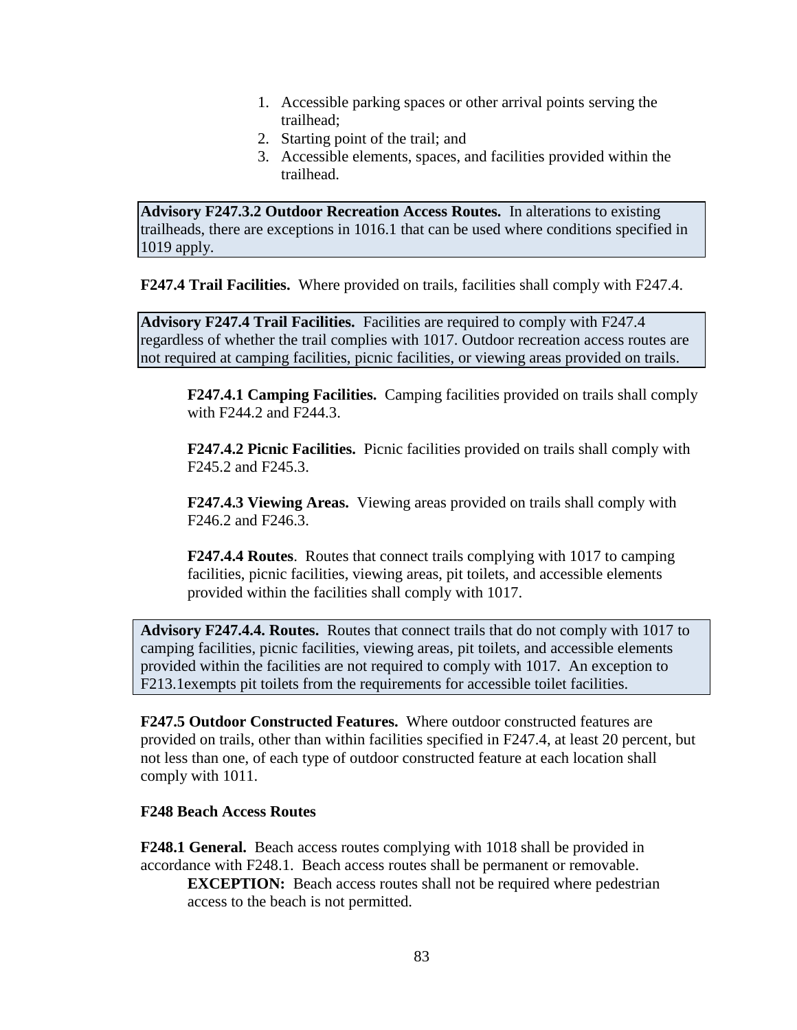1. Accessible parking spaces or other arrival points serving the trailhead;
2. Starting point of the trail; and
3. Accessible elements, spaces, and facilities provided within the trailhead.

> **Advisory F247.3.2 Outdoor Recreation Access Routes.** In alterations to existing trailheads, there are exceptions in 1016.1 that can be used where conditions specified in 1019 apply.

**F247.4 Trail Facilities.** Where provided on trails, facilities shall comply with F247.4.

> **Advisory F247.4 Trail Facilities.** Facilities are required to comply with F247.4 regardless of whether the trail complies with 1017. Outdoor recreation access routes are not required at camping facilities, picnic facilities, or viewing areas provided on trails.

**F247.4.1 Camping Facilities.** Camping facilities provided on trails shall comply with F244.2 and F244.3.

**F247.4.2 Picnic Facilities.** Picnic facilities provided on trails shall comply with F245.2 and F245.3.

**F247.4.3 Viewing Areas.** Viewing areas provided on trails shall comply with F246.2 and F246.3.

**F247.4.4 Routes**. Routes that connect trails complying with 1017 to camping facilities, picnic facilities, viewing areas, pit toilets, and accessible elements provided within the facilities shall comply with 1017.

> **Advisory F247.4.4. Routes.** Routes that connect trails that do not comply with 1017 to camping facilities, picnic facilities, viewing areas, pit toilets, and accessible elements provided within the facilities are not required to comply with 1017. An exception to F213.1exempts pit toilets from the requirements for accessible toilet facilities.

**F247.5 Outdoor Constructed Features.** Where outdoor constructed features are provided on trails, other than within facilities specified in F247.4, at least 20 percent, but not less than one, of each type of outdoor constructed feature at each location shall comply with 1011.

**F248 Beach Access Routes**

**F248.1 General.** Beach access routes complying with 1018 shall be provided in accordance with F248.1. Beach access routes shall be permanent or removable.

**EXCEPTION:** Beach access routes shall not be required where pedestrian access to the beach is not permitted.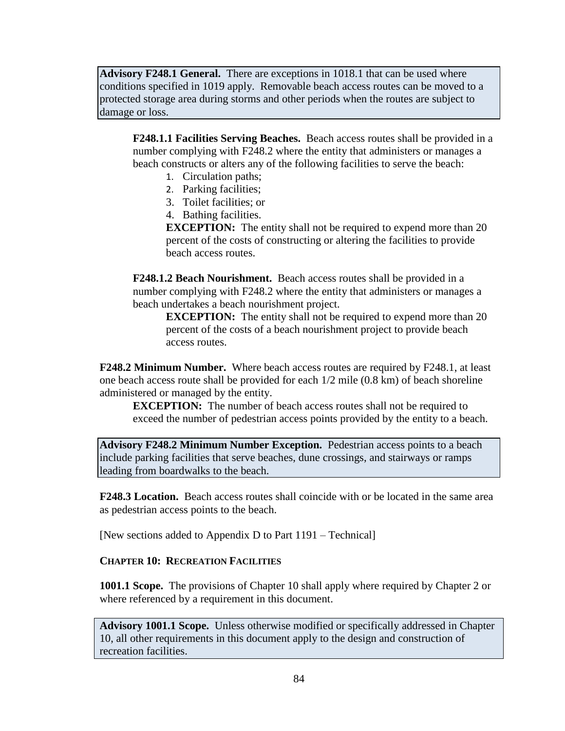**Advisory F248.1 General.** There are exceptions in 1018.1 that can be used where conditions specified in 1019 apply. Removable beach access routes can be moved to a protected storage area during storms and other periods when the routes are subject to damage or loss.

**F248.1.1 Facilities Serving Beaches.** Beach access routes shall be provided in a number complying with F248.2 where the entity that administers or manages a beach constructs or alters any of the following facilities to serve the beach:

1. Circulation paths;
2. Parking facilities;
3. Toilet facilities; or
4. Bathing facilities.

**EXCEPTION:** The entity shall not be required to expend more than 20 percent of the costs of constructing or altering the facilities to provide beach access routes.

**F248.1.2 Beach Nourishment.** Beach access routes shall be provided in a number complying with F248.2 where the entity that administers or manages a beach undertakes a beach nourishment project.

**EXCEPTION:** The entity shall not be required to expend more than 20 percent of the costs of a beach nourishment project to provide beach access routes.

**F248.2 Minimum Number.** Where beach access routes are required by F248.1, at least one beach access route shall be provided for each 1/2 mile (0.8 km) of beach shoreline administered or managed by the entity.

**EXCEPTION:** The number of beach access routes shall not be required to exceed the number of pedestrian access points provided by the entity to a beach.

**Advisory F248.2 Minimum Number Exception.** Pedestrian access points to a beach include parking facilities that serve beaches, dune crossings, and stairways or ramps leading from boardwalks to the beach.

**F248.3 Location.** Beach access routes shall coincide with or be located in the same area as pedestrian access points to the beach.

[New sections added to Appendix D to Part 1191 – Technical]

## CHAPTER 10: RECREATION FACILITIES

**1001.1 Scope.** The provisions of Chapter 10 shall apply where required by Chapter 2 or where referenced by a requirement in this document.

**Advisory 1001.1 Scope.** Unless otherwise modified or specifically addressed in Chapter 10, all other requirements in this document apply to the design and construction of recreation facilities.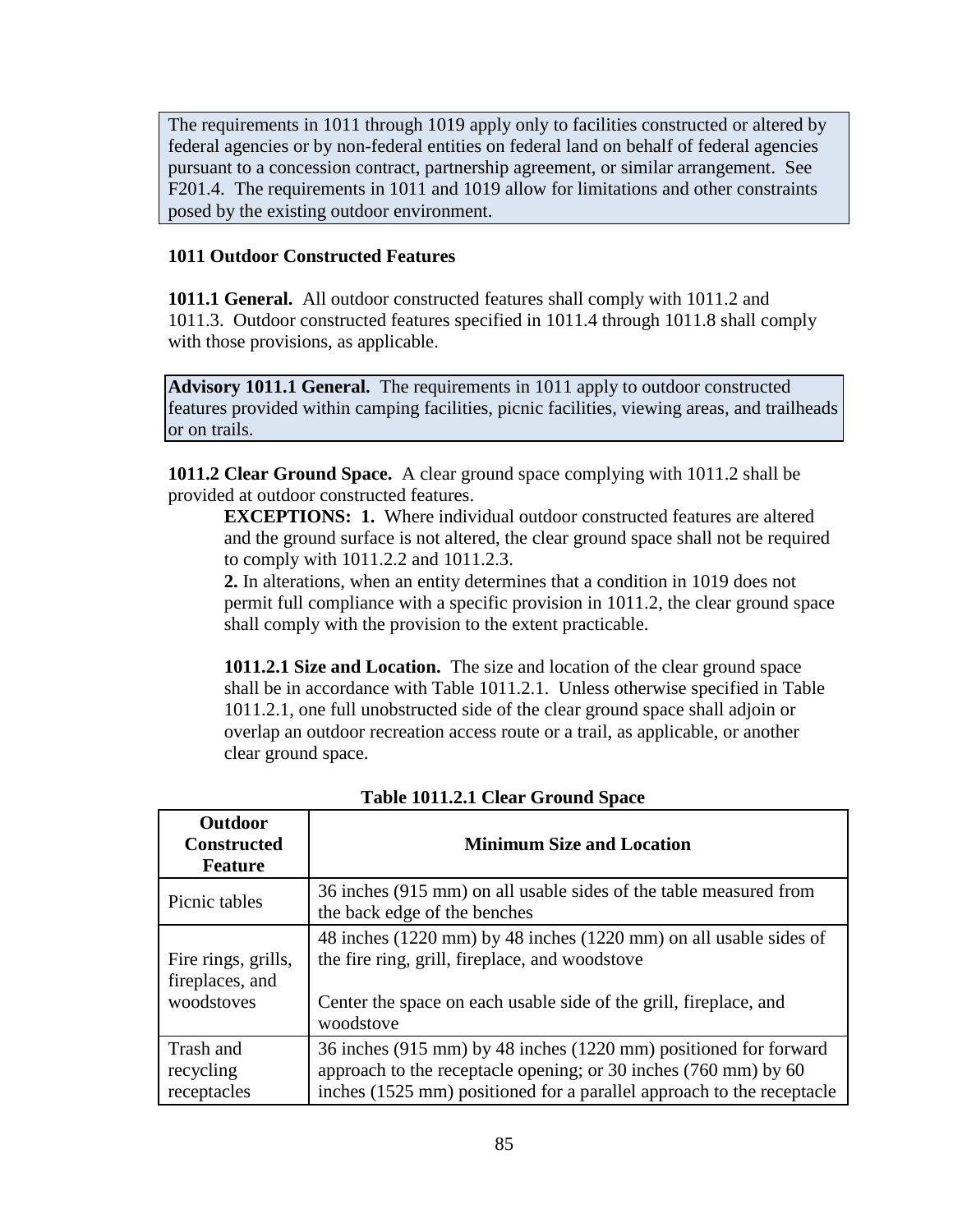The requirements in 1011 through 1019 apply only to facilities constructed or altered by federal agencies or by non-federal entities on federal land on behalf of federal agencies pursuant to a concession contract, partnership agreement, or similar arrangement. See F201.4. The requirements in 1011 and 1019 allow for limitations and other constraints posed by the existing outdoor environment.

## 1011 Outdoor Constructed Features

**1011.1 General.** All outdoor constructed features shall comply with 1011.2 and 1011.3. Outdoor constructed features specified in 1011.4 through 1011.8 shall comply with those provisions, as applicable.

**Advisory 1011.1 General.** The requirements in 1011 apply to outdoor constructed features provided within camping facilities, picnic facilities, viewing areas, and trailheads or on trails.

**1011.2 Clear Ground Space.** A clear ground space complying with 1011.2 shall be provided at outdoor constructed features.

**EXCEPTIONS: 1.** Where individual outdoor constructed features are altered and the ground surface is not altered, the clear ground space shall not be required to comply with 1011.2.2 and 1011.2.3.

**2.** In alterations, when an entity determines that a condition in 1019 does not permit full compliance with a specific provision in 1011.2, the clear ground space shall comply with the provision to the extent practicable.

**1011.2.1 Size and Location.** The size and location of the clear ground space shall be in accordance with Table 1011.2.1. Unless otherwise specified in Table 1011.2.1, one full unobstructed side of the clear ground space shall adjoin or overlap an outdoor recreation access route or a trail, as applicable, or another clear ground space.

**Table 1011.2.1 Clear Ground Space**

| Outdoor Constructed Feature | Minimum Size and Location |
|---|---|
| Picnic tables | 36 inches (915 mm) on all usable sides of the table measured from the back edge of the benches |
| Fire rings, grills, fireplaces, and woodstoves | 48 inches (1220 mm) by 48 inches (1220 mm) on all usable sides of the fire ring, grill, fireplace, and woodstove<br><br>Center the space on each usable side of the grill, fireplace, and woodstove |
| Trash and recycling receptacles | 36 inches (915 mm) by 48 inches (1220 mm) positioned for forward approach to the receptacle opening; or 30 inches (760 mm) by 60 inches (1525 mm) positioned for a parallel approach to the receptacle |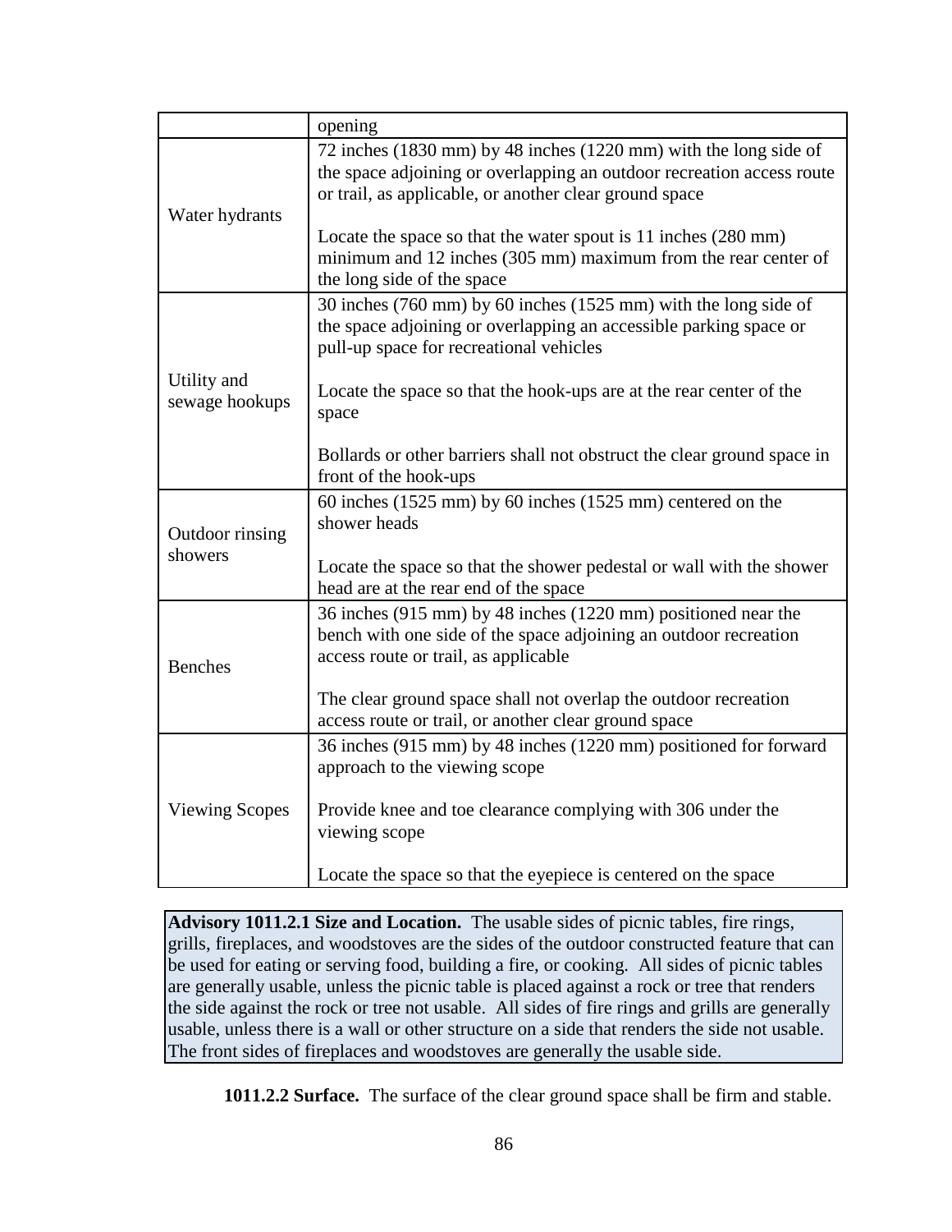| | |
|---|---|
| | opening |
| Water hydrants | 72 inches (1830 mm) by 48 inches (1220 mm) with the long side of the space adjoining or overlapping an outdoor recreation access route or trail, as applicable, or another clear ground space<br><br>Locate the space so that the water spout is 11 inches (280 mm) minimum and 12 inches (305 mm) maximum from the rear center of the long side of the space |
| Utility and sewage hookups | 30 inches (760 mm) by 60 inches (1525 mm) with the long side of the space adjoining or overlapping an accessible parking space or pull-up space for recreational vehicles<br><br>Locate the space so that the hook-ups are at the rear center of the space<br><br>Bollards or other barriers shall not obstruct the clear ground space in front of the hook-ups |
| Outdoor rinsing showers | 60 inches (1525 mm) by 60 inches (1525 mm) centered on the shower heads<br><br>Locate the space so that the shower pedestal or wall with the shower head are at the rear end of the space |
| Benches | 36 inches (915 mm) by 48 inches (1220 mm) positioned near the bench with one side of the space adjoining an outdoor recreation access route or trail, as applicable<br><br>The clear ground space shall not overlap the outdoor recreation access route or trail, or another clear ground space |
| Viewing Scopes | 36 inches (915 mm) by 48 inches (1220 mm) positioned for forward approach to the viewing scope<br><br>Provide knee and toe clearance complying with 306 under the viewing scope<br><br>Locate the space so that the eyepiece is centered on the space |

**Advisory 1011.2.1 Size and Location.** The usable sides of picnic tables, fire rings, grills, fireplaces, and woodstoves are the sides of the outdoor constructed feature that can be used for eating or serving food, building a fire, or cooking. All sides of picnic tables are generally usable, unless the picnic table is placed against a rock or tree that renders the side against the rock or tree not usable. All sides of fire rings and grills are generally usable, unless there is a wall or other structure on a side that renders the side not usable. The front sides of fireplaces and woodstoves are generally the usable side.

**1011.2.2 Surface.** The surface of the clear ground space shall be firm and stable.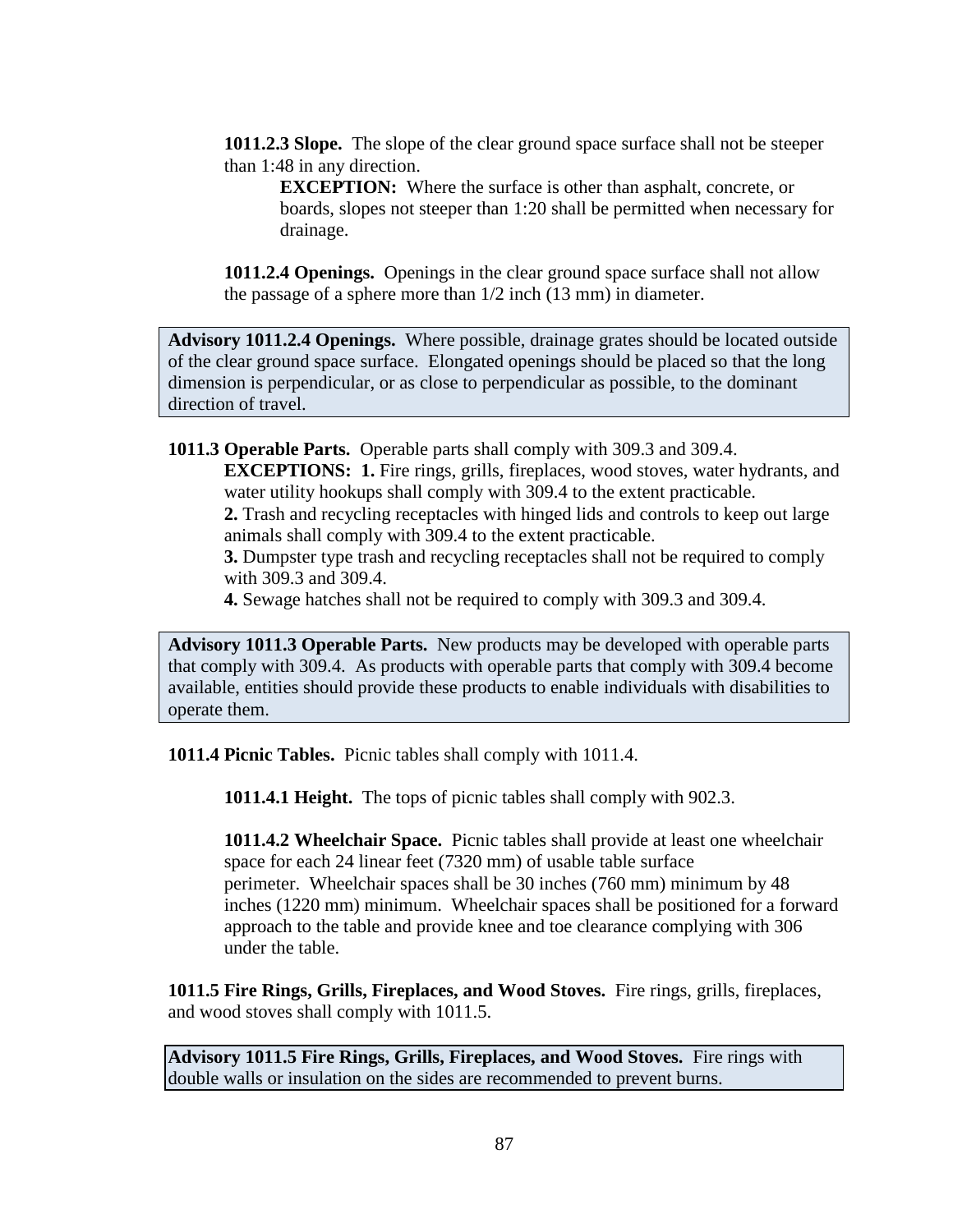**1011.2.3 Slope.** The slope of the clear ground space surface shall not be steeper than 1:48 in any direction.

**EXCEPTION:** Where the surface is other than asphalt, concrete, or boards, slopes not steeper than 1:20 shall be permitted when necessary for drainage.

**1011.2.4 Openings.** Openings in the clear ground space surface shall not allow the passage of a sphere more than 1/2 inch (13 mm) in diameter.

> **Advisory 1011.2.4 Openings.** Where possible, drainage grates should be located outside of the clear ground space surface. Elongated openings should be placed so that the long dimension is perpendicular, or as close to perpendicular as possible, to the dominant direction of travel.

**1011.3 Operable Parts.** Operable parts shall comply with 309.3 and 309.4.

**EXCEPTIONS: 1.** Fire rings, grills, fireplaces, wood stoves, water hydrants, and water utility hookups shall comply with 309.4 to the extent practicable.

**2.** Trash and recycling receptacles with hinged lids and controls to keep out large animals shall comply with 309.4 to the extent practicable.

**3.** Dumpster type trash and recycling receptacles shall not be required to comply with 309.3 and 309.4.

**4.** Sewage hatches shall not be required to comply with 309.3 and 309.4.

> **Advisory 1011.3 Operable Parts.** New products may be developed with operable parts that comply with 309.4. As products with operable parts that comply with 309.4 become available, entities should provide these products to enable individuals with disabilities to operate them.

**1011.4 Picnic Tables.** Picnic tables shall comply with 1011.4.

**1011.4.1 Height.** The tops of picnic tables shall comply with 902.3.

**1011.4.2 Wheelchair Space.** Picnic tables shall provide at least one wheelchair space for each 24 linear feet (7320 mm) of usable table surface perimeter. Wheelchair spaces shall be 30 inches (760 mm) minimum by 48 inches (1220 mm) minimum. Wheelchair spaces shall be positioned for a forward approach to the table and provide knee and toe clearance complying with 306 under the table.

**1011.5 Fire Rings, Grills, Fireplaces, and Wood Stoves.** Fire rings, grills, fireplaces, and wood stoves shall comply with 1011.5.

> **Advisory 1011.5 Fire Rings, Grills, Fireplaces, and Wood Stoves.** Fire rings with double walls or insulation on the sides are recommended to prevent burns.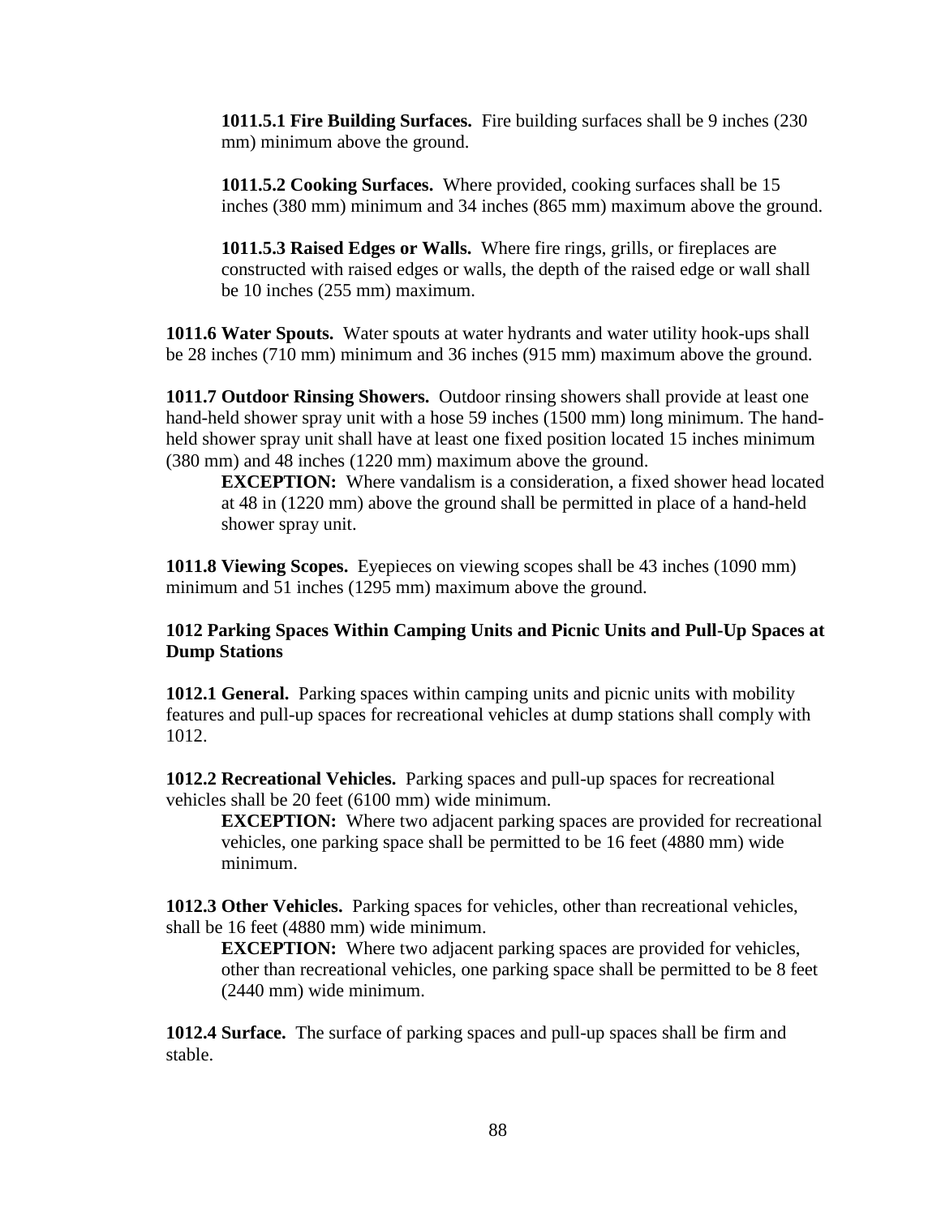**1011.5.1 Fire Building Surfaces.** Fire building surfaces shall be 9 inches (230 mm) minimum above the ground.

**1011.5.2 Cooking Surfaces.** Where provided, cooking surfaces shall be 15 inches (380 mm) minimum and 34 inches (865 mm) maximum above the ground.

**1011.5.3 Raised Edges or Walls.** Where fire rings, grills, or fireplaces are constructed with raised edges or walls, the depth of the raised edge or wall shall be 10 inches (255 mm) maximum.

**1011.6 Water Spouts.** Water spouts at water hydrants and water utility hook-ups shall be 28 inches (710 mm) minimum and 36 inches (915 mm) maximum above the ground.

**1011.7 Outdoor Rinsing Showers.** Outdoor rinsing showers shall provide at least one hand-held shower spray unit with a hose 59 inches (1500 mm) long minimum. The hand-held shower spray unit shall have at least one fixed position located 15 inches minimum (380 mm) and 48 inches (1220 mm) maximum above the ground.

> **EXCEPTION:** Where vandalism is a consideration, a fixed shower head located at 48 in (1220 mm) above the ground shall be permitted in place of a hand-held shower spray unit.

**1011.8 Viewing Scopes.** Eyepieces on viewing scopes shall be 43 inches (1090 mm) minimum and 51 inches (1295 mm) maximum above the ground.

### 1012 Parking Spaces Within Camping Units and Picnic Units and Pull-Up Spaces at Dump Stations

**1012.1 General.** Parking spaces within camping units and picnic units with mobility features and pull-up spaces for recreational vehicles at dump stations shall comply with 1012.

**1012.2 Recreational Vehicles.** Parking spaces and pull-up spaces for recreational vehicles shall be 20 feet (6100 mm) wide minimum.

> **EXCEPTION:** Where two adjacent parking spaces are provided for recreational vehicles, one parking space shall be permitted to be 16 feet (4880 mm) wide minimum.

**1012.3 Other Vehicles.** Parking spaces for vehicles, other than recreational vehicles, shall be 16 feet (4880 mm) wide minimum.

> **EXCEPTION:** Where two adjacent parking spaces are provided for vehicles, other than recreational vehicles, one parking space shall be permitted to be 8 feet (2440 mm) wide minimum.

**1012.4 Surface.** The surface of parking spaces and pull-up spaces shall be firm and stable.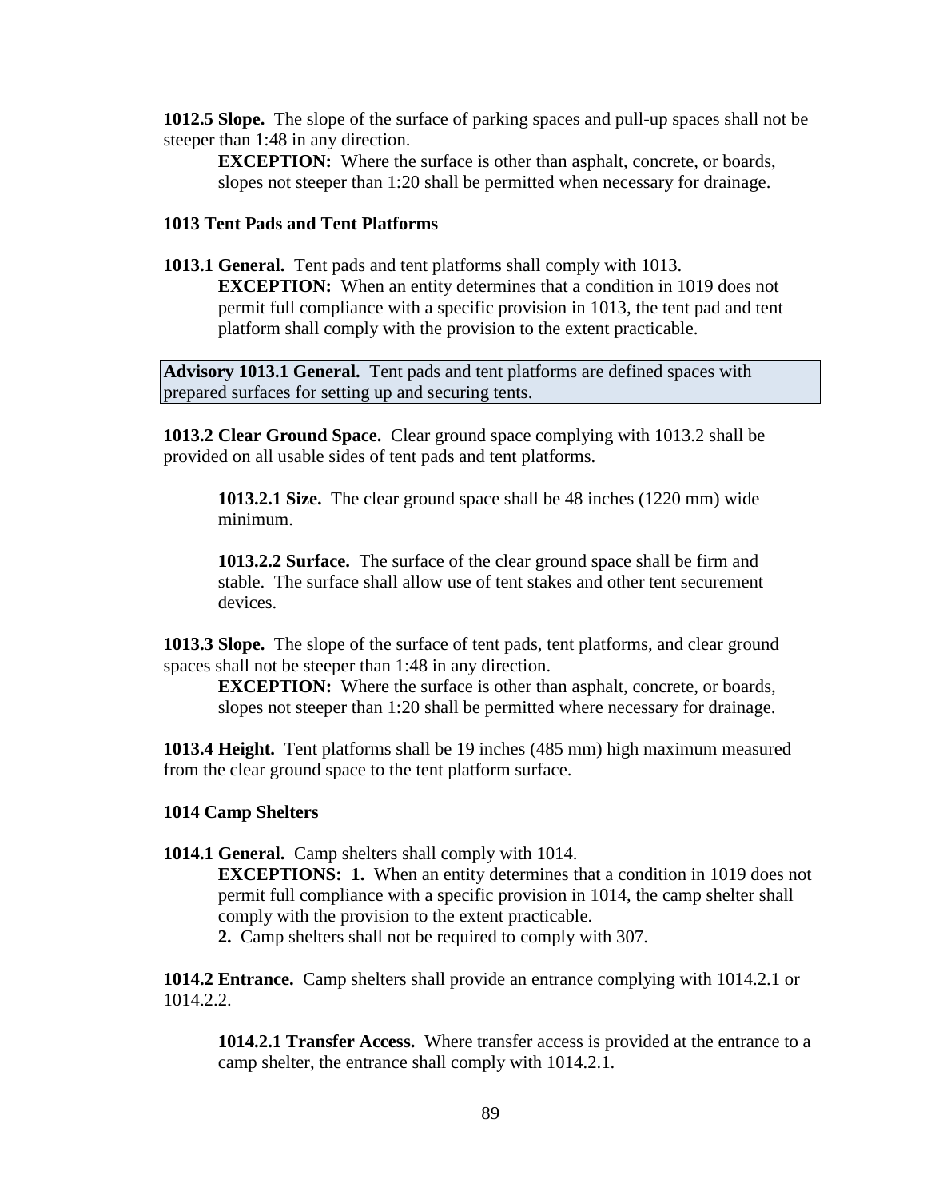**1012.5 Slope.** The slope of the surface of parking spaces and pull-up spaces shall not be steeper than 1:48 in any direction.

> **EXCEPTION:** Where the surface is other than asphalt, concrete, or boards, slopes not steeper than 1:20 shall be permitted when necessary for drainage.

### 1013 Tent Pads and Tent Platforms

**1013.1 General.** Tent pads and tent platforms shall comply with 1013.

> **EXCEPTION:** When an entity determines that a condition in 1019 does not permit full compliance with a specific provision in 1013, the tent pad and tent platform shall comply with the provision to the extent practicable.

> **Advisory 1013.1 General.** Tent pads and tent platforms are defined spaces with prepared surfaces for setting up and securing tents.

**1013.2 Clear Ground Space.** Clear ground space complying with 1013.2 shall be provided on all usable sides of tent pads and tent platforms.

> **1013.2.1 Size.** The clear ground space shall be 48 inches (1220 mm) wide minimum.
>
> **1013.2.2 Surface.** The surface of the clear ground space shall be firm and stable. The surface shall allow use of tent stakes and other tent securement devices.

**1013.3 Slope.** The slope of the surface of tent pads, tent platforms, and clear ground spaces shall not be steeper than 1:48 in any direction.

> **EXCEPTION:** Where the surface is other than asphalt, concrete, or boards, slopes not steeper than 1:20 shall be permitted where necessary for drainage.

**1013.4 Height.** Tent platforms shall be 19 inches (485 mm) high maximum measured from the clear ground space to the tent platform surface.

### 1014 Camp Shelters

**1014.1 General.** Camp shelters shall comply with 1014.

> **EXCEPTIONS: 1.** When an entity determines that a condition in 1019 does not permit full compliance with a specific provision in 1014, the camp shelter shall comply with the provision to the extent practicable.
>
> **2.** Camp shelters shall not be required to comply with 307.

**1014.2 Entrance.** Camp shelters shall provide an entrance complying with 1014.2.1 or 1014.2.2.

> **1014.2.1 Transfer Access.** Where transfer access is provided at the entrance to a camp shelter, the entrance shall comply with 1014.2.1.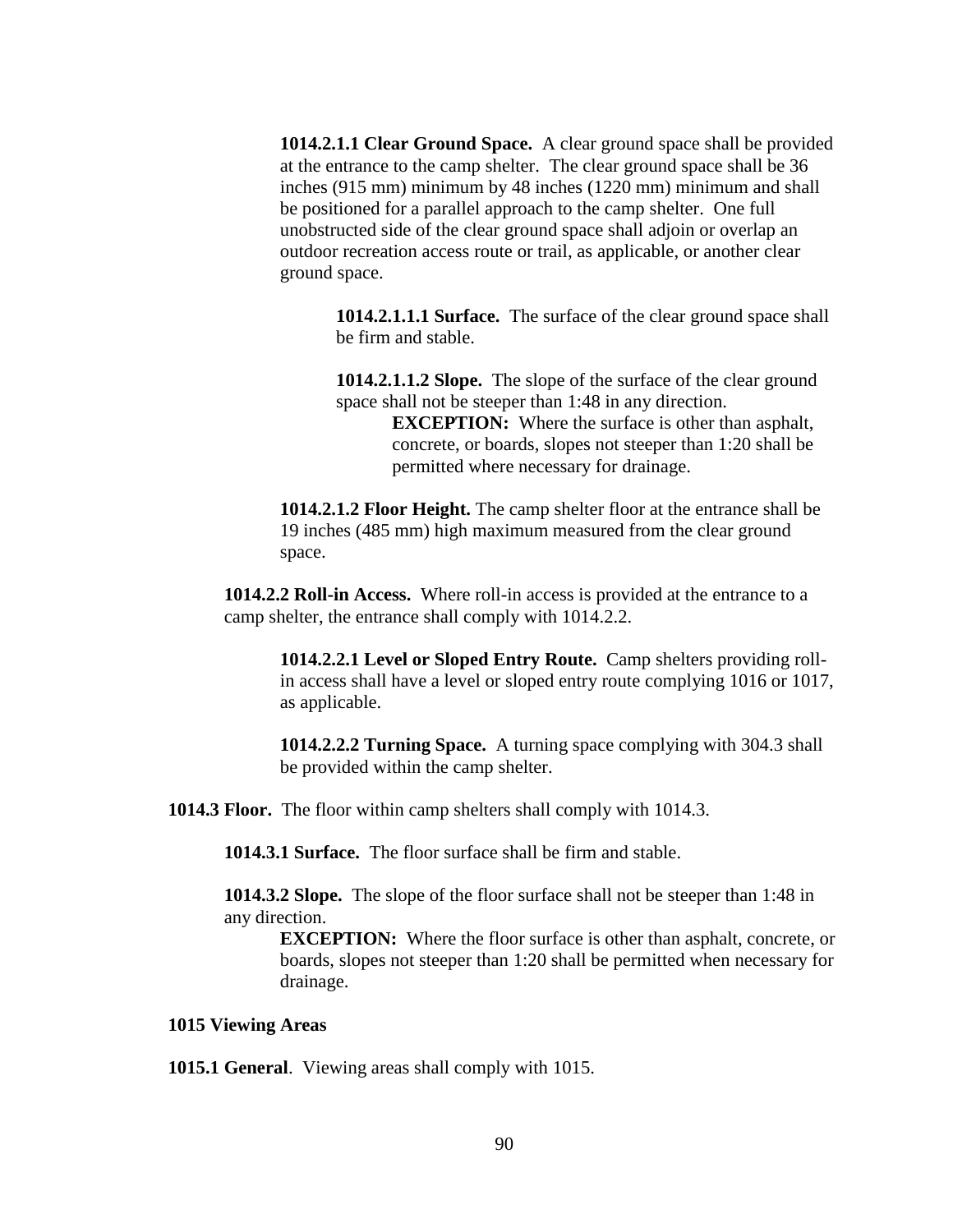**1014.2.1.1 Clear Ground Space.** A clear ground space shall be provided at the entrance to the camp shelter. The clear ground space shall be 36 inches (915 mm) minimum by 48 inches (1220 mm) minimum and shall be positioned for a parallel approach to the camp shelter. One full unobstructed side of the clear ground space shall adjoin or overlap an outdoor recreation access route or trail, as applicable, or another clear ground space.

**1014.2.1.1.1 Surface.** The surface of the clear ground space shall be firm and stable.

**1014.2.1.1.2 Slope.** The slope of the surface of the clear ground space shall not be steeper than 1:48 in any direction.

**EXCEPTION:** Where the surface is other than asphalt, concrete, or boards, slopes not steeper than 1:20 shall be permitted where necessary for drainage.

**1014.2.1.2 Floor Height.** The camp shelter floor at the entrance shall be 19 inches (485 mm) high maximum measured from the clear ground space.

**1014.2.2 Roll-in Access.** Where roll-in access is provided at the entrance to a camp shelter, the entrance shall comply with 1014.2.2.

**1014.2.2.1 Level or Sloped Entry Route.** Camp shelters providing roll-in access shall have a level or sloped entry route complying 1016 or 1017, as applicable.

**1014.2.2.2 Turning Space.** A turning space complying with 304.3 shall be provided within the camp shelter.

**1014.3 Floor.** The floor within camp shelters shall comply with 1014.3.

**1014.3.1 Surface.** The floor surface shall be firm and stable.

**1014.3.2 Slope.** The slope of the floor surface shall not be steeper than 1:48 in any direction.

**EXCEPTION:** Where the floor surface is other than asphalt, concrete, or boards, slopes not steeper than 1:20 shall be permitted when necessary for drainage.

**1015 Viewing Areas**

**1015.1 General**. Viewing areas shall comply with 1015.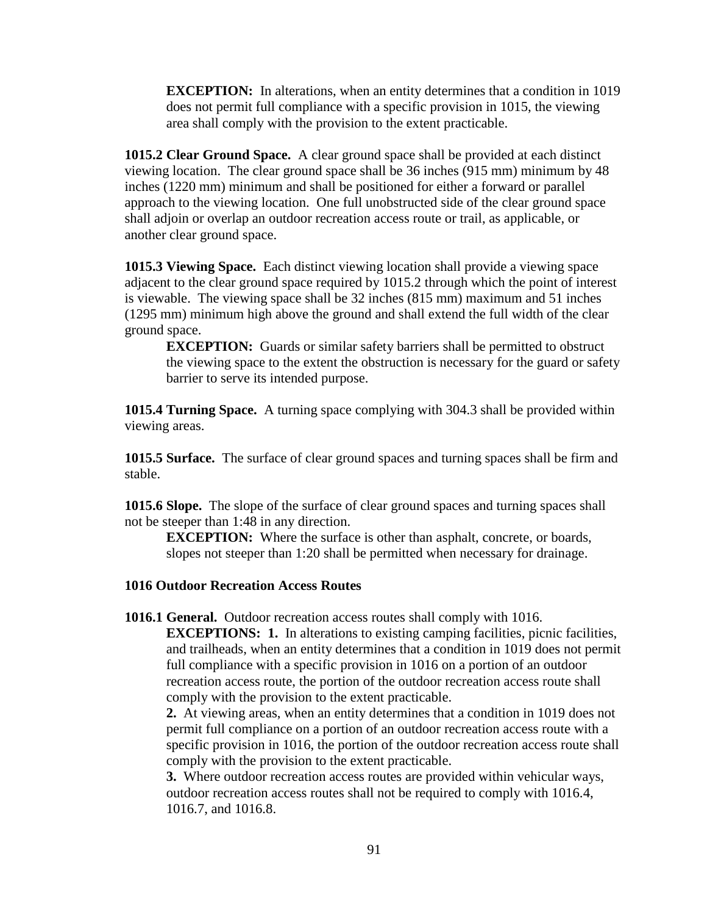**EXCEPTION:** In alterations, when an entity determines that a condition in 1019 does not permit full compliance with a specific provision in 1015, the viewing area shall comply with the provision to the extent practicable.

**1015.2 Clear Ground Space.** A clear ground space shall be provided at each distinct viewing location. The clear ground space shall be 36 inches (915 mm) minimum by 48 inches (1220 mm) minimum and shall be positioned for either a forward or parallel approach to the viewing location. One full unobstructed side of the clear ground space shall adjoin or overlap an outdoor recreation access route or trail, as applicable, or another clear ground space.

**1015.3 Viewing Space.** Each distinct viewing location shall provide a viewing space adjacent to the clear ground space required by 1015.2 through which the point of interest is viewable. The viewing space shall be 32 inches (815 mm) maximum and 51 inches (1295 mm) minimum high above the ground and shall extend the full width of the clear ground space.

**EXCEPTION:** Guards or similar safety barriers shall be permitted to obstruct the viewing space to the extent the obstruction is necessary for the guard or safety barrier to serve its intended purpose.

**1015.4 Turning Space.** A turning space complying with 304.3 shall be provided within viewing areas.

**1015.5 Surface.** The surface of clear ground spaces and turning spaces shall be firm and stable.

**1015.6 Slope.** The slope of the surface of clear ground spaces and turning spaces shall not be steeper than 1:48 in any direction.

**EXCEPTION:** Where the surface is other than asphalt, concrete, or boards, slopes not steeper than 1:20 shall be permitted when necessary for drainage.

### 1016 Outdoor Recreation Access Routes

**1016.1 General.** Outdoor recreation access routes shall comply with 1016.

**EXCEPTIONS: 1.** In alterations to existing camping facilities, picnic facilities, and trailheads, when an entity determines that a condition in 1019 does not permit full compliance with a specific provision in 1016 on a portion of an outdoor recreation access route, the portion of the outdoor recreation access route shall comply with the provision to the extent practicable.

**2.** At viewing areas, when an entity determines that a condition in 1019 does not permit full compliance on a portion of an outdoor recreation access route with a specific provision in 1016, the portion of the outdoor recreation access route shall comply with the provision to the extent practicable.

**3.** Where outdoor recreation access routes are provided within vehicular ways, outdoor recreation access routes shall not be required to comply with 1016.4, 1016.7, and 1016.8.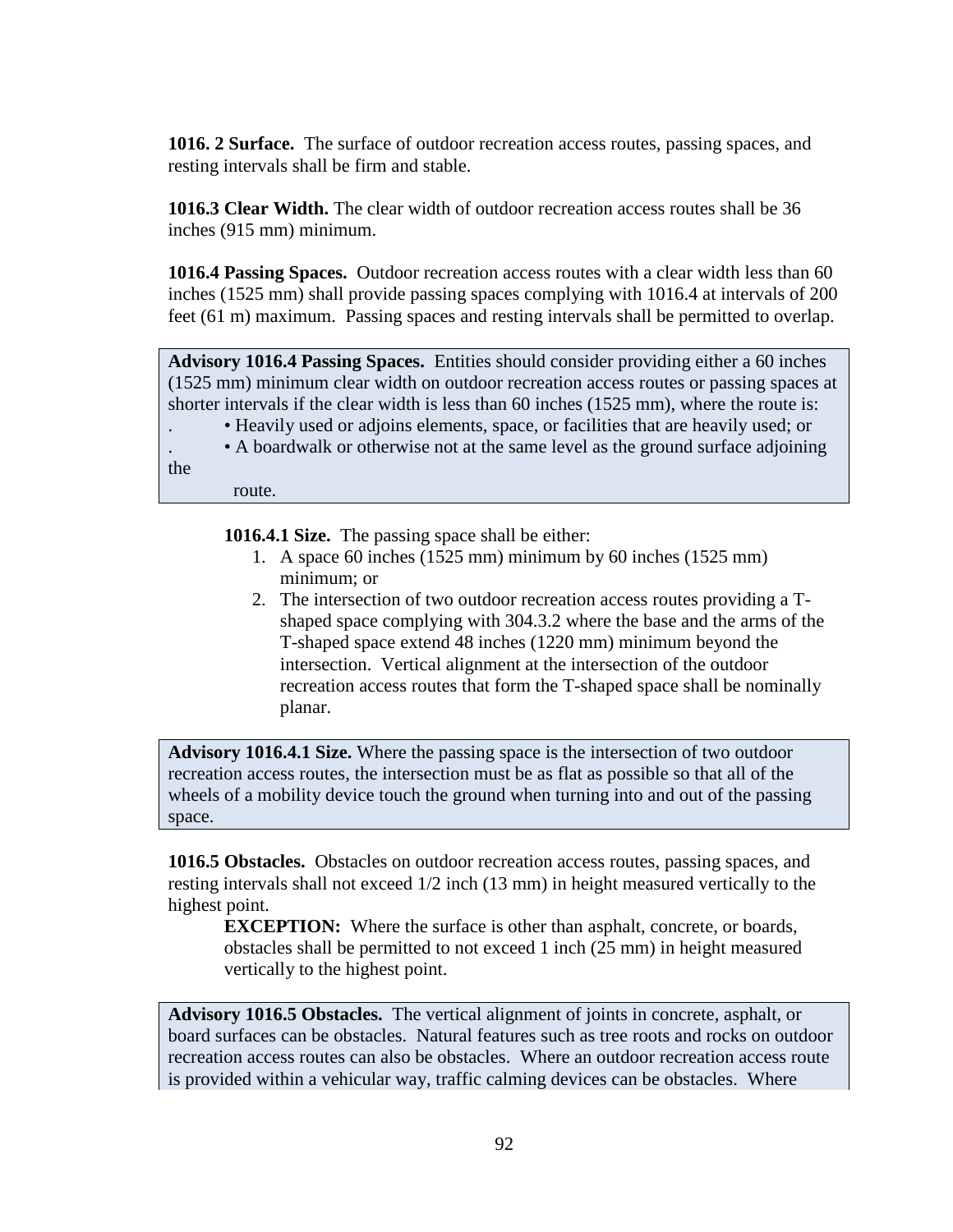**1016. 2 Surface.** The surface of outdoor recreation access routes, passing spaces, and resting intervals shall be firm and stable.

**1016.3 Clear Width.** The clear width of outdoor recreation access routes shall be 36 inches (915 mm) minimum.

**1016.4 Passing Spaces.** Outdoor recreation access routes with a clear width less than 60 inches (1525 mm) shall provide passing spaces complying with 1016.4 at intervals of 200 feet (61 m) maximum. Passing spaces and resting intervals shall be permitted to overlap.

> **Advisory 1016.4 Passing Spaces.** Entities should consider providing either a 60 inches (1525 mm) minimum clear width on outdoor recreation access routes or passing spaces at shorter intervals if the clear width is less than 60 inches (1525 mm), where the route is:
>
> - Heavily used or adjoins elements, space, or facilities that are heavily used; or
> - A boardwalk or otherwise not at the same level as the ground surface adjoining the route.

**1016.4.1 Size.** The passing space shall be either:

1. A space 60 inches (1525 mm) minimum by 60 inches (1525 mm) minimum; or
2. The intersection of two outdoor recreation access routes providing a T-shaped space complying with 304.3.2 where the base and the arms of the T-shaped space extend 48 inches (1220 mm) minimum beyond the intersection. Vertical alignment at the intersection of the outdoor recreation access routes that form the T-shaped space shall be nominally planar.

> **Advisory 1016.4.1 Size.** Where the passing space is the intersection of two outdoor recreation access routes, the intersection must be as flat as possible so that all of the wheels of a mobility device touch the ground when turning into and out of the passing space.

**1016.5 Obstacles.** Obstacles on outdoor recreation access routes, passing spaces, and resting intervals shall not exceed 1/2 inch (13 mm) in height measured vertically to the highest point.

**EXCEPTION:** Where the surface is other than asphalt, concrete, or boards, obstacles shall be permitted to not exceed 1 inch (25 mm) in height measured vertically to the highest point.

> **Advisory 1016.5 Obstacles.** The vertical alignment of joints in concrete, asphalt, or board surfaces can be obstacles. Natural features such as tree roots and rocks on outdoor recreation access routes can also be obstacles. Where an outdoor recreation access route is provided within a vehicular way, traffic calming devices can be obstacles. Where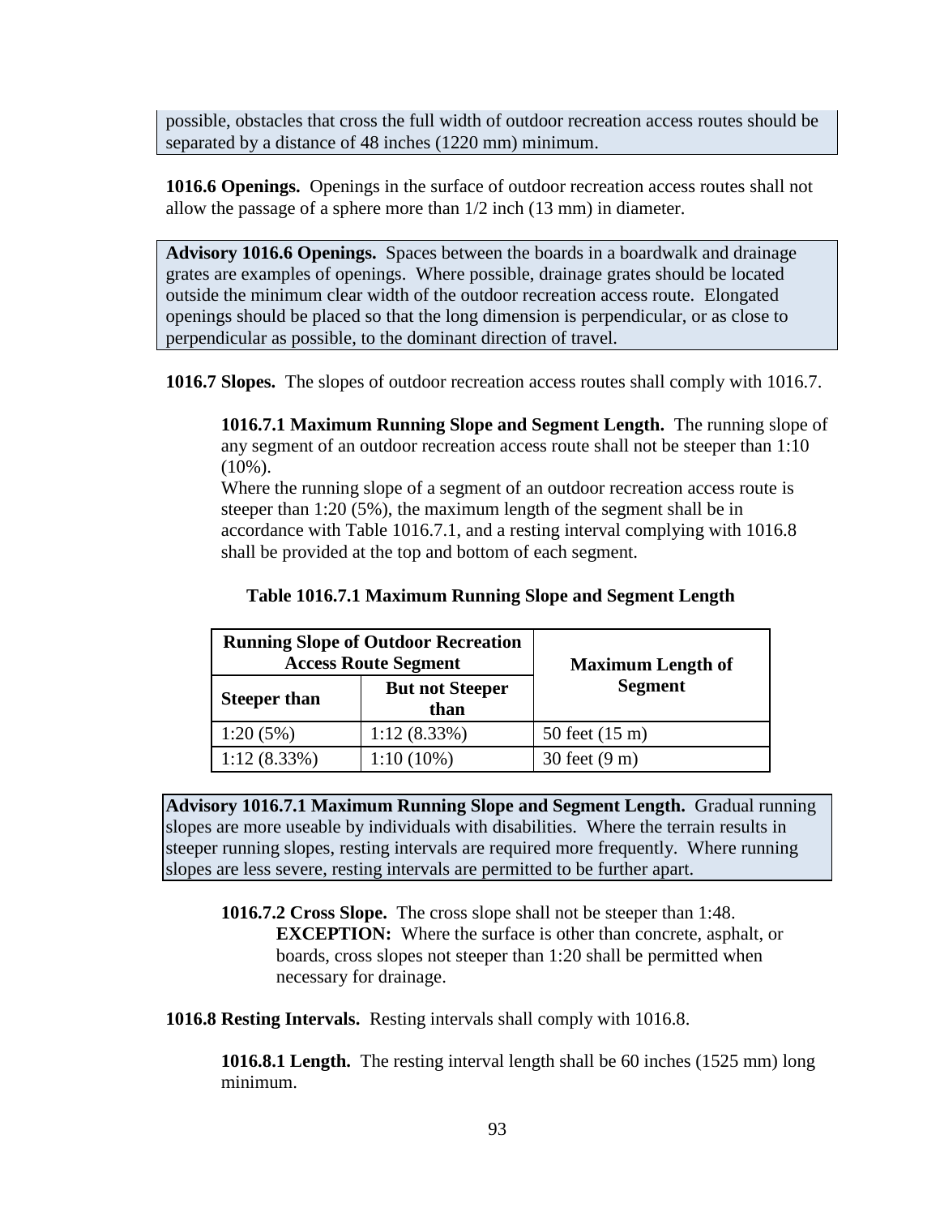possible, obstacles that cross the full width of outdoor recreation access routes should be separated by a distance of 48 inches (1220 mm) minimum.

**1016.6 Openings.** Openings in the surface of outdoor recreation access routes shall not allow the passage of a sphere more than 1/2 inch (13 mm) in diameter.

**Advisory 1016.6 Openings.** Spaces between the boards in a boardwalk and drainage grates are examples of openings. Where possible, drainage grates should be located outside the minimum clear width of the outdoor recreation access route. Elongated openings should be placed so that the long dimension is perpendicular, or as close to perpendicular as possible, to the dominant direction of travel.

**1016.7 Slopes.** The slopes of outdoor recreation access routes shall comply with 1016.7.

**1016.7.1 Maximum Running Slope and Segment Length.** The running slope of any segment of an outdoor recreation access route shall not be steeper than 1:10 (10%).

Where the running slope of a segment of an outdoor recreation access route is steeper than 1:20 (5%), the maximum length of the segment shall be in accordance with Table 1016.7.1, and a resting interval complying with 1016.8 shall be provided at the top and bottom of each segment.

**Table 1016.7.1 Maximum Running Slope and Segment Length**

| Running Slope of Outdoor Recreation Access Route Segment | | Maximum Length of Segment |
|---|---|---|
| **Steeper than** | **But not Steeper than** | |
| 1:20 (5%) | 1:12 (8.33%) | 50 feet (15 m) |
| 1:12 (8.33%) | 1:10 (10%) | 30 feet (9 m) |

**Advisory 1016.7.1 Maximum Running Slope and Segment Length.** Gradual running slopes are more useable by individuals with disabilities. Where the terrain results in steeper running slopes, resting intervals are required more frequently. Where running slopes are less severe, resting intervals are permitted to be further apart.

**1016.7.2 Cross Slope.** The cross slope shall not be steeper than 1:48.

**EXCEPTION:** Where the surface is other than concrete, asphalt, or boards, cross slopes not steeper than 1:20 shall be permitted when necessary for drainage.

**1016.8 Resting Intervals.** Resting intervals shall comply with 1016.8.

**1016.8.1 Length.** The resting interval length shall be 60 inches (1525 mm) long minimum.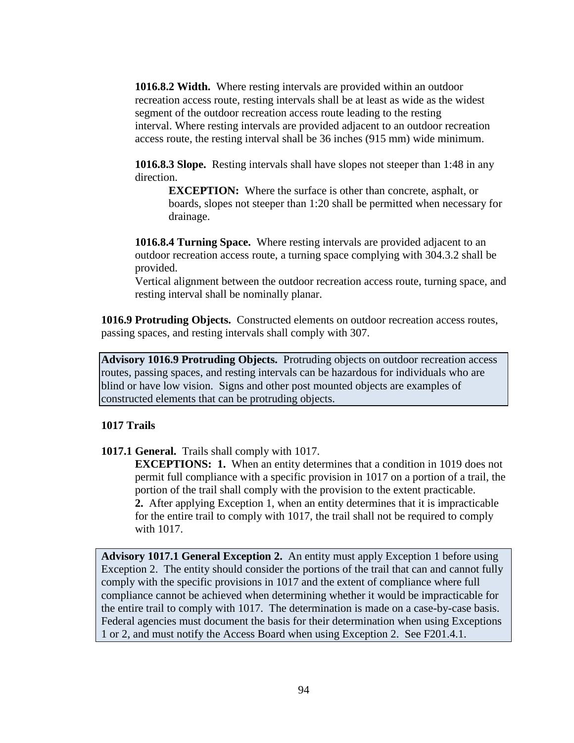**1016.8.2 Width.** Where resting intervals are provided within an outdoor recreation access route, resting intervals shall be at least as wide as the widest segment of the outdoor recreation access route leading to the resting interval. Where resting intervals are provided adjacent to an outdoor recreation access route, the resting interval shall be 36 inches (915 mm) wide minimum.

**1016.8.3 Slope.** Resting intervals shall have slopes not steeper than 1:48 in any direction.

> **EXCEPTION:** Where the surface is other than concrete, asphalt, or boards, slopes not steeper than 1:20 shall be permitted when necessary for drainage.

**1016.8.4 Turning Space.** Where resting intervals are provided adjacent to an outdoor recreation access route, a turning space complying with 304.3.2 shall be provided.

Vertical alignment between the outdoor recreation access route, turning space, and resting interval shall be nominally planar.

**1016.9 Protruding Objects.** Constructed elements on outdoor recreation access routes, passing spaces, and resting intervals shall comply with 307.

> **Advisory 1016.9 Protruding Objects.** Protruding objects on outdoor recreation access routes, passing spaces, and resting intervals can be hazardous for individuals who are blind or have low vision. Signs and other post mounted objects are examples of constructed elements that can be protruding objects.

## 1017 Trails

**1017.1 General.** Trails shall comply with 1017.

> **EXCEPTIONS: 1.** When an entity determines that a condition in 1019 does not permit full compliance with a specific provision in 1017 on a portion of a trail, the portion of the trail shall comply with the provision to the extent practicable.
>
> **2.** After applying Exception 1, when an entity determines that it is impracticable for the entire trail to comply with 1017, the trail shall not be required to comply with 1017.

> **Advisory 1017.1 General Exception 2.** An entity must apply Exception 1 before using Exception 2. The entity should consider the portions of the trail that can and cannot fully comply with the specific provisions in 1017 and the extent of compliance where full compliance cannot be achieved when determining whether it would be impracticable for the entire trail to comply with 1017. The determination is made on a case-by-case basis. Federal agencies must document the basis for their determination when using Exceptions 1 or 2, and must notify the Access Board when using Exception 2. See F201.4.1.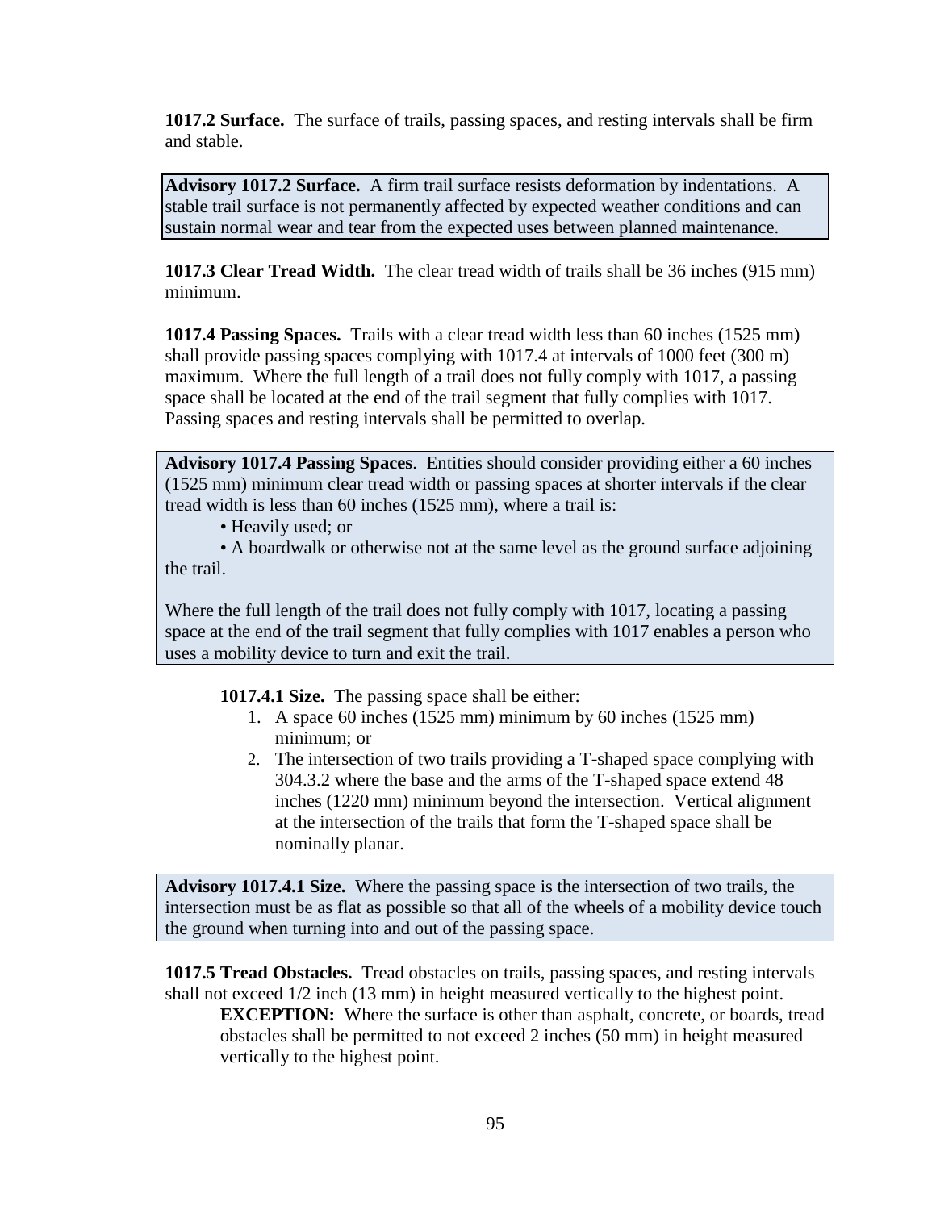**1017.2 Surface.** The surface of trails, passing spaces, and resting intervals shall be firm and stable.

> **Advisory 1017.2 Surface.** A firm trail surface resists deformation by indentations. A stable trail surface is not permanently affected by expected weather conditions and can sustain normal wear and tear from the expected uses between planned maintenance.

**1017.3 Clear Tread Width.** The clear tread width of trails shall be 36 inches (915 mm) minimum.

**1017.4 Passing Spaces.** Trails with a clear tread width less than 60 inches (1525 mm) shall provide passing spaces complying with 1017.4 at intervals of 1000 feet (300 m) maximum. Where the full length of a trail does not fully comply with 1017, a passing space shall be located at the end of the trail segment that fully complies with 1017. Passing spaces and resting intervals shall be permitted to overlap.

> **Advisory 1017.4 Passing Spaces**. Entities should consider providing either a 60 inches (1525 mm) minimum clear tread width or passing spaces at shorter intervals if the clear tread width is less than 60 inches (1525 mm), where a trail is:
>
> - Heavily used; or
> - A boardwalk or otherwise not at the same level as the ground surface adjoining the trail.
>
> Where the full length of the trail does not fully comply with 1017, locating a passing space at the end of the trail segment that fully complies with 1017 enables a person who uses a mobility device to turn and exit the trail.

**1017.4.1 Size.** The passing space shall be either:

1. A space 60 inches (1525 mm) minimum by 60 inches (1525 mm) minimum; or
2. The intersection of two trails providing a T-shaped space complying with 304.3.2 where the base and the arms of the T-shaped space extend 48 inches (1220 mm) minimum beyond the intersection. Vertical alignment at the intersection of the trails that form the T-shaped space shall be nominally planar.

> **Advisory 1017.4.1 Size.** Where the passing space is the intersection of two trails, the intersection must be as flat as possible so that all of the wheels of a mobility device touch the ground when turning into and out of the passing space.

**1017.5 Tread Obstacles.** Tread obstacles on trails, passing spaces, and resting intervals shall not exceed 1/2 inch (13 mm) in height measured vertically to the highest point.

**EXCEPTION:** Where the surface is other than asphalt, concrete, or boards, tread obstacles shall be permitted to not exceed 2 inches (50 mm) in height measured vertically to the highest point.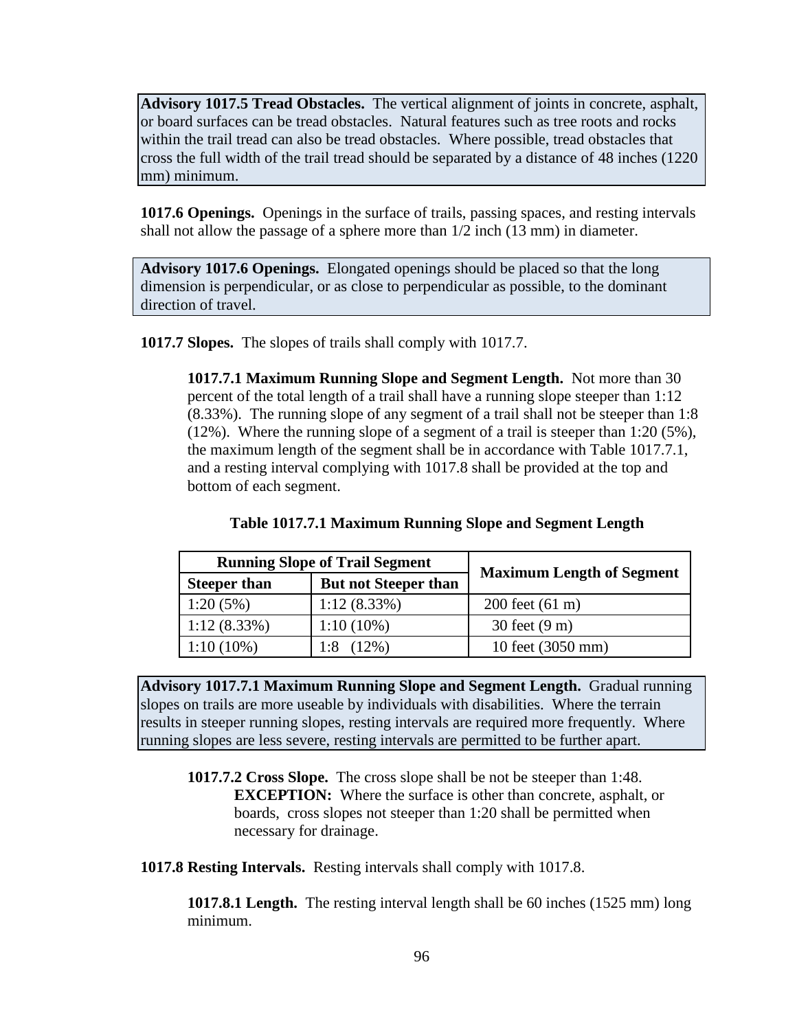**Advisory 1017.5 Tread Obstacles.** The vertical alignment of joints in concrete, asphalt, or board surfaces can be tread obstacles. Natural features such as tree roots and rocks within the trail tread can also be tread obstacles. Where possible, tread obstacles that cross the full width of the trail tread should be separated by a distance of 48 inches (1220 mm) minimum.

**1017.6 Openings.** Openings in the surface of trails, passing spaces, and resting intervals shall not allow the passage of a sphere more than 1/2 inch (13 mm) in diameter.

**Advisory 1017.6 Openings.** Elongated openings should be placed so that the long dimension is perpendicular, or as close to perpendicular as possible, to the dominant direction of travel.

**1017.7 Slopes.** The slopes of trails shall comply with 1017.7.

**1017.7.1 Maximum Running Slope and Segment Length.** Not more than 30 percent of the total length of a trail shall have a running slope steeper than 1:12 (8.33%). The running slope of any segment of a trail shall not be steeper than 1:8 (12%). Where the running slope of a segment of a trail is steeper than 1:20 (5%), the maximum length of the segment shall be in accordance with Table 1017.7.1, and a resting interval complying with 1017.8 shall be provided at the top and bottom of each segment.

**Table 1017.7.1 Maximum Running Slope and Segment Length**

| Running Slope of Trail Segment | | Maximum Length of Segment |
|---|---|---|
| **Steeper than** | **But not Steeper than** | |
| 1:20 (5%) | 1:12 (8.33%) | 200 feet (61 m) |
| 1:12 (8.33%) | 1:10 (10%) | 30 feet (9 m) |
| 1:10 (10%) | 1:8 (12%) | 10 feet (3050 mm) |

**Advisory 1017.7.1 Maximum Running Slope and Segment Length.** Gradual running slopes on trails are more useable by individuals with disabilities. Where the terrain results in steeper running slopes, resting intervals are required more frequently. Where running slopes are less severe, resting intervals are permitted to be further apart.

**1017.7.2 Cross Slope.** The cross slope shall be not be steeper than 1:48.

**EXCEPTION:** Where the surface is other than concrete, asphalt, or boards, cross slopes not steeper than 1:20 shall be permitted when necessary for drainage.

**1017.8 Resting Intervals.** Resting intervals shall comply with 1017.8.

**1017.8.1 Length.** The resting interval length shall be 60 inches (1525 mm) long minimum.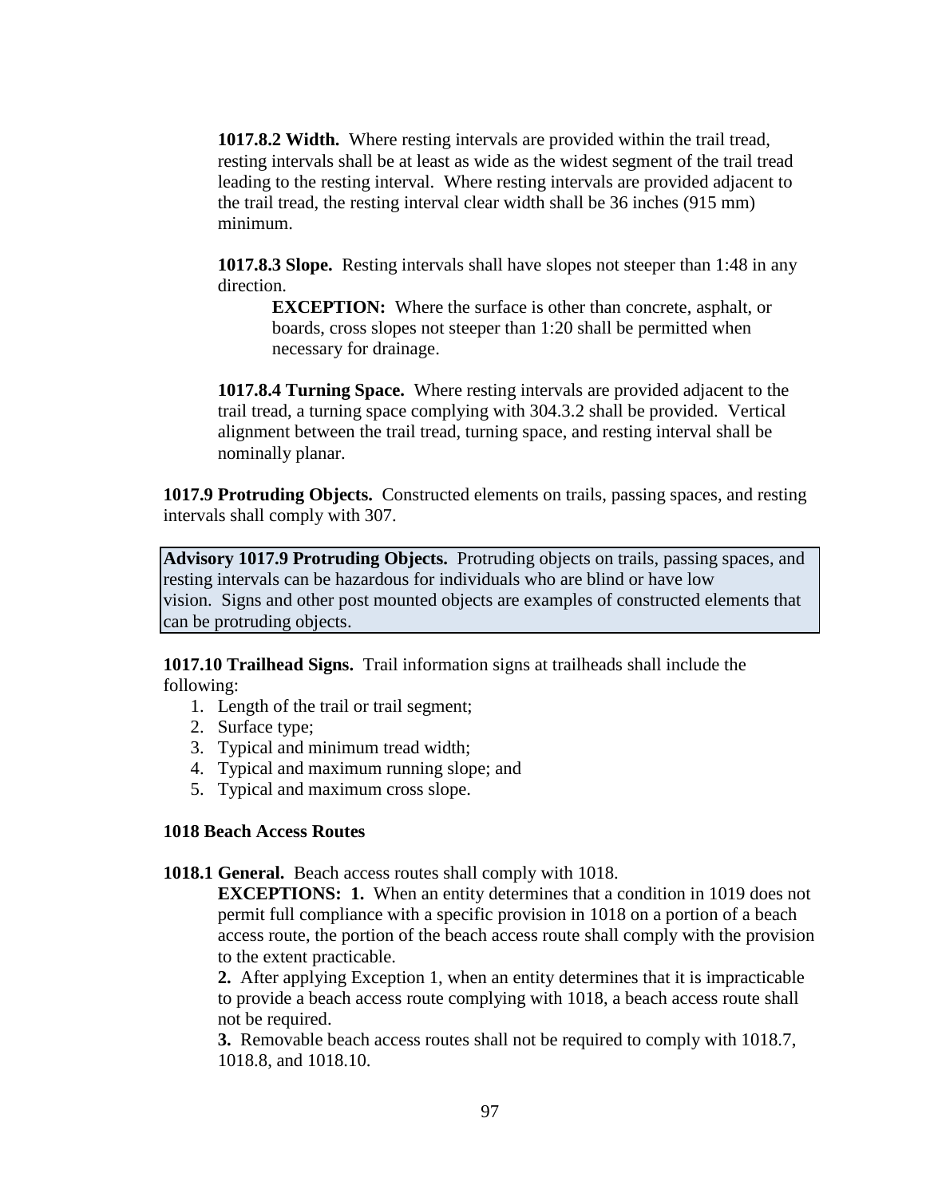**1017.8.2 Width.** Where resting intervals are provided within the trail tread, resting intervals shall be at least as wide as the widest segment of the trail tread leading to the resting interval. Where resting intervals are provided adjacent to the trail tread, the resting interval clear width shall be 36 inches (915 mm) minimum.

**1017.8.3 Slope.** Resting intervals shall have slopes not steeper than 1:48 in any direction.

> **EXCEPTION:** Where the surface is other than concrete, asphalt, or boards, cross slopes not steeper than 1:20 shall be permitted when necessary for drainage.

**1017.8.4 Turning Space.** Where resting intervals are provided adjacent to the trail tread, a turning space complying with 304.3.2 shall be provided. Vertical alignment between the trail tread, turning space, and resting interval shall be nominally planar.

**1017.9 Protruding Objects.** Constructed elements on trails, passing spaces, and resting intervals shall comply with 307.

> **Advisory 1017.9 Protruding Objects.** Protruding objects on trails, passing spaces, and resting intervals can be hazardous for individuals who are blind or have low vision. Signs and other post mounted objects are examples of constructed elements that can be protruding objects.

**1017.10 Trailhead Signs.** Trail information signs at trailheads shall include the following:

1. Length of the trail or trail segment;
2. Surface type;
3. Typical and minimum tread width;
4. Typical and maximum running slope; and
5. Typical and maximum cross slope.

### 1018 Beach Access Routes

**1018.1 General.** Beach access routes shall comply with 1018.

> **EXCEPTIONS: 1.** When an entity determines that a condition in 1019 does not permit full compliance with a specific provision in 1018 on a portion of a beach access route, the portion of the beach access route shall comply with the provision to the extent practicable.
>
> **2.** After applying Exception 1, when an entity determines that it is impracticable to provide a beach access route complying with 1018, a beach access route shall not be required.
>
> **3.** Removable beach access routes shall not be required to comply with 1018.7, 1018.8, and 1018.10.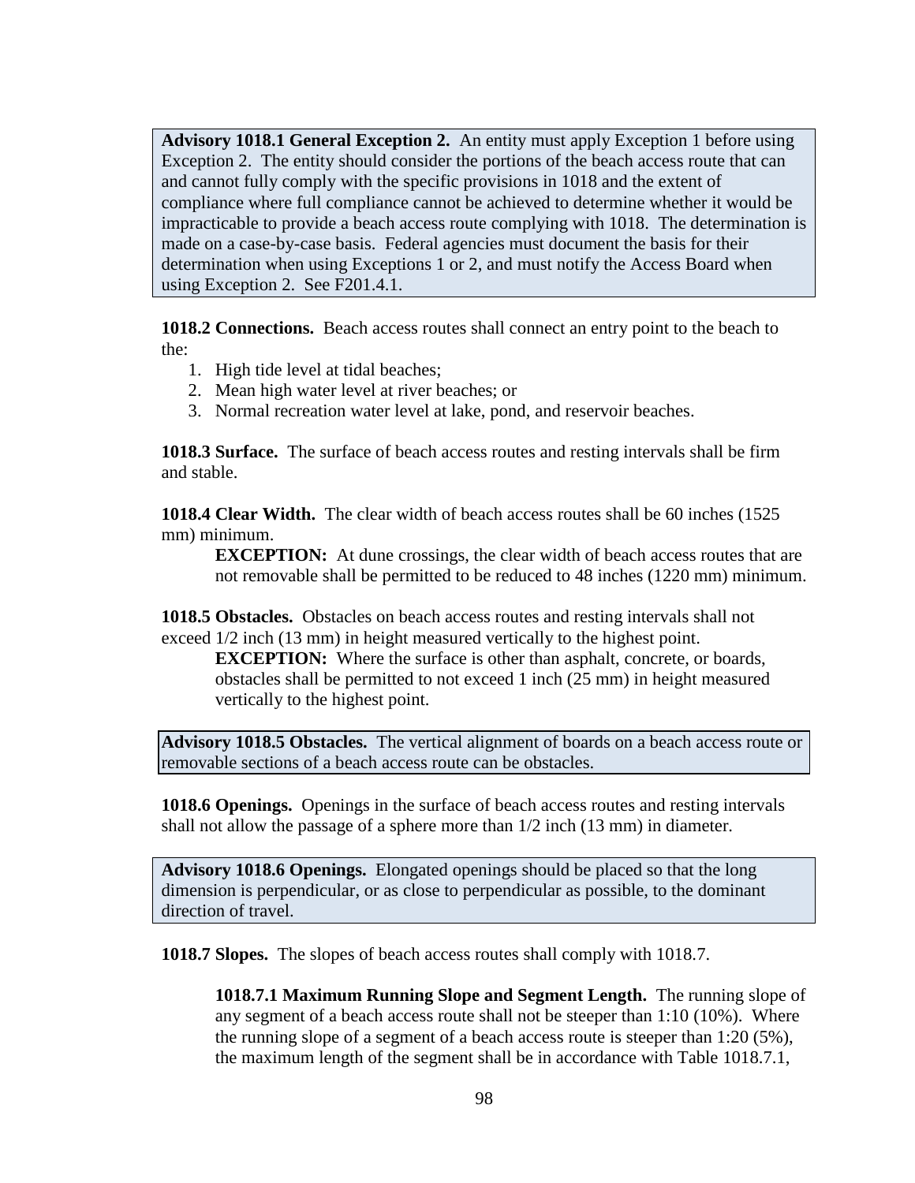**Advisory 1018.1 General Exception 2.** An entity must apply Exception 1 before using Exception 2. The entity should consider the portions of the beach access route that can and cannot fully comply with the specific provisions in 1018 and the extent of compliance where full compliance cannot be achieved to determine whether it would be impracticable to provide a beach access route complying with 1018. The determination is made on a case-by-case basis. Federal agencies must document the basis for their determination when using Exceptions 1 or 2, and must notify the Access Board when using Exception 2. See F201.4.1.

**1018.2 Connections.** Beach access routes shall connect an entry point to the beach to the:

1. High tide level at tidal beaches;
2. Mean high water level at river beaches; or
3. Normal recreation water level at lake, pond, and reservoir beaches.

**1018.3 Surface.** The surface of beach access routes and resting intervals shall be firm and stable.

**1018.4 Clear Width.** The clear width of beach access routes shall be 60 inches (1525 mm) minimum.

> **EXCEPTION:** At dune crossings, the clear width of beach access routes that are not removable shall be permitted to be reduced to 48 inches (1220 mm) minimum.

**1018.5 Obstacles.** Obstacles on beach access routes and resting intervals shall not exceed 1/2 inch (13 mm) in height measured vertically to the highest point.

> **EXCEPTION:** Where the surface is other than asphalt, concrete, or boards, obstacles shall be permitted to not exceed 1 inch (25 mm) in height measured vertically to the highest point.

**Advisory 1018.5 Obstacles.** The vertical alignment of boards on a beach access route or removable sections of a beach access route can be obstacles.

**1018.6 Openings.** Openings in the surface of beach access routes and resting intervals shall not allow the passage of a sphere more than 1/2 inch (13 mm) in diameter.

**Advisory 1018.6 Openings.** Elongated openings should be placed so that the long dimension is perpendicular, or as close to perpendicular as possible, to the dominant direction of travel.

**1018.7 Slopes.** The slopes of beach access routes shall comply with 1018.7.

> **1018.7.1 Maximum Running Slope and Segment Length.** The running slope of any segment of a beach access route shall not be steeper than 1:10 (10%). Where the running slope of a segment of a beach access route is steeper than 1:20 (5%), the maximum length of the segment shall be in accordance with Table 1018.7.1,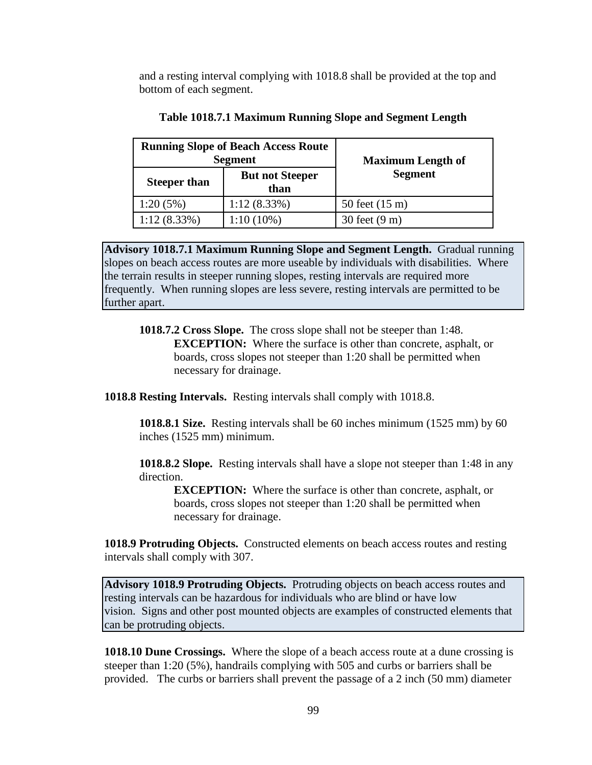and a resting interval complying with 1018.8 shall be provided at the top and bottom of each segment.

**Table 1018.7.1 Maximum Running Slope and Segment Length**

| Running Slope of Beach Access Route Segment | | Maximum Length of Segment |
|---|---|---|
| **Steeper than** | **But not Steeper than** | |
| 1:20 (5%) | 1:12 (8.33%) | 50 feet (15 m) |
| 1:12 (8.33%) | 1:10 (10%) | 30 feet (9 m) |

> **Advisory 1018.7.1 Maximum Running Slope and Segment Length.** Gradual running slopes on beach access routes are more useable by individuals with disabilities. Where the terrain results in steeper running slopes, resting intervals are required more frequently. When running slopes are less severe, resting intervals are permitted to be further apart.

**1018.7.2 Cross Slope.** The cross slope shall not be steeper than 1:48.

**EXCEPTION:** Where the surface is other than concrete, asphalt, or boards, cross slopes not steeper than 1:20 shall be permitted when necessary for drainage.

**1018.8 Resting Intervals.** Resting intervals shall comply with 1018.8.

**1018.8.1 Size.** Resting intervals shall be 60 inches minimum (1525 mm) by 60 inches (1525 mm) minimum.

**1018.8.2 Slope.** Resting intervals shall have a slope not steeper than 1:48 in any direction.

**EXCEPTION:** Where the surface is other than concrete, asphalt, or boards, cross slopes not steeper than 1:20 shall be permitted when necessary for drainage.

**1018.9 Protruding Objects.** Constructed elements on beach access routes and resting intervals shall comply with 307.

> **Advisory 1018.9 Protruding Objects.** Protruding objects on beach access routes and resting intervals can be hazardous for individuals who are blind or have low vision. Signs and other post mounted objects are examples of constructed elements that can be protruding objects.

**1018.10 Dune Crossings.** Where the slope of a beach access route at a dune crossing is steeper than 1:20 (5%), handrails complying with 505 and curbs or barriers shall be provided. The curbs or barriers shall prevent the passage of a 2 inch (50 mm) diameter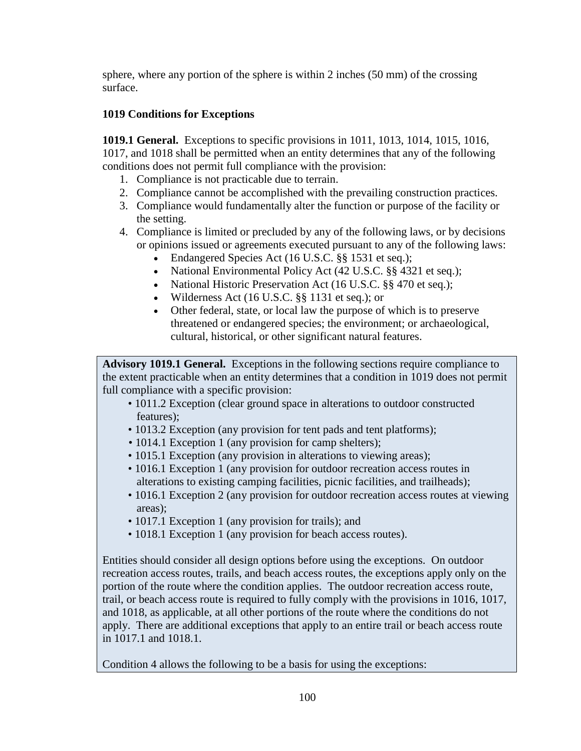sphere, where any portion of the sphere is within 2 inches (50 mm) of the crossing surface.

### 1019 Conditions for Exceptions

**1019.1 General.** Exceptions to specific provisions in 1011, 1013, 1014, 1015, 1016, 1017, and 1018 shall be permitted when an entity determines that any of the following conditions does not permit full compliance with the provision:

1. Compliance is not practicable due to terrain.
2. Compliance cannot be accomplished with the prevailing construction practices.
3. Compliance would fundamentally alter the function or purpose of the facility or the setting.
4. Compliance is limited or precluded by any of the following laws, or by decisions or opinions issued or agreements executed pursuant to any of the following laws:
   - Endangered Species Act (16 U.S.C. §§ 1531 et seq.);
   - National Environmental Policy Act (42 U.S.C. §§ 4321 et seq.);
   - National Historic Preservation Act (16 U.S.C. §§ 470 et seq.);
   - Wilderness Act (16 U.S.C. §§ 1131 et seq.); or
   - Other federal, state, or local law the purpose of which is to preserve threatened or endangered species; the environment; or archaeological, cultural, historical, or other significant natural features.

**Advisory 1019.1 General.** Exceptions in the following sections require compliance to the extent practicable when an entity determines that a condition in 1019 does not permit full compliance with a specific provision:

- 1011.2 Exception (clear ground space in alterations to outdoor constructed features);
- 1013.2 Exception (any provision for tent pads and tent platforms);
- 1014.1 Exception 1 (any provision for camp shelters);
- 1015.1 Exception (any provision in alterations to viewing areas);
- 1016.1 Exception 1 (any provision for outdoor recreation access routes in alterations to existing camping facilities, picnic facilities, and trailheads);
- 1016.1 Exception 2 (any provision for outdoor recreation access routes at viewing areas);
- 1017.1 Exception 1 (any provision for trails); and
- 1018.1 Exception 1 (any provision for beach access routes).

Entities should consider all design options before using the exceptions. On outdoor recreation access routes, trails, and beach access routes, the exceptions apply only on the portion of the route where the condition applies. The outdoor recreation access route, trail, or beach access route is required to fully comply with the provisions in 1016, 1017, and 1018, as applicable, at all other portions of the route where the conditions do not apply. There are additional exceptions that apply to an entire trail or beach access route in 1017.1 and 1018.1.

Condition 4 allows the following to be a basis for using the exceptions: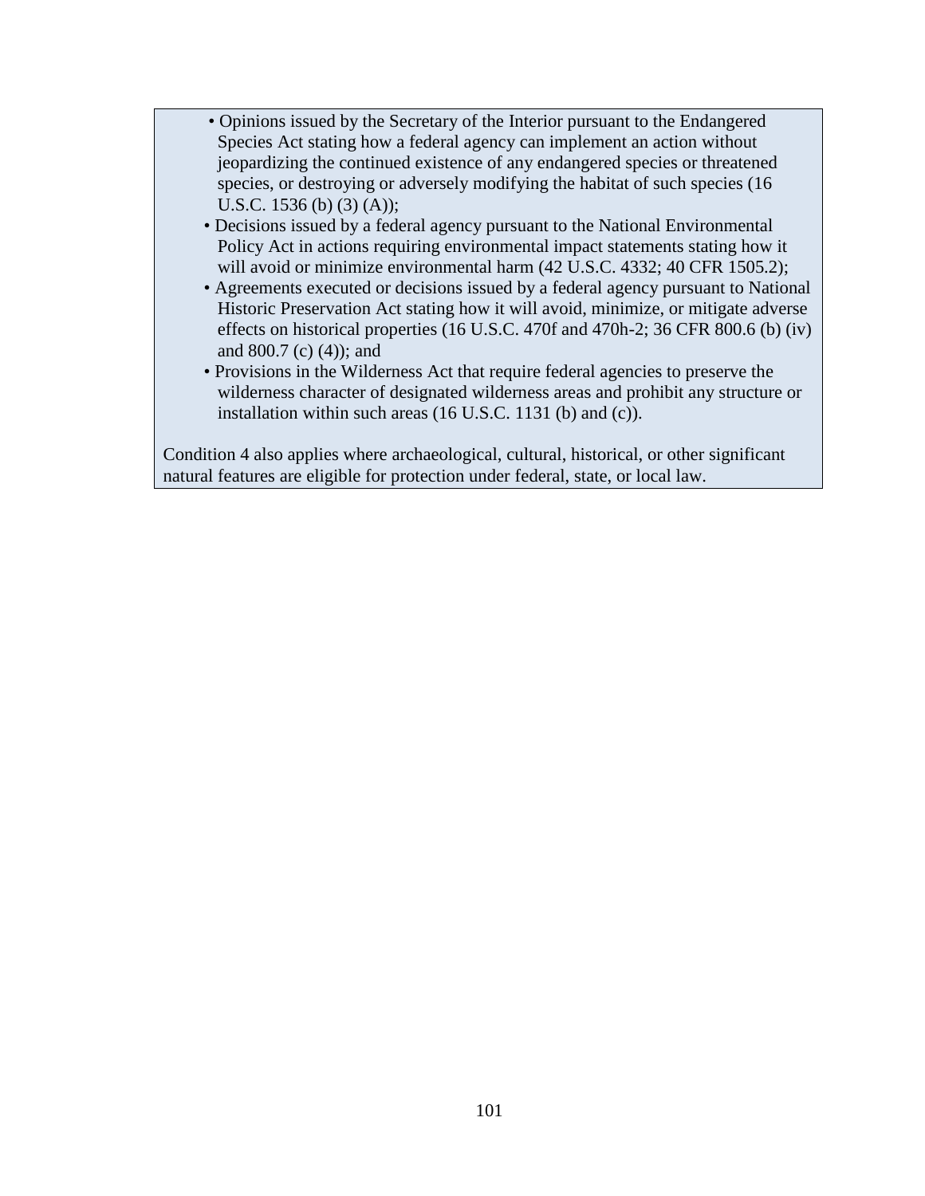- Opinions issued by the Secretary of the Interior pursuant to the Endangered Species Act stating how a federal agency can implement an action without jeopardizing the continued existence of any endangered species or threatened species, or destroying or adversely modifying the habitat of such species (16 U.S.C. 1536 (b) (3) (A));
- Decisions issued by a federal agency pursuant to the National Environmental Policy Act in actions requiring environmental impact statements stating how it will avoid or minimize environmental harm (42 U.S.C. 4332; 40 CFR 1505.2);
- Agreements executed or decisions issued by a federal agency pursuant to National Historic Preservation Act stating how it will avoid, minimize, or mitigate adverse effects on historical properties (16 U.S.C. 470f and 470h-2; 36 CFR 800.6 (b) (iv) and 800.7 (c) (4)); and
- Provisions in the Wilderness Act that require federal agencies to preserve the wilderness character of designated wilderness areas and prohibit any structure or installation within such areas (16 U.S.C. 1131 (b) and (c)).

Condition 4 also applies where archaeological, cultural, historical, or other significant natural features are eligible for protection under federal, state, or local law.